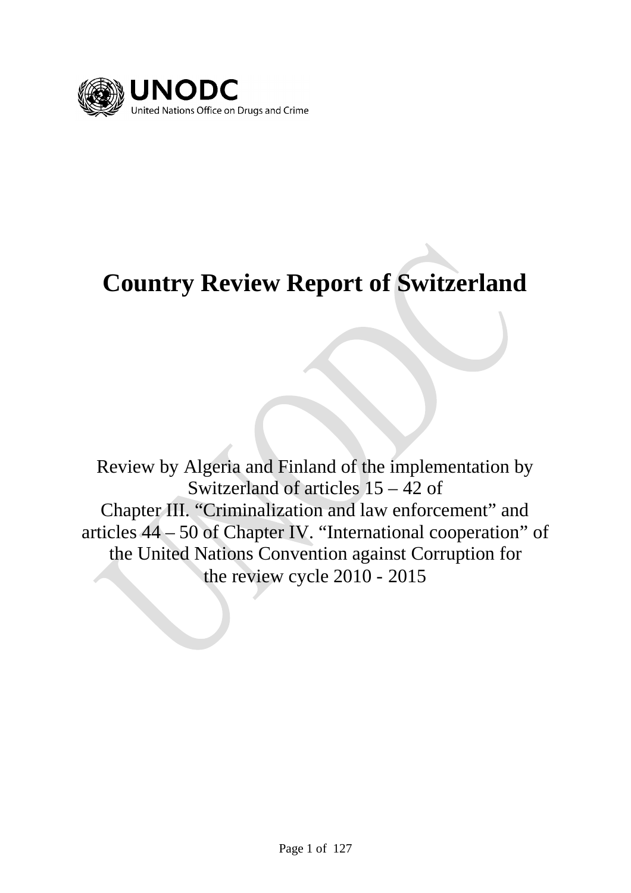UNODC

United Nations Office on Drugs and Crime

# Country Review Report of Switzerland

Review by Algeria and Finland of the implementation by Switzerland of articles 15 – 42 of Chapter III. "Criminalization and law enforcement" and articles 44 – 50 of Chapter IV. "International cooperation" of the United Nations Convention against Corruption for the review cycle 2010 - 2015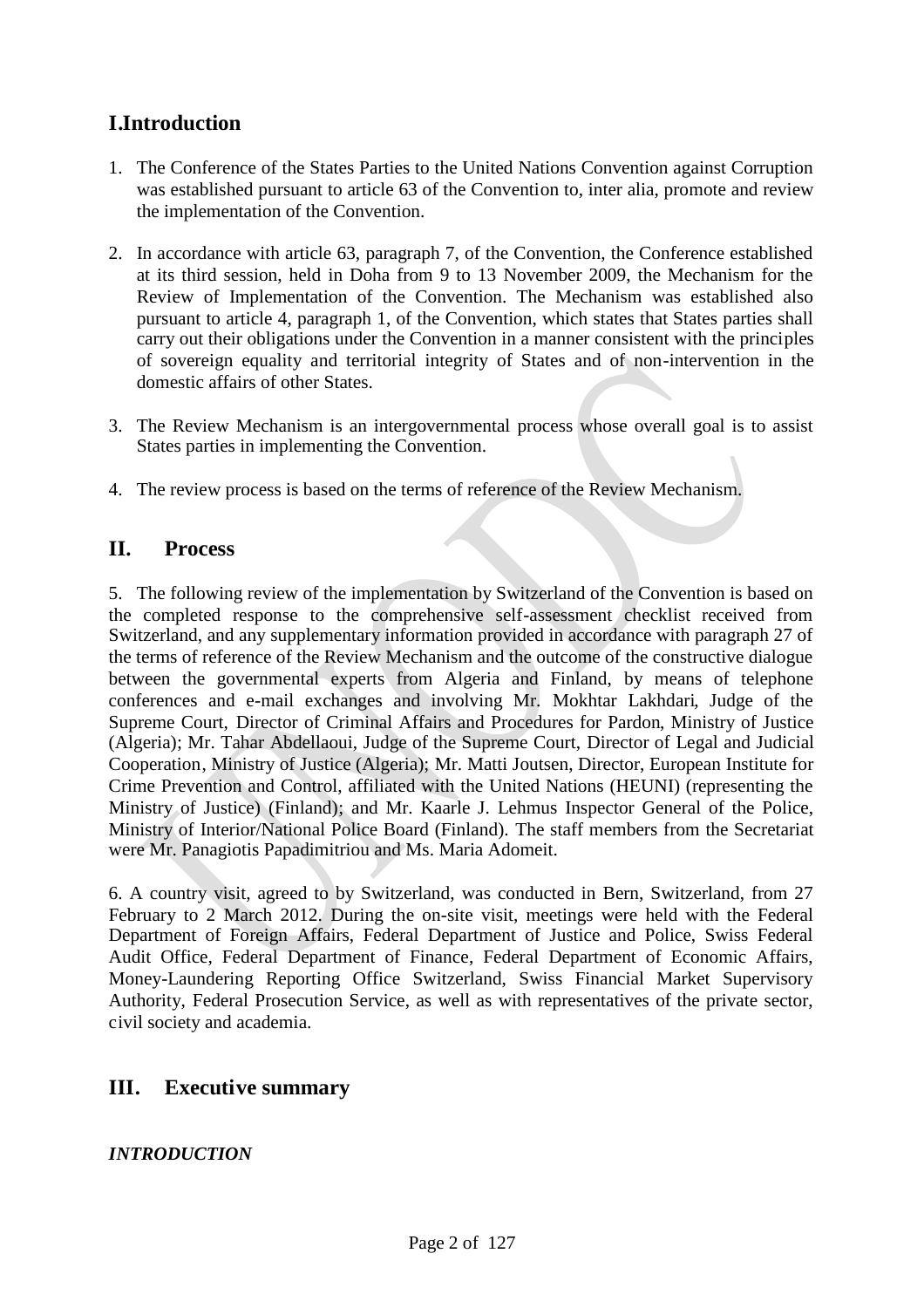## I.Introduction

1. The Conference of the States Parties to the United Nations Convention against Corruption was established pursuant to article 63 of the Convention to, inter alia, promote and review the implementation of the Convention.

2. In accordance with article 63, paragraph 7, of the Convention, the Conference established at its third session, held in Doha from 9 to 13 November 2009, the Mechanism for the Review of Implementation of the Convention. The Mechanism was established also pursuant to article 4, paragraph 1, of the Convention, which states that States parties shall carry out their obligations under the Convention in a manner consistent with the principles of sovereign equality and territorial integrity of States and of non-intervention in the domestic affairs of other States.

3. The Review Mechanism is an intergovernmental process whose overall goal is to assist States parties in implementing the Convention.

4. The review process is based on the terms of reference of the Review Mechanism.

## II. Process

5. The following review of the implementation by Switzerland of the Convention is based on the completed response to the comprehensive self-assessment checklist received from Switzerland, and any supplementary information provided in accordance with paragraph 27 of the terms of reference of the Review Mechanism and the outcome of the constructive dialogue between the governmental experts from Algeria and Finland, by means of telephone conferences and e-mail exchanges and involving Mr. Mokhtar Lakhdari, Judge of the Supreme Court, Director of Criminal Affairs and Procedures for Pardon, Ministry of Justice (Algeria); Mr. Tahar Abdellaoui, Judge of the Supreme Court, Director of Legal and Judicial Cooperation, Ministry of Justice (Algeria); Mr. Matti Joutsen, Director, European Institute for Crime Prevention and Control, affiliated with the United Nations (HEUNI) (representing the Ministry of Justice) (Finland); and Mr. Kaarle J. Lehmus Inspector General of the Police, Ministry of Interior/National Police Board (Finland). The staff members from the Secretariat were Mr. Panagiotis Papadimitriou and Ms. Maria Adomeit.

6. A country visit, agreed to by Switzerland, was conducted in Bern, Switzerland, from 27 February to 2 March 2012. During the on-site visit, meetings were held with the Federal Department of Foreign Affairs, Federal Department of Justice and Police, Swiss Federal Audit Office, Federal Department of Finance, Federal Department of Economic Affairs, Money-Laundering Reporting Office Switzerland, Swiss Financial Market Supervisory Authority, Federal Prosecution Service, as well as with representatives of the private sector, civil society and academia.

## III. Executive summary

***INTRODUCTION***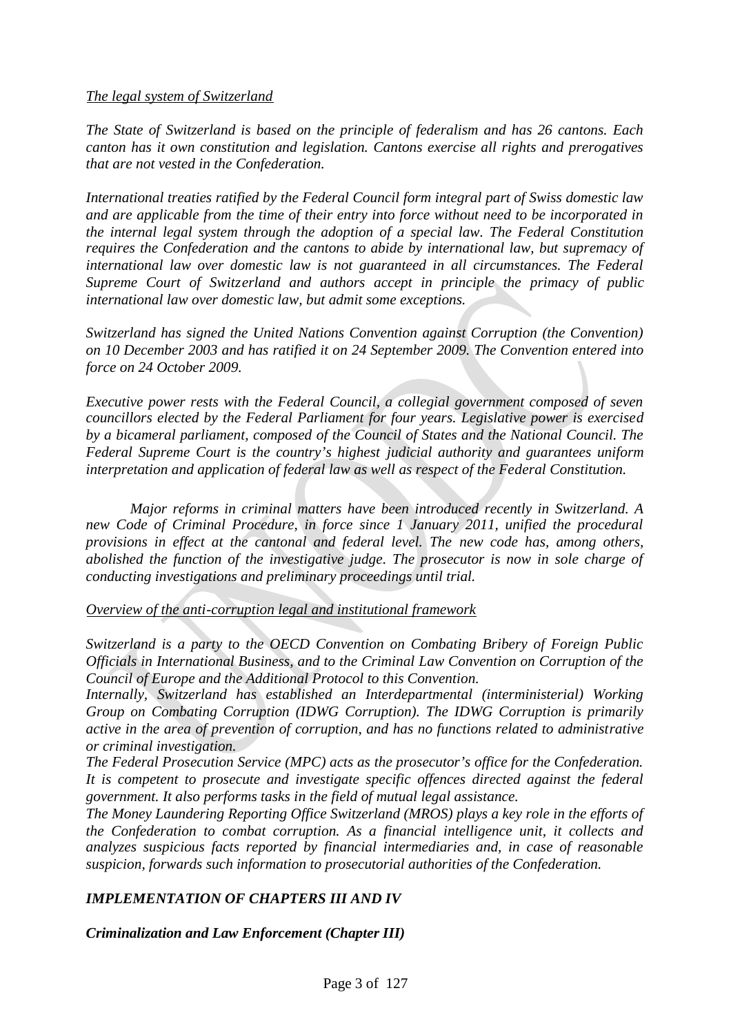*The legal system of Switzerland*

*The State of Switzerland is based on the principle of federalism and has 26 cantons. Each canton has it own constitution and legislation. Cantons exercise all rights and prerogatives that are not vested in the Confederation.*

*International treaties ratified by the Federal Council form integral part of Swiss domestic law and are applicable from the time of their entry into force without need to be incorporated in the internal legal system through the adoption of a special law. The Federal Constitution requires the Confederation and the cantons to abide by international law, but supremacy of international law over domestic law is not guaranteed in all circumstances. The Federal Supreme Court of Switzerland and authors accept in principle the primacy of public international law over domestic law, but admit some exceptions.*

*Switzerland has signed the United Nations Convention against Corruption (the Convention) on 10 December 2003 and has ratified it on 24 September 2009. The Convention entered into force on 24 October 2009.*

*Executive power rests with the Federal Council, a collegial government composed of seven councillors elected by the Federal Parliament for four years. Legislative power is exercised by a bicameral parliament, composed of the Council of States and the National Council. The Federal Supreme Court is the country's highest judicial authority and guarantees uniform interpretation and application of federal law as well as respect of the Federal Constitution.*

*Major reforms in criminal matters have been introduced recently in Switzerland. A new Code of Criminal Procedure, in force since 1 January 2011, unified the procedural provisions in effect at the cantonal and federal level. The new code has, among others, abolished the function of the investigative judge. The prosecutor is now in sole charge of conducting investigations and preliminary proceedings until trial.*

*Overview of the anti-corruption legal and institutional framework*

*Switzerland is a party to the OECD Convention on Combating Bribery of Foreign Public Officials in International Business, and to the Criminal Law Convention on Corruption of the Council of Europe and the Additional Protocol to this Convention.*
*Internally, Switzerland has established an Interdepartmental (interministerial) Working Group on Combating Corruption (IDWG Corruption). The IDWG Corruption is primarily active in the area of prevention of corruption, and has no functions related to administrative or criminal investigation.*
*The Federal Prosecution Service (MPC) acts as the prosecutor's office for the Confederation. It is competent to prosecute and investigate specific offences directed against the federal government. It also performs tasks in the field of mutual legal assistance.*
*The Money Laundering Reporting Office Switzerland (MROS) plays a key role in the efforts of the Confederation to combat corruption. As a financial intelligence unit, it collects and analyzes suspicious facts reported by financial intermediaries and, in case of reasonable suspicion, forwards such information to prosecutorial authorities of the Confederation.*

## *IMPLEMENTATION OF CHAPTERS III AND IV*

### *Criminalization and Law Enforcement (Chapter III)*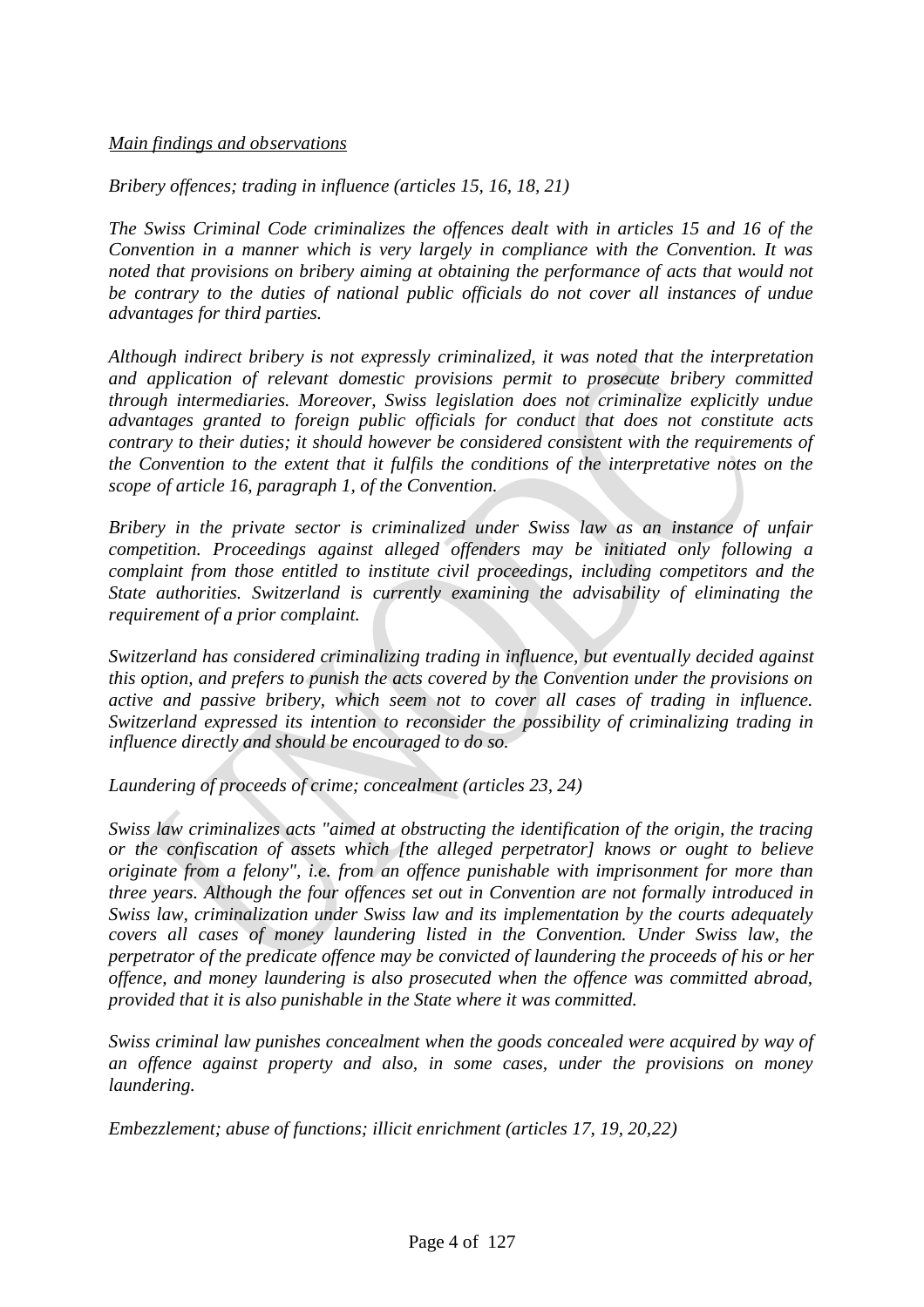*Main findings and observations*

*Bribery offences; trading in influence (articles 15, 16, 18, 21)*

*The Swiss Criminal Code criminalizes the offences dealt with in articles 15 and 16 of the Convention in a manner which is very largely in compliance with the Convention. It was noted that provisions on bribery aiming at obtaining the performance of acts that would not be contrary to the duties of national public officials do not cover all instances of undue advantages for third parties.*

*Although indirect bribery is not expressly criminalized, it was noted that the interpretation and application of relevant domestic provisions permit to prosecute bribery committed through intermediaries. Moreover, Swiss legislation does not criminalize explicitly undue advantages granted to foreign public officials for conduct that does not constitute acts contrary to their duties; it should however be considered consistent with the requirements of the Convention to the extent that it fulfils the conditions of the interpretative notes on the scope of article 16, paragraph 1, of the Convention.*

*Bribery in the private sector is criminalized under Swiss law as an instance of unfair competition. Proceedings against alleged offenders may be initiated only following a complaint from those entitled to institute civil proceedings, including competitors and the State authorities. Switzerland is currently examining the advisability of eliminating the requirement of a prior complaint.*

*Switzerland has considered criminalizing trading in influence, but eventually decided against this option, and prefers to punish the acts covered by the Convention under the provisions on active and passive bribery, which seem not to cover all cases of trading in influence. Switzerland expressed its intention to reconsider the possibility of criminalizing trading in influence directly and should be encouraged to do so.*

*Laundering of proceeds of crime; concealment (articles 23, 24)*

*Swiss law criminalizes acts "aimed at obstructing the identification of the origin, the tracing or the confiscation of assets which [the alleged perpetrator] knows or ought to believe originate from a felony", i.e. from an offence punishable with imprisonment for more than three years. Although the four offences set out in Convention are not formally introduced in Swiss law, criminalization under Swiss law and its implementation by the courts adequately covers all cases of money laundering listed in the Convention. Under Swiss law, the perpetrator of the predicate offence may be convicted of laundering the proceeds of his or her offence, and money laundering is also prosecuted when the offence was committed abroad, provided that it is also punishable in the State where it was committed.*

*Swiss criminal law punishes concealment when the goods concealed were acquired by way of an offence against property and also, in some cases, under the provisions on money laundering.*

*Embezzlement; abuse of functions; illicit enrichment (articles 17, 19, 20,22)*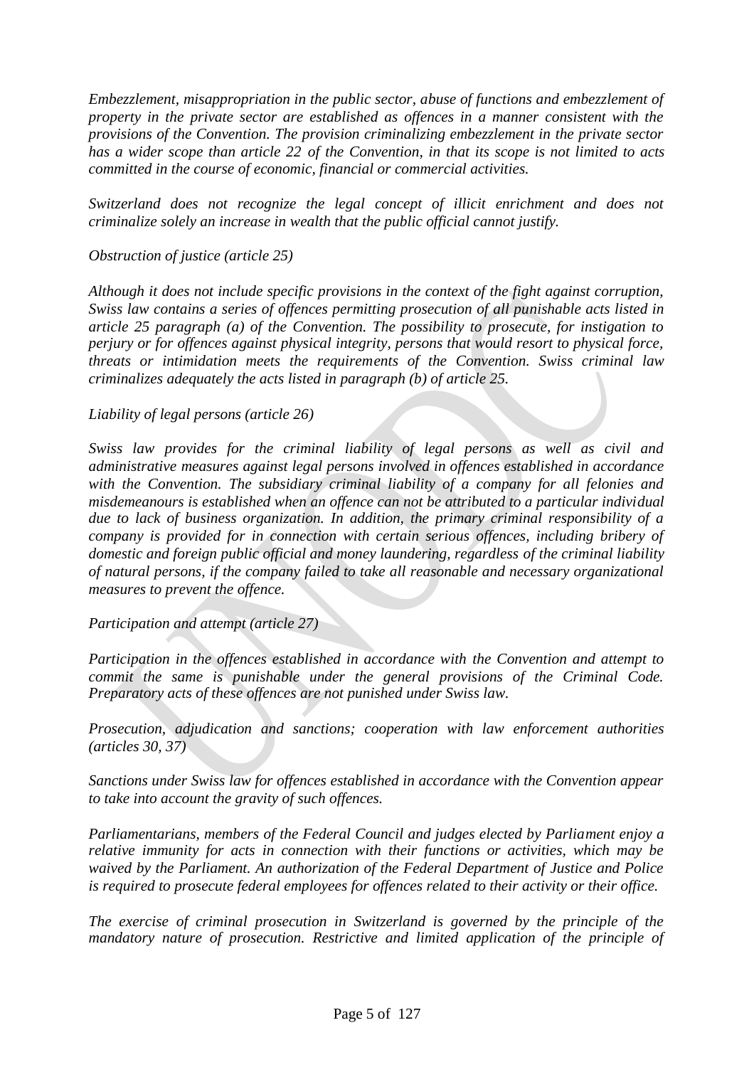*Embezzlement, misappropriation in the public sector, abuse of functions and embezzlement of property in the private sector are established as offences in a manner consistent with the provisions of the Convention. The provision criminalizing embezzlement in the private sector has a wider scope than article 22 of the Convention, in that its scope is not limited to acts committed in the course of economic, financial or commercial activities.*

*Switzerland does not recognize the legal concept of illicit enrichment and does not criminalize solely an increase in wealth that the public official cannot justify.*

*Obstruction of justice (article 25)*

*Although it does not include specific provisions in the context of the fight against corruption, Swiss law contains a series of offences permitting prosecution of all punishable acts listed in article 25 paragraph (a) of the Convention. The possibility to prosecute, for instigation to perjury or for offences against physical integrity, persons that would resort to physical force, threats or intimidation meets the requirements of the Convention. Swiss criminal law criminalizes adequately the acts listed in paragraph (b) of article 25.*

*Liability of legal persons (article 26)*

*Swiss law provides for the criminal liability of legal persons as well as civil and administrative measures against legal persons involved in offences established in accordance with the Convention. The subsidiary criminal liability of a company for all felonies and misdemeanours is established when an offence can not be attributed to a particular individual due to lack of business organization. In addition, the primary criminal responsibility of a company is provided for in connection with certain serious offences, including bribery of domestic and foreign public official and money laundering, regardless of the criminal liability of natural persons, if the company failed to take all reasonable and necessary organizational measures to prevent the offence.*

*Participation and attempt (article 27)*

*Participation in the offences established in accordance with the Convention and attempt to commit the same is punishable under the general provisions of the Criminal Code. Preparatory acts of these offences are not punished under Swiss law.*

*Prosecution, adjudication and sanctions; cooperation with law enforcement authorities (articles 30, 37)*

*Sanctions under Swiss law for offences established in accordance with the Convention appear to take into account the gravity of such offences.*

*Parliamentarians, members of the Federal Council and judges elected by Parliament enjoy a relative immunity for acts in connection with their functions or activities, which may be waived by the Parliament. An authorization of the Federal Department of Justice and Police is required to prosecute federal employees for offences related to their activity or their office.*

*The exercise of criminal prosecution in Switzerland is governed by the principle of the mandatory nature of prosecution. Restrictive and limited application of the principle of*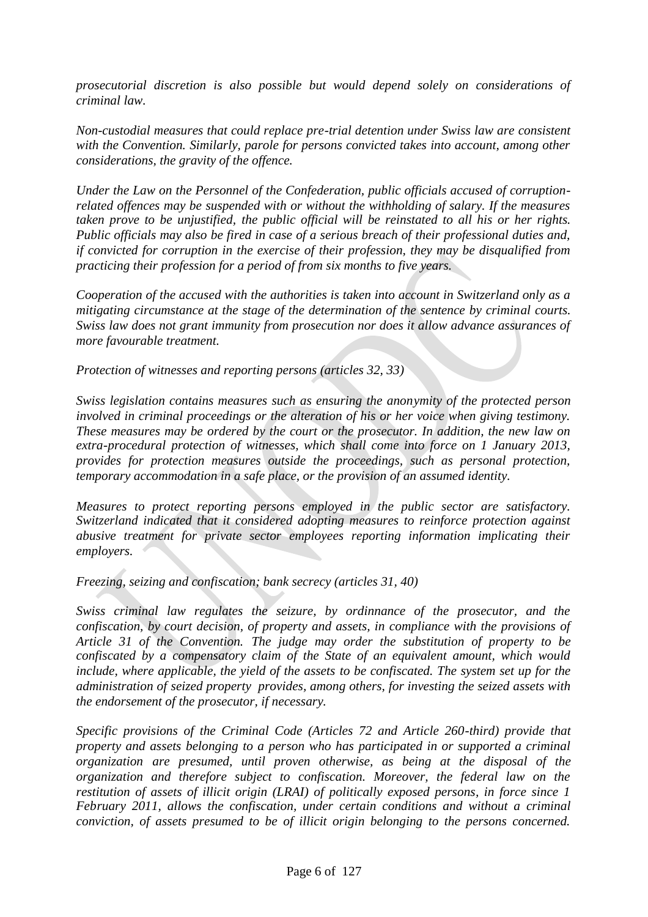*prosecutorial discretion is also possible but would depend solely on considerations of criminal law.*

*Non-custodial measures that could replace pre-trial detention under Swiss law are consistent with the Convention. Similarly, parole for persons convicted takes into account, among other considerations, the gravity of the offence.*

*Under the Law on the Personnel of the Confederation, public officials accused of corruption-related offences may be suspended with or without the withholding of salary. If the measures taken prove to be unjustified, the public official will be reinstated to all his or her rights. Public officials may also be fired in case of a serious breach of their professional duties and, if convicted for corruption in the exercise of their profession, they may be disqualified from practicing their profession for a period of from six months to five years.*

*Cooperation of the accused with the authorities is taken into account in Switzerland only as a mitigating circumstance at the stage of the determination of the sentence by criminal courts. Swiss law does not grant immunity from prosecution nor does it allow advance assurances of more favourable treatment.*

*Protection of witnesses and reporting persons (articles 32, 33)*

*Swiss legislation contains measures such as ensuring the anonymity of the protected person involved in criminal proceedings or the alteration of his or her voice when giving testimony. These measures may be ordered by the court or the prosecutor. In addition, the new law on extra-procedural protection of witnesses, which shall come into force on 1 January 2013, provides for protection measures outside the proceedings, such as personal protection, temporary accommodation in a safe place, or the provision of an assumed identity.*

*Measures to protect reporting persons employed in the public sector are satisfactory. Switzerland indicated that it considered adopting measures to reinforce protection against abusive treatment for private sector employees reporting information implicating their employers.*

*Freezing, seizing and confiscation; bank secrecy (articles 31, 40)*

*Swiss criminal law regulates the seizure, by ordinnance of the prosecutor, and the confiscation, by court decision, of property and assets, in compliance with the provisions of Article 31 of the Convention. The judge may order the substitution of property to be confiscated by a compensatory claim of the State of an equivalent amount, which would include, where applicable, the yield of the assets to be confiscated. The system set up for the administration of seized property provides, among others, for investing the seized assets with the endorsement of the prosecutor, if necessary.*

*Specific provisions of the Criminal Code (Articles 72 and Article 260-third) provide that property and assets belonging to a person who has participated in or supported a criminal organization are presumed, until proven otherwise, as being at the disposal of the organization and therefore subject to confiscation. Moreover, the federal law on the restitution of assets of illicit origin (LRAI) of politically exposed persons, in force since 1 February 2011, allows the confiscation, under certain conditions and without a criminal conviction, of assets presumed to be of illicit origin belonging to the persons concerned.*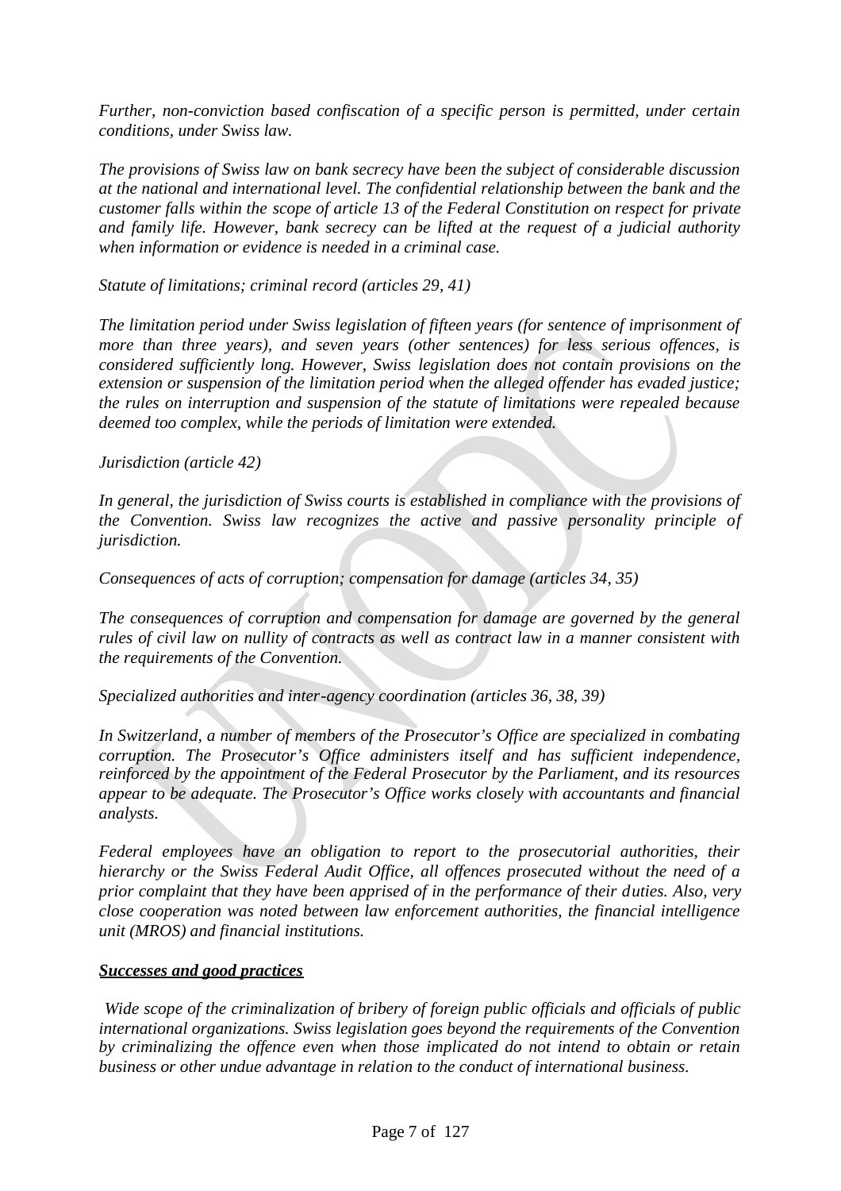*Further, non-conviction based confiscation of a specific person is permitted, under certain conditions, under Swiss law.*

*The provisions of Swiss law on bank secrecy have been the subject of considerable discussion at the national and international level. The confidential relationship between the bank and the customer falls within the scope of article 13 of the Federal Constitution on respect for private and family life. However, bank secrecy can be lifted at the request of a judicial authority when information or evidence is needed in a criminal case.*

*Statute of limitations; criminal record (articles 29, 41)*

*The limitation period under Swiss legislation of fifteen years (for sentence of imprisonment of more than three years), and seven years (other sentences) for less serious offences, is considered sufficiently long. However, Swiss legislation does not contain provisions on the extension or suspension of the limitation period when the alleged offender has evaded justice; the rules on interruption and suspension of the statute of limitations were repealed because deemed too complex, while the periods of limitation were extended.*

*Jurisdiction (article 42)*

*In general, the jurisdiction of Swiss courts is established in compliance with the provisions of the Convention. Swiss law recognizes the active and passive personality principle of jurisdiction.*

*Consequences of acts of corruption; compensation for damage (articles 34, 35)*

*The consequences of corruption and compensation for damage are governed by the general rules of civil law on nullity of contracts as well as contract law in a manner consistent with the requirements of the Convention.*

*Specialized authorities and inter-agency coordination (articles 36, 38, 39)*

*In Switzerland, a number of members of the Prosecutor's Office are specialized in combating corruption. The Prosecutor's Office administers itself and has sufficient independence, reinforced by the appointment of the Federal Prosecutor by the Parliament, and its resources appear to be adequate. The Prosecutor's Office works closely with accountants and financial analysts.*

*Federal employees have an obligation to report to the prosecutorial authorities, their hierarchy or the Swiss Federal Audit Office, all offences prosecuted without the need of a prior complaint that they have been apprised of in the performance of their duties. Also, very close cooperation was noted between law enforcement authorities, the financial intelligence unit (MROS) and financial institutions.*

***Successes and good practices***

*Wide scope of the criminalization of bribery of foreign public officials and officials of public international organizations. Swiss legislation goes beyond the requirements of the Convention by criminalizing the offence even when those implicated do not intend to obtain or retain business or other undue advantage in relation to the conduct of international business.*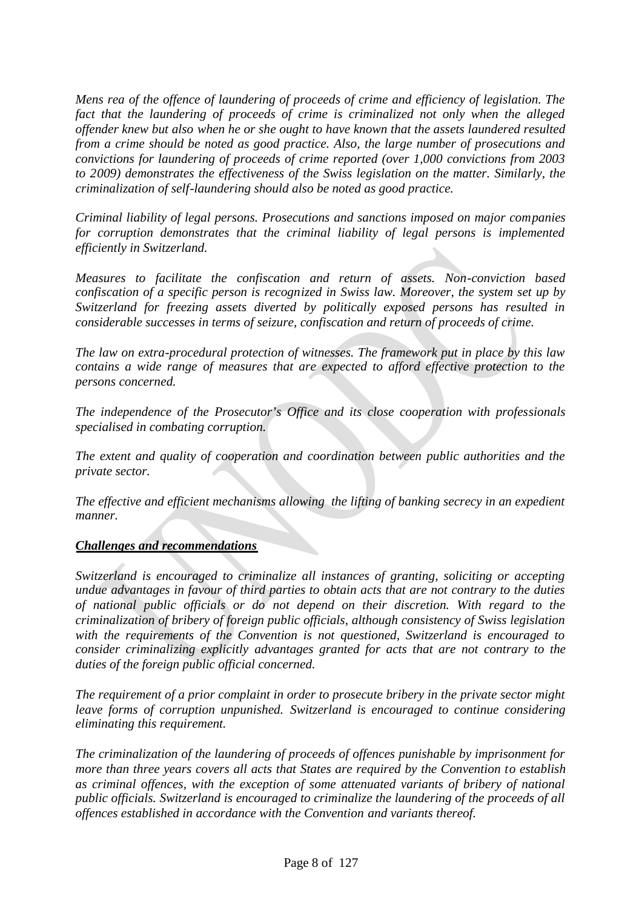*Mens rea of the offence of laundering of proceeds of crime and efficiency of legislation. The fact that the laundering of proceeds of crime is criminalized not only when the alleged offender knew but also when he or she ought to have known that the assets laundered resulted from a crime should be noted as good practice. Also, the large number of prosecutions and convictions for laundering of proceeds of crime reported (over 1,000 convictions from 2003 to 2009) demonstrates the effectiveness of the Swiss legislation on the matter. Similarly, the criminalization of self-laundering should also be noted as good practice.*

*Criminal liability of legal persons. Prosecutions and sanctions imposed on major companies for corruption demonstrates that the criminal liability of legal persons is implemented efficiently in Switzerland.*

*Measures to facilitate the confiscation and return of assets. Non-conviction based confiscation of a specific person is recognized in Swiss law. Moreover, the system set up by Switzerland for freezing assets diverted by politically exposed persons has resulted in considerable successes in terms of seizure, confiscation and return of proceeds of crime.*

*The law on extra-procedural protection of witnesses. The framework put in place by this law contains a wide range of measures that are expected to afford effective protection to the persons concerned.*

*The independence of the Prosecutor's Office and its close cooperation with professionals specialised in combating corruption.*

*The extent and quality of cooperation and coordination between public authorities and the private sector.*

*The effective and efficient mechanisms allowing the lifting of banking secrecy in an expedient manner.*

***Challenges and recommendations***

*Switzerland is encouraged to criminalize all instances of granting, soliciting or accepting undue advantages in favour of third parties to obtain acts that are not contrary to the duties of national public officials or do not depend on their discretion. With regard to the criminalization of bribery of foreign public officials, although consistency of Swiss legislation with the requirements of the Convention is not questioned, Switzerland is encouraged to consider criminalizing explicitly advantages granted for acts that are not contrary to the duties of the foreign public official concerned.*

*The requirement of a prior complaint in order to prosecute bribery in the private sector might leave forms of corruption unpunished. Switzerland is encouraged to continue considering eliminating this requirement.*

*The criminalization of the laundering of proceeds of offences punishable by imprisonment for more than three years covers all acts that States are required by the Convention to establish as criminal offences, with the exception of some attenuated variants of bribery of national public officials. Switzerland is encouraged to criminalize the laundering of the proceeds of all offences established in accordance with the Convention and variants thereof.*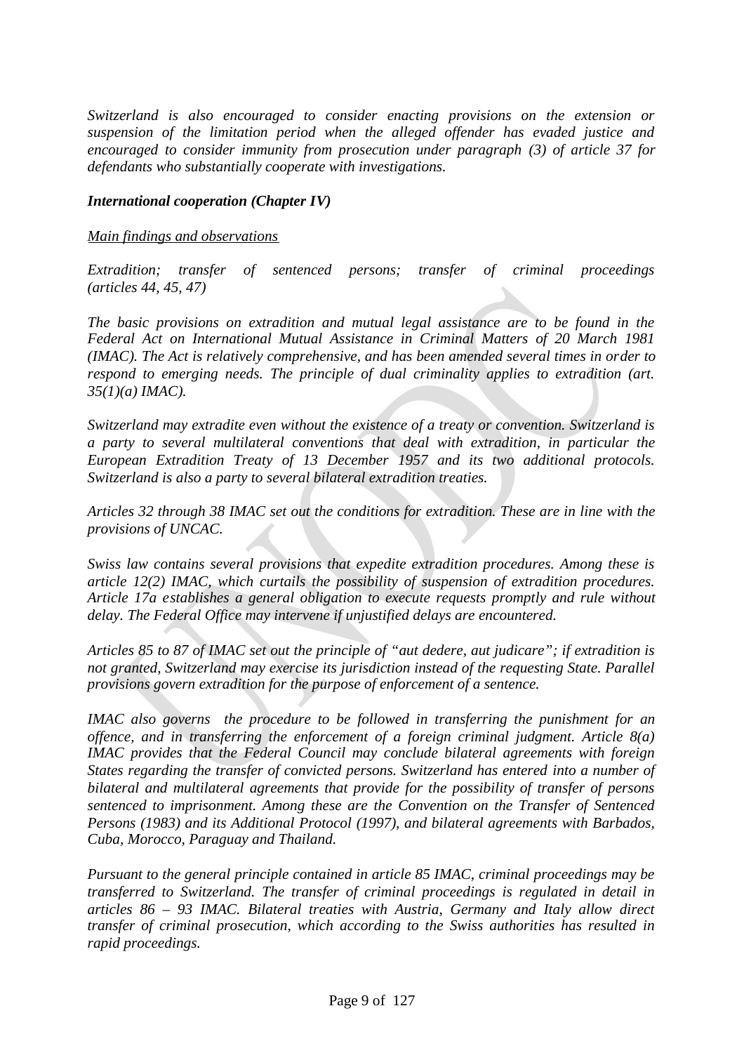*Switzerland is also encouraged to consider enacting provisions on the extension or suspension of the limitation period when the alleged offender has evaded justice and encouraged to consider immunity from prosecution under paragraph (3) of article 37 for defendants who substantially cooperate with investigations.*

***International cooperation (Chapter IV)***

*Main findings and observations*

*Extradition; transfer of sentenced persons; transfer of criminal proceedings (articles 44, 45, 47)*

*The basic provisions on extradition and mutual legal assistance are to be found in the Federal Act on International Mutual Assistance in Criminal Matters of 20 March 1981 (IMAC). The Act is relatively comprehensive, and has been amended several times in order to respond to emerging needs. The principle of dual criminality applies to extradition (art. 35(1)(a) IMAC).*

*Switzerland may extradite even without the existence of a treaty or convention. Switzerland is a party to several multilateral conventions that deal with extradition, in particular the European Extradition Treaty of 13 December 1957 and its two additional protocols. Switzerland is also a party to several bilateral extradition treaties.*

*Articles 32 through 38 IMAC set out the conditions for extradition. These are in line with the provisions of UNCAC.*

*Swiss law contains several provisions that expedite extradition procedures. Among these is article 12(2) IMAC, which curtails the possibility of suspension of extradition procedures. Article 17a establishes a general obligation to execute requests promptly and rule without delay. The Federal Office may intervene if unjustified delays are encountered.*

*Articles 85 to 87 of IMAC set out the principle of "aut dedere, aut judicare"; if extradition is not granted, Switzerland may exercise its jurisdiction instead of the requesting State. Parallel provisions govern extradition for the purpose of enforcement of a sentence.*

*IMAC also governs the procedure to be followed in transferring the punishment for an offence, and in transferring the enforcement of a foreign criminal judgment. Article 8(a) IMAC provides that the Federal Council may conclude bilateral agreements with foreign States regarding the transfer of convicted persons. Switzerland has entered into a number of bilateral and multilateral agreements that provide for the possibility of transfer of persons sentenced to imprisonment. Among these are the Convention on the Transfer of Sentenced Persons (1983) and its Additional Protocol (1997), and bilateral agreements with Barbados, Cuba, Morocco, Paraguay and Thailand.*

*Pursuant to the general principle contained in article 85 IMAC, criminal proceedings may be transferred to Switzerland. The transfer of criminal proceedings is regulated in detail in articles 86 – 93 IMAC. Bilateral treaties with Austria, Germany and Italy allow direct transfer of criminal prosecution, which according to the Swiss authorities has resulted in rapid proceedings.*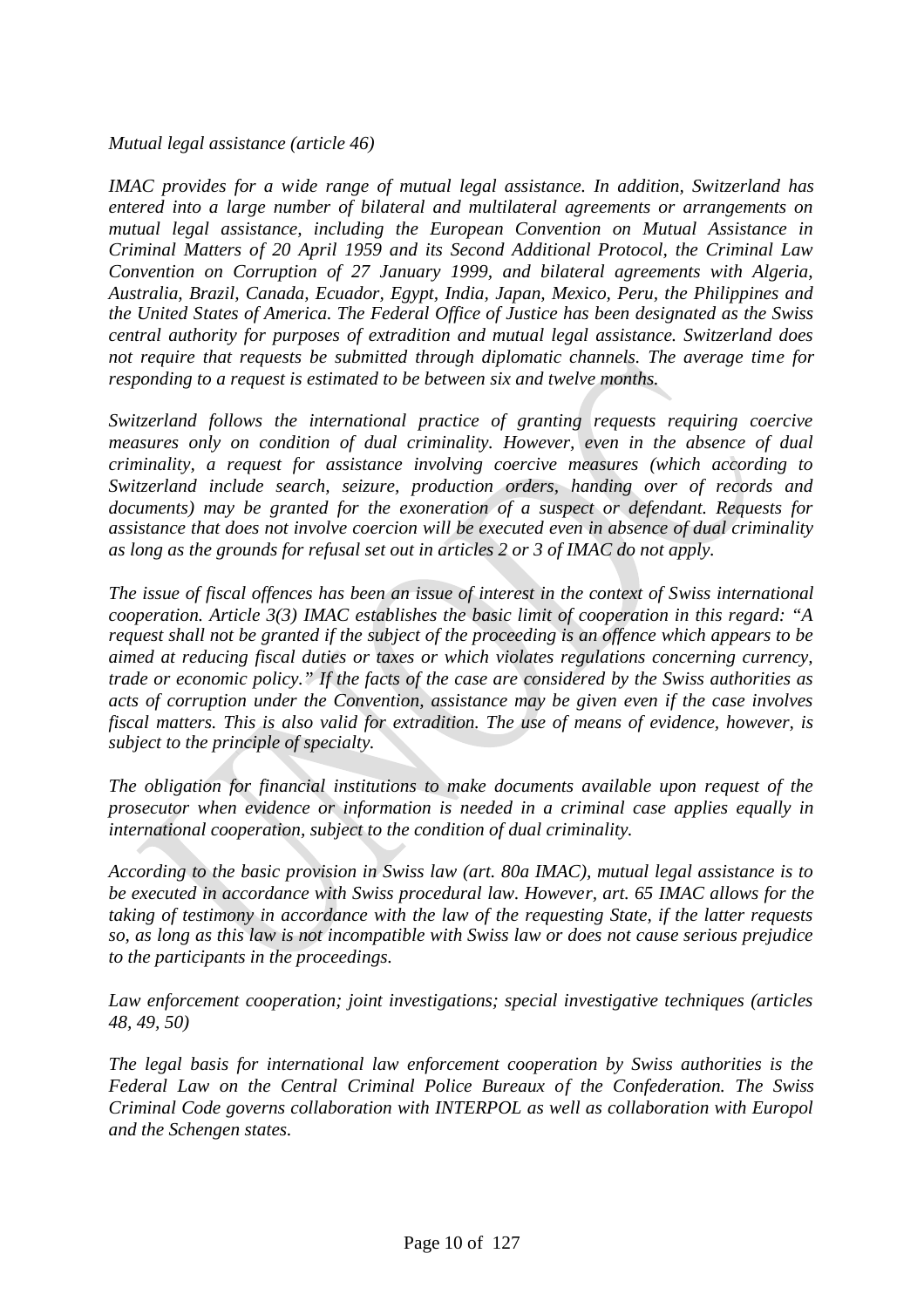*Mutual legal assistance (article 46)*

*IMAC provides for a wide range of mutual legal assistance. In addition, Switzerland has entered into a large number of bilateral and multilateral agreements or arrangements on mutual legal assistance, including the European Convention on Mutual Assistance in Criminal Matters of 20 April 1959 and its Second Additional Protocol, the Criminal Law Convention on Corruption of 27 January 1999, and bilateral agreements with Algeria, Australia, Brazil, Canada, Ecuador, Egypt, India, Japan, Mexico, Peru, the Philippines and the United States of America. The Federal Office of Justice has been designated as the Swiss central authority for purposes of extradition and mutual legal assistance. Switzerland does not require that requests be submitted through diplomatic channels. The average time for responding to a request is estimated to be between six and twelve months.*

*Switzerland follows the international practice of granting requests requiring coercive measures only on condition of dual criminality. However, even in the absence of dual criminality, a request for assistance involving coercive measures (which according to Switzerland include search, seizure, production orders, handing over of records and documents) may be granted for the exoneration of a suspect or defendant. Requests for assistance that does not involve coercion will be executed even in absence of dual criminality as long as the grounds for refusal set out in articles 2 or 3 of IMAC do not apply.*

*The issue of fiscal offences has been an issue of interest in the context of Swiss international cooperation. Article 3(3) IMAC establishes the basic limit of cooperation in this regard: "A request shall not be granted if the subject of the proceeding is an offence which appears to be aimed at reducing fiscal duties or taxes or which violates regulations concerning currency, trade or economic policy." If the facts of the case are considered by the Swiss authorities as acts of corruption under the Convention, assistance may be given even if the case involves fiscal matters. This is also valid for extradition. The use of means of evidence, however, is subject to the principle of specialty.*

*The obligation for financial institutions to make documents available upon request of the prosecutor when evidence or information is needed in a criminal case applies equally in international cooperation, subject to the condition of dual criminality.*

*According to the basic provision in Swiss law (art. 80a IMAC), mutual legal assistance is to be executed in accordance with Swiss procedural law. However, art. 65 IMAC allows for the taking of testimony in accordance with the law of the requesting State, if the latter requests so, as long as this law is not incompatible with Swiss law or does not cause serious prejudice to the participants in the proceedings.*

*Law enforcement cooperation; joint investigations; special investigative techniques (articles 48, 49, 50)*

*The legal basis for international law enforcement cooperation by Swiss authorities is the Federal Law on the Central Criminal Police Bureaux of the Confederation. The Swiss Criminal Code governs collaboration with INTERPOL as well as collaboration with Europol and the Schengen states.*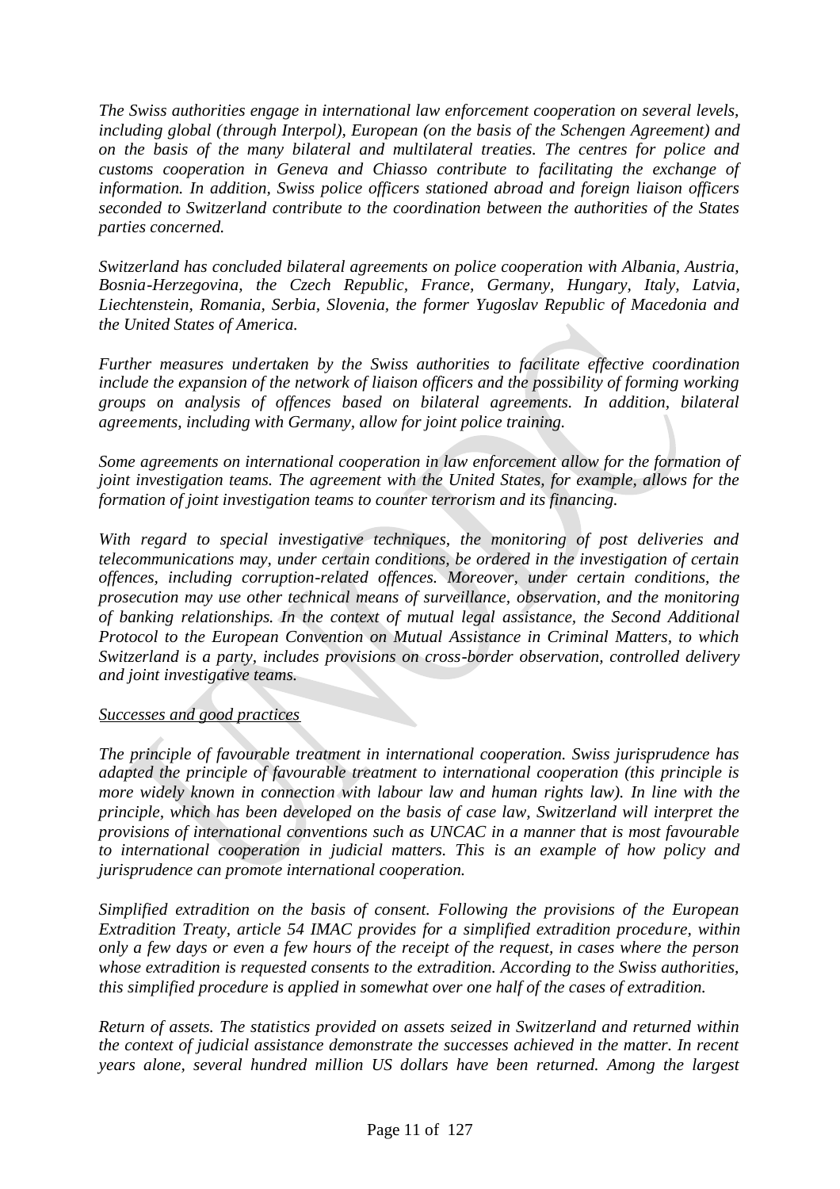*The Swiss authorities engage in international law enforcement cooperation on several levels, including global (through Interpol), European (on the basis of the Schengen Agreement) and on the basis of the many bilateral and multilateral treaties. The centres for police and customs cooperation in Geneva and Chiasso contribute to facilitating the exchange of information. In addition, Swiss police officers stationed abroad and foreign liaison officers seconded to Switzerland contribute to the coordination between the authorities of the States parties concerned.*

*Switzerland has concluded bilateral agreements on police cooperation with Albania, Austria, Bosnia-Herzegovina, the Czech Republic, France, Germany, Hungary, Italy, Latvia, Liechtenstein, Romania, Serbia, Slovenia, the former Yugoslav Republic of Macedonia and the United States of America.*

*Further measures undertaken by the Swiss authorities to facilitate effective coordination include the expansion of the network of liaison officers and the possibility of forming working groups on analysis of offences based on bilateral agreements. In addition, bilateral agreements, including with Germany, allow for joint police training.*

*Some agreements on international cooperation in law enforcement allow for the formation of joint investigation teams. The agreement with the United States, for example, allows for the formation of joint investigation teams to counter terrorism and its financing.*

*With regard to special investigative techniques, the monitoring of post deliveries and telecommunications may, under certain conditions, be ordered in the investigation of certain offences, including corruption-related offences. Moreover, under certain conditions, the prosecution may use other technical means of surveillance, observation, and the monitoring of banking relationships. In the context of mutual legal assistance, the Second Additional Protocol to the European Convention on Mutual Assistance in Criminal Matters, to which Switzerland is a party, includes provisions on cross-border observation, controlled delivery and joint investigative teams.*

*<u>Successes and good practices</u>*

*The principle of favourable treatment in international cooperation. Swiss jurisprudence has adapted the principle of favourable treatment to international cooperation (this principle is more widely known in connection with labour law and human rights law). In line with the principle, which has been developed on the basis of case law, Switzerland will interpret the provisions of international conventions such as UNCAC in a manner that is most favourable to international cooperation in judicial matters. This is an example of how policy and jurisprudence can promote international cooperation.*

*Simplified extradition on the basis of consent. Following the provisions of the European Extradition Treaty, article 54 IMAC provides for a simplified extradition procedure, within only a few days or even a few hours of the receipt of the request, in cases where the person whose extradition is requested consents to the extradition. According to the Swiss authorities, this simplified procedure is applied in somewhat over one half of the cases of extradition.*

*Return of assets. The statistics provided on assets seized in Switzerland and returned within the context of judicial assistance demonstrate the successes achieved in the matter. In recent years alone, several hundred million US dollars have been returned. Among the largest*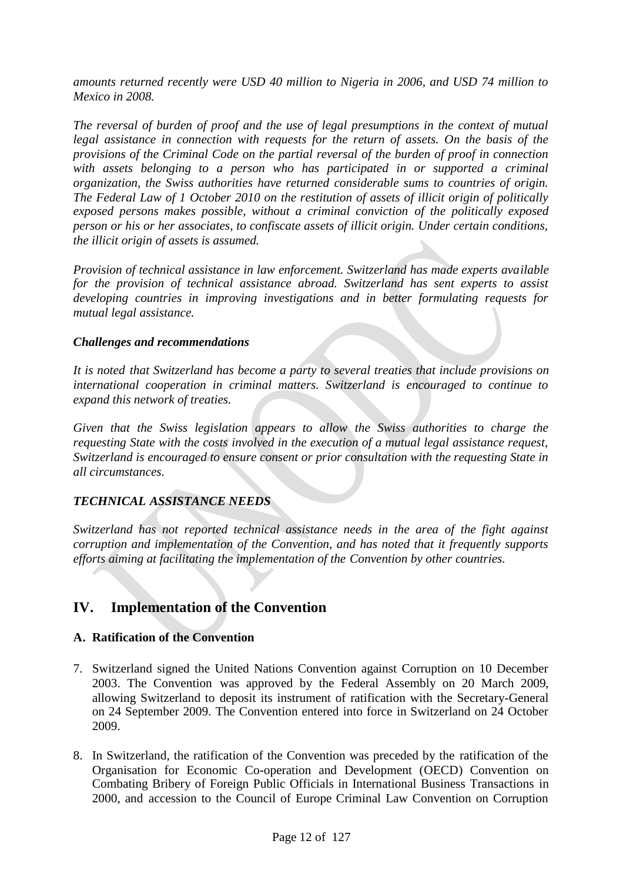*amounts returned recently were USD 40 million to Nigeria in 2006, and USD 74 million to Mexico in 2008.*

*The reversal of burden of proof and the use of legal presumptions in the context of mutual legal assistance in connection with requests for the return of assets. On the basis of the provisions of the Criminal Code on the partial reversal of the burden of proof in connection with assets belonging to a person who has participated in or supported a criminal organization, the Swiss authorities have returned considerable sums to countries of origin. The Federal Law of 1 October 2010 on the restitution of assets of illicit origin of politically exposed persons makes possible, without a criminal conviction of the politically exposed person or his or her associates, to confiscate assets of illicit origin. Under certain conditions, the illicit origin of assets is assumed.*

*Provision of technical assistance in law enforcement. Switzerland has made experts available for the provision of technical assistance abroad. Switzerland has sent experts to assist developing countries in improving investigations and in better formulating requests for mutual legal assistance.*

***Challenges and recommendations***

*It is noted that Switzerland has become a party to several treaties that include provisions on international cooperation in criminal matters. Switzerland is encouraged to continue to expand this network of treaties.*

*Given that the Swiss legislation appears to allow the Swiss authorities to charge the requesting State with the costs involved in the execution of a mutual legal assistance request, Switzerland is encouraged to ensure consent or prior consultation with the requesting State in all circumstances.*

***TECHNICAL ASSISTANCE NEEDS***

*Switzerland has not reported technical assistance needs in the area of the fight against corruption and implementation of the Convention, and has noted that it frequently supports efforts aiming at facilitating the implementation of the Convention by other countries.*

## IV. Implementation of the Convention

### A. Ratification of the Convention

7. Switzerland signed the United Nations Convention against Corruption on 10 December 2003. The Convention was approved by the Federal Assembly on 20 March 2009, allowing Switzerland to deposit its instrument of ratification with the Secretary-General on 24 September 2009. The Convention entered into force in Switzerland on 24 October 2009.

8. In Switzerland, the ratification of the Convention was preceded by the ratification of the Organisation for Economic Co-operation and Development (OECD) Convention on Combating Bribery of Foreign Public Officials in International Business Transactions in 2000, and accession to the Council of Europe Criminal Law Convention on Corruption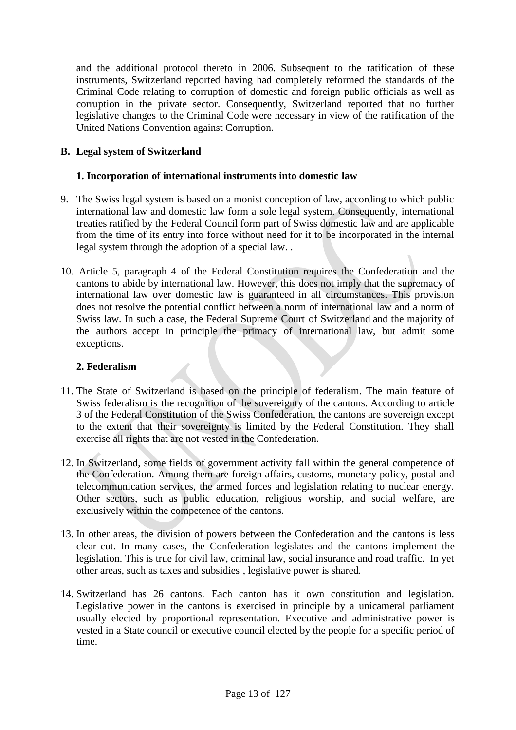and the additional protocol thereto in 2006. Subsequent to the ratification of these instruments, Switzerland reported having had completely reformed the standards of the Criminal Code relating to corruption of domestic and foreign public officials as well as corruption in the private sector. Consequently, Switzerland reported that no further legislative changes to the Criminal Code were necessary in view of the ratification of the United Nations Convention against Corruption.

## B. Legal system of Switzerland

### 1. Incorporation of international instruments into domestic law

9. The Swiss legal system is based on a monist conception of law, according to which public international law and domestic law form a sole legal system. Consequently, international treaties ratified by the Federal Council form part of Swiss domestic law and are applicable from the time of its entry into force without need for it to be incorporated in the internal legal system through the adoption of a special law. .

10. Article 5, paragraph 4 of the Federal Constitution requires the Confederation and the cantons to abide by international law. However, this does not imply that the supremacy of international law over domestic law is guaranteed in all circumstances. This provision does not resolve the potential conflict between a norm of international law and a norm of Swiss law. In such a case, the Federal Supreme Court of Switzerland and the majority of the authors accept in principle the primacy of international law, but admit some exceptions.

### 2. Federalism

11. The State of Switzerland is based on the principle of federalism. The main feature of Swiss federalism is the recognition of the sovereignty of the cantons. According to article 3 of the Federal Constitution of the Swiss Confederation, the cantons are sovereign except to the extent that their sovereignty is limited by the Federal Constitution. They shall exercise all rights that are not vested in the Confederation.

12. In Switzerland, some fields of government activity fall within the general competence of the Confederation. Among them are foreign affairs, customs, monetary policy, postal and telecommunication services, the armed forces and legislation relating to nuclear energy. Other sectors, such as public education, religious worship, and social welfare, are exclusively within the competence of the cantons.

13. In other areas, the division of powers between the Confederation and the cantons is less clear-cut. In many cases, the Confederation legislates and the cantons implement the legislation. This is true for civil law, criminal law, social insurance and road traffic. In yet other areas, such as taxes and subsidies , legislative power is shared.

14. Switzerland has 26 cantons. Each canton has it own constitution and legislation. Legislative power in the cantons is exercised in principle by a unicameral parliament usually elected by proportional representation. Executive and administrative power is vested in a State council or executive council elected by the people for a specific period of time.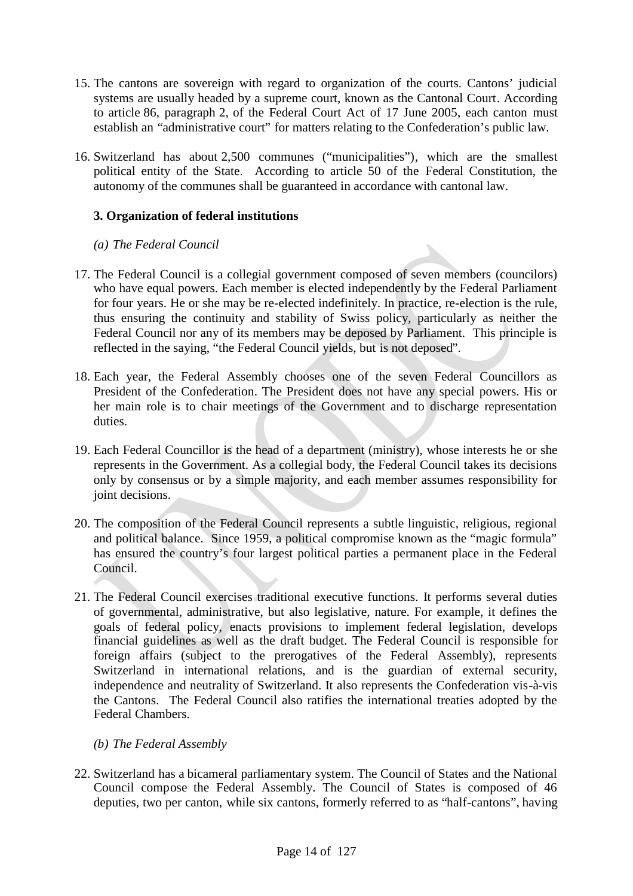15. The cantons are sovereign with regard to organization of the courts. Cantons' judicial systems are usually headed by a supreme court, known as the Cantonal Court. According to article 86, paragraph 2, of the Federal Court Act of 17 June 2005, each canton must establish an "administrative court" for matters relating to the Confederation's public law.

16. Switzerland has about 2,500 communes ("municipalities"), which are the smallest political entity of the State. According to article 50 of the Federal Constitution, the autonomy of the communes shall be guaranteed in accordance with cantonal law.

### 3. Organization of federal institutions

#### *(a) The Federal Council*

17. The Federal Council is a collegial government composed of seven members (councilors) who have equal powers. Each member is elected independently by the Federal Parliament for four years. He or she may be re-elected indefinitely. In practice, re-election is the rule, thus ensuring the continuity and stability of Swiss policy, particularly as neither the Federal Council nor any of its members may be deposed by Parliament. This principle is reflected in the saying, "the Federal Council yields, but is not deposed".

18. Each year, the Federal Assembly chooses one of the seven Federal Councillors as President of the Confederation. The President does not have any special powers. His or her main role is to chair meetings of the Government and to discharge representation duties.

19. Each Federal Councillor is the head of a department (ministry), whose interests he or she represents in the Government. As a collegial body, the Federal Council takes its decisions only by consensus or by a simple majority, and each member assumes responsibility for joint decisions.

20. The composition of the Federal Council represents a subtle linguistic, religious, regional and political balance. Since 1959, a political compromise known as the "magic formula" has ensured the country's four largest political parties a permanent place in the Federal Council.

21. The Federal Council exercises traditional executive functions. It performs several duties of governmental, administrative, but also legislative, nature. For example, it defines the goals of federal policy, enacts provisions to implement federal legislation, develops financial guidelines as well as the draft budget. The Federal Council is responsible for foreign affairs (subject to the prerogatives of the Federal Assembly), represents Switzerland in international relations, and is the guardian of external security, independence and neutrality of Switzerland. It also represents the Confederation vis-à-vis the Cantons. The Federal Council also ratifies the international treaties adopted by the Federal Chambers.

#### *(b) The Federal Assembly*

22. Switzerland has a bicameral parliamentary system. The Council of States and the National Council compose the Federal Assembly. The Council of States is composed of 46 deputies, two per canton, while six cantons, formerly referred to as "half-cantons", having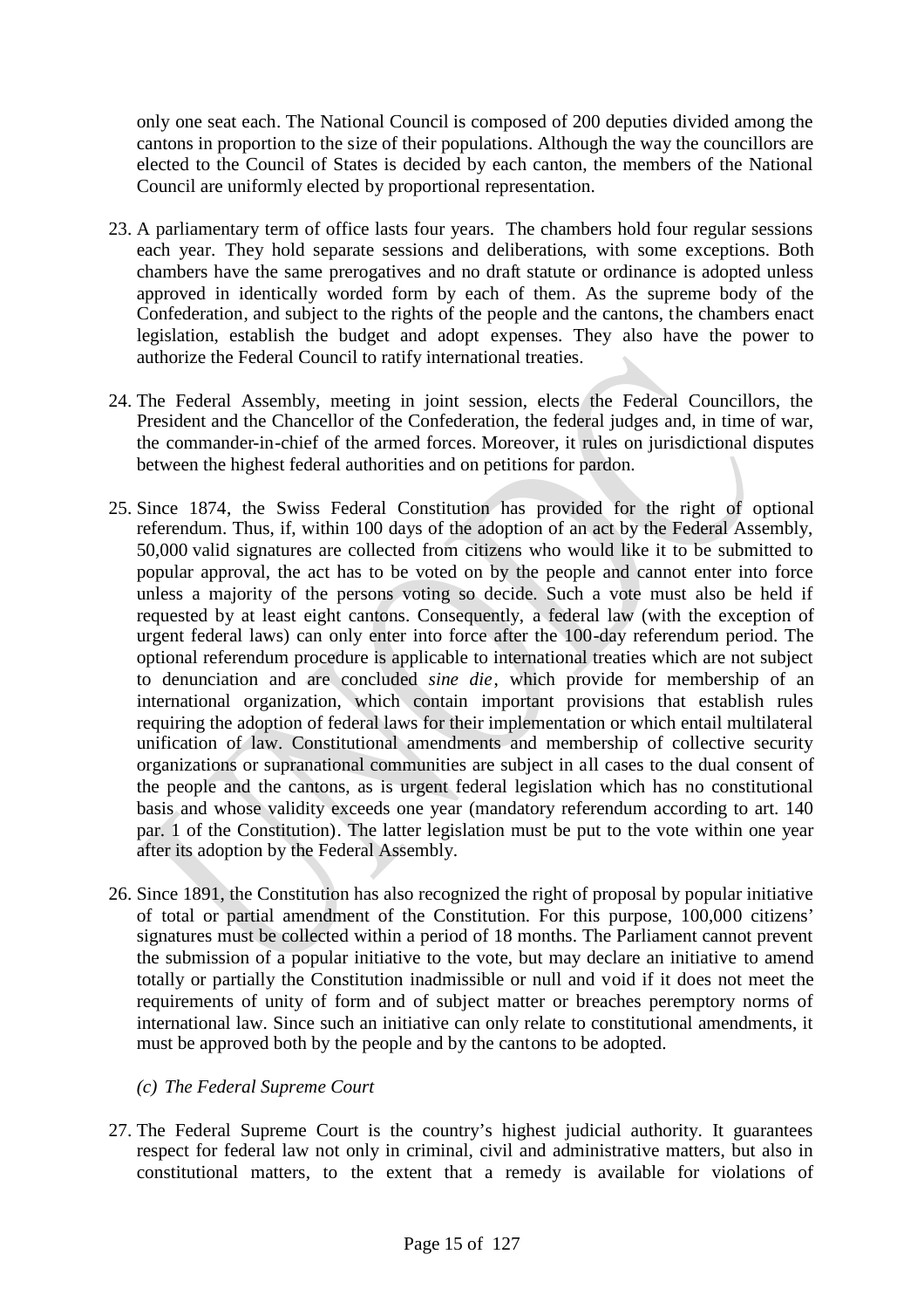only one seat each. The National Council is composed of 200 deputies divided among the cantons in proportion to the size of their populations. Although the way the councillors are elected to the Council of States is decided by each canton, the members of the National Council are uniformly elected by proportional representation.

23. A parliamentary term of office lasts four years. The chambers hold four regular sessions each year. They hold separate sessions and deliberations, with some exceptions. Both chambers have the same prerogatives and no draft statute or ordinance is adopted unless approved in identically worded form by each of them. As the supreme body of the Confederation, and subject to the rights of the people and the cantons, the chambers enact legislation, establish the budget and adopt expenses. They also have the power to authorize the Federal Council to ratify international treaties.

24. The Federal Assembly, meeting in joint session, elects the Federal Councillors, the President and the Chancellor of the Confederation, the federal judges and, in time of war, the commander-in-chief of the armed forces. Moreover, it rules on jurisdictional disputes between the highest federal authorities and on petitions for pardon.

25. Since 1874, the Swiss Federal Constitution has provided for the right of optional referendum. Thus, if, within 100 days of the adoption of an act by the Federal Assembly, 50,000 valid signatures are collected from citizens who would like it to be submitted to popular approval, the act has to be voted on by the people and cannot enter into force unless a majority of the persons voting so decide. Such a vote must also be held if requested by at least eight cantons. Consequently, a federal law (with the exception of urgent federal laws) can only enter into force after the 100-day referendum period. The optional referendum procedure is applicable to international treaties which are not subject to denunciation and are concluded *sine die*, which provide for membership of an international organization, which contain important provisions that establish rules requiring the adoption of federal laws for their implementation or which entail multilateral unification of law. Constitutional amendments and membership of collective security organizations or supranational communities are subject in all cases to the dual consent of the people and the cantons, as is urgent federal legislation which has no constitutional basis and whose validity exceeds one year (mandatory referendum according to art. 140 par. 1 of the Constitution). The latter legislation must be put to the vote within one year after its adoption by the Federal Assembly.

26. Since 1891, the Constitution has also recognized the right of proposal by popular initiative of total or partial amendment of the Constitution. For this purpose, 100,000 citizens' signatures must be collected within a period of 18 months. The Parliament cannot prevent the submission of a popular initiative to the vote, but may declare an initiative to amend totally or partially the Constitution inadmissible or null and void if it does not meet the requirements of unity of form and of subject matter or breaches peremptory norms of international law. Since such an initiative can only relate to constitutional amendments, it must be approved both by the people and by the cantons to be adopted.

*(c) The Federal Supreme Court*

27. The Federal Supreme Court is the country's highest judicial authority. It guarantees respect for federal law not only in criminal, civil and administrative matters, but also in constitutional matters, to the extent that a remedy is available for violations of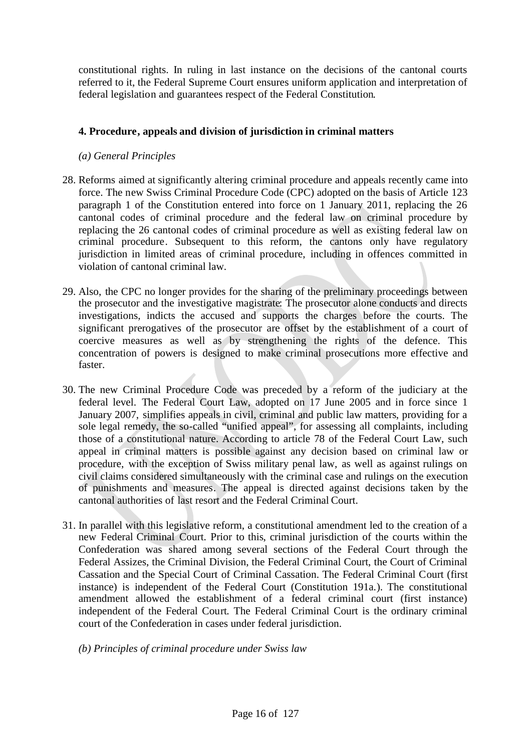constitutional rights. In ruling in last instance on the decisions of the cantonal courts referred to it, the Federal Supreme Court ensures uniform application and interpretation of federal legislation and guarantees respect of the Federal Constitution.

### 4. Procedure, appeals and division of jurisdiction in criminal matters

*(a) General Principles*

28. Reforms aimed at significantly altering criminal procedure and appeals recently came into force. The new Swiss Criminal Procedure Code (CPC) adopted on the basis of Article 123 paragraph 1 of the Constitution entered into force on 1 January 2011, replacing the 26 cantonal codes of criminal procedure and the federal law on criminal procedure by replacing the 26 cantonal codes of criminal procedure as well as existing federal law on criminal procedure. Subsequent to this reform, the cantons only have regulatory jurisdiction in limited areas of criminal procedure, including in offences committed in violation of cantonal criminal law.

29. Also, the CPC no longer provides for the sharing of the preliminary proceedings between the prosecutor and the investigative magistrate: The prosecutor alone conducts and directs investigations, indicts the accused and supports the charges before the courts. The significant prerogatives of the prosecutor are offset by the establishment of a court of coercive measures as well as by strengthening the rights of the defence. This concentration of powers is designed to make criminal prosecutions more effective and faster.

30. The new Criminal Procedure Code was preceded by a reform of the judiciary at the federal level. The Federal Court Law, adopted on 17 June 2005 and in force since 1 January 2007, simplifies appeals in civil, criminal and public law matters, providing for a sole legal remedy, the so-called "unified appeal", for assessing all complaints, including those of a constitutional nature. According to article 78 of the Federal Court Law, such appeal in criminal matters is possible against any decision based on criminal law or procedure, with the exception of Swiss military penal law, as well as against rulings on civil claims considered simultaneously with the criminal case and rulings on the execution of punishments and measures. The appeal is directed against decisions taken by the cantonal authorities of last resort and the Federal Criminal Court.

31. In parallel with this legislative reform, a constitutional amendment led to the creation of a new Federal Criminal Court. Prior to this, criminal jurisdiction of the courts within the Confederation was shared among several sections of the Federal Court through the Federal Assizes, the Criminal Division, the Federal Criminal Court, the Court of Criminal Cassation and the Special Court of Criminal Cassation. The Federal Criminal Court (first instance) is independent of the Federal Court (Constitution 191a.). The constitutional amendment allowed the establishment of a federal criminal court (first instance) independent of the Federal Court. The Federal Criminal Court is the ordinary criminal court of the Confederation in cases under federal jurisdiction.

*(b) Principles of criminal procedure under Swiss law*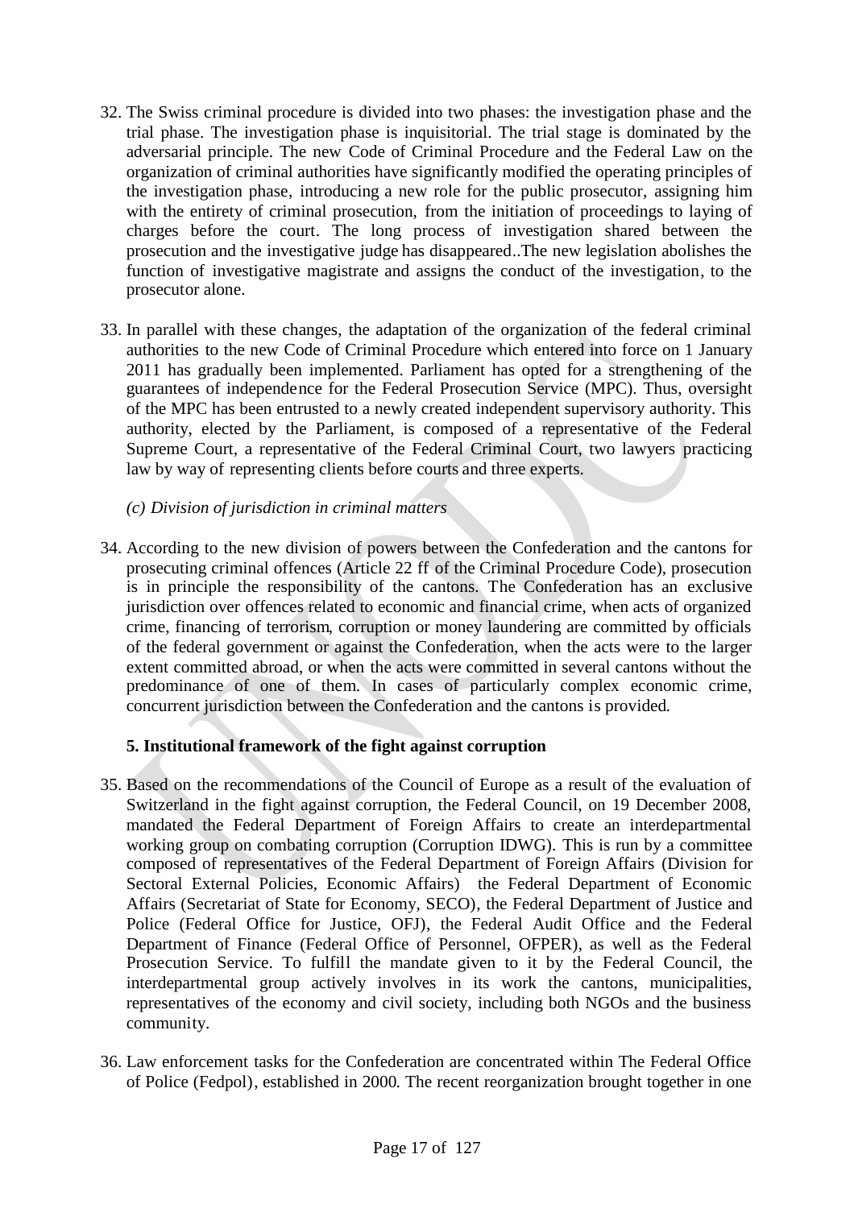32. The Swiss criminal procedure is divided into two phases: the investigation phase and the trial phase. The investigation phase is inquisitorial. The trial stage is dominated by the adversarial principle. The new Code of Criminal Procedure and the Federal Law on the organization of criminal authorities have significantly modified the operating principles of the investigation phase, introducing a new role for the public prosecutor, assigning him with the entirety of criminal prosecution, from the initiation of proceedings to laying of charges before the court. The long process of investigation shared between the prosecution and the investigative judge has disappeared..The new legislation abolishes the function of investigative magistrate and assigns the conduct of the investigation, to the prosecutor alone.

33. In parallel with these changes, the adaptation of the organization of the federal criminal authorities to the new Code of Criminal Procedure which entered into force on 1 January 2011 has gradually been implemented. Parliament has opted for a strengthening of the guarantees of independence for the Federal Prosecution Service (MPC). Thus, oversight of the MPC has been entrusted to a newly created independent supervisory authority. This authority, elected by the Parliament, is composed of a representative of the Federal Supreme Court, a representative of the Federal Criminal Court, two lawyers practicing law by way of representing clients before courts and three experts.

*(c) Division of jurisdiction in criminal matters*

34. According to the new division of powers between the Confederation and the cantons for prosecuting criminal offences (Article 22 ff of the Criminal Procedure Code), prosecution is in principle the responsibility of the cantons. The Confederation has an exclusive jurisdiction over offences related to economic and financial crime, when acts of organized crime, financing of terrorism, corruption or money laundering are committed by officials of the federal government or against the Confederation, when the acts were to the larger extent committed abroad, or when the acts were committed in several cantons without the predominance of one of them. In cases of particularly complex economic crime, concurrent jurisdiction between the Confederation and the cantons is provided.

**5. Institutional framework of the fight against corruption**

35. Based on the recommendations of the Council of Europe as a result of the evaluation of Switzerland in the fight against corruption, the Federal Council, on 19 December 2008, mandated the Federal Department of Foreign Affairs to create an interdepartmental working group on combating corruption (Corruption IDWG). This is run by a committee composed of representatives of the Federal Department of Foreign Affairs (Division for Sectoral External Policies, Economic Affairs) the Federal Department of Economic Affairs (Secretariat of State for Economy, SECO), the Federal Department of Justice and Police (Federal Office for Justice, OFJ), the Federal Audit Office and the Federal Department of Finance (Federal Office of Personnel, OFPER), as well as the Federal Prosecution Service. To fulfill the mandate given to it by the Federal Council, the interdepartmental group actively involves in its work the cantons, municipalities, representatives of the economy and civil society, including both NGOs and the business community.

36. Law enforcement tasks for the Confederation are concentrated within The Federal Office of Police (Fedpol), established in 2000. The recent reorganization brought together in one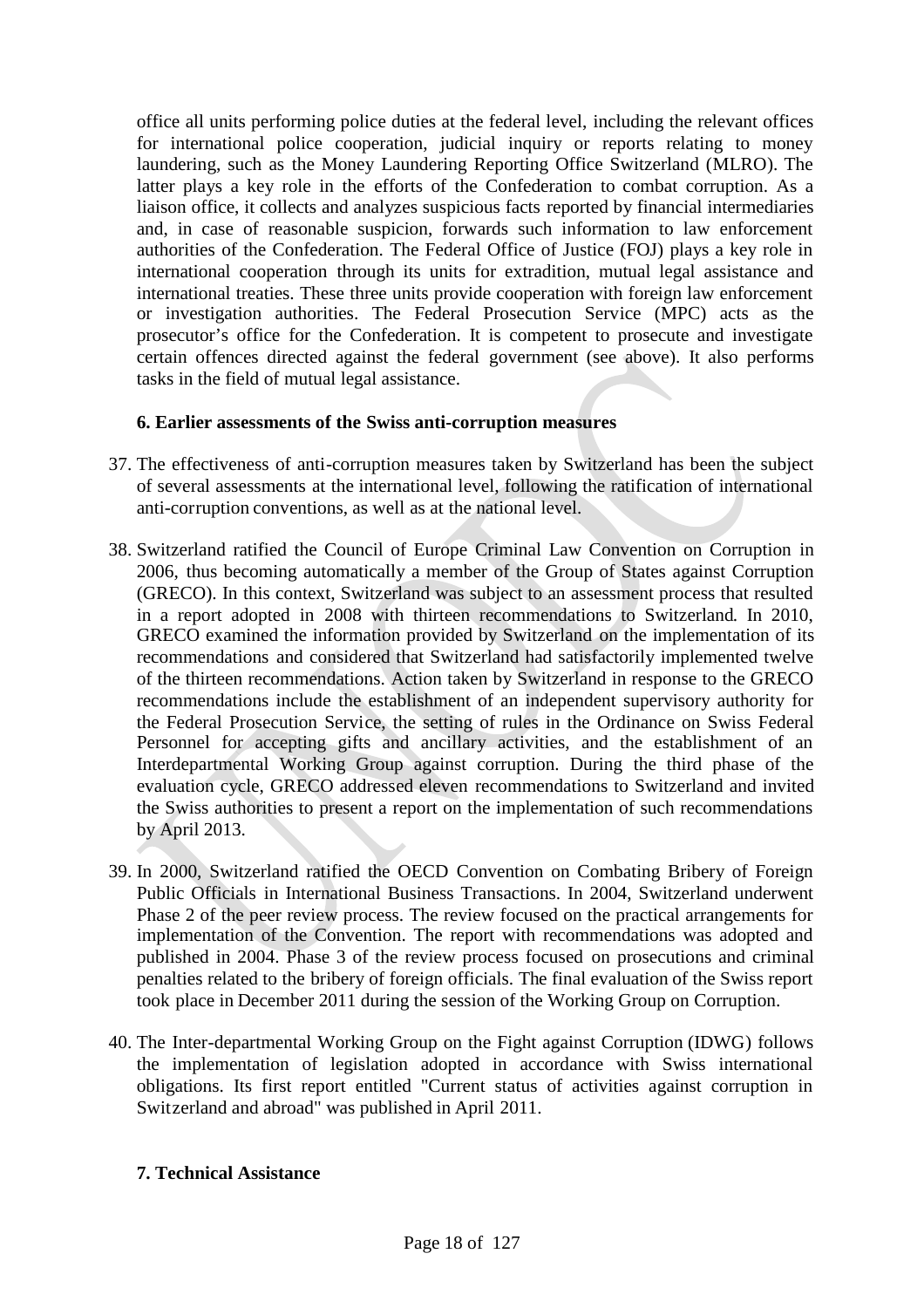office all units performing police duties at the federal level, including the relevant offices for international police cooperation, judicial inquiry or reports relating to money laundering, such as the Money Laundering Reporting Office Switzerland (MLRO). The latter plays a key role in the efforts of the Confederation to combat corruption. As a liaison office, it collects and analyzes suspicious facts reported by financial intermediaries and, in case of reasonable suspicion, forwards such information to law enforcement authorities of the Confederation. The Federal Office of Justice (FOJ) plays a key role in international cooperation through its units for extradition, mutual legal assistance and international treaties. These three units provide cooperation with foreign law enforcement or investigation authorities. The Federal Prosecution Service (MPC) acts as the prosecutor's office for the Confederation. It is competent to prosecute and investigate certain offences directed against the federal government (see above). It also performs tasks in the field of mutual legal assistance.

### 6. Earlier assessments of the Swiss anti-corruption measures

37. The effectiveness of anti-corruption measures taken by Switzerland has been the subject of several assessments at the international level, following the ratification of international anti-corruption conventions, as well as at the national level.

38. Switzerland ratified the Council of Europe Criminal Law Convention on Corruption in 2006, thus becoming automatically a member of the Group of States against Corruption (GRECO). In this context, Switzerland was subject to an assessment process that resulted in a report adopted in 2008 with thirteen recommendations to Switzerland. In 2010, GRECO examined the information provided by Switzerland on the implementation of its recommendations and considered that Switzerland had satisfactorily implemented twelve of the thirteen recommendations. Action taken by Switzerland in response to the GRECO recommendations include the establishment of an independent supervisory authority for the Federal Prosecution Service, the setting of rules in the Ordinance on Swiss Federal Personnel for accepting gifts and ancillary activities, and the establishment of an Interdepartmental Working Group against corruption. During the third phase of the evaluation cycle, GRECO addressed eleven recommendations to Switzerland and invited the Swiss authorities to present a report on the implementation of such recommendations by April 2013.

39. In 2000, Switzerland ratified the OECD Convention on Combating Bribery of Foreign Public Officials in International Business Transactions. In 2004, Switzerland underwent Phase 2 of the peer review process. The review focused on the practical arrangements for implementation of the Convention. The report with recommendations was adopted and published in 2004. Phase 3 of the review process focused on prosecutions and criminal penalties related to the bribery of foreign officials. The final evaluation of the Swiss report took place in December 2011 during the session of the Working Group on Corruption.

40. The Inter-departmental Working Group on the Fight against Corruption (IDWG) follows the implementation of legislation adopted in accordance with Swiss international obligations. Its first report entitled "Current status of activities against corruption in Switzerland and abroad" was published in April 2011.

### 7. Technical Assistance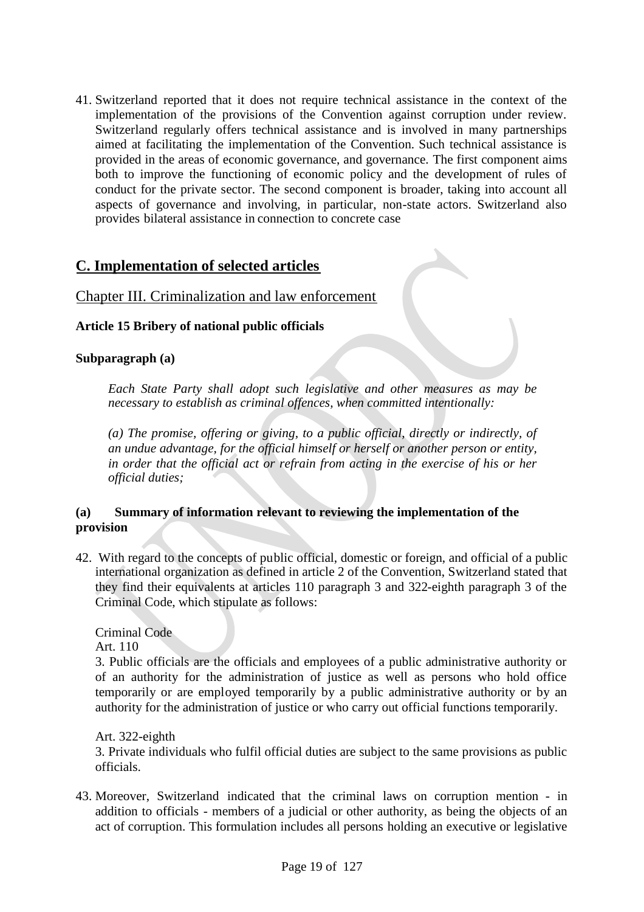41. Switzerland reported that it does not require technical assistance in the context of the implementation of the provisions of the Convention against corruption under review. Switzerland regularly offers technical assistance and is involved in many partnerships aimed at facilitating the implementation of the Convention. Such technical assistance is provided in the areas of economic governance, and governance. The first component aims both to improve the functioning of economic policy and the development of rules of conduct for the private sector. The second component is broader, taking into account all aspects of governance and involving, in particular, non-state actors. Switzerland also provides bilateral assistance in connection to concrete case

## C. Implementation of selected articles

### Chapter III. Criminalization and law enforcement

#### Article 15 Bribery of national public officials

**Subparagraph (a)**

> *Each State Party shall adopt such legislative and other measures as may be necessary to establish as criminal offences, when committed intentionally:*
>
> *(a) The promise, offering or giving, to a public official, directly or indirectly, of an undue advantage, for the official himself or herself or another person or entity, in order that the official act or refrain from acting in the exercise of his or her official duties;*

**(a) Summary of information relevant to reviewing the implementation of the provision**

42. With regard to the concepts of public official, domestic or foreign, and official of a public international organization as defined in article 2 of the Convention, Switzerland stated that they find their equivalents at articles 110 paragraph 3 and 322-eighth paragraph 3 of the Criminal Code, which stipulate as follows:

    Criminal Code
    Art. 110
    3. Public officials are the officials and employees of a public administrative authority or of an authority for the administration of justice as well as persons who hold office temporarily or are employed temporarily by a public administrative authority or by an authority for the administration of justice or who carry out official functions temporarily.

    Art. 322-eighth
    3. Private individuals who fulfil official duties are subject to the same provisions as public officials.

43. Moreover, Switzerland indicated that the criminal laws on corruption mention - in addition to officials - members of a judicial or other authority, as being the objects of an act of corruption. This formulation includes all persons holding an executive or legislative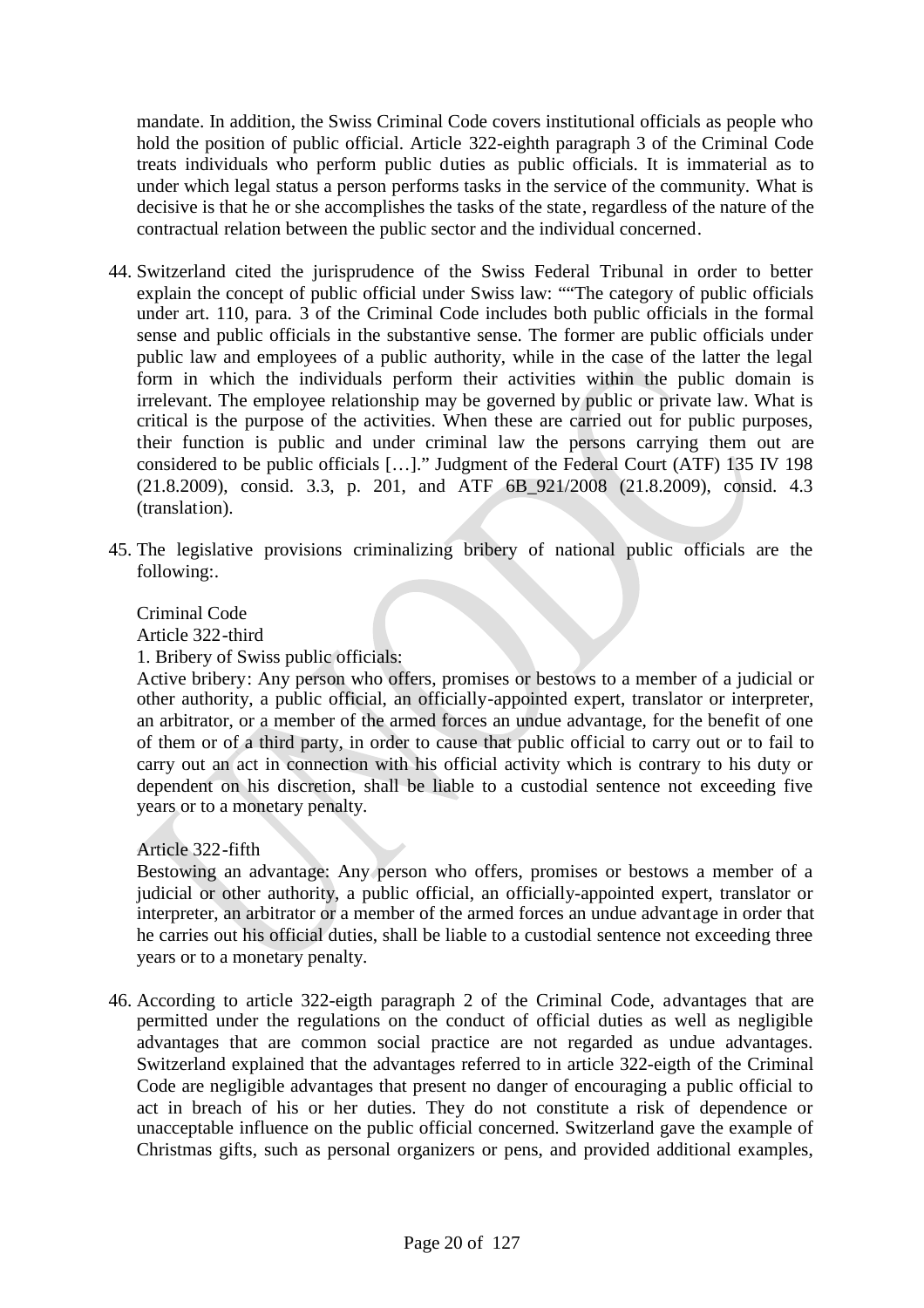mandate. In addition, the Swiss Criminal Code covers institutional officials as people who hold the position of public official. Article 322-eighth paragraph 3 of the Criminal Code treats individuals who perform public duties as public officials. It is immaterial as to under which legal status a person performs tasks in the service of the community. What is decisive is that he or she accomplishes the tasks of the state, regardless of the nature of the contractual relation between the public sector and the individual concerned.

44. Switzerland cited the jurisprudence of the Swiss Federal Tribunal in order to better explain the concept of public official under Swiss law: ""The category of public officials under art. 110, para. 3 of the Criminal Code includes both public officials in the formal sense and public officials in the substantive sense. The former are public officials under public law and employees of a public authority, while in the case of the latter the legal form in which the individuals perform their activities within the public domain is irrelevant. The employee relationship may be governed by public or private law. What is critical is the purpose of the activities. When these are carried out for public purposes, their function is public and under criminal law the persons carrying them out are considered to be public officials […]." Judgment of the Federal Court (ATF) 135 IV 198 (21.8.2009), consid. 3.3, p. 201, and ATF 6B_921/2008 (21.8.2009), consid. 4.3 (translation).

45. The legislative provisions criminalizing bribery of national public officials are the following:.

    Criminal Code
    Article 322-third
    1. Bribery of Swiss public officials:
    Active bribery: Any person who offers, promises or bestows to a member of a judicial or other authority, a public official, an officially-appointed expert, translator or interpreter, an arbitrator, or a member of the armed forces an undue advantage, for the benefit of one of them or of a third party, in order to cause that public official to carry out or to fail to carry out an act in connection with his official activity which is contrary to his duty or dependent on his discretion, shall be liable to a custodial sentence not exceeding five years or to a monetary penalty.

    Article 322-fifth
    Bestowing an advantage: Any person who offers, promises or bestows a member of a judicial or other authority, a public official, an officially-appointed expert, translator or interpreter, an arbitrator or a member of the armed forces an undue advantage in order that he carries out his official duties, shall be liable to a custodial sentence not exceeding three years or to a monetary penalty.

46. According to article 322-eigth paragraph 2 of the Criminal Code, advantages that are permitted under the regulations on the conduct of official duties as well as negligible advantages that are common social practice are not regarded as undue advantages. Switzerland explained that the advantages referred to in article 322-eigth of the Criminal Code are negligible advantages that present no danger of encouraging a public official to act in breach of his or her duties. They do not constitute a risk of dependence or unacceptable influence on the public official concerned. Switzerland gave the example of Christmas gifts, such as personal organizers or pens, and provided additional examples,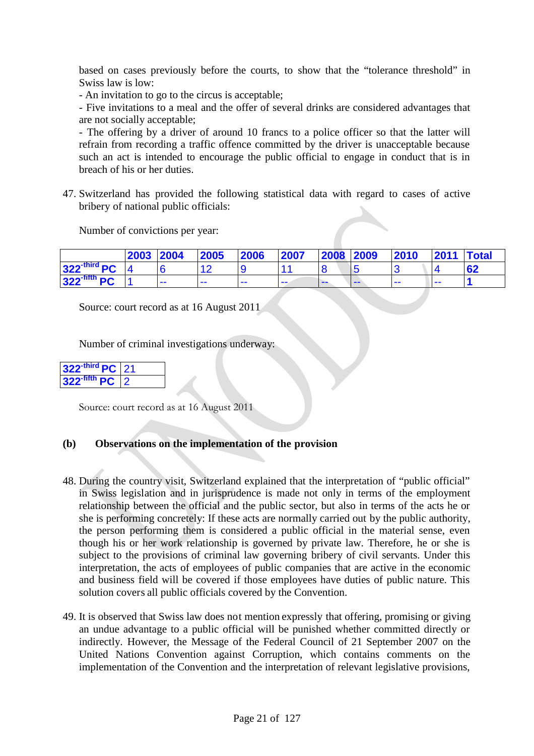based on cases previously before the courts, to show that the "tolerance threshold" in Swiss law is low:

- An invitation to go to the circus is acceptable;
- Five invitations to a meal and the offer of several drinks are considered advantages that are not socially acceptable;
- The offering by a driver of around 10 francs to a police officer so that the latter will refrain from recording a traffic offence committed by the driver is unacceptable because such an act is intended to encourage the public official to engage in conduct that is in breach of his or her duties.

47. Switzerland has provided the following statistical data with regard to cases of active bribery of national public officials:

Number of convictions per year:

| | 2003 | 2004 | 2005 | 2006 | 2007 | 2008 | 2009 | 2010 | 2011 | Total |
|---|---|---|---|---|---|---|---|---|---|---|
| 322-third PC | 4 | 6 | 12 | 9 | 11 | 8 | 5 | 3 | 4 | 62 |
| 322-fifth PC | 1 | -- | -- | -- | -- | -- | -- | -- | -- | 1 |

Source: court record as at 16 August 2011

Number of criminal investigations underway:

| | |
|---|---|
| 322-third PC | 21 |
| 322-fifth PC | 2 |

Source: court record as at 16 August 2011

**(b) Observations on the implementation of the provision**

48. During the country visit, Switzerland explained that the interpretation of "public official" in Swiss legislation and in jurisprudence is made not only in terms of the employment relationship between the official and the public sector, but also in terms of the acts he or she is performing concretely: If these acts are normally carried out by the public authority, the person performing them is considered a public official in the material sense, even though his or her work relationship is governed by private law. Therefore, he or she is subject to the provisions of criminal law governing bribery of civil servants. Under this interpretation, the acts of employees of public companies that are active in the economic and business field will be covered if those employees have duties of public nature. This solution covers all public officials covered by the Convention.

49. It is observed that Swiss law does not mention expressly that offering, promising or giving an undue advantage to a public official will be punished whether committed directly or indirectly. However, the Message of the Federal Council of 21 September 2007 on the United Nations Convention against Corruption, which contains comments on the implementation of the Convention and the interpretation of relevant legislative provisions,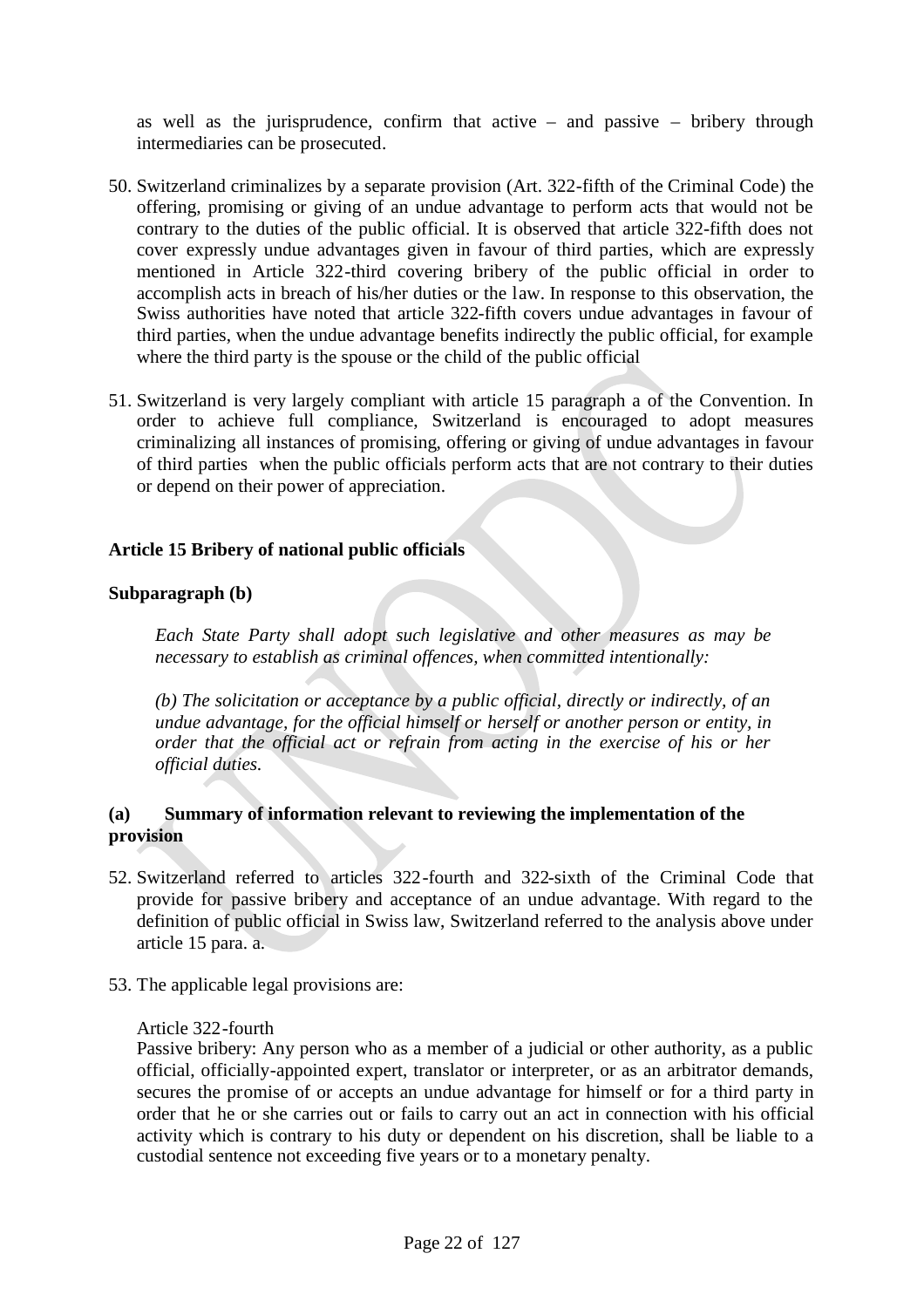as well as the jurisprudence, confirm that active – and passive – bribery through intermediaries can be prosecuted.

50. Switzerland criminalizes by a separate provision (Art. 322-fifth of the Criminal Code) the offering, promising or giving of an undue advantage to perform acts that would not be contrary to the duties of the public official. It is observed that article 322-fifth does not cover expressly undue advantages given in favour of third parties, which are expressly mentioned in Article 322-third covering bribery of the public official in order to accomplish acts in breach of his/her duties or the law. In response to this observation, the Swiss authorities have noted that article 322-fifth covers undue advantages in favour of third parties, when the undue advantage benefits indirectly the public official, for example where the third party is the spouse or the child of the public official

51. Switzerland is very largely compliant with article 15 paragraph a of the Convention. In order to achieve full compliance, Switzerland is encouraged to adopt measures criminalizing all instances of promising, offering or giving of undue advantages in favour of third parties when the public officials perform acts that are not contrary to their duties or depend on their power of appreciation.

**Article 15 Bribery of national public officials**

**Subparagraph (b)**

*Each State Party shall adopt such legislative and other measures as may be necessary to establish as criminal offences, when committed intentionally:*

*(b) The solicitation or acceptance by a public official, directly or indirectly, of an undue advantage, for the official himself or herself or another person or entity, in order that the official act or refrain from acting in the exercise of his or her official duties.*

**(a) Summary of information relevant to reviewing the implementation of the provision**

52. Switzerland referred to articles 322-fourth and 322-sixth of the Criminal Code that provide for passive bribery and acceptance of an undue advantage. With regard to the definition of public official in Swiss law, Switzerland referred to the analysis above under article 15 para. a.

53. The applicable legal provisions are:

Article 322-fourth

Passive bribery: Any person who as a member of a judicial or other authority, as a public official, officially-appointed expert, translator or interpreter, or as an arbitrator demands, secures the promise of or accepts an undue advantage for himself or for a third party in order that he or she carries out or fails to carry out an act in connection with his official activity which is contrary to his duty or dependent on his discretion, shall be liable to a custodial sentence not exceeding five years or to a monetary penalty.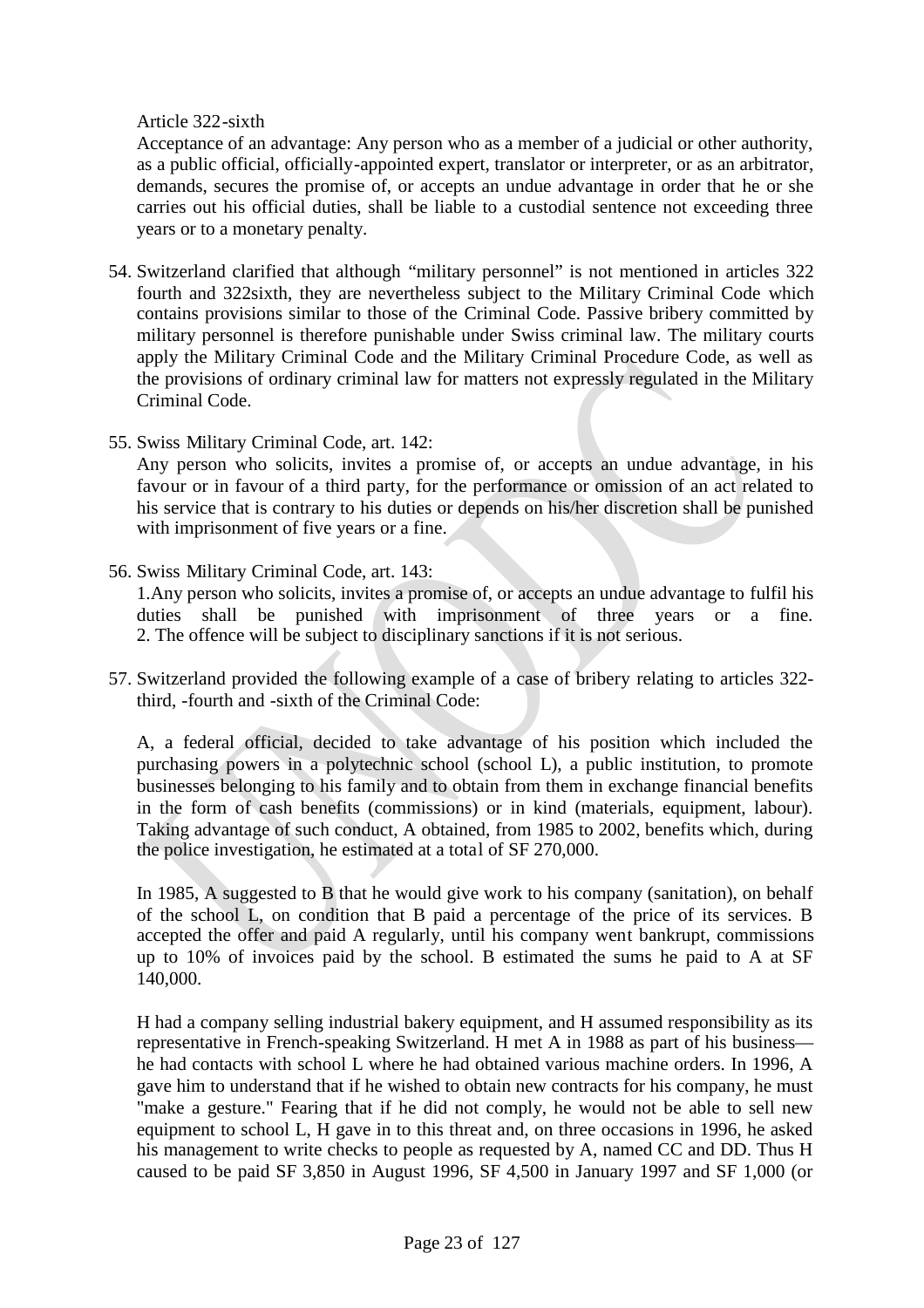Article 322-sixth

Acceptance of an advantage: Any person who as a member of a judicial or other authority, as a public official, officially-appointed expert, translator or interpreter, or as an arbitrator, demands, secures the promise of, or accepts an undue advantage in order that he or she carries out his official duties, shall be liable to a custodial sentence not exceeding three years or to a monetary penalty.

54. Switzerland clarified that although “military personnel” is not mentioned in articles 322 fourth and 322sixth, they are nevertheless subject to the Military Criminal Code which contains provisions similar to those of the Criminal Code. Passive bribery committed by military personnel is therefore punishable under Swiss criminal law. The military courts apply the Military Criminal Code and the Military Criminal Procedure Code, as well as the provisions of ordinary criminal law for matters not expressly regulated in the Military Criminal Code.

55. Swiss Military Criminal Code, art. 142:
Any person who solicits, invites a promise of, or accepts an undue advantage, in his favour or in favour of a third party, for the performance or omission of an act related to his service that is contrary to his duties or depends on his/her discretion shall be punished with imprisonment of five years or a fine.

56. Swiss Military Criminal Code, art. 143:
1.Any person who solicits, invites a promise of, or accepts an undue advantage to fulfil his duties shall be punished with imprisonment of three years or a fine.
2. The offence will be subject to disciplinary sanctions if it is not serious.

57. Switzerland provided the following example of a case of bribery relating to articles 322-third, -fourth and -sixth of the Criminal Code:

A, a federal official, decided to take advantage of his position which included the purchasing powers in a polytechnic school (school L), a public institution, to promote businesses belonging to his family and to obtain from them in exchange financial benefits in the form of cash benefits (commissions) or in kind (materials, equipment, labour). Taking advantage of such conduct, A obtained, from 1985 to 2002, benefits which, during the police investigation, he estimated at a total of SF 270,000.

In 1985, A suggested to B that he would give work to his company (sanitation), on behalf of the school L, on condition that B paid a percentage of the price of its services. B accepted the offer and paid A regularly, until his company went bankrupt, commissions up to 10% of invoices paid by the school. B estimated the sums he paid to A at SF 140,000.

H had a company selling industrial bakery equipment, and H assumed responsibility as its representative in French-speaking Switzerland. H met A in 1988 as part of his business—he had contacts with school L where he had obtained various machine orders. In 1996, A gave him to understand that if he wished to obtain new contracts for his company, he must "make a gesture." Fearing that if he did not comply, he would not be able to sell new equipment to school L, H gave in to this threat and, on three occasions in 1996, he asked his management to write checks to people as requested by A, named CC and DD. Thus H caused to be paid SF 3,850 in August 1996, SF 4,500 in January 1997 and SF 1,000 (or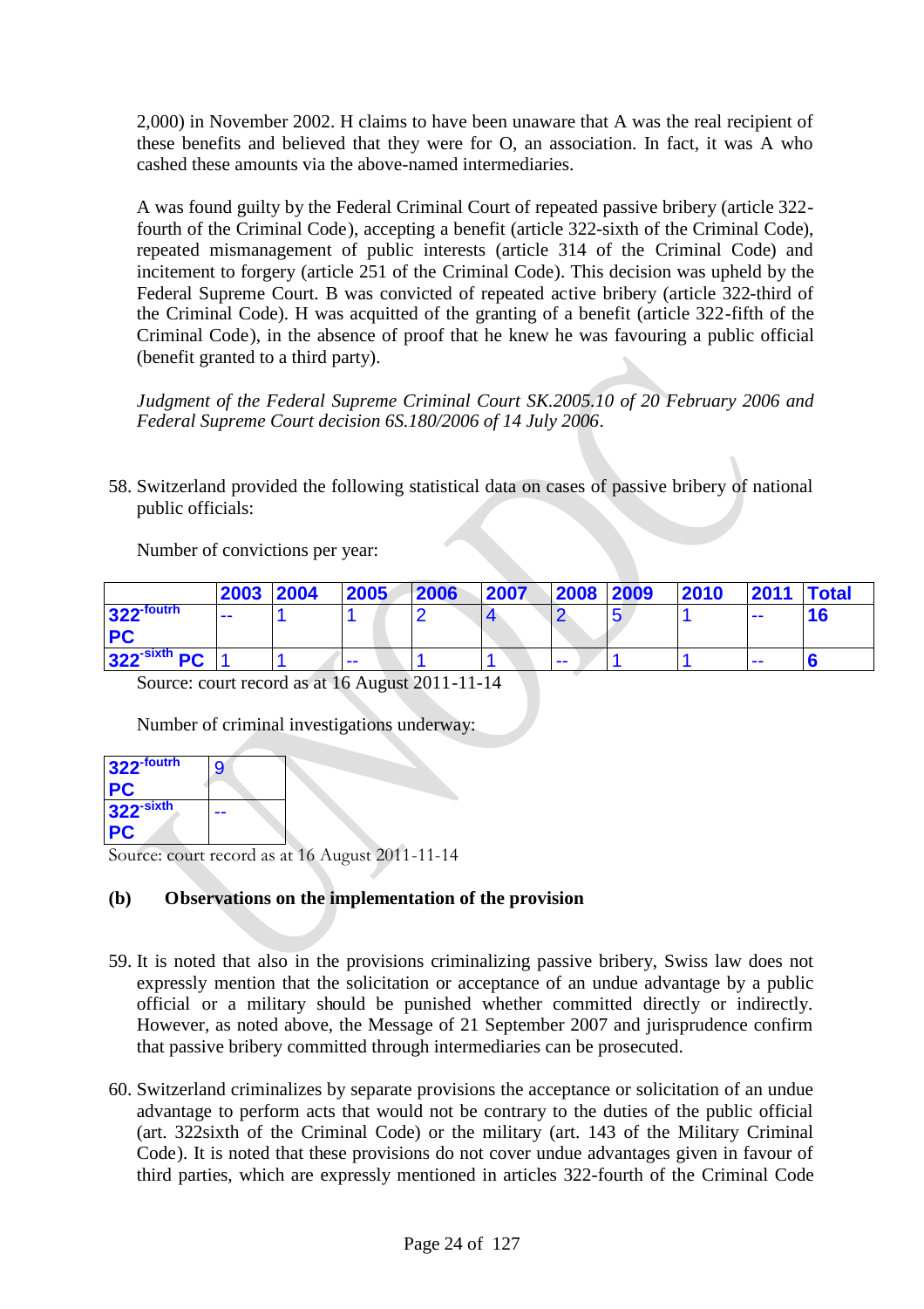2,000) in November 2002. H claims to have been unaware that A was the real recipient of these benefits and believed that they were for O, an association. In fact, it was A who cashed these amounts via the above-named intermediaries.

A was found guilty by the Federal Criminal Court of repeated passive bribery (article 322-fourth of the Criminal Code), accepting a benefit (article 322-sixth of the Criminal Code), repeated mismanagement of public interests (article 314 of the Criminal Code) and incitement to forgery (article 251 of the Criminal Code). This decision was upheld by the Federal Supreme Court. B was convicted of repeated active bribery (article 322-third of the Criminal Code). H was acquitted of the granting of a benefit (article 322-fifth of the Criminal Code), in the absence of proof that he knew he was favouring a public official (benefit granted to a third party).

*Judgment of the Federal Supreme Criminal Court SK.2005.10 of 20 February 2006 and Federal Supreme Court decision 6S.180/2006 of 14 July 2006*.

58. Switzerland provided the following statistical data on cases of passive bribery of national public officials:

Number of convictions per year:

| | 2003 | 2004 | 2005 | 2006 | 2007 | 2008 | 2009 | 2010 | 2011 | Total |
|---|---|---|---|---|---|---|---|---|---|---|
| 322-foutrh PC | -- | 1 | 1 | 2 | 4 | 2 | 5 | 1 | -- | 16 |
| 322-sixth PC | 1 | 1 | -- | 1 | 1 | -- | 1 | 1 | -- | 6 |

Source: court record as at 16 August 2011-11-14

Number of criminal investigations underway:

| | |
|---|---|
| 322-foutrh PC | 9 |
| 322-sixth PC | -- |

Source: court record as at 16 August 2011-11-14

**(b) Observations on the implementation of the provision**

59. It is noted that also in the provisions criminalizing passive bribery, Swiss law does not expressly mention that the solicitation or acceptance of an undue advantage by a public official or a military should be punished whether committed directly or indirectly. However, as noted above, the Message of 21 September 2007 and jurisprudence confirm that passive bribery committed through intermediaries can be prosecuted.

60. Switzerland criminalizes by separate provisions the acceptance or solicitation of an undue advantage to perform acts that would not be contrary to the duties of the public official (art. 322sixth of the Criminal Code) or the military (art. 143 of the Military Criminal Code). It is noted that these provisions do not cover undue advantages given in favour of third parties, which are expressly mentioned in articles 322-fourth of the Criminal Code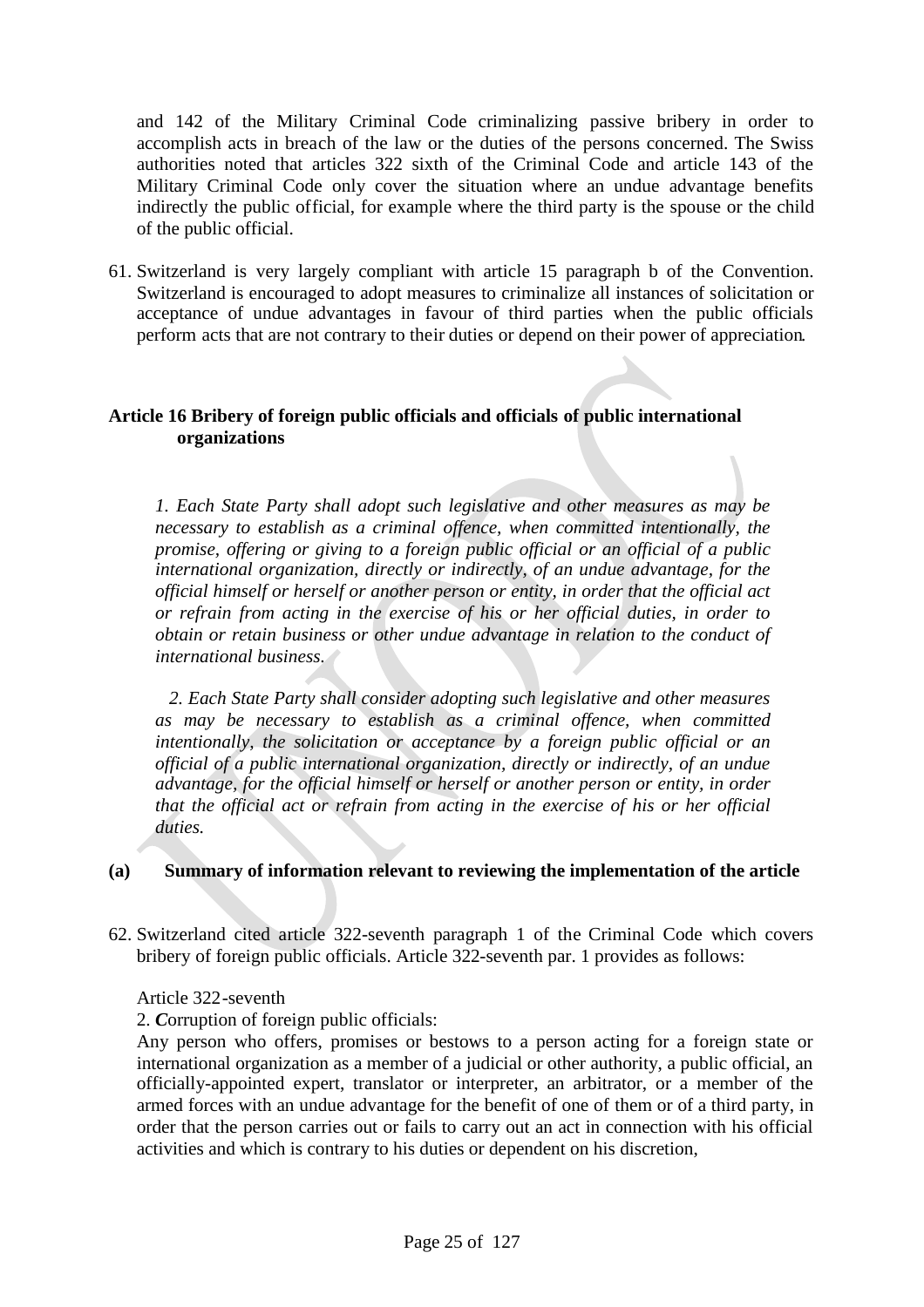and 142 of the Military Criminal Code criminalizing passive bribery in order to accomplish acts in breach of the law or the duties of the persons concerned. The Swiss authorities noted that articles 322 sixth of the Criminal Code and article 143 of the Military Criminal Code only cover the situation where an undue advantage benefits indirectly the public official, for example where the third party is the spouse or the child of the public official.

61. Switzerland is very largely compliant with article 15 paragraph b of the Convention. Switzerland is encouraged to adopt measures to criminalize all instances of solicitation or acceptance of undue advantages in favour of third parties when the public officials perform acts that are not contrary to their duties or depend on their power of appreciation.

### Article 16 Bribery of foreign public officials and officials of public international organizations

*1. Each State Party shall adopt such legislative and other measures as may be necessary to establish as a criminal offence, when committed intentionally, the promise, offering or giving to a foreign public official or an official of a public international organization, directly or indirectly, of an undue advantage, for the official himself or herself or another person or entity, in order that the official act or refrain from acting in the exercise of his or her official duties, in order to obtain or retain business or other undue advantage in relation to the conduct of international business.*

*2. Each State Party shall consider adopting such legislative and other measures as may be necessary to establish as a criminal offence, when committed intentionally, the solicitation or acceptance by a foreign public official or an official of a public international organization, directly or indirectly, of an undue advantage, for the official himself or herself or another person or entity, in order that the official act or refrain from acting in the exercise of his or her official duties.*

#### (a) Summary of information relevant to reviewing the implementation of the article

62. Switzerland cited article 322-seventh paragraph 1 of the Criminal Code which covers bribery of foreign public officials. Article 322-seventh par. 1 provides as follows:

Article 322-seventh

2. ***C****orruption of foreign public officials:*

Any person who offers, promises or bestows to a person acting for a foreign state or international organization as a member of a judicial or other authority, a public official, an officially-appointed expert, translator or interpreter, an arbitrator, or a member of the armed forces with an undue advantage for the benefit of one of them or of a third party, in order that the person carries out or fails to carry out an act in connection with his official activities and which is contrary to his duties or dependent on his discretion,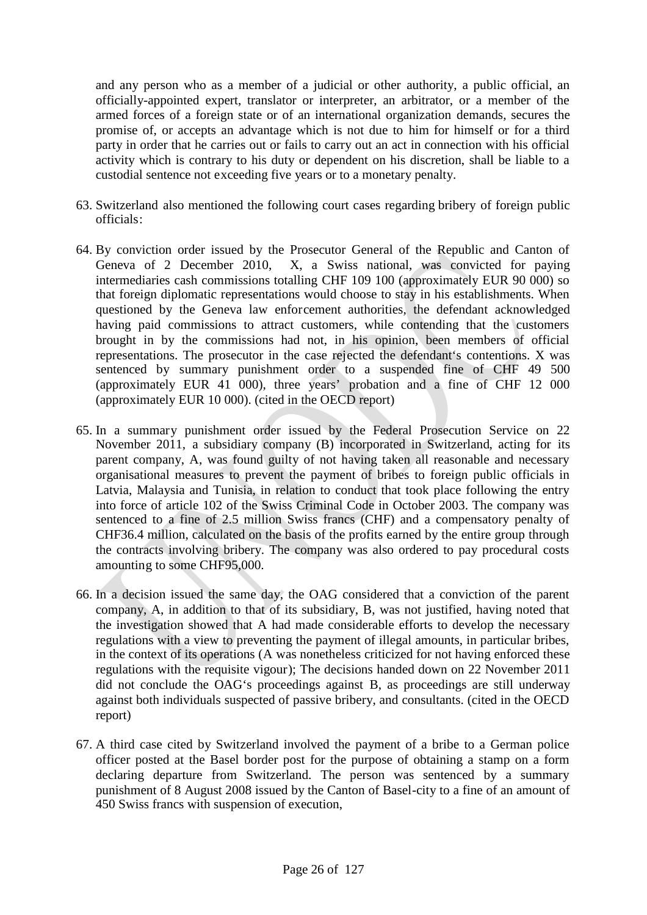and any person who as a member of a judicial or other authority, a public official, an officially-appointed expert, translator or interpreter, an arbitrator, or a member of the armed forces of a foreign state or of an international organization demands, secures the promise of, or accepts an advantage which is not due to him for himself or for a third party in order that he carries out or fails to carry out an act in connection with his official activity which is contrary to his duty or dependent on his discretion, shall be liable to a custodial sentence not exceeding five years or to a monetary penalty.

63. Switzerland also mentioned the following court cases regarding bribery of foreign public officials:

64. By conviction order issued by the Prosecutor General of the Republic and Canton of Geneva of 2 December 2010, X, a Swiss national, was convicted for paying intermediaries cash commissions totalling CHF 109 100 (approximately EUR 90 000) so that foreign diplomatic representations would choose to stay in his establishments. When questioned by the Geneva law enforcement authorities, the defendant acknowledged having paid commissions to attract customers, while contending that the customers brought in by the commissions had not, in his opinion, been members of official representations. The prosecutor in the case rejected the defendant‘s contentions. X was sentenced by summary punishment order to a suspended fine of CHF 49 500 (approximately EUR 41 000), three years' probation and a fine of CHF 12 000 (approximately EUR 10 000). (cited in the OECD report)

65. In a summary punishment order issued by the Federal Prosecution Service on 22 November 2011, a subsidiary company (B) incorporated in Switzerland, acting for its parent company, A, was found guilty of not having taken all reasonable and necessary organisational measures to prevent the payment of bribes to foreign public officials in Latvia, Malaysia and Tunisia, in relation to conduct that took place following the entry into force of article 102 of the Swiss Criminal Code in October 2003. The company was sentenced to a fine of 2.5 million Swiss francs (CHF) and a compensatory penalty of CHF36.4 million, calculated on the basis of the profits earned by the entire group through the contracts involving bribery. The company was also ordered to pay procedural costs amounting to some CHF95,000.

66. In a decision issued the same day, the OAG considered that a conviction of the parent company, A, in addition to that of its subsidiary, B, was not justified, having noted that the investigation showed that A had made considerable efforts to develop the necessary regulations with a view to preventing the payment of illegal amounts, in particular bribes, in the context of its operations (A was nonetheless criticized for not having enforced these regulations with the requisite vigour); The decisions handed down on 22 November 2011 did not conclude the OAG‘s proceedings against B, as proceedings are still underway against both individuals suspected of passive bribery, and consultants. (cited in the OECD report)

67. A third case cited by Switzerland involved the payment of a bribe to a German police officer posted at the Basel border post for the purpose of obtaining a stamp on a form declaring departure from Switzerland. The person was sentenced by a summary punishment of 8 August 2008 issued by the Canton of Basel-city to a fine of an amount of 450 Swiss francs with suspension of execution,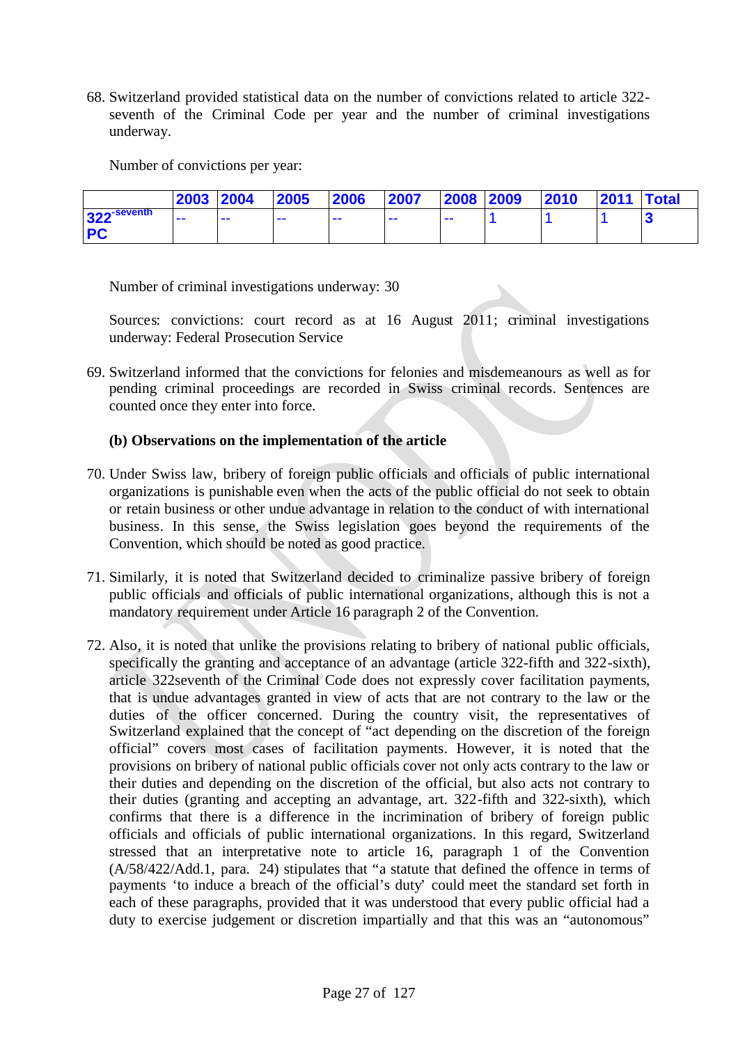68. Switzerland provided statistical data on the number of convictions related to article 322-seventh of the Criminal Code per year and the number of criminal investigations underway.

Number of convictions per year:

| | 2003 | 2004 | 2005 | 2006 | 2007 | 2008 | 2009 | 2010 | 2011 | Total |
|---|---|---|---|---|---|---|---|---|---|---|
| 322-seventh PC | -- | -- | -- | -- | -- | -- | 1 | 1 | 1 | 3 |

Number of criminal investigations underway: 30

Sources: convictions: court record as at 16 August 2011; criminal investigations underway: Federal Prosecution Service

69. Switzerland informed that the convictions for felonies and misdemeanours as well as for pending criminal proceedings are recorded in Swiss criminal records. Sentences are counted once they enter into force.

**(b) Observations on the implementation of the article**

70. Under Swiss law, bribery of foreign public officials and officials of public international organizations is punishable even when the acts of the public official do not seek to obtain or retain business or other undue advantage in relation to the conduct of with international business. In this sense, the Swiss legislation goes beyond the requirements of the Convention, which should be noted as good practice.

71. Similarly, it is noted that Switzerland decided to criminalize passive bribery of foreign public officials and officials of public international organizations, although this is not a mandatory requirement under Article 16 paragraph 2 of the Convention.

72. Also, it is noted that unlike the provisions relating to bribery of national public officials, specifically the granting and acceptance of an advantage (article 322-fifth and 322-sixth), article 322seventh of the Criminal Code does not expressly cover facilitation payments, that is undue advantages granted in view of acts that are not contrary to the law or the duties of the officer concerned. During the country visit, the representatives of Switzerland explained that the concept of "act depending on the discretion of the foreign official" covers most cases of facilitation payments. However, it is noted that the provisions on bribery of national public officials cover not only acts contrary to the law or their duties and depending on the discretion of the official, but also acts not contrary to their duties (granting and accepting an advantage, art. 322-fifth and 322-sixth), which confirms that there is a difference in the incrimination of bribery of foreign public officials and officials of public international organizations. In this regard, Switzerland stressed that an interpretative note to article 16, paragraph 1 of the Convention (A/58/422/Add.1, para. 24) stipulates that "a statute that defined the offence in terms of payments 'to induce a breach of the official's duty' could meet the standard set forth in each of these paragraphs, provided that it was understood that every public official had a duty to exercise judgement or discretion impartially and that this was an "autonomous"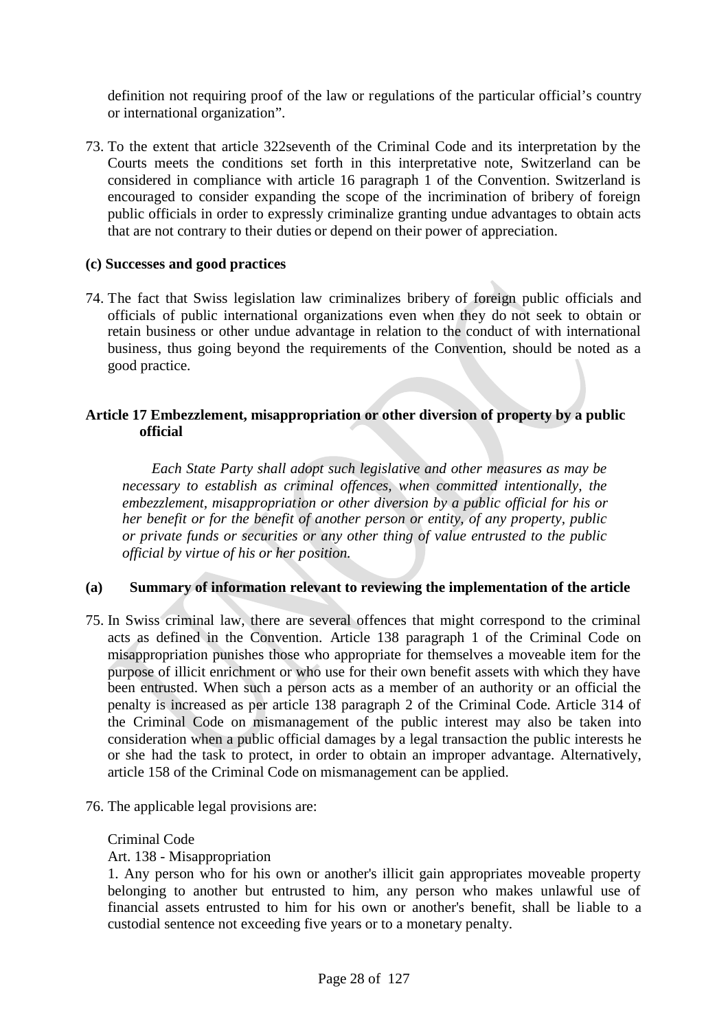definition not requiring proof of the law or regulations of the particular official's country or international organization".

73. To the extent that article 322seventh of the Criminal Code and its interpretation by the Courts meets the conditions set forth in this interpretative note, Switzerland can be considered in compliance with article 16 paragraph 1 of the Convention. Switzerland is encouraged to consider expanding the scope of the incrimination of bribery of foreign public officials in order to expressly criminalize granting undue advantages to obtain acts that are not contrary to their duties or depend on their power of appreciation.

**(c) Successes and good practices**

74. The fact that Swiss legislation law criminalizes bribery of foreign public officials and officials of public international organizations even when they do not seek to obtain or retain business or other undue advantage in relation to the conduct of with international business, thus going beyond the requirements of the Convention, should be noted as a good practice.

**Article 17 Embezzlement, misappropriation or other diversion of property by a public official**

*Each State Party shall adopt such legislative and other measures as may be necessary to establish as criminal offences, when committed intentionally, the embezzlement, misappropriation or other diversion by a public official for his or her benefit or for the benefit of another person or entity, of any property, public or private funds or securities or any other thing of value entrusted to the public official by virtue of his or her position.*

**(a) Summary of information relevant to reviewing the implementation of the article**

75. In Swiss criminal law, there are several offences that might correspond to the criminal acts as defined in the Convention. Article 138 paragraph 1 of the Criminal Code on misappropriation punishes those who appropriate for themselves a moveable item for the purpose of illicit enrichment or who use for their own benefit assets with which they have been entrusted. When such a person acts as a member of an authority or an official the penalty is increased as per article 138 paragraph 2 of the Criminal Code. Article 314 of the Criminal Code on mismanagement of the public interest may also be taken into consideration when a public official damages by a legal transaction the public interests he or she had the task to protect, in order to obtain an improper advantage. Alternatively, article 158 of the Criminal Code on mismanagement can be applied.

76. The applicable legal provisions are:

Criminal Code

Art. 138 - Misappropriation

1. Any person who for his own or another's illicit gain appropriates moveable property belonging to another but entrusted to him, any person who makes unlawful use of financial assets entrusted to him for his own or another's benefit, shall be liable to a custodial sentence not exceeding five years or to a monetary penalty.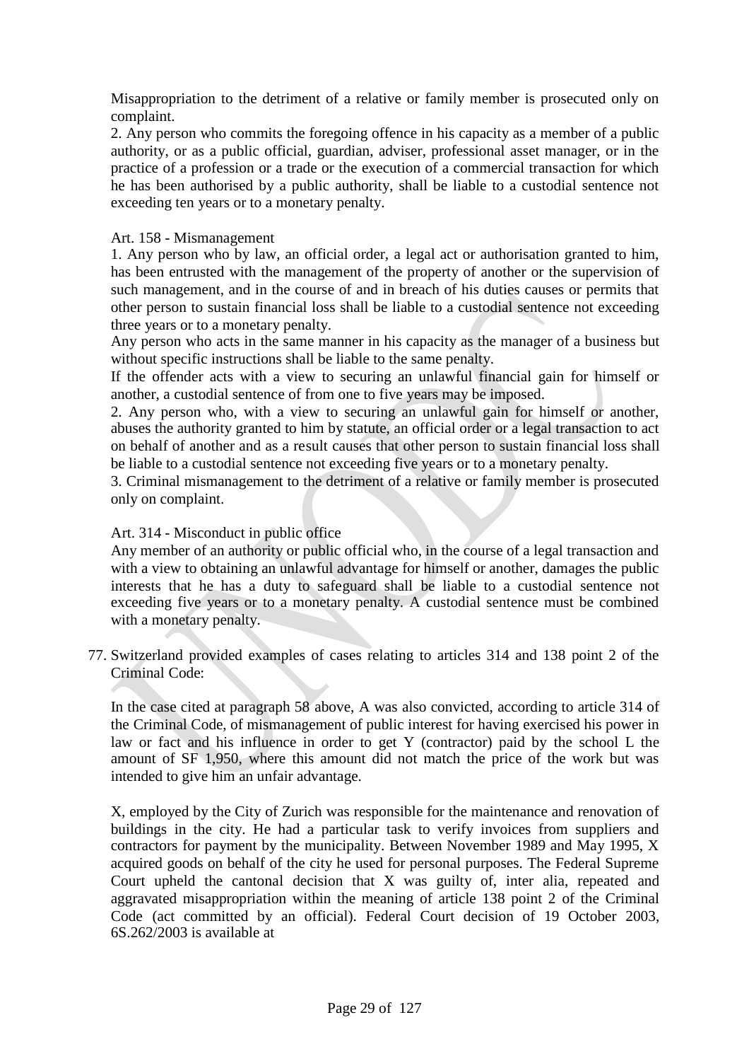Misappropriation to the detriment of a relative or family member is prosecuted only on complaint.

2. Any person who commits the foregoing offence in his capacity as a member of a public authority, or as a public official, guardian, adviser, professional asset manager, or in the practice of a profession or a trade or the execution of a commercial transaction for which he has been authorised by a public authority, shall be liable to a custodial sentence not exceeding ten years or to a monetary penalty.

Art. 158 - Mismanagement

1. Any person who by law, an official order, a legal act or authorisation granted to him, has been entrusted with the management of the property of another or the supervision of such management, and in the course of and in breach of his duties causes or permits that other person to sustain financial loss shall be liable to a custodial sentence not exceeding three years or to a monetary penalty.

Any person who acts in the same manner in his capacity as the manager of a business but without specific instructions shall be liable to the same penalty.

If the offender acts with a view to securing an unlawful financial gain for himself or another, a custodial sentence of from one to five years may be imposed.

2. Any person who, with a view to securing an unlawful gain for himself or another, abuses the authority granted to him by statute, an official order or a legal transaction to act on behalf of another and as a result causes that other person to sustain financial loss shall be liable to a custodial sentence not exceeding five years or to a monetary penalty.

3. Criminal mismanagement to the detriment of a relative or family member is prosecuted only on complaint.

Art. 314 - Misconduct in public office

Any member of an authority or public official who, in the course of a legal transaction and with a view to obtaining an unlawful advantage for himself or another, damages the public interests that he has a duty to safeguard shall be liable to a custodial sentence not exceeding five years or to a monetary penalty. A custodial sentence must be combined with a monetary penalty.

77. Switzerland provided examples of cases relating to articles 314 and 138 point 2 of the Criminal Code:

In the case cited at paragraph 58 above, A was also convicted, according to article 314 of the Criminal Code, of mismanagement of public interest for having exercised his power in law or fact and his influence in order to get Y (contractor) paid by the school L the amount of SF 1,950, where this amount did not match the price of the work but was intended to give him an unfair advantage.

X, employed by the City of Zurich was responsible for the maintenance and renovation of buildings in the city. He had a particular task to verify invoices from suppliers and contractors for payment by the municipality. Between November 1989 and May 1995, X acquired goods on behalf of the city he used for personal purposes. The Federal Supreme Court upheld the cantonal decision that X was guilty of, inter alia, repeated and aggravated misappropriation within the meaning of article 138 point 2 of the Criminal Code (act committed by an official). Federal Court decision of 19 October 2003, 6S.262/2003 is available at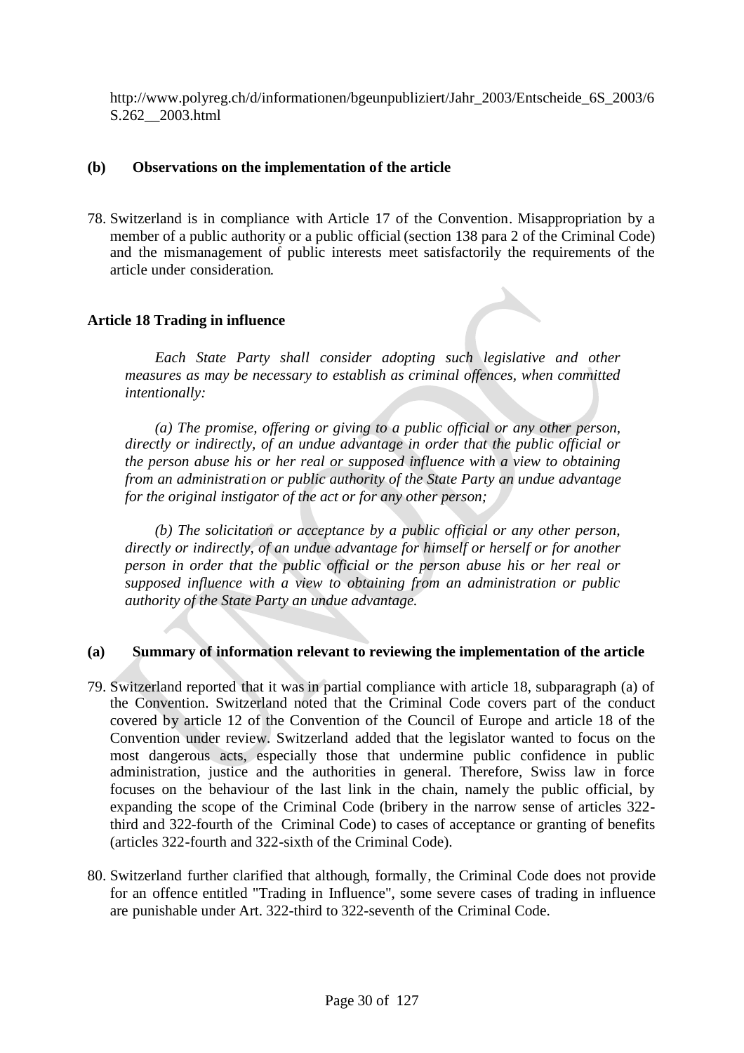http://www.polyreg.ch/d/informationen/bgeunpubliziert/Jahr_2003/Entscheide_6S_2003/6S.262__2003.html

### (b) Observations on the implementation of the article

78. Switzerland is in compliance with Article 17 of the Convention. Misappropriation by a member of a public authority or a public official (section 138 para 2 of the Criminal Code) and the mismanagement of public interests meet satisfactorily the requirements of the article under consideration.

### Article 18 Trading in influence

*Each State Party shall consider adopting such legislative and other measures as may be necessary to establish as criminal offences, when committed intentionally:*

*(a) The promise, offering or giving to a public official or any other person, directly or indirectly, of an undue advantage in order that the public official or the person abuse his or her real or supposed influence with a view to obtaining from an administration or public authority of the State Party an undue advantage for the original instigator of the act or for any other person;*

*(b) The solicitation or acceptance by a public official or any other person, directly or indirectly, of an undue advantage for himself or herself or for another person in order that the public official or the person abuse his or her real or supposed influence with a view to obtaining from an administration or public authority of the State Party an undue advantage.*

### (a) Summary of information relevant to reviewing the implementation of the article

79. Switzerland reported that it was in partial compliance with article 18, subparagraph (a) of the Convention. Switzerland noted that the Criminal Code covers part of the conduct covered by article 12 of the Convention of the Council of Europe and article 18 of the Convention under review. Switzerland added that the legislator wanted to focus on the most dangerous acts, especially those that undermine public confidence in public administration, justice and the authorities in general. Therefore, Swiss law in force focuses on the behaviour of the last link in the chain, namely the public official, by expanding the scope of the Criminal Code (bribery in the narrow sense of articles 322-third and 322-fourth of the Criminal Code) to cases of acceptance or granting of benefits (articles 322-fourth and 322-sixth of the Criminal Code).

80. Switzerland further clarified that although, formally, the Criminal Code does not provide for an offence entitled "Trading in Influence", some severe cases of trading in influence are punishable under Art. 322-third to 322-seventh of the Criminal Code.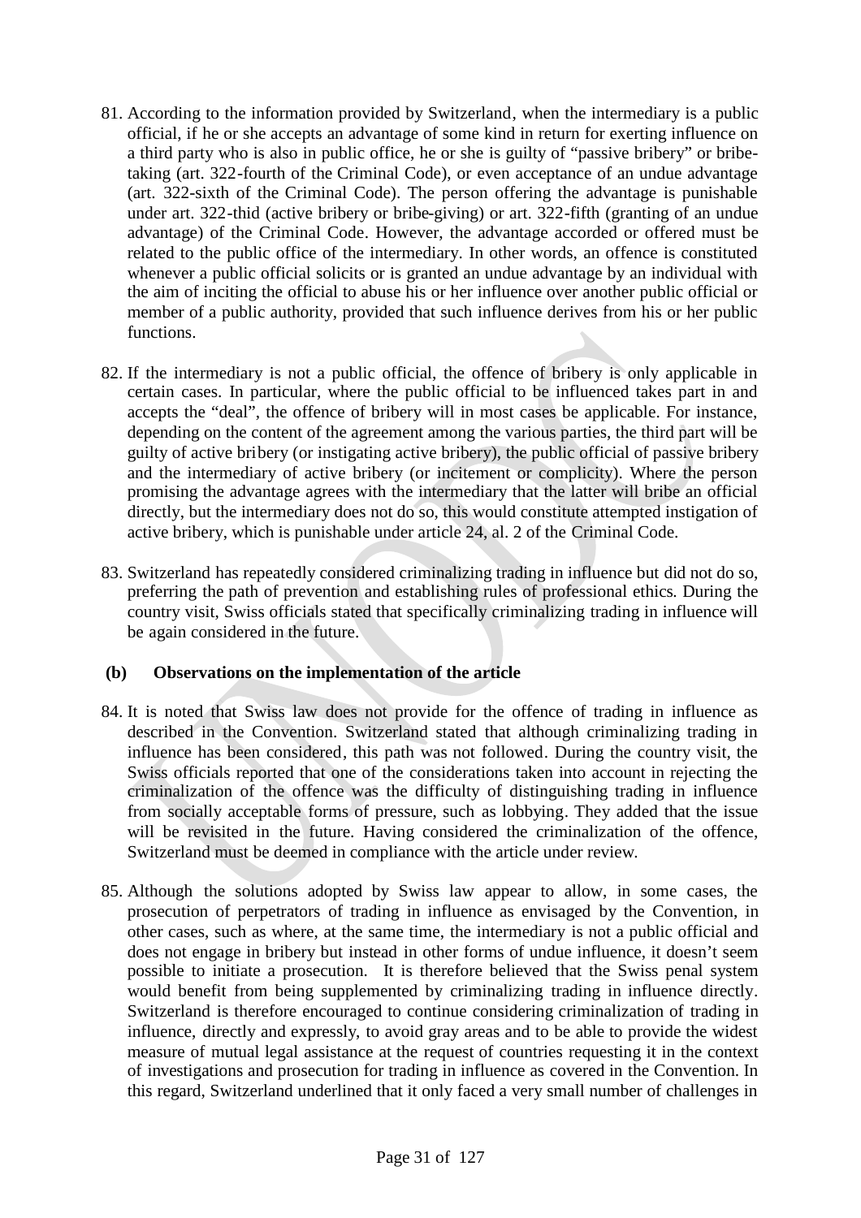81. According to the information provided by Switzerland, when the intermediary is a public official, if he or she accepts an advantage of some kind in return for exerting influence on a third party who is also in public office, he or she is guilty of "passive bribery" or bribe-taking (art. 322-fourth of the Criminal Code), or even acceptance of an undue advantage (art. 322-sixth of the Criminal Code). The person offering the advantage is punishable under art. 322-thid (active bribery or bribe-giving) or art. 322-fifth (granting of an undue advantage) of the Criminal Code. However, the advantage accorded or offered must be related to the public office of the intermediary. In other words, an offence is constituted whenever a public official solicits or is granted an undue advantage by an individual with the aim of inciting the official to abuse his or her influence over another public official or member of a public authority, provided that such influence derives from his or her public functions.

82. If the intermediary is not a public official, the offence of bribery is only applicable in certain cases. In particular, where the public official to be influenced takes part in and accepts the "deal", the offence of bribery will in most cases be applicable. For instance, depending on the content of the agreement among the various parties, the third part will be guilty of active bribery (or instigating active bribery), the public official of passive bribery and the intermediary of active bribery (or incitement or complicity). Where the person promising the advantage agrees with the intermediary that the latter will bribe an official directly, but the intermediary does not do so, this would constitute attempted instigation of active bribery, which is punishable under article 24, al. 2 of the Criminal Code.

83. Switzerland has repeatedly considered criminalizing trading in influence but did not do so, preferring the path of prevention and establishing rules of professional ethics. During the country visit, Swiss officials stated that specifically criminalizing trading in influence will be again considered in the future.

**(b) Observations on the implementation of the article**

84. It is noted that Swiss law does not provide for the offence of trading in influence as described in the Convention. Switzerland stated that although criminalizing trading in influence has been considered, this path was not followed. During the country visit, the Swiss officials reported that one of the considerations taken into account in rejecting the criminalization of the offence was the difficulty of distinguishing trading in influence from socially acceptable forms of pressure, such as lobbying. They added that the issue will be revisited in the future. Having considered the criminalization of the offence, Switzerland must be deemed in compliance with the article under review.

85. Although the solutions adopted by Swiss law appear to allow, in some cases, the prosecution of perpetrators of trading in influence as envisaged by the Convention, in other cases, such as where, at the same time, the intermediary is not a public official and does not engage in bribery but instead in other forms of undue influence, it doesn't seem possible to initiate a prosecution. It is therefore believed that the Swiss penal system would benefit from being supplemented by criminalizing trading in influence directly. Switzerland is therefore encouraged to continue considering criminalization of trading in influence, directly and expressly, to avoid gray areas and to be able to provide the widest measure of mutual legal assistance at the request of countries requesting it in the context of investigations and prosecution for trading in influence as covered in the Convention. In this regard, Switzerland underlined that it only faced a very small number of challenges in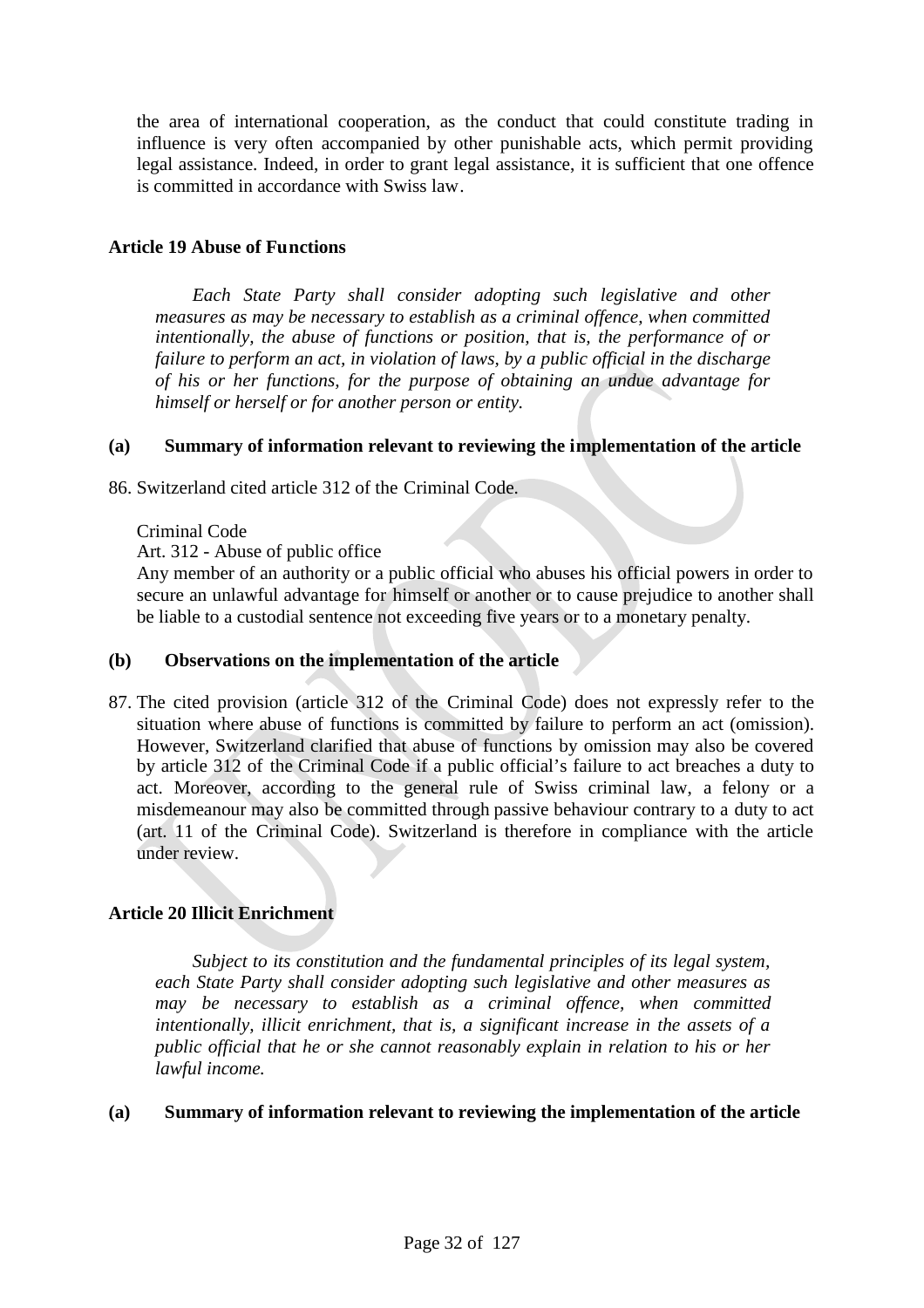the area of international cooperation, as the conduct that could constitute trading in influence is very often accompanied by other punishable acts, which permit providing legal assistance. Indeed, in order to grant legal assistance, it is sufficient that one offence is committed in accordance with Swiss law.

**Article 19 Abuse of Functions**

*Each State Party shall consider adopting such legislative and other measures as may be necessary to establish as a criminal offence, when committed intentionally, the abuse of functions or position, that is, the performance of or failure to perform an act, in violation of laws, by a public official in the discharge of his or her functions, for the purpose of obtaining an undue advantage for himself or herself or for another person or entity.*

**(a) Summary of information relevant to reviewing the implementation of the article**

86. Switzerland cited article 312 of the Criminal Code.

Criminal Code

Art. 312 - Abuse of public office

Any member of an authority or a public official who abuses his official powers in order to secure an unlawful advantage for himself or another or to cause prejudice to another shall be liable to a custodial sentence not exceeding five years or to a monetary penalty.

**(b) Observations on the implementation of the article**

87. The cited provision (article 312 of the Criminal Code) does not expressly refer to the situation where abuse of functions is committed by failure to perform an act (omission). However, Switzerland clarified that abuse of functions by omission may also be covered by article 312 of the Criminal Code if a public official's failure to act breaches a duty to act. Moreover, according to the general rule of Swiss criminal law, a felony or a misdemeanour may also be committed through passive behaviour contrary to a duty to act (art. 11 of the Criminal Code). Switzerland is therefore in compliance with the article under review.

**Article 20 Illicit Enrichment**

*Subject to its constitution and the fundamental principles of its legal system, each State Party shall consider adopting such legislative and other measures as may be necessary to establish as a criminal offence, when committed intentionally, illicit enrichment, that is, a significant increase in the assets of a public official that he or she cannot reasonably explain in relation to his or her lawful income.*

**(a) Summary of information relevant to reviewing the implementation of the article**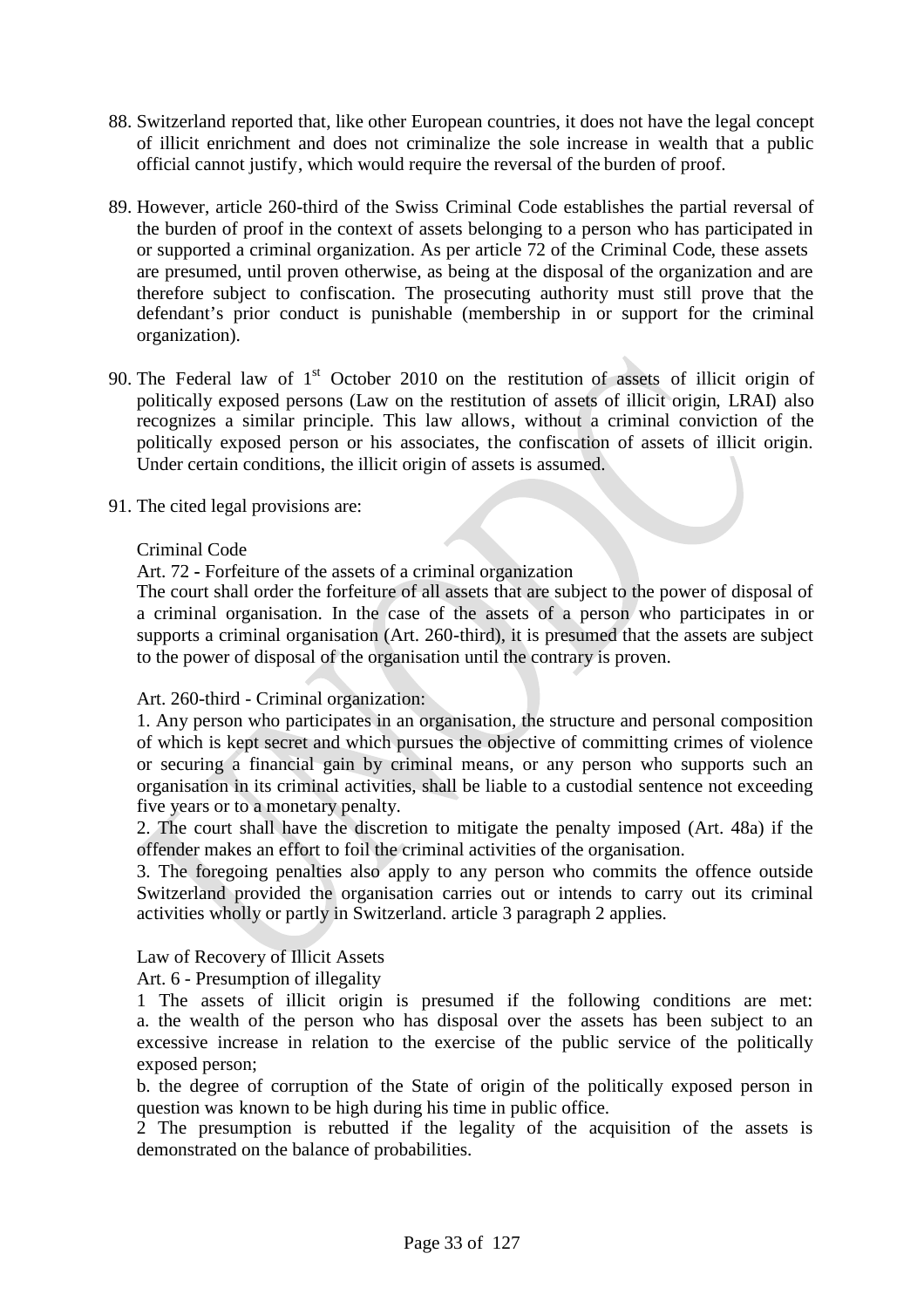88. Switzerland reported that, like other European countries, it does not have the legal concept of illicit enrichment and does not criminalize the sole increase in wealth that a public official cannot justify, which would require the reversal of the burden of proof.

89. However, article 260-third of the Swiss Criminal Code establishes the partial reversal of the burden of proof in the context of assets belonging to a person who has participated in or supported a criminal organization. As per article 72 of the Criminal Code, these assets are presumed, until proven otherwise, as being at the disposal of the organization and are therefore subject to confiscation. The prosecuting authority must still prove that the defendant's prior conduct is punishable (membership in or support for the criminal organization).

90. The Federal law of 1st October 2010 on the restitution of assets of illicit origin of politically exposed persons (Law on the restitution of assets of illicit origin, LRAI) also recognizes a similar principle. This law allows, without a criminal conviction of the politically exposed person or his associates, the confiscation of assets of illicit origin. Under certain conditions, the illicit origin of assets is assumed.

91. The cited legal provisions are:

Criminal Code

Art. 72 - Forfeiture of the assets of a criminal organization

The court shall order the forfeiture of all assets that are subject to the power of disposal of a criminal organisation. In the case of the assets of a person who participates in or supports a criminal organisation (Art. 260-third), it is presumed that the assets are subject to the power of disposal of the organisation until the contrary is proven.

Art. 260-third - Criminal organization:

1. Any person who participates in an organisation, the structure and personal composition of which is kept secret and which pursues the objective of committing crimes of violence or securing a financial gain by criminal means, or any person who supports such an organisation in its criminal activities, shall be liable to a custodial sentence not exceeding five years or to a monetary penalty.

2. The court shall have the discretion to mitigate the penalty imposed (Art. 48a) if the offender makes an effort to foil the criminal activities of the organisation.

3. The foregoing penalties also apply to any person who commits the offence outside Switzerland provided the organisation carries out or intends to carry out its criminal activities wholly or partly in Switzerland. article 3 paragraph 2 applies.

Law of Recovery of Illicit Assets

Art. 6 - Presumption of illegality

1 The assets of illicit origin is presumed if the following conditions are met:
a. the wealth of the person who has disposal over the assets has been subject to an excessive increase in relation to the exercise of the public service of the politically exposed person;

b. the degree of corruption of the State of origin of the politically exposed person in question was known to be high during his time in public office.

2 The presumption is rebutted if the legality of the acquisition of the assets is demonstrated on the balance of probabilities.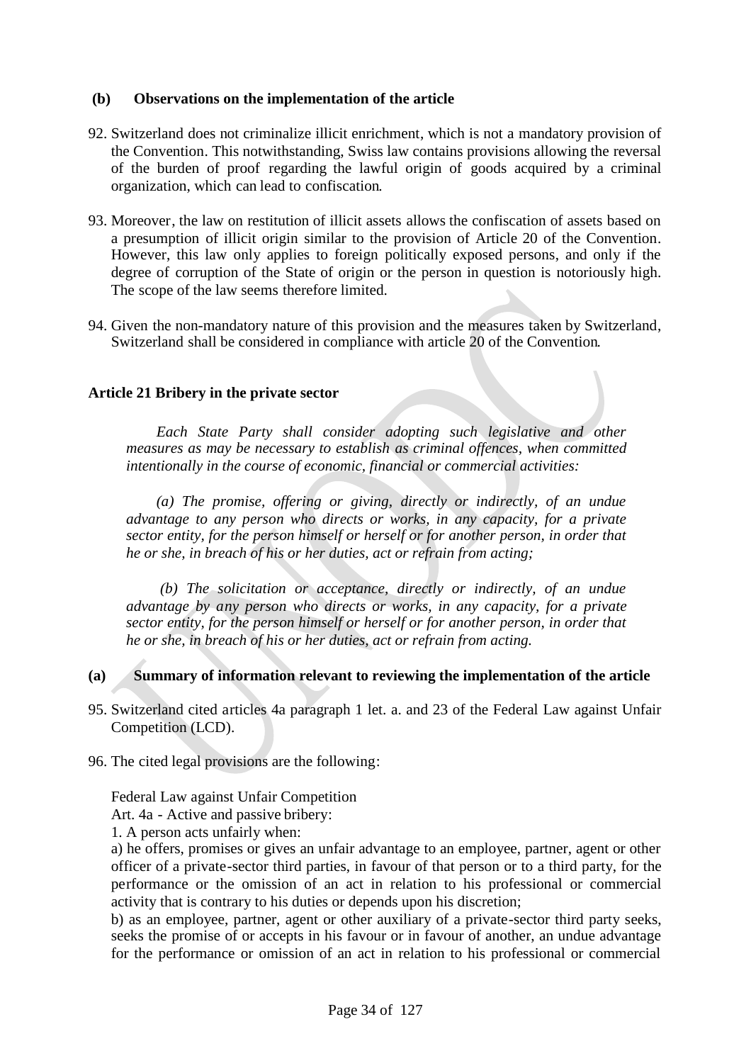**(b) Observations on the implementation of the article**

92. Switzerland does not criminalize illicit enrichment, which is not a mandatory provision of the Convention. This notwithstanding, Swiss law contains provisions allowing the reversal of the burden of proof regarding the lawful origin of goods acquired by a criminal organization, which can lead to confiscation.

93. Moreover, the law on restitution of illicit assets allows the confiscation of assets based on a presumption of illicit origin similar to the provision of Article 20 of the Convention. However, this law only applies to foreign politically exposed persons, and only if the degree of corruption of the State of origin or the person in question is notoriously high. The scope of the law seems therefore limited.

94. Given the non-mandatory nature of this provision and the measures taken by Switzerland, Switzerland shall be considered in compliance with article 20 of the Convention.

**Article 21 Bribery in the private sector**

*Each State Party shall consider adopting such legislative and other measures as may be necessary to establish as criminal offences, when committed intentionally in the course of economic, financial or commercial activities:*

*(a) The promise, offering or giving, directly or indirectly, of an undue advantage to any person who directs or works, in any capacity, for a private sector entity, for the person himself or herself or for another person, in order that he or she, in breach of his or her duties, act or refrain from acting;*

*(b) The solicitation or acceptance, directly or indirectly, of an undue advantage by any person who directs or works, in any capacity, for a private sector entity, for the person himself or herself or for another person, in order that he or she, in breach of his or her duties, act or refrain from acting.*

**(a) Summary of information relevant to reviewing the implementation of the article**

95. Switzerland cited articles 4a paragraph 1 let. a. and 23 of the Federal Law against Unfair Competition (LCD).

96. The cited legal provisions are the following:

Federal Law against Unfair Competition

Art. 4a - Active and passive bribery:

1. A person acts unfairly when:

a) he offers, promises or gives an unfair advantage to an employee, partner, agent or other officer of a private-sector third parties, in favour of that person or to a third party, for the performance or the omission of an act in relation to his professional or commercial activity that is contrary to his duties or depends upon his discretion;

b) as an employee, partner, agent or other auxiliary of a private-sector third party seeks, seeks the promise of or accepts in his favour or in favour of another, an undue advantage for the performance or omission of an act in relation to his professional or commercial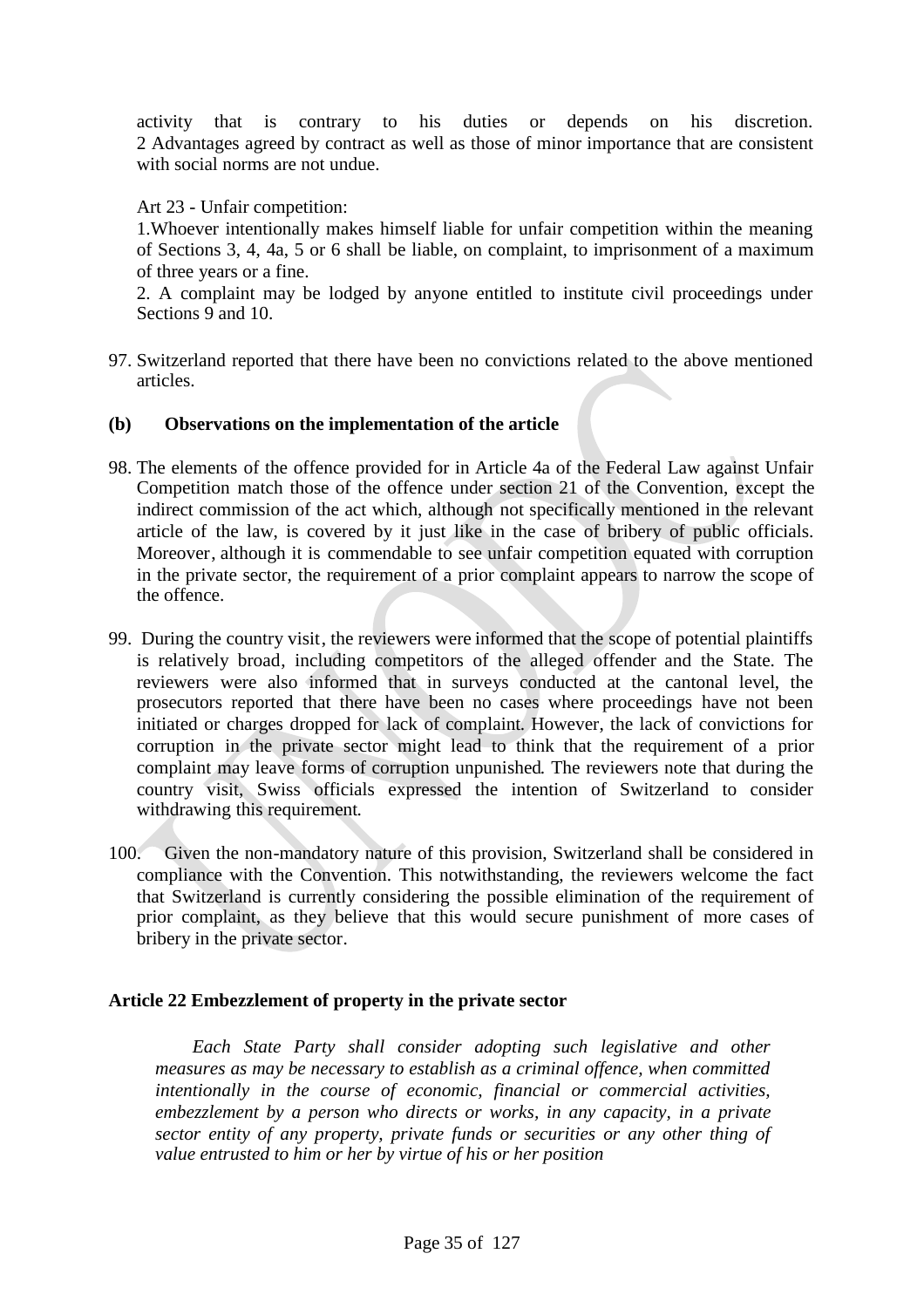activity that is contrary to his duties or depends on his discretion.
2 Advantages agreed by contract as well as those of minor importance that are consistent with social norms are not undue.

Art 23 - Unfair competition:

1.Whoever intentionally makes himself liable for unfair competition within the meaning of Sections 3, 4, 4a, 5 or 6 shall be liable, on complaint, to imprisonment of a maximum of three years or a fine.

2. A complaint may be lodged by anyone entitled to institute civil proceedings under Sections 9 and 10.

97. Switzerland reported that there have been no convictions related to the above mentioned articles.

**(b) Observations on the implementation of the article**

98. The elements of the offence provided for in Article 4a of the Federal Law against Unfair Competition match those of the offence under section 21 of the Convention, except the indirect commission of the act which, although not specifically mentioned in the relevant article of the law, is covered by it just like in the case of bribery of public officials. Moreover, although it is commendable to see unfair competition equated with corruption in the private sector, the requirement of a prior complaint appears to narrow the scope of the offence.

99. During the country visit, the reviewers were informed that the scope of potential plaintiffs is relatively broad, including competitors of the alleged offender and the State. The reviewers were also informed that in surveys conducted at the cantonal level, the prosecutors reported that there have been no cases where proceedings have not been initiated or charges dropped for lack of complaint. However, the lack of convictions for corruption in the private sector might lead to think that the requirement of a prior complaint may leave forms of corruption unpunished. The reviewers note that during the country visit, Swiss officials expressed the intention of Switzerland to consider withdrawing this requirement.

100. Given the non-mandatory nature of this provision, Switzerland shall be considered in compliance with the Convention. This notwithstanding, the reviewers welcome the fact that Switzerland is currently considering the possible elimination of the requirement of prior complaint, as they believe that this would secure punishment of more cases of bribery in the private sector.

**Article 22 Embezzlement of property in the private sector**

*Each State Party shall consider adopting such legislative and other measures as may be necessary to establish as a criminal offence, when committed intentionally in the course of economic, financial or commercial activities, embezzlement by a person who directs or works, in any capacity, in a private sector entity of any property, private funds or securities or any other thing of value entrusted to him or her by virtue of his or her position*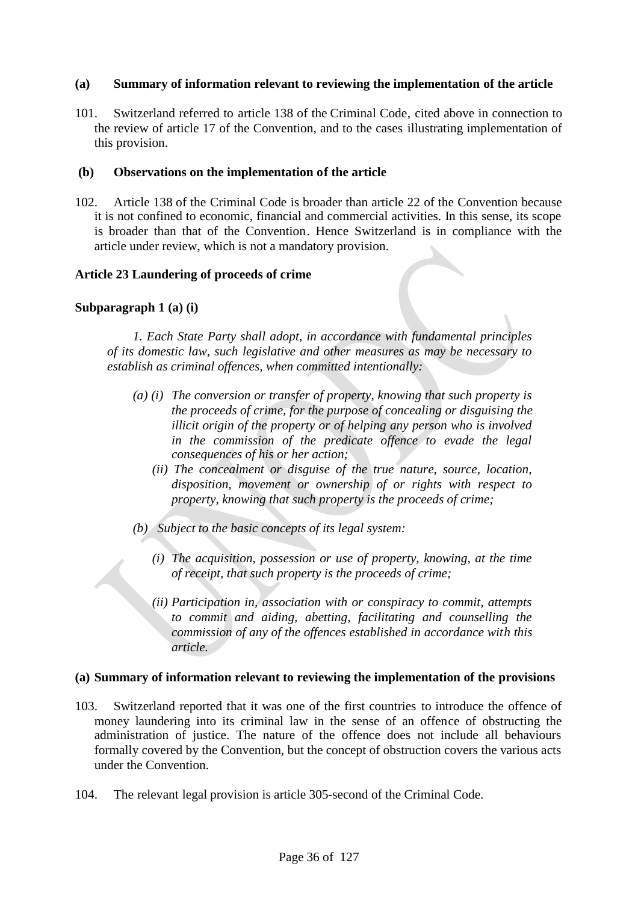### (a) Summary of information relevant to reviewing the implementation of the article

101. Switzerland referred to article 138 of the Criminal Code, cited above in connection to the review of article 17 of the Convention, and to the cases illustrating implementation of this provision.

### (b) Observations on the implementation of the article

102. Article 138 of the Criminal Code is broader than article 22 of the Convention because it is not confined to economic, financial and commercial activities. In this sense, its scope is broader than that of the Convention. Hence Switzerland is in compliance with the article under review, which is not a mandatory provision.

### Article 23 Laundering of proceeds of crime

#### Subparagraph 1 (a) (i)

> *1. Each State Party shall adopt, in accordance with fundamental principles of its domestic law, such legislative and other measures as may be necessary to establish as criminal offences, when committed intentionally:*
>
> *(a) (i) The conversion or transfer of property, knowing that such property is the proceeds of crime, for the purpose of concealing or disguising the illicit origin of the property or of helping any person who is involved in the commission of the predicate offence to evade the legal consequences of his or her action;*
>
> *(ii) The concealment or disguise of the true nature, source, location, disposition, movement or ownership of or rights with respect to property, knowing that such property is the proceeds of crime;*
>
> *(b) Subject to the basic concepts of its legal system:*
>
> *(i) The acquisition, possession or use of property, knowing, at the time of receipt, that such property is the proceeds of crime;*
>
> *(ii) Participation in, association with or conspiracy to commit, attempts to commit and aiding, abetting, facilitating and counselling the commission of any of the offences established in accordance with this article.*

### (a) Summary of information relevant to reviewing the implementation of the provisions

103. Switzerland reported that it was one of the first countries to introduce the offence of money laundering into its criminal law in the sense of an offence of obstructing the administration of justice. The nature of the offence does not include all behaviours formally covered by the Convention, but the concept of obstruction covers the various acts under the Convention.

104. The relevant legal provision is article 305-second of the Criminal Code.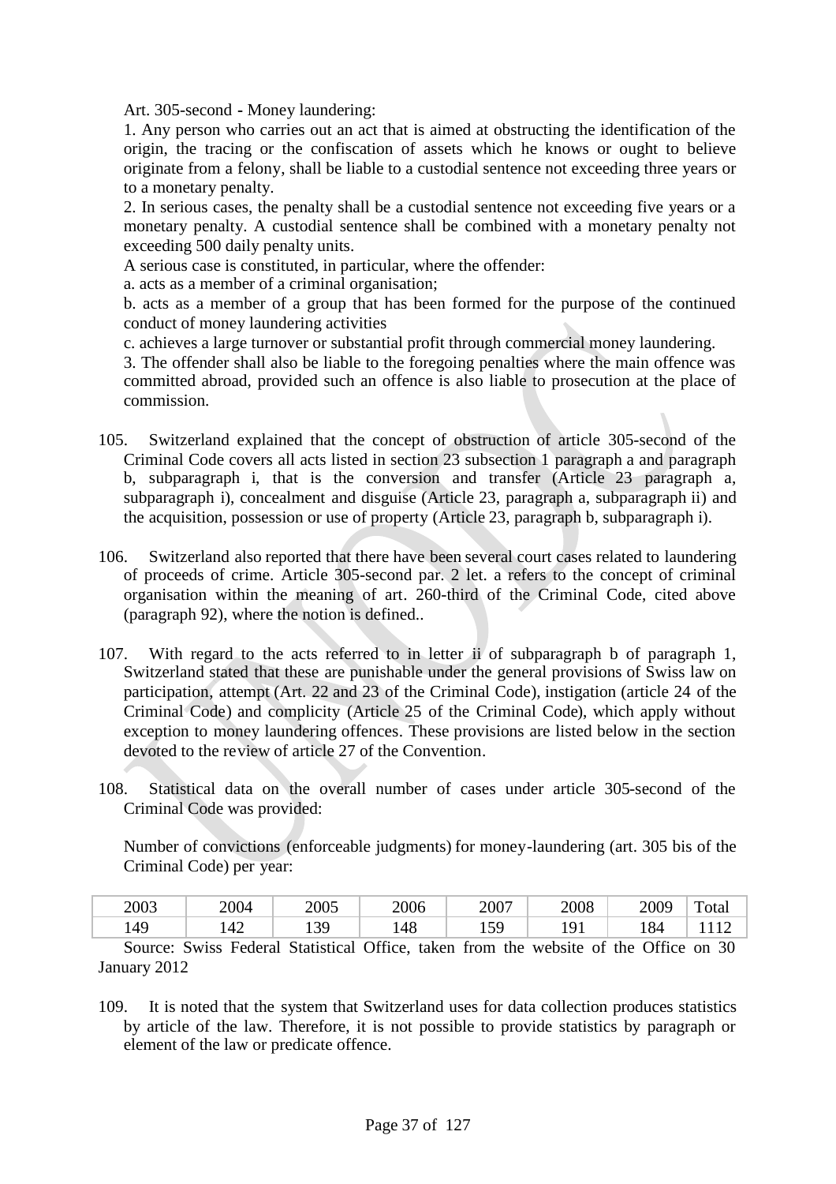Art. 305-second - Money laundering:

1. Any person who carries out an act that is aimed at obstructing the identification of the origin, the tracing or the confiscation of assets which he knows or ought to believe originate from a felony, shall be liable to a custodial sentence not exceeding three years or to a monetary penalty.

2. In serious cases, the penalty shall be a custodial sentence not exceeding five years or a monetary penalty. A custodial sentence shall be combined with a monetary penalty not exceeding 500 daily penalty units.

A serious case is constituted, in particular, where the offender:

a. acts as a member of a criminal organisation;

b. acts as a member of a group that has been formed for the purpose of the continued conduct of money laundering activities

c. achieves a large turnover or substantial profit through commercial money laundering.

3. The offender shall also be liable to the foregoing penalties where the main offence was committed abroad, provided such an offence is also liable to prosecution at the place of commission.

105. Switzerland explained that the concept of obstruction of article 305-second of the Criminal Code covers all acts listed in section 23 subsection 1 paragraph a and paragraph b, subparagraph i, that is the conversion and transfer (Article 23 paragraph a, subparagraph i), concealment and disguise (Article 23, paragraph a, subparagraph ii) and the acquisition, possession or use of property (Article 23, paragraph b, subparagraph i).

106. Switzerland also reported that there have been several court cases related to laundering of proceeds of crime. Article 305-second par. 2 let. a refers to the concept of criminal organisation within the meaning of art. 260-third of the Criminal Code, cited above (paragraph 92), where the notion is defined..

107. With regard to the acts referred to in letter ii of subparagraph b of paragraph 1, Switzerland stated that these are punishable under the general provisions of Swiss law on participation, attempt (Art. 22 and 23 of the Criminal Code), instigation (article 24 of the Criminal Code) and complicity (Article 25 of the Criminal Code), which apply without exception to money laundering offences. These provisions are listed below in the section devoted to the review of article 27 of the Convention.

108. Statistical data on the overall number of cases under article 305-second of the Criminal Code was provided:

Number of convictions (enforceable judgments) for money-laundering (art. 305 bis of the Criminal Code) per year:

| 2003 | 2004 | 2005 | 2006 | 2007 | 2008 | 2009 | Total |
|---|---|---|---|---|---|---|---|
| 149 | 142 | 139 | 148 | 159 | 191 | 184 | 1112 |

Source: Swiss Federal Statistical Office, taken from the website of the Office on 30 January 2012

109. It is noted that the system that Switzerland uses for data collection produces statistics by article of the law. Therefore, it is not possible to provide statistics by paragraph or element of the law or predicate offence.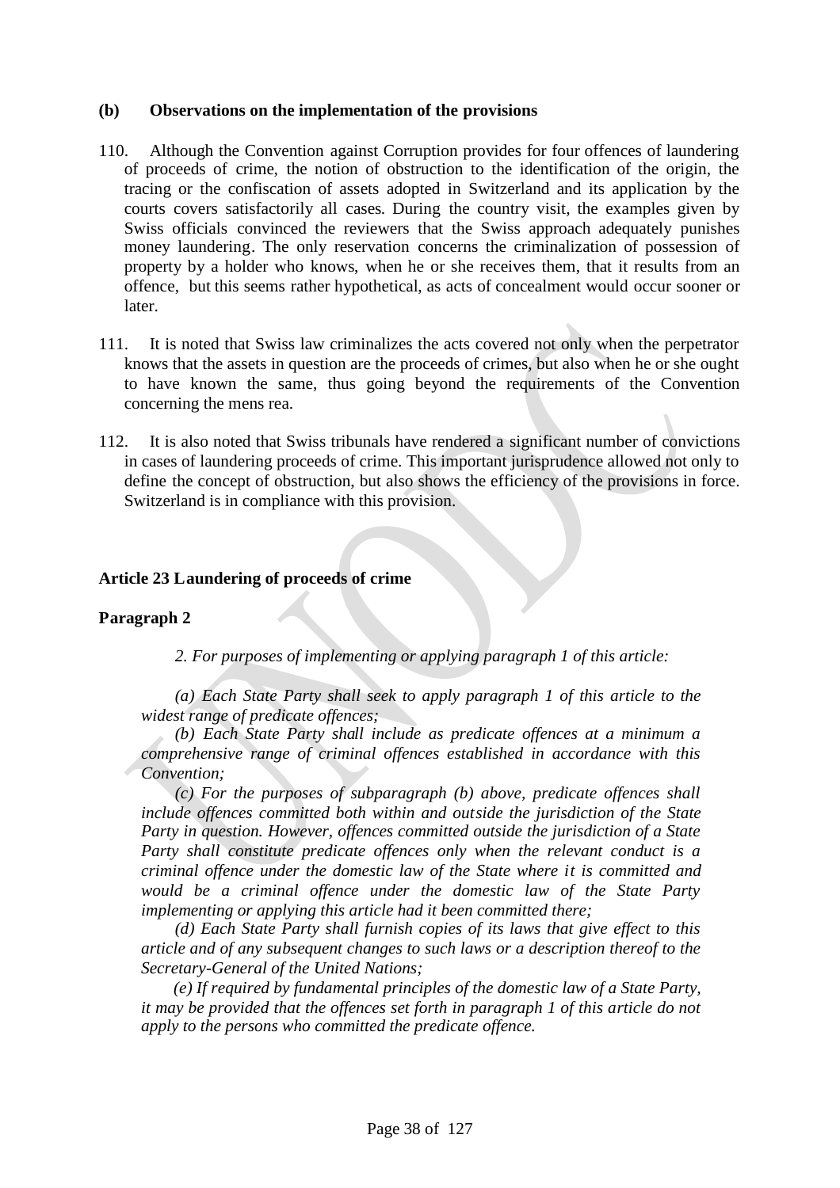**(b) Observations on the implementation of the provisions**

110. Although the Convention against Corruption provides for four offences of laundering of proceeds of crime, the notion of obstruction to the identification of the origin, the tracing or the confiscation of assets adopted in Switzerland and its application by the courts covers satisfactorily all cases. During the country visit, the examples given by Swiss officials convinced the reviewers that the Swiss approach adequately punishes money laundering. The only reservation concerns the criminalization of possession of property by a holder who knows, when he or she receives them, that it results from an offence, but this seems rather hypothetical, as acts of concealment would occur sooner or later.

111. It is noted that Swiss law criminalizes the acts covered not only when the perpetrator knows that the assets in question are the proceeds of crimes, but also when he or she ought to have known the same, thus going beyond the requirements of the Convention concerning the mens rea.

112. It is also noted that Swiss tribunals have rendered a significant number of convictions in cases of laundering proceeds of crime. This important jurisprudence allowed not only to define the concept of obstruction, but also shows the efficiency of the provisions in force. Switzerland is in compliance with this provision.

**Article 23 Laundering of proceeds of crime**

**Paragraph 2**

*2. For purposes of implementing or applying paragraph 1 of this article:*

*(a) Each State Party shall seek to apply paragraph 1 of this article to the widest range of predicate offences;*

*(b) Each State Party shall include as predicate offences at a minimum a comprehensive range of criminal offences established in accordance with this Convention;*

*(c) For the purposes of subparagraph (b) above, predicate offences shall include offences committed both within and outside the jurisdiction of the State Party in question. However, offences committed outside the jurisdiction of a State Party shall constitute predicate offences only when the relevant conduct is a criminal offence under the domestic law of the State where it is committed and would be a criminal offence under the domestic law of the State Party implementing or applying this article had it been committed there;*

*(d) Each State Party shall furnish copies of its laws that give effect to this article and of any subsequent changes to such laws or a description thereof to the Secretary-General of the United Nations;*

*(e) If required by fundamental principles of the domestic law of a State Party, it may be provided that the offences set forth in paragraph 1 of this article do not apply to the persons who committed the predicate offence.*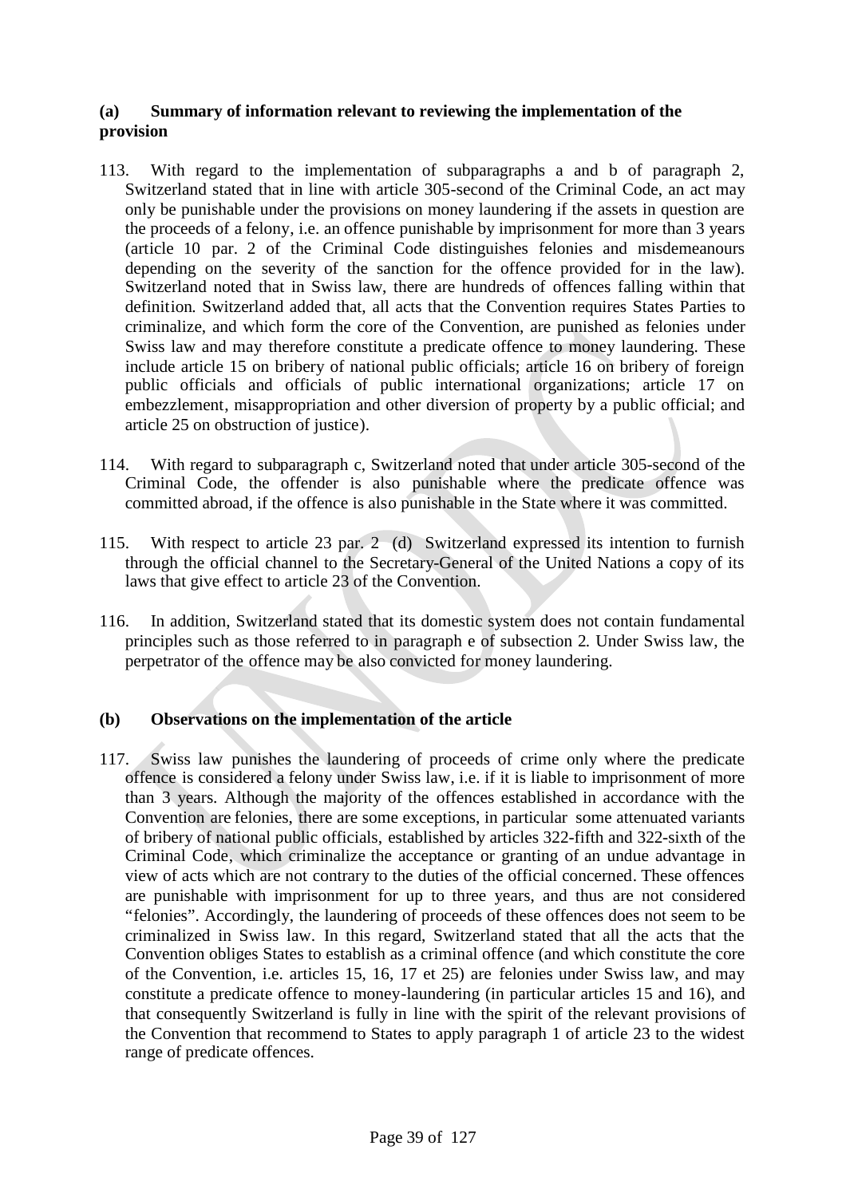### (a) Summary of information relevant to reviewing the implementation of the provision

113. With regard to the implementation of subparagraphs a and b of paragraph 2, Switzerland stated that in line with article 305-second of the Criminal Code, an act may only be punishable under the provisions on money laundering if the assets in question are the proceeds of a felony, i.e. an offence punishable by imprisonment for more than 3 years (article 10 par. 2 of the Criminal Code distinguishes felonies and misdemeanours depending on the severity of the sanction for the offence provided for in the law). Switzerland noted that in Swiss law, there are hundreds of offences falling within that definition. Switzerland added that, all acts that the Convention requires States Parties to criminalize, and which form the core of the Convention, are punished as felonies under Swiss law and may therefore constitute a predicate offence to money laundering. These include article 15 on bribery of national public officials; article 16 on bribery of foreign public officials and officials of public international organizations; article 17 on embezzlement, misappropriation and other diversion of property by a public official; and article 25 on obstruction of justice).

114. With regard to subparagraph c, Switzerland noted that under article 305-second of the Criminal Code, the offender is also punishable where the predicate offence was committed abroad, if the offence is also punishable in the State where it was committed.

115. With respect to article 23 par. 2 (d) Switzerland expressed its intention to furnish through the official channel to the Secretary-General of the United Nations a copy of its laws that give effect to article 23 of the Convention.

116. In addition, Switzerland stated that its domestic system does not contain fundamental principles such as those referred to in paragraph e of subsection 2. Under Swiss law, the perpetrator of the offence may be also convicted for money laundering.

### (b) Observations on the implementation of the article

117. Swiss law punishes the laundering of proceeds of crime only where the predicate offence is considered a felony under Swiss law, i.e. if it is liable to imprisonment of more than 3 years. Although the majority of the offences established in accordance with the Convention are felonies, there are some exceptions, in particular some attenuated variants of bribery of national public officials, established by articles 322-fifth and 322-sixth of the Criminal Code, which criminalize the acceptance or granting of an undue advantage in view of acts which are not contrary to the duties of the official concerned. These offences are punishable with imprisonment for up to three years, and thus are not considered "felonies". Accordingly, the laundering of proceeds of these offences does not seem to be criminalized in Swiss law. In this regard, Switzerland stated that all the acts that the Convention obliges States to establish as a criminal offence (and which constitute the core of the Convention, i.e. articles 15, 16, 17 et 25) are felonies under Swiss law, and may constitute a predicate offence to money-laundering (in particular articles 15 and 16), and that consequently Switzerland is fully in line with the spirit of the relevant provisions of the Convention that recommend to States to apply paragraph 1 of article 23 to the widest range of predicate offences.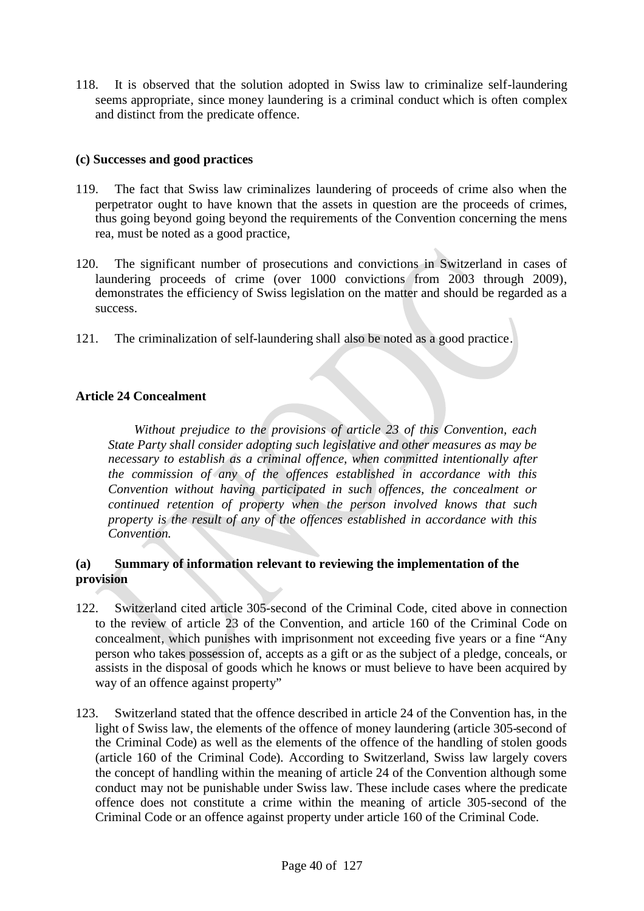118. It is observed that the solution adopted in Swiss law to criminalize self-laundering seems appropriate, since money laundering is a criminal conduct which is often complex and distinct from the predicate offence.

**(c) Successes and good practices**

119. The fact that Swiss law criminalizes laundering of proceeds of crime also when the perpetrator ought to have known that the assets in question are the proceeds of crimes, thus going beyond going beyond the requirements of the Convention concerning the mens rea, must be noted as a good practice,

120. The significant number of prosecutions and convictions in Switzerland in cases of laundering proceeds of crime (over 1000 convictions from 2003 through 2009), demonstrates the efficiency of Swiss legislation on the matter and should be regarded as a success.

121. The criminalization of self-laundering shall also be noted as a good practice.

**Article 24 Concealment**

*Without prejudice to the provisions of article 23 of this Convention, each State Party shall consider adopting such legislative and other measures as may be necessary to establish as a criminal offence, when committed intentionally after the commission of any of the offences established in accordance with this Convention without having participated in such offences, the concealment or continued retention of property when the person involved knows that such property is the result of any of the offences established in accordance with this Convention.*

**(a) Summary of information relevant to reviewing the implementation of the provision**

122. Switzerland cited article 305-second of the Criminal Code, cited above in connection to the review of article 23 of the Convention, and article 160 of the Criminal Code on concealment, which punishes with imprisonment not exceeding five years or a fine "Any person who takes possession of, accepts as a gift or as the subject of a pledge, conceals, or assists in the disposal of goods which he knows or must believe to have been acquired by way of an offence against property"

123. Switzerland stated that the offence described in article 24 of the Convention has, in the light of Swiss law, the elements of the offence of money laundering (article 305-second of the Criminal Code) as well as the elements of the offence of the handling of stolen goods (article 160 of the Criminal Code). According to Switzerland, Swiss law largely covers the concept of handling within the meaning of article 24 of the Convention although some conduct may not be punishable under Swiss law. These include cases where the predicate offence does not constitute a crime within the meaning of article 305-second of the Criminal Code or an offence against property under article 160 of the Criminal Code.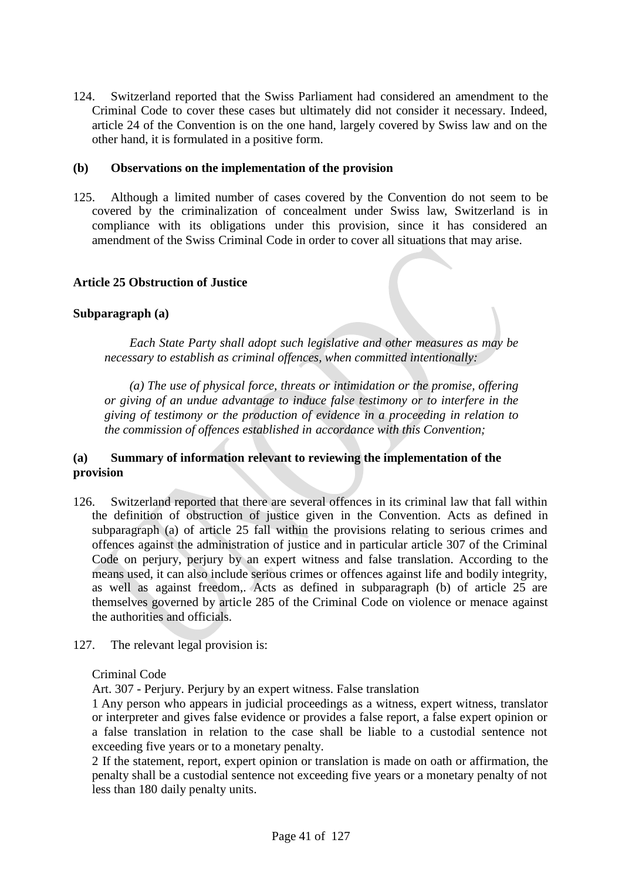124. Switzerland reported that the Swiss Parliament had considered an amendment to the Criminal Code to cover these cases but ultimately did not consider it necessary. Indeed, article 24 of the Convention is on the one hand, largely covered by Swiss law and on the other hand, it is formulated in a positive form.

**(b) Observations on the implementation of the provision**

125. Although a limited number of cases covered by the Convention do not seem to be covered by the criminalization of concealment under Swiss law, Switzerland is in compliance with its obligations under this provision, since it has considered an amendment of the Swiss Criminal Code in order to cover all situations that may arise.

**Article 25 Obstruction of Justice**

**Subparagraph (a)**

*Each State Party shall adopt such legislative and other measures as may be necessary to establish as criminal offences, when committed intentionally:*

*(a) The use of physical force, threats or intimidation or the promise, offering or giving of an undue advantage to induce false testimony or to interfere in the giving of testimony or the production of evidence in a proceeding in relation to the commission of offences established in accordance with this Convention;*

**(a) Summary of information relevant to reviewing the implementation of the provision**

126. Switzerland reported that there are several offences in its criminal law that fall within the definition of obstruction of justice given in the Convention. Acts as defined in subparagraph (a) of article 25 fall within the provisions relating to serious crimes and offences against the administration of justice and in particular article 307 of the Criminal Code on perjury, perjury by an expert witness and false translation. According to the means used, it can also include serious crimes or offences against life and bodily integrity, as well as against freedom,. Acts as defined in subparagraph (b) of article 25 are themselves governed by article 285 of the Criminal Code on violence or menace against the authorities and officials.

127. The relevant legal provision is:

Criminal Code

Art. 307 - Perjury. Perjury by an expert witness. False translation

1 Any person who appears in judicial proceedings as a witness, expert witness, translator or interpreter and gives false evidence or provides a false report, a false expert opinion or a false translation in relation to the case shall be liable to a custodial sentence not exceeding five years or to a monetary penalty.

2 If the statement, report, expert opinion or translation is made on oath or affirmation, the penalty shall be a custodial sentence not exceeding five years or a monetary penalty of not less than 180 daily penalty units.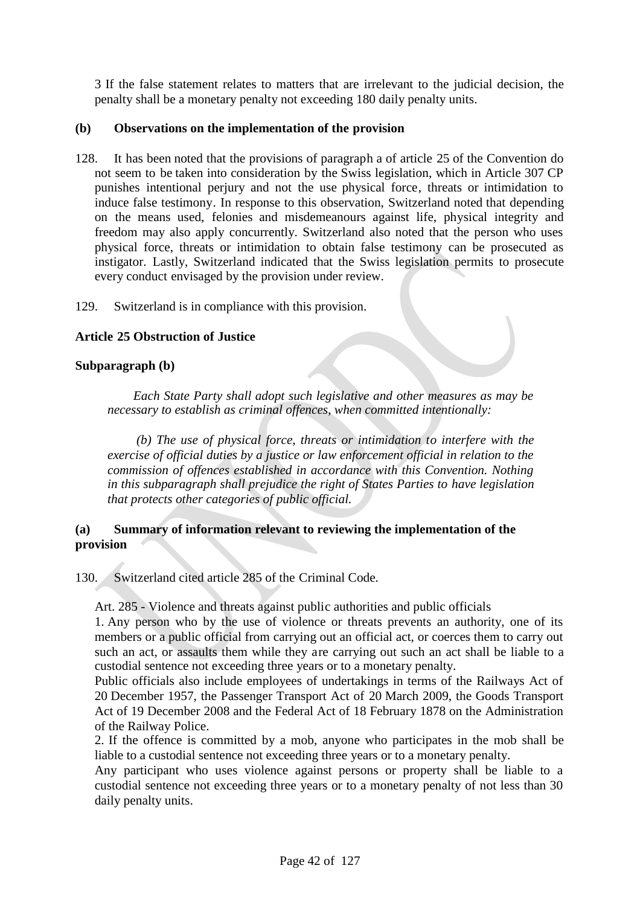3 If the false statement relates to matters that are irrelevant to the judicial decision, the penalty shall be a monetary penalty not exceeding 180 daily penalty units.

**(b) Observations on the implementation of the provision**

128. It has been noted that the provisions of paragraph a of article 25 of the Convention do not seem to be taken into consideration by the Swiss legislation, which in Article 307 CP punishes intentional perjury and not the use physical force, threats or intimidation to induce false testimony. In response to this observation, Switzerland noted that depending on the means used, felonies and misdemeanours against life, physical integrity and freedom may also apply concurrently. Switzerland also noted that the person who uses physical force, threats or intimidation to obtain false testimony can be prosecuted as instigator. Lastly, Switzerland indicated that the Swiss legislation permits to prosecute every conduct envisaged by the provision under review.

129. Switzerland is in compliance with this provision.

**Article 25 Obstruction of Justice**

**Subparagraph (b)**

*Each State Party shall adopt such legislative and other measures as may be necessary to establish as criminal offences, when committed intentionally:*

*(b) The use of physical force, threats or intimidation to interfere with the exercise of official duties by a justice or law enforcement official in relation to the commission of offences established in accordance with this Convention. Nothing in this subparagraph shall prejudice the right of States Parties to have legislation that protects other categories of public official.*

**(a) Summary of information relevant to reviewing the implementation of the provision**

130. Switzerland cited article 285 of the Criminal Code.

Art. 285 - Violence and threats against public authorities and public officials

1. Any person who by the use of violence or threats prevents an authority, one of its members or a public official from carrying out an official act, or coerces them to carry out such an act, or assaults them while they are carrying out such an act shall be liable to a custodial sentence not exceeding three years or to a monetary penalty.

Public officials also include employees of undertakings in terms of the Railways Act of 20 December 1957, the Passenger Transport Act of 20 March 2009, the Goods Transport Act of 19 December 2008 and the Federal Act of 18 February 1878 on the Administration of the Railway Police.

2. If the offence is committed by a mob, anyone who participates in the mob shall be liable to a custodial sentence not exceeding three years or to a monetary penalty.

Any participant who uses violence against persons or property shall be liable to a custodial sentence not exceeding three years or to a monetary penalty of not less than 30 daily penalty units.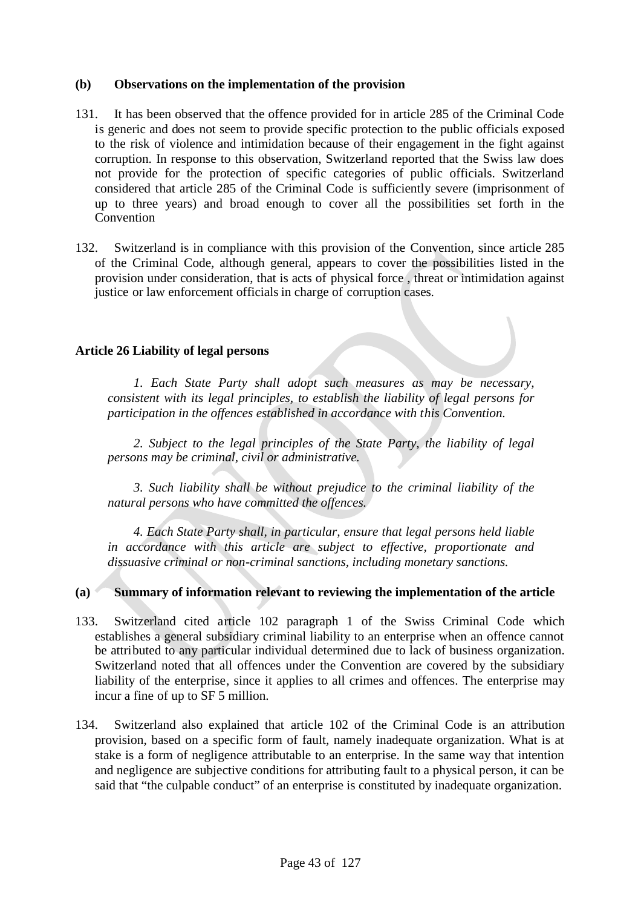### (b) Observations on the implementation of the provision

131. It has been observed that the offence provided for in article 285 of the Criminal Code is generic and does not seem to provide specific protection to the public officials exposed to the risk of violence and intimidation because of their engagement in the fight against corruption. In response to this observation, Switzerland reported that the Swiss law does not provide for the protection of specific categories of public officials. Switzerland considered that article 285 of the Criminal Code is sufficiently severe (imprisonment of up to three years) and broad enough to cover all the possibilities set forth in the Convention

132. Switzerland is in compliance with this provision of the Convention, since article 285 of the Criminal Code, although general, appears to cover the possibilities listed in the provision under consideration, that is acts of physical force , threat or intimidation against justice or law enforcement officials in charge of corruption cases.

## Article 26 Liability of legal persons

*1. Each State Party shall adopt such measures as may be necessary, consistent with its legal principles, to establish the liability of legal persons for participation in the offences established in accordance with this Convention.*

*2. Subject to the legal principles of the State Party, the liability of legal persons may be criminal, civil or administrative.*

*3. Such liability shall be without prejudice to the criminal liability of the natural persons who have committed the offences.*

*4. Each State Party shall, in particular, ensure that legal persons held liable in accordance with this article are subject to effective, proportionate and dissuasive criminal or non-criminal sanctions, including monetary sanctions.*

### (a) Summary of information relevant to reviewing the implementation of the article

133. Switzerland cited article 102 paragraph 1 of the Swiss Criminal Code which establishes a general subsidiary criminal liability to an enterprise when an offence cannot be attributed to any particular individual determined due to lack of business organization. Switzerland noted that all offences under the Convention are covered by the subsidiary liability of the enterprise, since it applies to all crimes and offences. The enterprise may incur a fine of up to SF 5 million.

134. Switzerland also explained that article 102 of the Criminal Code is an attribution provision, based on a specific form of fault, namely inadequate organization. What is at stake is a form of negligence attributable to an enterprise. In the same way that intention and negligence are subjective conditions for attributing fault to a physical person, it can be said that "the culpable conduct" of an enterprise is constituted by inadequate organization.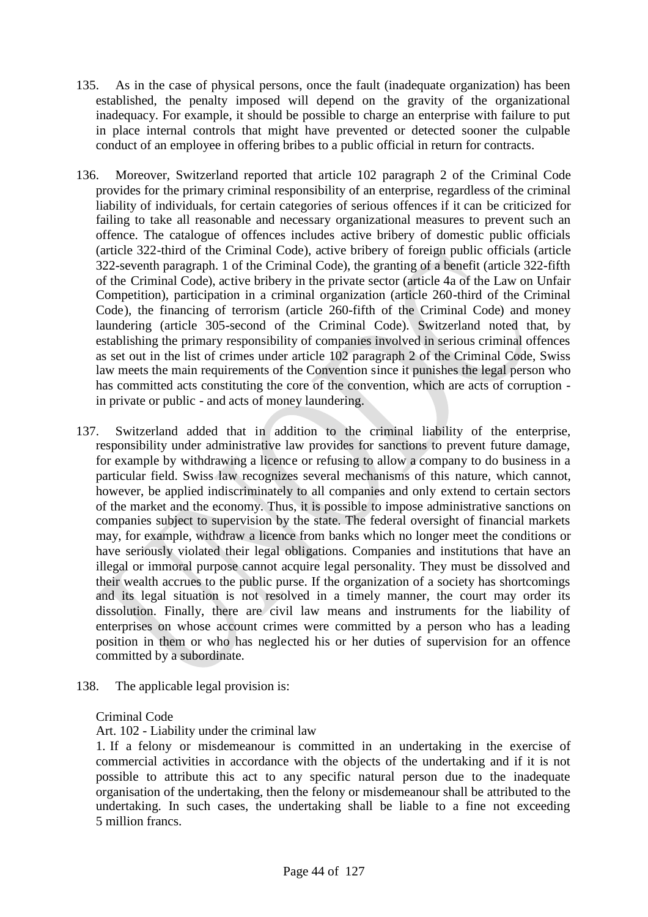135. As in the case of physical persons, once the fault (inadequate organization) has been established, the penalty imposed will depend on the gravity of the organizational inadequacy. For example, it should be possible to charge an enterprise with failure to put in place internal controls that might have prevented or detected sooner the culpable conduct of an employee in offering bribes to a public official in return for contracts.

136. Moreover, Switzerland reported that article 102 paragraph 2 of the Criminal Code provides for the primary criminal responsibility of an enterprise, regardless of the criminal liability of individuals, for certain categories of serious offences if it can be criticized for failing to take all reasonable and necessary organizational measures to prevent such an offence. The catalogue of offences includes active bribery of domestic public officials (article 322-third of the Criminal Code), active bribery of foreign public officials (article 322-seventh paragraph. 1 of the Criminal Code), the granting of a benefit (article 322-fifth of the Criminal Code), active bribery in the private sector (article 4a of the Law on Unfair Competition), participation in a criminal organization (article 260-third of the Criminal Code), the financing of terrorism (article 260-fifth of the Criminal Code) and money laundering (article 305-second of the Criminal Code). Switzerland noted that, by establishing the primary responsibility of companies involved in serious criminal offences as set out in the list of crimes under article 102 paragraph 2 of the Criminal Code, Swiss law meets the main requirements of the Convention since it punishes the legal person who has committed acts constituting the core of the convention, which are acts of corruption - in private or public - and acts of money laundering.

137. Switzerland added that in addition to the criminal liability of the enterprise, responsibility under administrative law provides for sanctions to prevent future damage, for example by withdrawing a licence or refusing to allow a company to do business in a particular field. Swiss law recognizes several mechanisms of this nature, which cannot, however, be applied indiscriminately to all companies and only extend to certain sectors of the market and the economy. Thus, it is possible to impose administrative sanctions on companies subject to supervision by the state. The federal oversight of financial markets may, for example, withdraw a licence from banks which no longer meet the conditions or have seriously violated their legal obligations. Companies and institutions that have an illegal or immoral purpose cannot acquire legal personality. They must be dissolved and their wealth accrues to the public purse. If the organization of a society has shortcomings and its legal situation is not resolved in a timely manner, the court may order its dissolution. Finally, there are civil law means and instruments for the liability of enterprises on whose account crimes were committed by a person who has a leading position in them or who has neglected his or her duties of supervision for an offence committed by a subordinate.

138. The applicable legal provision is:

Criminal Code

Art. 102 - Liability under the criminal law

1. If a felony or misdemeanour is committed in an undertaking in the exercise of commercial activities in accordance with the objects of the undertaking and if it is not possible to attribute this act to any specific natural person due to the inadequate organisation of the undertaking, then the felony or misdemeanour shall be attributed to the undertaking. In such cases, the undertaking shall be liable to a fine not exceeding 5 million francs.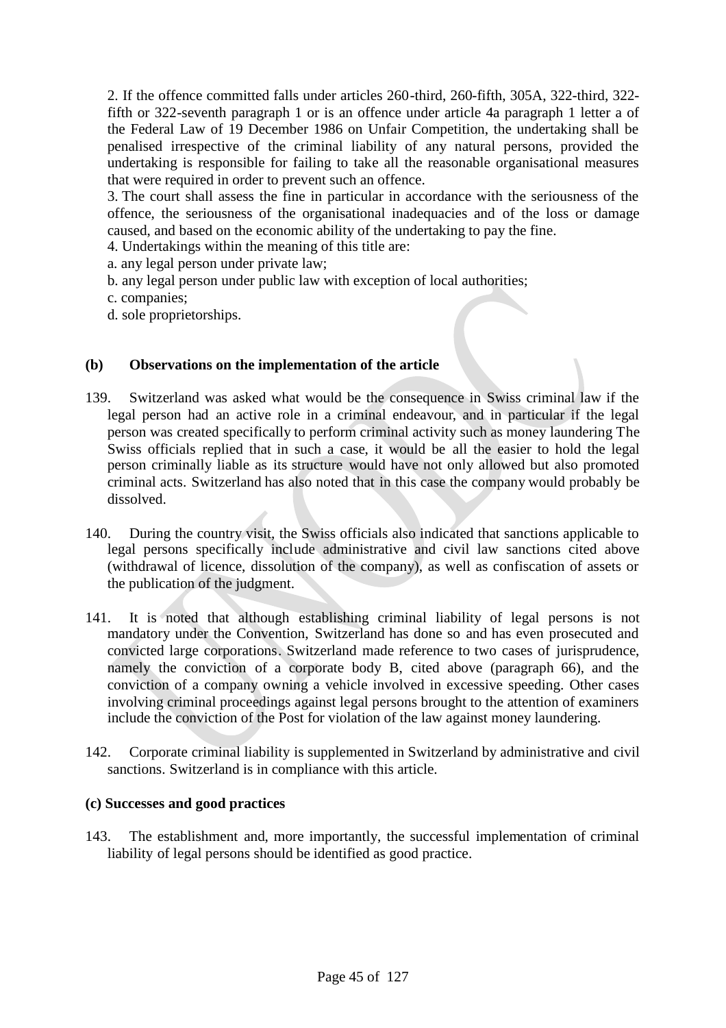2. If the offence committed falls under articles 260-third, 260-fifth, 305A, 322-third, 322-fifth or 322-seventh paragraph 1 or is an offence under article 4a paragraph 1 letter a of the Federal Law of 19 December 1986 on Unfair Competition, the undertaking shall be penalised irrespective of the criminal liability of any natural persons, provided the undertaking is responsible for failing to take all the reasonable organisational measures that were required in order to prevent such an offence.

3. The court shall assess the fine in particular in accordance with the seriousness of the offence, the seriousness of the organisational inadequacies and of the loss or damage caused, and based on the economic ability of the undertaking to pay the fine.

4. Undertakings within the meaning of this title are:

a. any legal person under private law;

b. any legal person under public law with exception of local authorities;

c. companies;

d. sole proprietorships.

### (b) Observations on the implementation of the article

139. Switzerland was asked what would be the consequence in Swiss criminal law if the legal person had an active role in a criminal endeavour, and in particular if the legal person was created specifically to perform criminal activity such as money laundering The Swiss officials replied that in such a case, it would be all the easier to hold the legal person criminally liable as its structure would have not only allowed but also promoted criminal acts. Switzerland has also noted that in this case the company would probably be dissolved.

140. During the country visit, the Swiss officials also indicated that sanctions applicable to legal persons specifically include administrative and civil law sanctions cited above (withdrawal of licence, dissolution of the company), as well as confiscation of assets or the publication of the judgment.

141. It is noted that although establishing criminal liability of legal persons is not mandatory under the Convention, Switzerland has done so and has even prosecuted and convicted large corporations. Switzerland made reference to two cases of jurisprudence, namely the conviction of a corporate body B, cited above (paragraph 66), and the conviction of a company owning a vehicle involved in excessive speeding. Other cases involving criminal proceedings against legal persons brought to the attention of examiners include the conviction of the Post for violation of the law against money laundering.

142. Corporate criminal liability is supplemented in Switzerland by administrative and civil sanctions. Switzerland is in compliance with this article.

### (c) Successes and good practices

143. The establishment and, more importantly, the successful implementation of criminal liability of legal persons should be identified as good practice.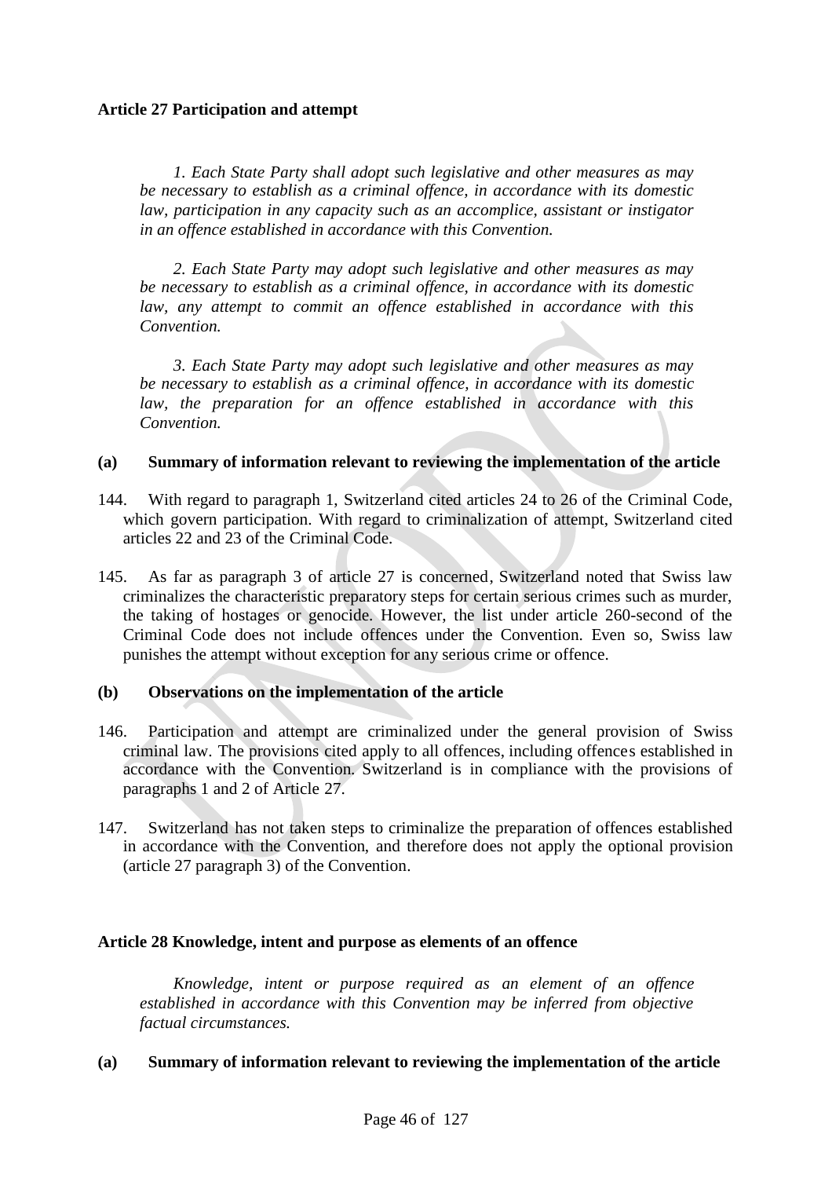**Article 27 Participation and attempt**

*1. Each State Party shall adopt such legislative and other measures as may be necessary to establish as a criminal offence, in accordance with its domestic law, participation in any capacity such as an accomplice, assistant or instigator in an offence established in accordance with this Convention.*

*2. Each State Party may adopt such legislative and other measures as may be necessary to establish as a criminal offence, in accordance with its domestic law, any attempt to commit an offence established in accordance with this Convention.*

*3. Each State Party may adopt such legislative and other measures as may be necessary to establish as a criminal offence, in accordance with its domestic law, the preparation for an offence established in accordance with this Convention.*

**(a) Summary of information relevant to reviewing the implementation of the article**

144. With regard to paragraph 1, Switzerland cited articles 24 to 26 of the Criminal Code, which govern participation. With regard to criminalization of attempt, Switzerland cited articles 22 and 23 of the Criminal Code.

145. As far as paragraph 3 of article 27 is concerned, Switzerland noted that Swiss law criminalizes the characteristic preparatory steps for certain serious crimes such as murder, the taking of hostages or genocide. However, the list under article 260-second of the Criminal Code does not include offences under the Convention. Even so, Swiss law punishes the attempt without exception for any serious crime or offence.

**(b) Observations on the implementation of the article**

146. Participation and attempt are criminalized under the general provision of Swiss criminal law. The provisions cited apply to all offences, including offences established in accordance with the Convention. Switzerland is in compliance with the provisions of paragraphs 1 and 2 of Article 27.

147. Switzerland has not taken steps to criminalize the preparation of offences established in accordance with the Convention, and therefore does not apply the optional provision (article 27 paragraph 3) of the Convention.

**Article 28 Knowledge, intent and purpose as elements of an offence**

*Knowledge, intent or purpose required as an element of an offence established in accordance with this Convention may be inferred from objective factual circumstances.*

**(a) Summary of information relevant to reviewing the implementation of the article**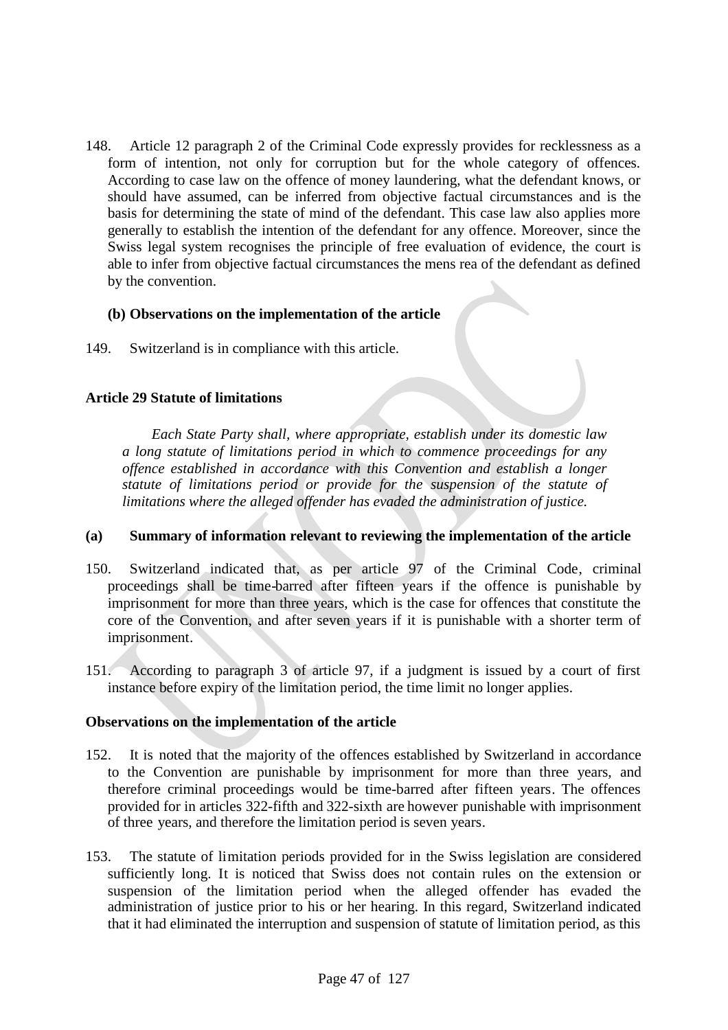148. Article 12 paragraph 2 of the Criminal Code expressly provides for recklessness as a form of intention, not only for corruption but for the whole category of offences. According to case law on the offence of money laundering, what the defendant knows, or should have assumed, can be inferred from objective factual circumstances and is the basis for determining the state of mind of the defendant. This case law also applies more generally to establish the intention of the defendant for any offence. Moreover, since the Swiss legal system recognises the principle of free evaluation of evidence, the court is able to infer from objective factual circumstances the mens rea of the defendant as defined by the convention.

**(b) Observations on the implementation of the article**

149. Switzerland is in compliance with this article.

### Article 29 Statute of limitations

*Each State Party shall, where appropriate, establish under its domestic law a long statute of limitations period in which to commence proceedings for any offence established in accordance with this Convention and establish a longer statute of limitations period or provide for the suspension of the statute of limitations where the alleged offender has evaded the administration of justice.*

**(a) Summary of information relevant to reviewing the implementation of the article**

150. Switzerland indicated that, as per article 97 of the Criminal Code, criminal proceedings shall be time-barred after fifteen years if the offence is punishable by imprisonment for more than three years, which is the case for offences that constitute the core of the Convention, and after seven years if it is punishable with a shorter term of imprisonment.

151. According to paragraph 3 of article 97, if a judgment is issued by a court of first instance before expiry of the limitation period, the time limit no longer applies.

**Observations on the implementation of the article**

152. It is noted that the majority of the offences established by Switzerland in accordance to the Convention are punishable by imprisonment for more than three years, and therefore criminal proceedings would be time-barred after fifteen years. The offences provided for in articles 322-fifth and 322-sixth are however punishable with imprisonment of three years, and therefore the limitation period is seven years.

153. The statute of limitation periods provided for in the Swiss legislation are considered sufficiently long. It is noticed that Swiss does not contain rules on the extension or suspension of the limitation period when the alleged offender has evaded the administration of justice prior to his or her hearing. In this regard, Switzerland indicated that it had eliminated the interruption and suspension of statute of limitation period, as this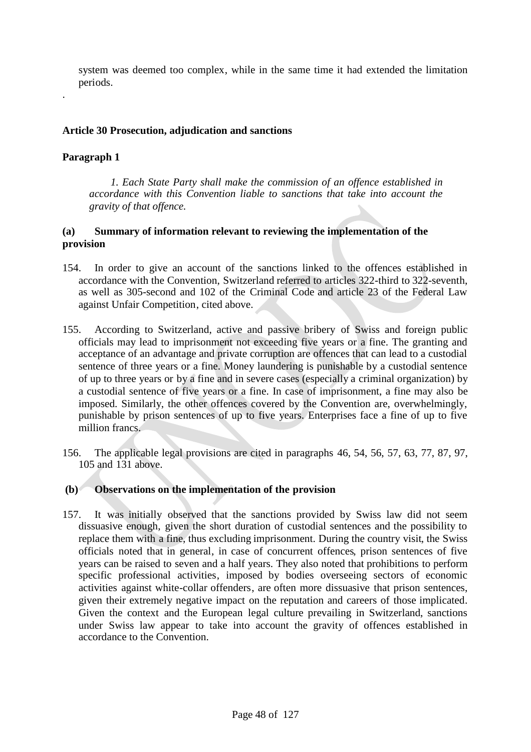system was deemed too complex, while in the same time it had extended the limitation periods.

.

**Article 30 Prosecution, adjudication and sanctions**

**Paragraph 1**

> *1. Each State Party shall make the commission of an offence established in accordance with this Convention liable to sanctions that take into account the gravity of that offence.*

**(a) Summary of information relevant to reviewing the implementation of the provision**

154. In order to give an account of the sanctions linked to the offences established in accordance with the Convention, Switzerland referred to articles 322-third to 322-seventh, as well as 305-second and 102 of the Criminal Code and article 23 of the Federal Law against Unfair Competition, cited above.

155. According to Switzerland, active and passive bribery of Swiss and foreign public officials may lead to imprisonment not exceeding five years or a fine. The granting and acceptance of an advantage and private corruption are offences that can lead to a custodial sentence of three years or a fine. Money laundering is punishable by a custodial sentence of up to three years or by a fine and in severe cases (especially a criminal organization) by a custodial sentence of five years or a fine. In case of imprisonment, a fine may also be imposed. Similarly, the other offences covered by the Convention are, overwhelmingly, punishable by prison sentences of up to five years. Enterprises face a fine of up to five million francs.

156. The applicable legal provisions are cited in paragraphs 46, 54, 56, 57, 63, 77, 87, 97, 105 and 131 above.

**(b) Observations on the implementation of the provision**

157. It was initially observed that the sanctions provided by Swiss law did not seem dissuasive enough, given the short duration of custodial sentences and the possibility to replace them with a fine, thus excluding imprisonment. During the country visit, the Swiss officials noted that in general, in case of concurrent offences, prison sentences of five years can be raised to seven and a half years. They also noted that prohibitions to perform specific professional activities, imposed by bodies overseeing sectors of economic activities against white-collar offenders, are often more dissuasive that prison sentences, given their extremely negative impact on the reputation and careers of those implicated. Given the context and the European legal culture prevailing in Switzerland, sanctions under Swiss law appear to take into account the gravity of offences established in accordance to the Convention.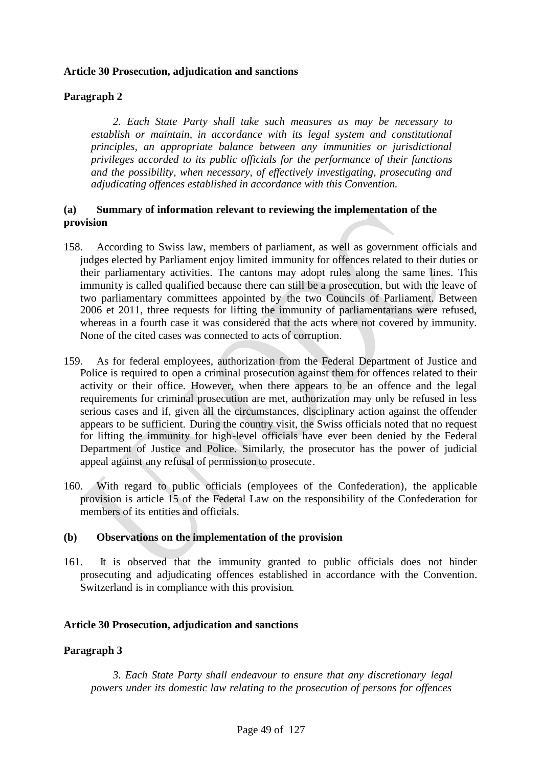**Article 30 Prosecution, adjudication and sanctions**

**Paragraph 2**

*2. Each State Party shall take such measures as may be necessary to establish or maintain, in accordance with its legal system and constitutional principles, an appropriate balance between any immunities or jurisdictional privileges accorded to its public officials for the performance of their functions and the possibility, when necessary, of effectively investigating, prosecuting and adjudicating offences established in accordance with this Convention.*

**(a) Summary of information relevant to reviewing the implementation of the provision**

158. According to Swiss law, members of parliament, as well as government officials and judges elected by Parliament enjoy limited immunity for offences related to their duties or their parliamentary activities. The cantons may adopt rules along the same lines. This immunity is called qualified because there can still be a prosecution, but with the leave of two parliamentary committees appointed by the two Councils of Parliament. Between 2006 et 2011, three requests for lifting the immunity of parliamentarians were refused, whereas in a fourth case it was considered that the acts where not covered by immunity. None of the cited cases was connected to acts of corruption.

159. As for federal employees, authorization from the Federal Department of Justice and Police is required to open a criminal prosecution against them for offences related to their activity or their office. However, when there appears to be an offence and the legal requirements for criminal prosecution are met, authorization may only be refused in less serious cases and if, given all the circumstances, disciplinary action against the offender appears to be sufficient. During the country visit, the Swiss officials noted that no request for lifting the immunity for high-level officials have ever been denied by the Federal Department of Justice and Police. Similarly, the prosecutor has the power of judicial appeal against any refusal of permission to prosecute.

160. With regard to public officials (employees of the Confederation), the applicable provision is article 15 of the Federal Law on the responsibility of the Confederation for members of its entities and officials.

**(b) Observations on the implementation of the provision**

161. It is observed that the immunity granted to public officials does not hinder prosecuting and adjudicating offences established in accordance with the Convention. Switzerland is in compliance with this provision.

**Article 30 Prosecution, adjudication and sanctions**

**Paragraph 3**

*3. Each State Party shall endeavour to ensure that any discretionary legal powers under its domestic law relating to the prosecution of persons for offences*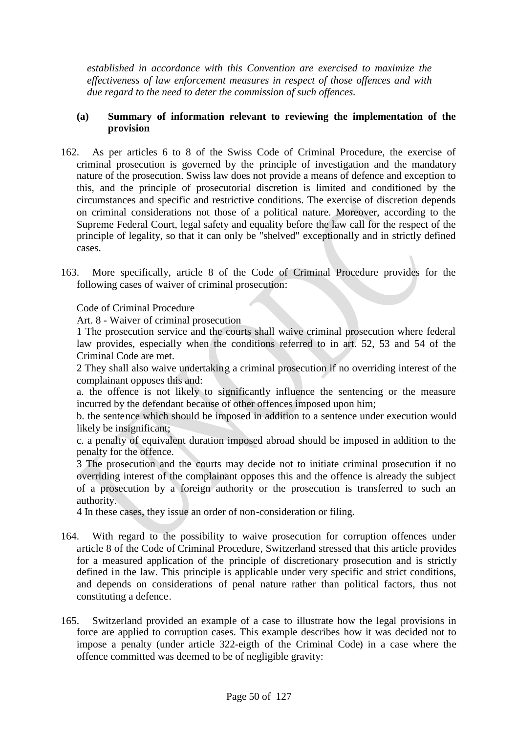*established in accordance with this Convention are exercised to maximize the effectiveness of law enforcement measures in respect of those offences and with due regard to the need to deter the commission of such offences.*

**(a) Summary of information relevant to reviewing the implementation of the provision**

162. As per articles 6 to 8 of the Swiss Code of Criminal Procedure, the exercise of criminal prosecution is governed by the principle of investigation and the mandatory nature of the prosecution. Swiss law does not provide a means of defence and exception to this, and the principle of prosecutorial discretion is limited and conditioned by the circumstances and specific and restrictive conditions. The exercise of discretion depends on criminal considerations not those of a political nature. Moreover, according to the Supreme Federal Court, legal safety and equality before the law call for the respect of the principle of legality, so that it can only be "shelved" exceptionally and in strictly defined cases.

163. More specifically, article 8 of the Code of Criminal Procedure provides for the following cases of waiver of criminal prosecution:

Code of Criminal Procedure

Art. 8 - Waiver of criminal prosecution

1 The prosecution service and the courts shall waive criminal prosecution where federal law provides, especially when the conditions referred to in art. 52, 53 and 54 of the Criminal Code are met.

2 They shall also waive undertaking a criminal prosecution if no overriding interest of the complainant opposes this and:

a. the offence is not likely to significantly influence the sentencing or the measure incurred by the defendant because of other offences imposed upon him;

b. the sentence which should be imposed in addition to a sentence under execution would likely be insignificant;

c. a penalty of equivalent duration imposed abroad should be imposed in addition to the penalty for the offence.

3 The prosecution and the courts may decide not to initiate criminal prosecution if no overriding interest of the complainant opposes this and the offence is already the subject of a prosecution by a foreign authority or the prosecution is transferred to such an authority.

4 In these cases, they issue an order of non-consideration or filing.

164. With regard to the possibility to waive prosecution for corruption offences under article 8 of the Code of Criminal Procedure, Switzerland stressed that this article provides for a measured application of the principle of discretionary prosecution and is strictly defined in the law. This principle is applicable under very specific and strict conditions, and depends on considerations of penal nature rather than political factors, thus not constituting a defence.

165. Switzerland provided an example of a case to illustrate how the legal provisions in force are applied to corruption cases. This example describes how it was decided not to impose a penalty (under article 322-eigth of the Criminal Code) in a case where the offence committed was deemed to be of negligible gravity: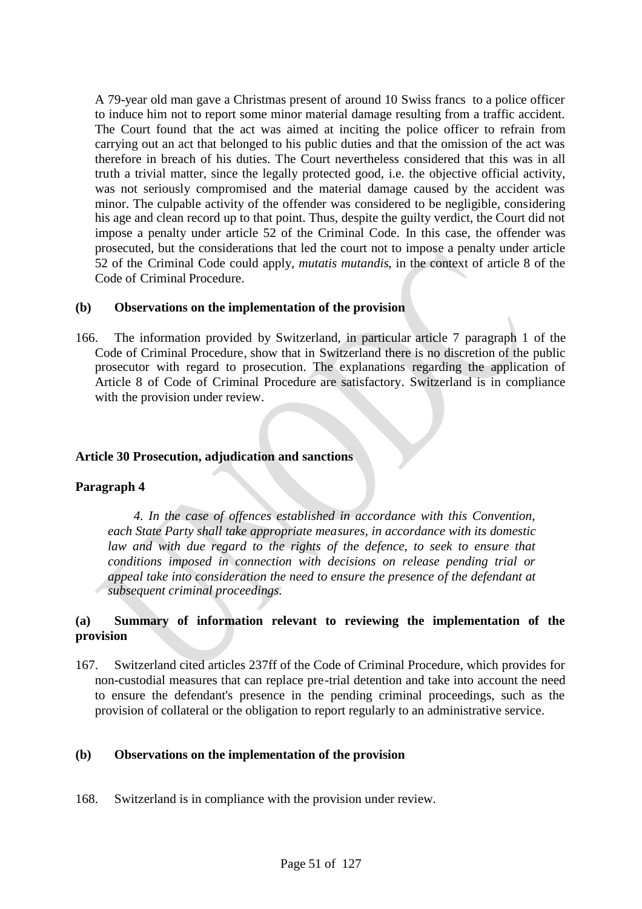A 79-year old man gave a Christmas present of around 10 Swiss francs to a police officer to induce him not to report some minor material damage resulting from a traffic accident. The Court found that the act was aimed at inciting the police officer to refrain from carrying out an act that belonged to his public duties and that the omission of the act was therefore in breach of his duties. The Court nevertheless considered that this was in all truth a trivial matter, since the legally protected good, i.e. the objective official activity, was not seriously compromised and the material damage caused by the accident was minor. The culpable activity of the offender was considered to be negligible, considering his age and clean record up to that point. Thus, despite the guilty verdict, the Court did not impose a penalty under article 52 of the Criminal Code. In this case, the offender was prosecuted, but the considerations that led the court not to impose a penalty under article 52 of the Criminal Code could apply, *mutatis mutandis*, in the context of article 8 of the Code of Criminal Procedure.

**(b) Observations on the implementation of the provision**

166. The information provided by Switzerland, in particular article 7 paragraph 1 of the Code of Criminal Procedure, show that in Switzerland there is no discretion of the public prosecutor with regard to prosecution. The explanations regarding the application of Article 8 of Code of Criminal Procedure are satisfactory. Switzerland is in compliance with the provision under review.

**Article 30 Prosecution, adjudication and sanctions**

**Paragraph 4**

*4. In the case of offences established in accordance with this Convention, each State Party shall take appropriate measures, in accordance with its domestic law and with due regard to the rights of the defence, to seek to ensure that conditions imposed in connection with decisions on release pending trial or appeal take into consideration the need to ensure the presence of the defendant at subsequent criminal proceedings.*

**(a) Summary of information relevant to reviewing the implementation of the provision**

167. Switzerland cited articles 237ff of the Code of Criminal Procedure, which provides for non-custodial measures that can replace pre-trial detention and take into account the need to ensure the defendant's presence in the pending criminal proceedings, such as the provision of collateral or the obligation to report regularly to an administrative service.

**(b) Observations on the implementation of the provision**

168. Switzerland is in compliance with the provision under review.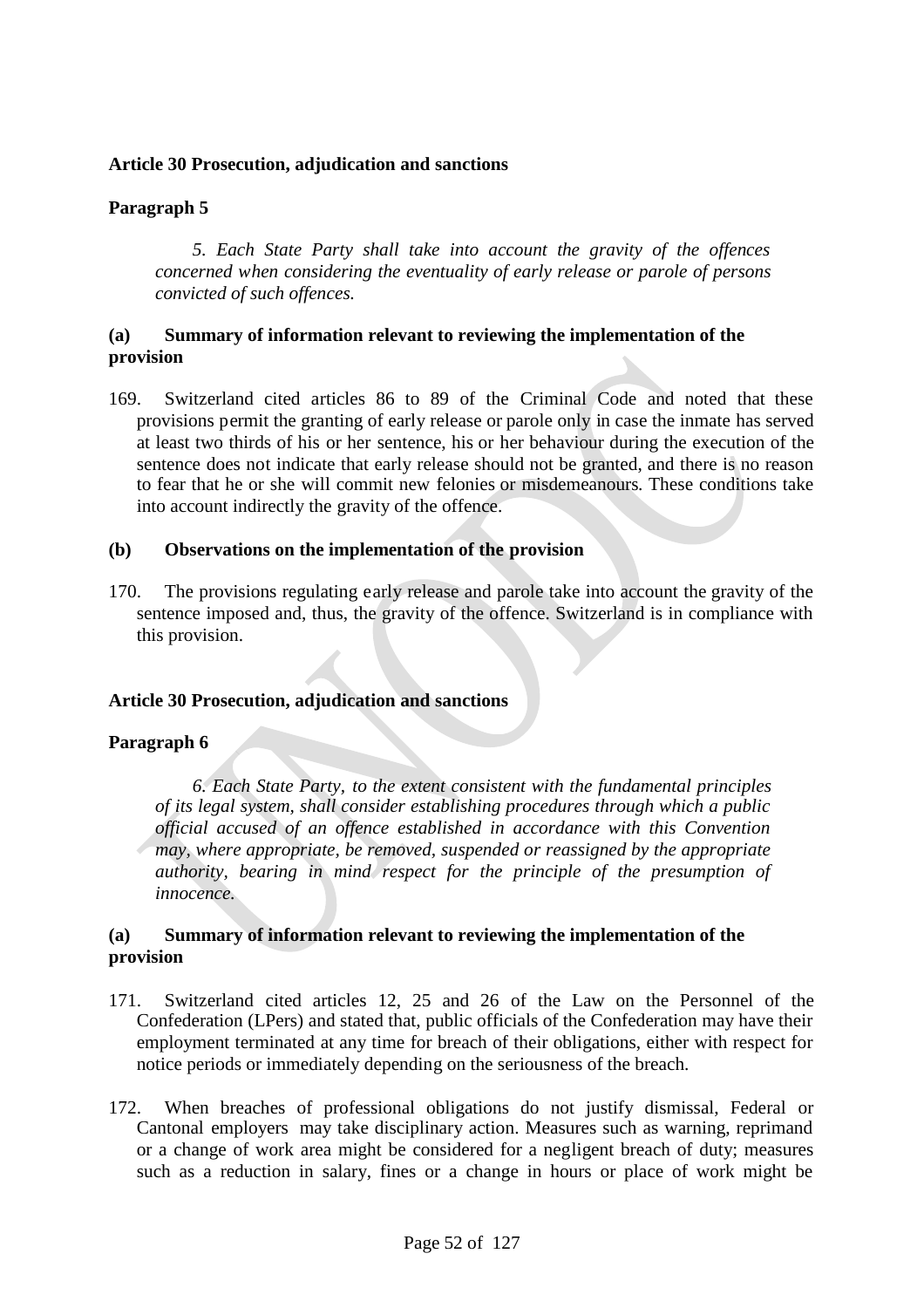**Article 30 Prosecution, adjudication and sanctions**

**Paragraph 5**

> *5. Each State Party shall take into account the gravity of the offences concerned when considering the eventuality of early release or parole of persons convicted of such offences.*

**(a) Summary of information relevant to reviewing the implementation of the provision**

169. Switzerland cited articles 86 to 89 of the Criminal Code and noted that these provisions permit the granting of early release or parole only in case the inmate has served at least two thirds of his or her sentence, his or her behaviour during the execution of the sentence does not indicate that early release should not be granted, and there is no reason to fear that he or she will commit new felonies or misdemeanours. These conditions take into account indirectly the gravity of the offence.

**(b) Observations on the implementation of the provision**

170. The provisions regulating early release and parole take into account the gravity of the sentence imposed and, thus, the gravity of the offence. Switzerland is in compliance with this provision.

**Article 30 Prosecution, adjudication and sanctions**

**Paragraph 6**

> *6. Each State Party, to the extent consistent with the fundamental principles of its legal system, shall consider establishing procedures through which a public official accused of an offence established in accordance with this Convention may, where appropriate, be removed, suspended or reassigned by the appropriate authority, bearing in mind respect for the principle of the presumption of innocence.*

**(a) Summary of information relevant to reviewing the implementation of the provision**

171. Switzerland cited articles 12, 25 and 26 of the Law on the Personnel of the Confederation (LPers) and stated that, public officials of the Confederation may have their employment terminated at any time for breach of their obligations, either with respect for notice periods or immediately depending on the seriousness of the breach.

172. When breaches of professional obligations do not justify dismissal, Federal or Cantonal employers may take disciplinary action. Measures such as warning, reprimand or a change of work area might be considered for a negligent breach of duty; measures such as a reduction in salary, fines or a change in hours or place of work might be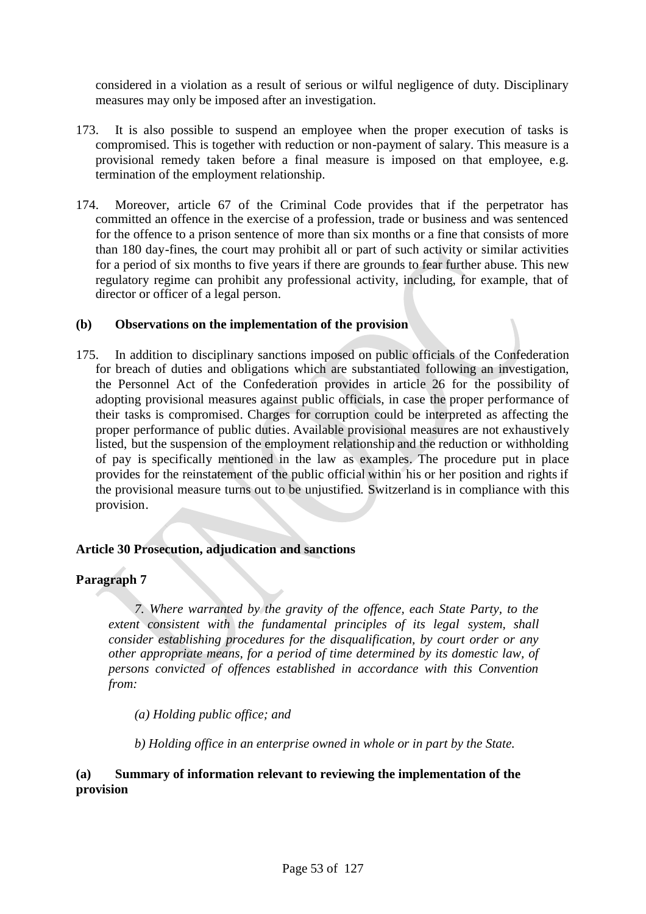considered in a violation as a result of serious or wilful negligence of duty. Disciplinary measures may only be imposed after an investigation.

173. It is also possible to suspend an employee when the proper execution of tasks is compromised. This is together with reduction or non-payment of salary. This measure is a provisional remedy taken before a final measure is imposed on that employee, e.g. termination of the employment relationship.

174. Moreover, article 67 of the Criminal Code provides that if the perpetrator has committed an offence in the exercise of a profession, trade or business and was sentenced for the offence to a prison sentence of more than six months or a fine that consists of more than 180 day-fines, the court may prohibit all or part of such activity or similar activities for a period of six months to five years if there are grounds to fear further abuse. This new regulatory regime can prohibit any professional activity, including, for example, that of director or officer of a legal person.

#### (b) Observations on the implementation of the provision

175. In addition to disciplinary sanctions imposed on public officials of the Confederation for breach of duties and obligations which are substantiated following an investigation, the Personnel Act of the Confederation provides in article 26 for the possibility of adopting provisional measures against public officials, in case the proper performance of their tasks is compromised. Charges for corruption could be interpreted as affecting the proper performance of public duties. Available provisional measures are not exhaustively listed, but the suspension of the employment relationship and the reduction or withholding of pay is specifically mentioned in the law as examples. The procedure put in place provides for the reinstatement of the public official within his or her position and rights if the provisional measure turns out to be unjustified. Switzerland is in compliance with this provision.

### Article 30 Prosecution, adjudication and sanctions

#### Paragraph 7

*7. Where warranted by the gravity of the offence, each State Party, to the extent consistent with the fundamental principles of its legal system, shall consider establishing procedures for the disqualification, by court order or any other appropriate means, for a period of time determined by its domestic law, of persons convicted of offences established in accordance with this Convention from:*

*(a) Holding public office; and*

*b) Holding office in an enterprise owned in whole or in part by the State.*

#### (a) Summary of information relevant to reviewing the implementation of the provision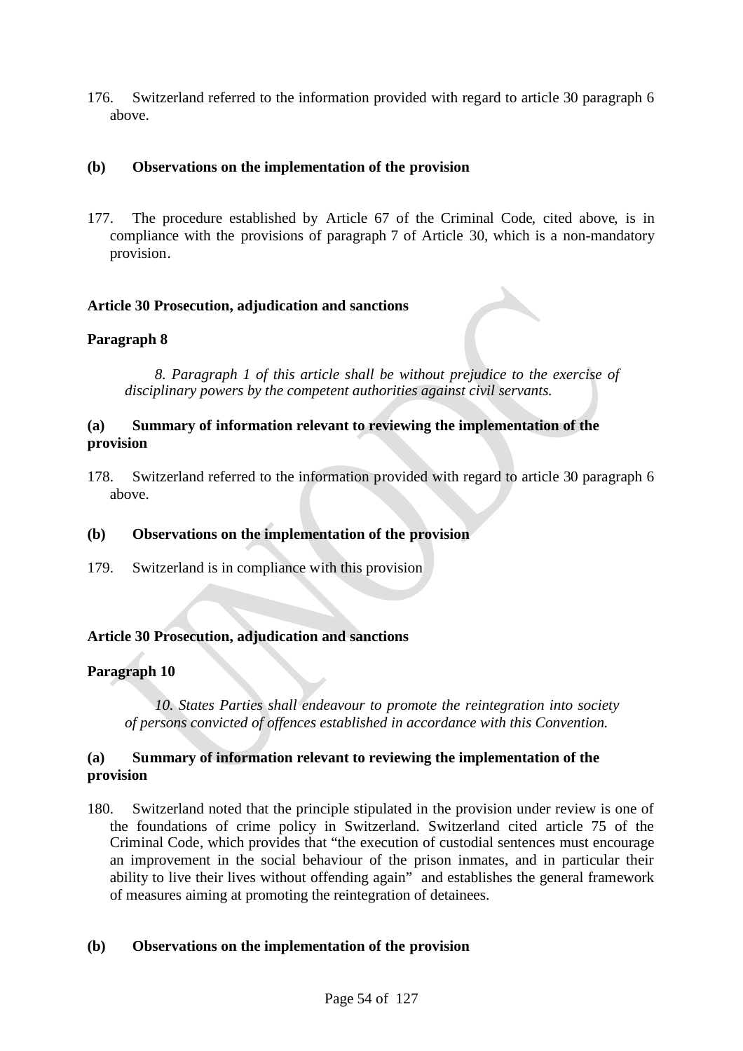176. Switzerland referred to the information provided with regard to article 30 paragraph 6 above.

### (b) Observations on the implementation of the provision

177. The procedure established by Article 67 of the Criminal Code, cited above, is in compliance with the provisions of paragraph 7 of Article 30, which is a non-mandatory provision.

## Article 30 Prosecution, adjudication and sanctions

### Paragraph 8

*8. Paragraph 1 of this article shall be without prejudice to the exercise of disciplinary powers by the competent authorities against civil servants.*

### (a) Summary of information relevant to reviewing the implementation of the provision

178. Switzerland referred to the information provided with regard to article 30 paragraph 6 above.

### (b) Observations on the implementation of the provision

179. Switzerland is in compliance with this provision

## Article 30 Prosecution, adjudication and sanctions

### Paragraph 10

*10. States Parties shall endeavour to promote the reintegration into society of persons convicted of offences established in accordance with this Convention.*

### (a) Summary of information relevant to reviewing the implementation of the provision

180. Switzerland noted that the principle stipulated in the provision under review is one of the foundations of crime policy in Switzerland. Switzerland cited article 75 of the Criminal Code, which provides that "the execution of custodial sentences must encourage an improvement in the social behaviour of the prison inmates, and in particular their ability to live their lives without offending again" and establishes the general framework of measures aiming at promoting the reintegration of detainees.

### (b) Observations on the implementation of the provision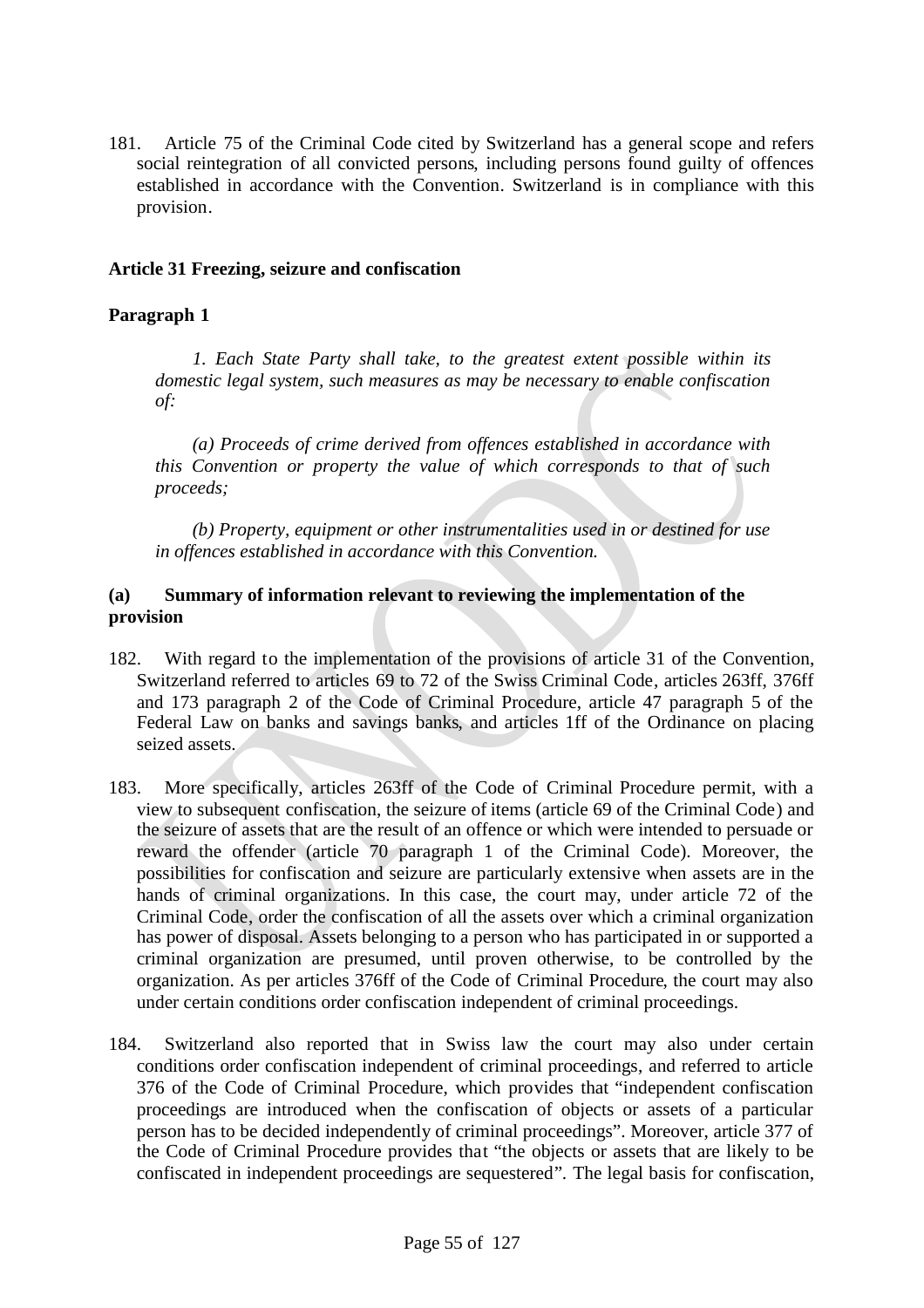181. Article 75 of the Criminal Code cited by Switzerland has a general scope and refers social reintegration of all convicted persons, including persons found guilty of offences established in accordance with the Convention. Switzerland is in compliance with this provision.

### Article 31 Freezing, seizure and confiscation

#### Paragraph 1

*1. Each State Party shall take, to the greatest extent possible within its domestic legal system, such measures as may be necessary to enable confiscation of:*

*(a) Proceeds of crime derived from offences established in accordance with this Convention or property the value of which corresponds to that of such proceeds;*

*(b) Property, equipment or other instrumentalities used in or destined for use in offences established in accordance with this Convention.*

#### (a) Summary of information relevant to reviewing the implementation of the provision

182. With regard to the implementation of the provisions of article 31 of the Convention, Switzerland referred to articles 69 to 72 of the Swiss Criminal Code, articles 263ff, 376ff and 173 paragraph 2 of the Code of Criminal Procedure, article 47 paragraph 5 of the Federal Law on banks and savings banks, and articles 1ff of the Ordinance on placing seized assets.

183. More specifically, articles 263ff of the Code of Criminal Procedure permit, with a view to subsequent confiscation, the seizure of items (article 69 of the Criminal Code) and the seizure of assets that are the result of an offence or which were intended to persuade or reward the offender (article 70 paragraph 1 of the Criminal Code). Moreover, the possibilities for confiscation and seizure are particularly extensive when assets are in the hands of criminal organizations. In this case, the court may, under article 72 of the Criminal Code, order the confiscation of all the assets over which a criminal organization has power of disposal. Assets belonging to a person who has participated in or supported a criminal organization are presumed, until proven otherwise, to be controlled by the organization. As per articles 376ff of the Code of Criminal Procedure, the court may also under certain conditions order confiscation independent of criminal proceedings.

184. Switzerland also reported that in Swiss law the court may also under certain conditions order confiscation independent of criminal proceedings, and referred to article 376 of the Code of Criminal Procedure, which provides that "independent confiscation proceedings are introduced when the confiscation of objects or assets of a particular person has to be decided independently of criminal proceedings". Moreover, article 377 of the Code of Criminal Procedure provides that "the objects or assets that are likely to be confiscated in independent proceedings are sequestered". The legal basis for confiscation,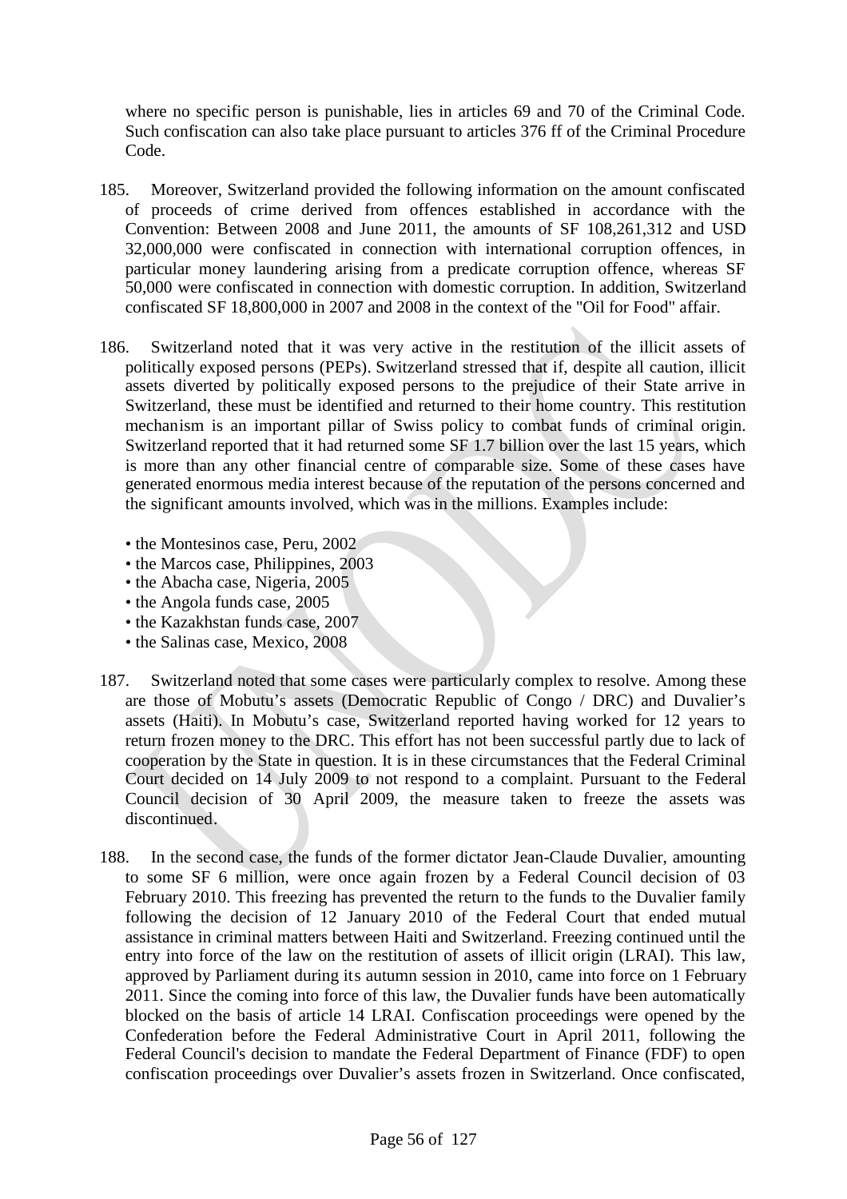where no specific person is punishable, lies in articles 69 and 70 of the Criminal Code. Such confiscation can also take place pursuant to articles 376 ff of the Criminal Procedure Code.

185. Moreover, Switzerland provided the following information on the amount confiscated of proceeds of crime derived from offences established in accordance with the Convention: Between 2008 and June 2011, the amounts of SF 108,261,312 and USD 32,000,000 were confiscated in connection with international corruption offences, in particular money laundering arising from a predicate corruption offence, whereas SF 50,000 were confiscated in connection with domestic corruption. In addition, Switzerland confiscated SF 18,800,000 in 2007 and 2008 in the context of the "Oil for Food" affair.

186. Switzerland noted that it was very active in the restitution of the illicit assets of politically exposed persons (PEPs). Switzerland stressed that if, despite all caution, illicit assets diverted by politically exposed persons to the prejudice of their State arrive in Switzerland, these must be identified and returned to their home country. This restitution mechanism is an important pillar of Swiss policy to combat funds of criminal origin. Switzerland reported that it had returned some SF 1.7 billion over the last 15 years, which is more than any other financial centre of comparable size. Some of these cases have generated enormous media interest because of the reputation of the persons concerned and the significant amounts involved, which was in the millions. Examples include:

- the Montesinos case, Peru, 2002
- the Marcos case, Philippines, 2003
- the Abacha case, Nigeria, 2005
- the Angola funds case, 2005
- the Kazakhstan funds case, 2007
- the Salinas case, Mexico, 2008

187. Switzerland noted that some cases were particularly complex to resolve. Among these are those of Mobutu's assets (Democratic Republic of Congo / DRC) and Duvalier's assets (Haiti). In Mobutu's case, Switzerland reported having worked for 12 years to return frozen money to the DRC. This effort has not been successful partly due to lack of cooperation by the State in question. It is in these circumstances that the Federal Criminal Court decided on 14 July 2009 to not respond to a complaint. Pursuant to the Federal Council decision of 30 April 2009, the measure taken to freeze the assets was discontinued.

188. In the second case, the funds of the former dictator Jean-Claude Duvalier, amounting to some SF 6 million, were once again frozen by a Federal Council decision of 03 February 2010. This freezing has prevented the return to the funds to the Duvalier family following the decision of 12 January 2010 of the Federal Court that ended mutual assistance in criminal matters between Haiti and Switzerland. Freezing continued until the entry into force of the law on the restitution of assets of illicit origin (LRAI). This law, approved by Parliament during its autumn session in 2010, came into force on 1 February 2011. Since the coming into force of this law, the Duvalier funds have been automatically blocked on the basis of article 14 LRAI. Confiscation proceedings were opened by the Confederation before the Federal Administrative Court in April 2011, following the Federal Council's decision to mandate the Federal Department of Finance (FDF) to open confiscation proceedings over Duvalier's assets frozen in Switzerland. Once confiscated,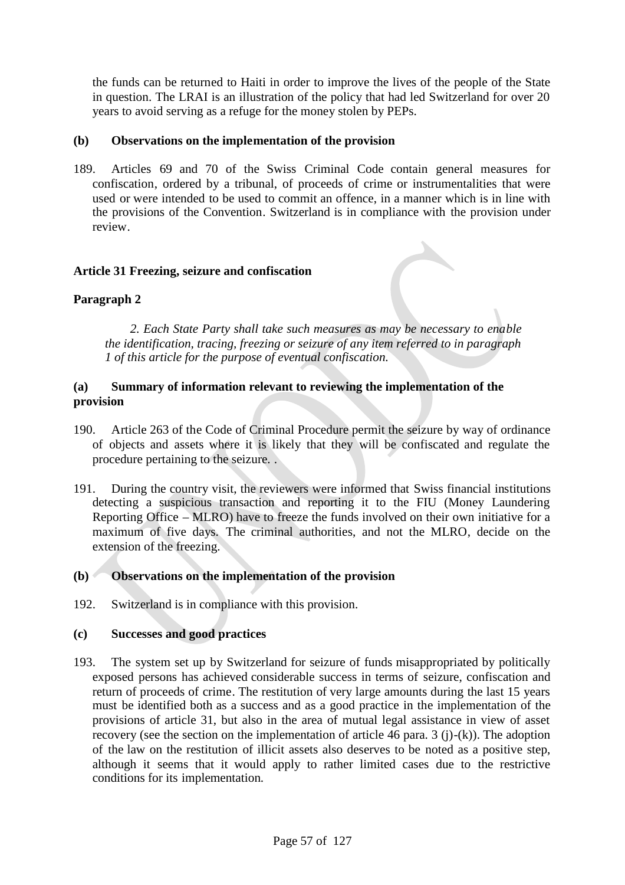the funds can be returned to Haiti in order to improve the lives of the people of the State in question. The LRAI is an illustration of the policy that had led Switzerland for over 20 years to avoid serving as a refuge for the money stolen by PEPs.

**(b) Observations on the implementation of the provision**

189. Articles 69 and 70 of the Swiss Criminal Code contain general measures for confiscation, ordered by a tribunal, of proceeds of crime or instrumentalities that were used or were intended to be used to commit an offence, in a manner which is in line with the provisions of the Convention. Switzerland is in compliance with the provision under review.

**Article 31 Freezing, seizure and confiscation**

**Paragraph 2**

> *2. Each State Party shall take such measures as may be necessary to enable the identification, tracing, freezing or seizure of any item referred to in paragraph 1 of this article for the purpose of eventual confiscation.*

**(a) Summary of information relevant to reviewing the implementation of the provision**

190. Article 263 of the Code of Criminal Procedure permit the seizure by way of ordinance of objects and assets where it is likely that they will be confiscated and regulate the procedure pertaining to the seizure. .

191. During the country visit, the reviewers were informed that Swiss financial institutions detecting a suspicious transaction and reporting it to the FIU (Money Laundering Reporting Office – MLRO) have to freeze the funds involved on their own initiative for a maximum of five days. The criminal authorities, and not the MLRO, decide on the extension of the freezing.

**(b) Observations on the implementation of the provision**

192. Switzerland is in compliance with this provision.

**(c) Successes and good practices**

193. The system set up by Switzerland for seizure of funds misappropriated by politically exposed persons has achieved considerable success in terms of seizure, confiscation and return of proceeds of crime. The restitution of very large amounts during the last 15 years must be identified both as a success and as a good practice in the implementation of the provisions of article 31, but also in the area of mutual legal assistance in view of asset recovery (see the section on the implementation of article 46 para. 3 (j)-(k)). The adoption of the law on the restitution of illicit assets also deserves to be noted as a positive step, although it seems that it would apply to rather limited cases due to the restrictive conditions for its implementation.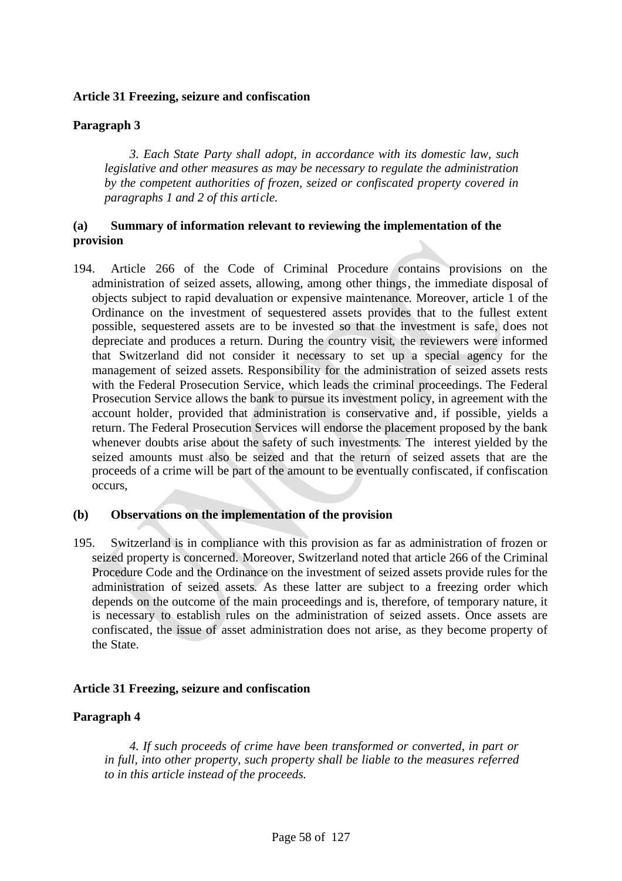**Article 31 Freezing, seizure and confiscation**

**Paragraph 3**

*3. Each State Party shall adopt, in accordance with its domestic law, such legislative and other measures as may be necessary to regulate the administration by the competent authorities of frozen, seized or confiscated property covered in paragraphs 1 and 2 of this article.*

**(a) Summary of information relevant to reviewing the implementation of the provision**

194. Article 266 of the Code of Criminal Procedure contains provisions on the administration of seized assets, allowing, among other things, the immediate disposal of objects subject to rapid devaluation or expensive maintenance. Moreover, article 1 of the Ordinance on the investment of sequestered assets provides that to the fullest extent possible, sequestered assets are to be invested so that the investment is safe, does not depreciate and produces a return. During the country visit, the reviewers were informed that Switzerland did not consider it necessary to set up a special agency for the management of seized assets. Responsibility for the administration of seized assets rests with the Federal Prosecution Service, which leads the criminal proceedings. The Federal Prosecution Service allows the bank to pursue its investment policy, in agreement with the account holder, provided that administration is conservative and, if possible, yields a return. The Federal Prosecution Services will endorse the placement proposed by the bank whenever doubts arise about the safety of such investments. The interest yielded by the seized amounts must also be seized and that the return of seized assets that are the proceeds of a crime will be part of the amount to be eventually confiscated, if confiscation occurs,

**(b) Observations on the implementation of the provision**

195. Switzerland is in compliance with this provision as far as administration of frozen or seized property is concerned. Moreover, Switzerland noted that article 266 of the Criminal Procedure Code and the Ordinance on the investment of seized assets provide rules for the administration of seized assets. As these latter are subject to a freezing order which depends on the outcome of the main proceedings and is, therefore, of temporary nature, it is necessary to establish rules on the administration of seized assets. Once assets are confiscated, the issue of asset administration does not arise, as they become property of the State.

**Article 31 Freezing, seizure and confiscation**

**Paragraph 4**

*4. If such proceeds of crime have been transformed or converted, in part or in full, into other property, such property shall be liable to the measures referred to in this article instead of the proceeds.*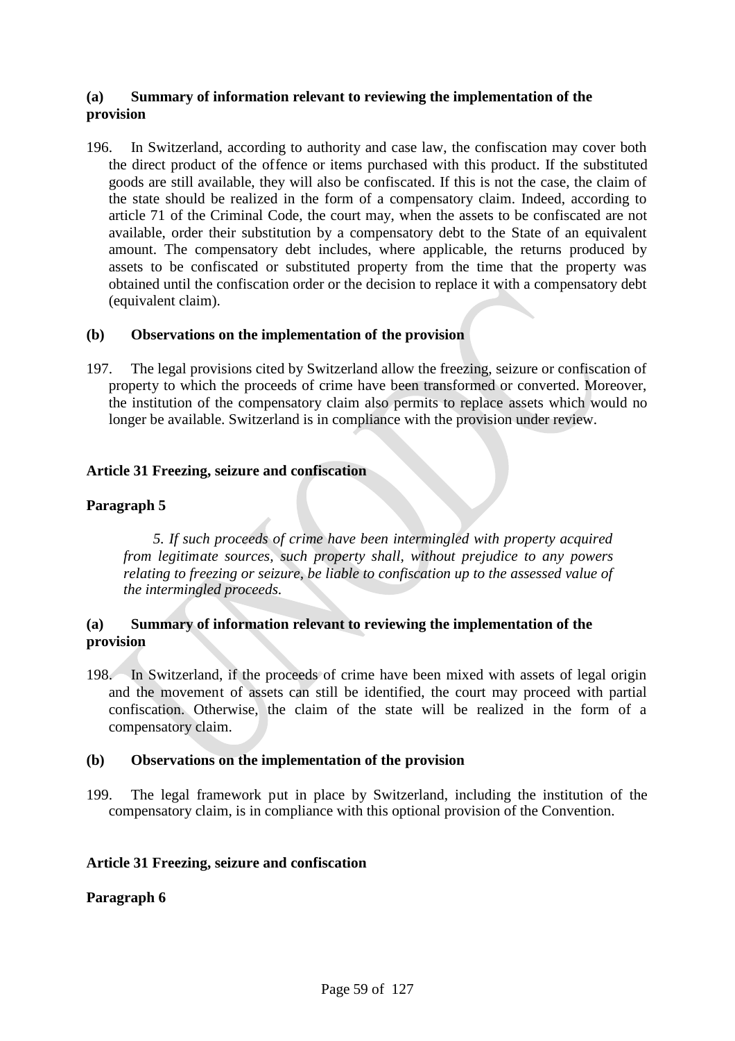**(a) Summary of information relevant to reviewing the implementation of the provision**

196. In Switzerland, according to authority and case law, the confiscation may cover both the direct product of the offence or items purchased with this product. If the substituted goods are still available, they will also be confiscated. If this is not the case, the claim of the state should be realized in the form of a compensatory claim. Indeed, according to article 71 of the Criminal Code, the court may, when the assets to be confiscated are not available, order their substitution by a compensatory debt to the State of an equivalent amount. The compensatory debt includes, where applicable, the returns produced by assets to be confiscated or substituted property from the time that the property was obtained until the confiscation order or the decision to replace it with a compensatory debt (equivalent claim).

**(b) Observations on the implementation of the provision**

197. The legal provisions cited by Switzerland allow the freezing, seizure or confiscation of property to which the proceeds of crime have been transformed or converted. Moreover, the institution of the compensatory claim also permits to replace assets which would no longer be available. Switzerland is in compliance with the provision under review.

**Article 31 Freezing, seizure and confiscation**

**Paragraph 5**

*5. If such proceeds of crime have been intermingled with property acquired from legitimate sources, such property shall, without prejudice to any powers relating to freezing or seizure, be liable to confiscation up to the assessed value of the intermingled proceeds.*

**(a) Summary of information relevant to reviewing the implementation of the provision**

198. In Switzerland, if the proceeds of crime have been mixed with assets of legal origin and the movement of assets can still be identified, the court may proceed with partial confiscation. Otherwise, the claim of the state will be realized in the form of a compensatory claim.

**(b) Observations on the implementation of the provision**

199. The legal framework put in place by Switzerland, including the institution of the compensatory claim, is in compliance with this optional provision of the Convention.

**Article 31 Freezing, seizure and confiscation**

**Paragraph 6**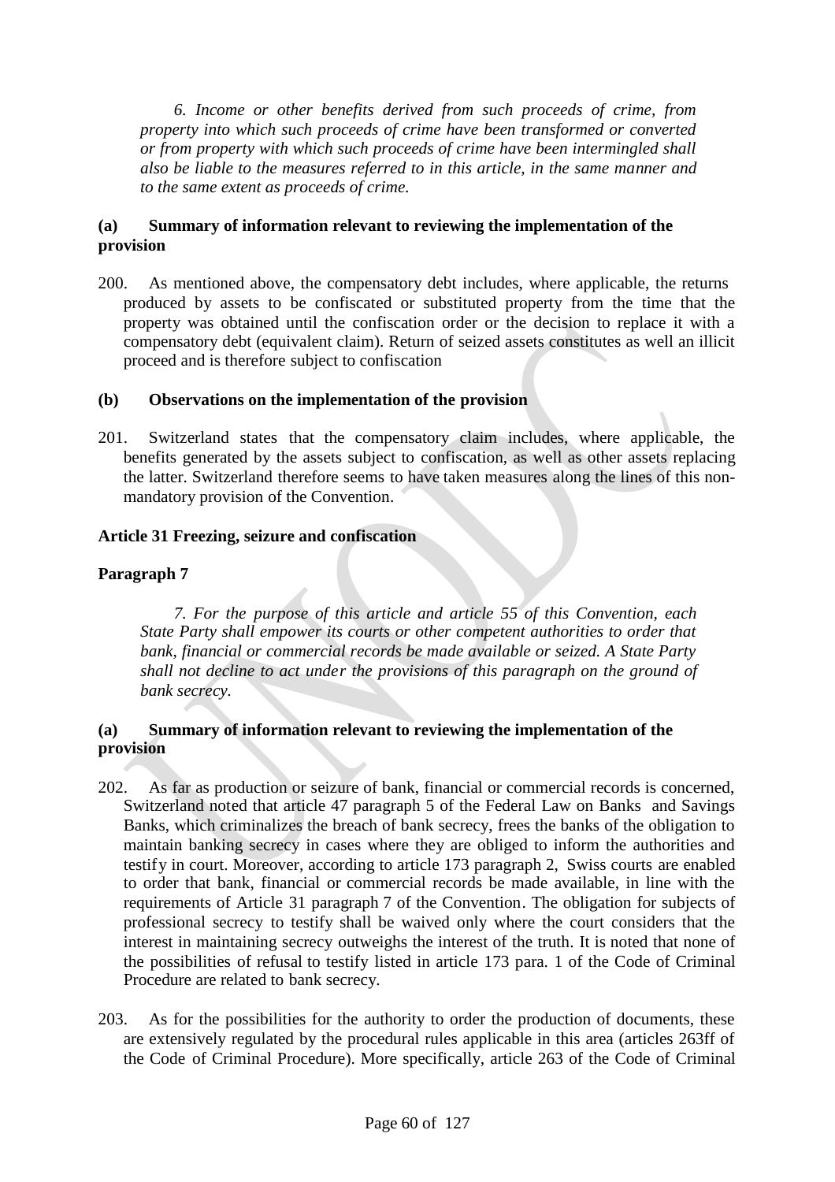*6. Income or other benefits derived from such proceeds of crime, from property into which such proceeds of crime have been transformed or converted or from property with which such proceeds of crime have been intermingled shall also be liable to the measures referred to in this article, in the same manner and to the same extent as proceeds of crime.*

**(a) Summary of information relevant to reviewing the implementation of the provision**

200. As mentioned above, the compensatory debt includes, where applicable, the returns produced by assets to be confiscated or substituted property from the time that the property was obtained until the confiscation order or the decision to replace it with a compensatory debt (equivalent claim). Return of seized assets constitutes as well an illicit proceed and is therefore subject to confiscation

**(b) Observations on the implementation of the provision**

201. Switzerland states that the compensatory claim includes, where applicable, the benefits generated by the assets subject to confiscation, as well as other assets replacing the latter. Switzerland therefore seems to have taken measures along the lines of this non-mandatory provision of the Convention.

**Article 31 Freezing, seizure and confiscation**

**Paragraph 7**

*7. For the purpose of this article and article 55 of this Convention, each State Party shall empower its courts or other competent authorities to order that bank, financial or commercial records be made available or seized. A State Party shall not decline to act under the provisions of this paragraph on the ground of bank secrecy.*

**(a) Summary of information relevant to reviewing the implementation of the provision**

202. As far as production or seizure of bank, financial or commercial records is concerned, Switzerland noted that article 47 paragraph 5 of the Federal Law on Banks and Savings Banks, which criminalizes the breach of bank secrecy, frees the banks of the obligation to maintain banking secrecy in cases where they are obliged to inform the authorities and testify in court. Moreover, according to article 173 paragraph 2, Swiss courts are enabled to order that bank, financial or commercial records be made available, in line with the requirements of Article 31 paragraph 7 of the Convention. The obligation for subjects of professional secrecy to testify shall be waived only where the court considers that the interest in maintaining secrecy outweighs the interest of the truth. It is noted that none of the possibilities of refusal to testify listed in article 173 para. 1 of the Code of Criminal Procedure are related to bank secrecy.

203. As for the possibilities for the authority to order the production of documents, these are extensively regulated by the procedural rules applicable in this area (articles 263ff of the Code of Criminal Procedure). More specifically, article 263 of the Code of Criminal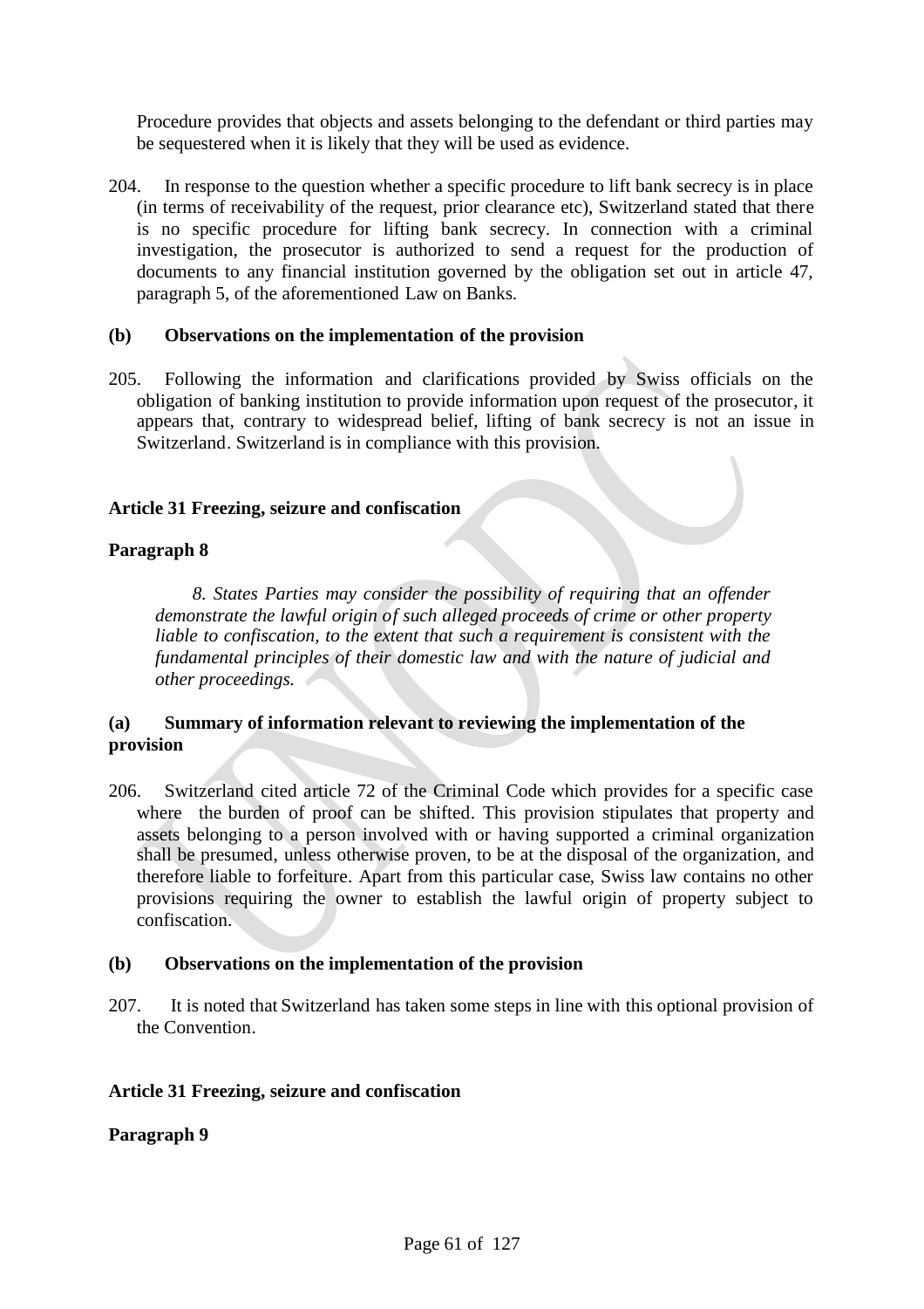Procedure provides that objects and assets belonging to the defendant or third parties may be sequestered when it is likely that they will be used as evidence.

204. In response to the question whether a specific procedure to lift bank secrecy is in place (in terms of receivability of the request, prior clearance etc), Switzerland stated that there is no specific procedure for lifting bank secrecy. In connection with a criminal investigation, the prosecutor is authorized to send a request for the production of documents to any financial institution governed by the obligation set out in article 47, paragraph 5, of the aforementioned Law on Banks.

**(b) Observations on the implementation of the provision**

205. Following the information and clarifications provided by Swiss officials on the obligation of banking institution to provide information upon request of the prosecutor, it appears that, contrary to widespread belief, lifting of bank secrecy is not an issue in Switzerland. Switzerland is in compliance with this provision.

**Article 31 Freezing, seizure and confiscation**

**Paragraph 8**

*8. States Parties may consider the possibility of requiring that an offender demonstrate the lawful origin of such alleged proceeds of crime or other property liable to confiscation, to the extent that such a requirement is consistent with the fundamental principles of their domestic law and with the nature of judicial and other proceedings.*

**(a) Summary of information relevant to reviewing the implementation of the provision**

206. Switzerland cited article 72 of the Criminal Code which provides for a specific case where the burden of proof can be shifted. This provision stipulates that property and assets belonging to a person involved with or having supported a criminal organization shall be presumed, unless otherwise proven, to be at the disposal of the organization, and therefore liable to forfeiture. Apart from this particular case, Swiss law contains no other provisions requiring the owner to establish the lawful origin of property subject to confiscation.

**(b) Observations on the implementation of the provision**

207. It is noted that Switzerland has taken some steps in line with this optional provision of the Convention.

**Article 31 Freezing, seizure and confiscation**

**Paragraph 9**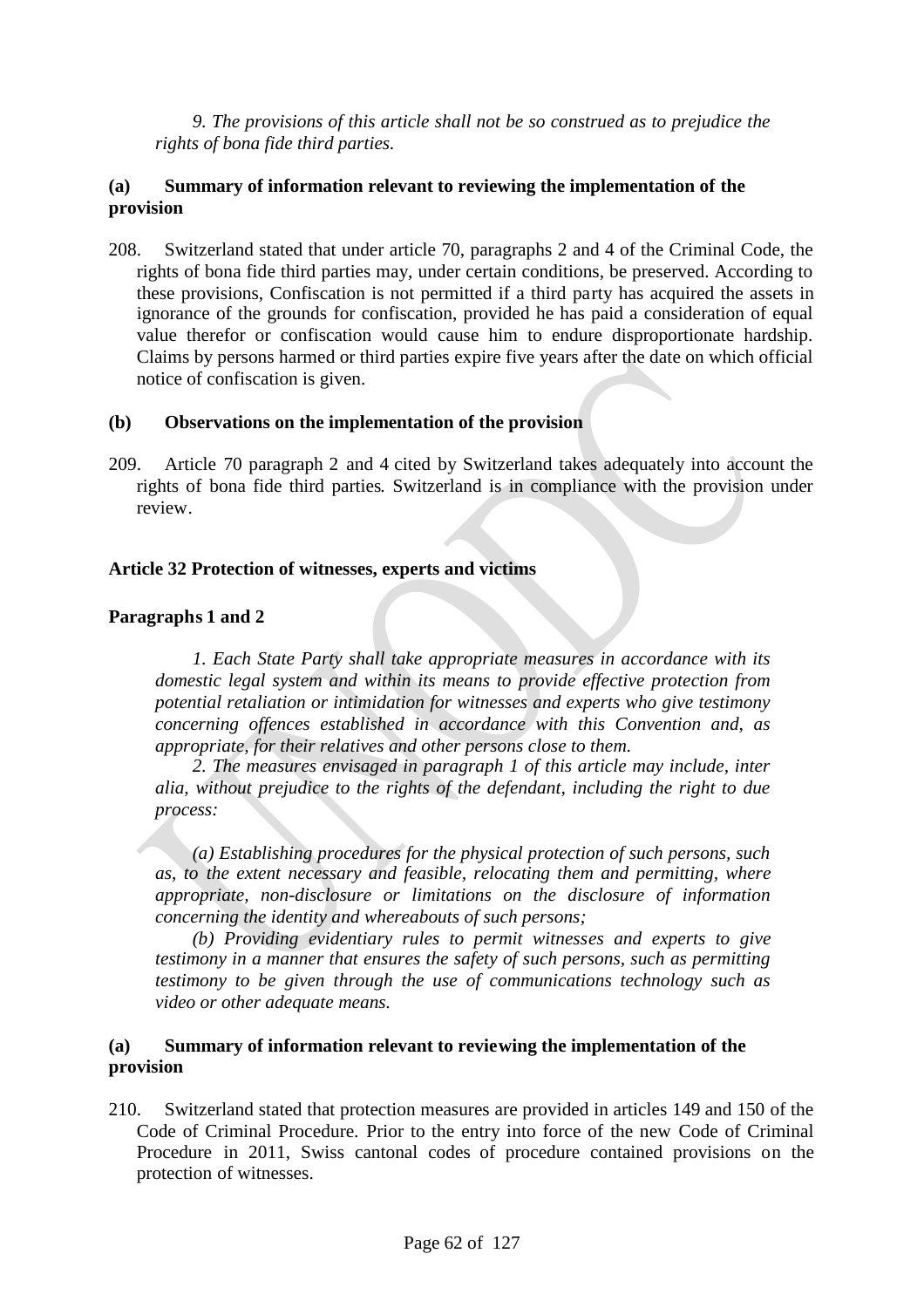*9. The provisions of this article shall not be so construed as to prejudice the rights of bona fide third parties.*

**(a) Summary of information relevant to reviewing the implementation of the provision**

208. Switzerland stated that under article 70, paragraphs 2 and 4 of the Criminal Code, the rights of bona fide third parties may, under certain conditions, be preserved. According to these provisions, Confiscation is not permitted if a third party has acquired the assets in ignorance of the grounds for confiscation, provided he has paid a consideration of equal value therefor or confiscation would cause him to endure disproportionate hardship. Claims by persons harmed or third parties expire five years after the date on which official notice of confiscation is given.

**(b) Observations on the implementation of the provision**

209. Article 70 paragraph 2 and 4 cited by Switzerland takes adequately into account the rights of bona fide third parties. Switzerland is in compliance with the provision under review.

**Article 32 Protection of witnesses, experts and victims**

**Paragraphs 1 and 2**

*1. Each State Party shall take appropriate measures in accordance with its domestic legal system and within its means to provide effective protection from potential retaliation or intimidation for witnesses and experts who give testimony concerning offences established in accordance with this Convention and, as appropriate, for their relatives and other persons close to them.*

*2. The measures envisaged in paragraph 1 of this article may include, inter alia, without prejudice to the rights of the defendant, including the right to due process:*

*(a) Establishing procedures for the physical protection of such persons, such as, to the extent necessary and feasible, relocating them and permitting, where appropriate, non-disclosure or limitations on the disclosure of information concerning the identity and whereabouts of such persons;*

*(b) Providing evidentiary rules to permit witnesses and experts to give testimony in a manner that ensures the safety of such persons, such as permitting testimony to be given through the use of communications technology such as video or other adequate means.*

**(a) Summary of information relevant to reviewing the implementation of the provision**

210. Switzerland stated that protection measures are provided in articles 149 and 150 of the Code of Criminal Procedure. Prior to the entry into force of the new Code of Criminal Procedure in 2011, Swiss cantonal codes of procedure contained provisions on the protection of witnesses.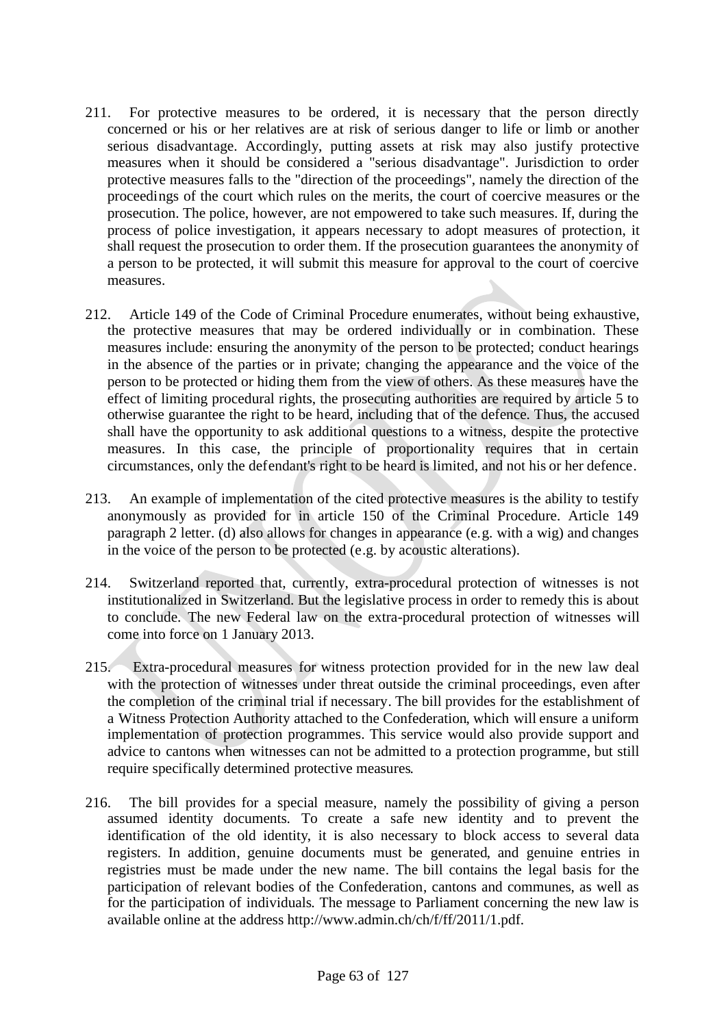211. For protective measures to be ordered, it is necessary that the person directly concerned or his or her relatives are at risk of serious danger to life or limb or another serious disadvantage. Accordingly, putting assets at risk may also justify protective measures when it should be considered a "serious disadvantage". Jurisdiction to order protective measures falls to the "direction of the proceedings", namely the direction of the proceedings of the court which rules on the merits, the court of coercive measures or the prosecution. The police, however, are not empowered to take such measures. If, during the process of police investigation, it appears necessary to adopt measures of protection, it shall request the prosecution to order them. If the prosecution guarantees the anonymity of a person to be protected, it will submit this measure for approval to the court of coercive measures.

212. Article 149 of the Code of Criminal Procedure enumerates, without being exhaustive, the protective measures that may be ordered individually or in combination. These measures include: ensuring the anonymity of the person to be protected; conduct hearings in the absence of the parties or in private; changing the appearance and the voice of the person to be protected or hiding them from the view of others. As these measures have the effect of limiting procedural rights, the prosecuting authorities are required by article 5 to otherwise guarantee the right to be heard, including that of the defence. Thus, the accused shall have the opportunity to ask additional questions to a witness, despite the protective measures. In this case, the principle of proportionality requires that in certain circumstances, only the defendant's right to be heard is limited, and not his or her defence.

213. An example of implementation of the cited protective measures is the ability to testify anonymously as provided for in article 150 of the Criminal Procedure. Article 149 paragraph 2 letter. (d) also allows for changes in appearance (e.g. with a wig) and changes in the voice of the person to be protected (e.g. by acoustic alterations).

214. Switzerland reported that, currently, extra-procedural protection of witnesses is not institutionalized in Switzerland. But the legislative process in order to remedy this is about to conclude. The new Federal law on the extra-procedural protection of witnesses will come into force on 1 January 2013.

215. Extra-procedural measures for witness protection provided for in the new law deal with the protection of witnesses under threat outside the criminal proceedings, even after the completion of the criminal trial if necessary. The bill provides for the establishment of a Witness Protection Authority attached to the Confederation, which will ensure a uniform implementation of protection programmes. This service would also provide support and advice to cantons when witnesses can not be admitted to a protection programme, but still require specifically determined protective measures.

216. The bill provides for a special measure, namely the possibility of giving a person assumed identity documents. To create a safe new identity and to prevent the identification of the old identity, it is also necessary to block access to several data registers. In addition, genuine documents must be generated, and genuine entries in registries must be made under the new name. The bill contains the legal basis for the participation of relevant bodies of the Confederation, cantons and communes, as well as for the participation of individuals. The message to Parliament concerning the new law is available online at the address http://www.admin.ch/ch/f/ff/2011/1.pdf.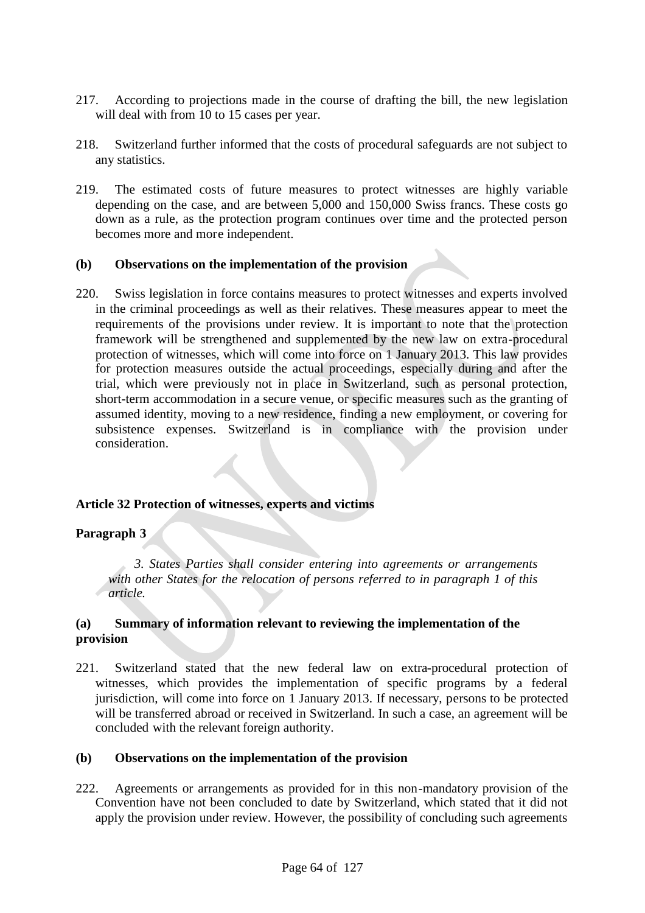217. According to projections made in the course of drafting the bill, the new legislation will deal with from 10 to 15 cases per year.

218. Switzerland further informed that the costs of procedural safeguards are not subject to any statistics.

219. The estimated costs of future measures to protect witnesses are highly variable depending on the case, and are between 5,000 and 150,000 Swiss francs. These costs go down as a rule, as the protection program continues over time and the protected person becomes more and more independent.

**(b) Observations on the implementation of the provision**

220. Swiss legislation in force contains measures to protect witnesses and experts involved in the criminal proceedings as well as their relatives. These measures appear to meet the requirements of the provisions under review. It is important to note that the protection framework will be strengthened and supplemented by the new law on extra-procedural protection of witnesses, which will come into force on 1 January 2013. This law provides for protection measures outside the actual proceedings, especially during and after the trial, which were previously not in place in Switzerland, such as personal protection, short-term accommodation in a secure venue, or specific measures such as the granting of assumed identity, moving to a new residence, finding a new employment, or covering for subsistence expenses. Switzerland is in compliance with the provision under consideration.

**Article 32 Protection of witnesses, experts and victims**

**Paragraph 3**

*3. States Parties shall consider entering into agreements or arrangements with other States for the relocation of persons referred to in paragraph 1 of this article.*

**(a) Summary of information relevant to reviewing the implementation of the provision**

221. Switzerland stated that the new federal law on extra-procedural protection of witnesses, which provides the implementation of specific programs by a federal jurisdiction, will come into force on 1 January 2013. If necessary, persons to be protected will be transferred abroad or received in Switzerland. In such a case, an agreement will be concluded with the relevant foreign authority.

**(b) Observations on the implementation of the provision**

222. Agreements or arrangements as provided for in this non-mandatory provision of the Convention have not been concluded to date by Switzerland, which stated that it did not apply the provision under review. However, the possibility of concluding such agreements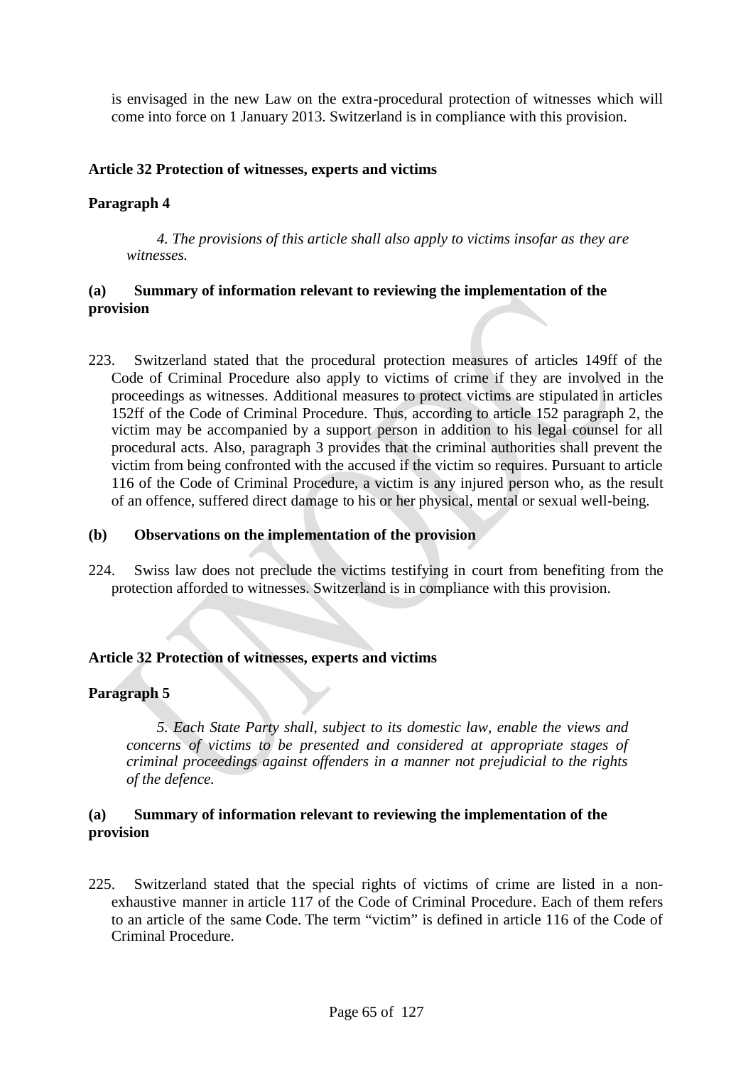is envisaged in the new Law on the extra-procedural protection of witnesses which will come into force on 1 January 2013. Switzerland is in compliance with this provision.

**Article 32 Protection of witnesses, experts and victims**

**Paragraph 4**

*4. The provisions of this article shall also apply to victims insofar as they are witnesses.*

**(a) Summary of information relevant to reviewing the implementation of the provision**

223. Switzerland stated that the procedural protection measures of articles 149ff of the Code of Criminal Procedure also apply to victims of crime if they are involved in the proceedings as witnesses. Additional measures to protect victims are stipulated in articles 152ff of the Code of Criminal Procedure. Thus, according to article 152 paragraph 2, the victim may be accompanied by a support person in addition to his legal counsel for all procedural acts. Also, paragraph 3 provides that the criminal authorities shall prevent the victim from being confronted with the accused if the victim so requires. Pursuant to article 116 of the Code of Criminal Procedure, a victim is any injured person who, as the result of an offence, suffered direct damage to his or her physical, mental or sexual well-being.

**(b) Observations on the implementation of the provision**

224. Swiss law does not preclude the victims testifying in court from benefiting from the protection afforded to witnesses. Switzerland is in compliance with this provision.

**Article 32 Protection of witnesses, experts and victims**

**Paragraph 5**

*5. Each State Party shall, subject to its domestic law, enable the views and concerns of victims to be presented and considered at appropriate stages of criminal proceedings against offenders in a manner not prejudicial to the rights of the defence.*

**(a) Summary of information relevant to reviewing the implementation of the provision**

225. Switzerland stated that the special rights of victims of crime are listed in a non-exhaustive manner in article 117 of the Code of Criminal Procedure. Each of them refers to an article of the same Code. The term "victim" is defined in article 116 of the Code of Criminal Procedure.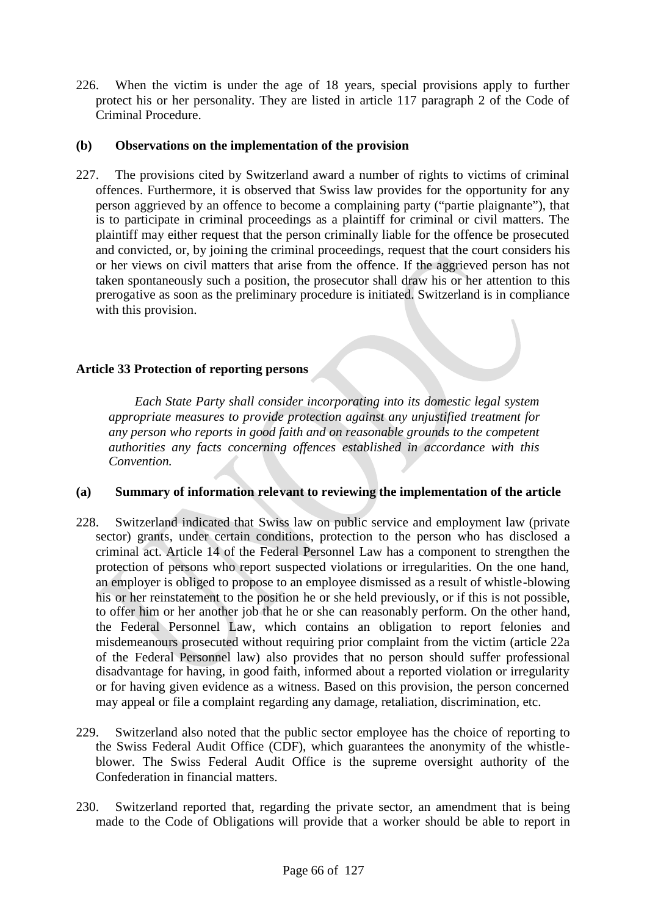226. When the victim is under the age of 18 years, special provisions apply to further protect his or her personality. They are listed in article 117 paragraph 2 of the Code of Criminal Procedure.

### (b) Observations on the implementation of the provision

227. The provisions cited by Switzerland award a number of rights to victims of criminal offences. Furthermore, it is observed that Swiss law provides for the opportunity for any person aggrieved by an offence to become a complaining party ("partie plaignante"), that is to participate in criminal proceedings as a plaintiff for criminal or civil matters. The plaintiff may either request that the person criminally liable for the offence be prosecuted and convicted, or, by joining the criminal proceedings, request that the court considers his or her views on civil matters that arise from the offence. If the aggrieved person has not taken spontaneously such a position, the prosecutor shall draw his or her attention to this prerogative as soon as the preliminary procedure is initiated. Switzerland is in compliance with this provision.

## Article 33 Protection of reporting persons

> *Each State Party shall consider incorporating into its domestic legal system appropriate measures to provide protection against any unjustified treatment for any person who reports in good faith and on reasonable grounds to the competent authorities any facts concerning offences established in accordance with this Convention.*

### (a) Summary of information relevant to reviewing the implementation of the article

228. Switzerland indicated that Swiss law on public service and employment law (private sector) grants, under certain conditions, protection to the person who has disclosed a criminal act. Article 14 of the Federal Personnel Law has a component to strengthen the protection of persons who report suspected violations or irregularities. On the one hand, an employer is obliged to propose to an employee dismissed as a result of whistle-blowing his or her reinstatement to the position he or she held previously, or if this is not possible, to offer him or her another job that he or she can reasonably perform. On the other hand, the Federal Personnel Law, which contains an obligation to report felonies and misdemeanours prosecuted without requiring prior complaint from the victim (article 22a of the Federal Personnel law) also provides that no person should suffer professional disadvantage for having, in good faith, informed about a reported violation or irregularity or for having given evidence as a witness. Based on this provision, the person concerned may appeal or file a complaint regarding any damage, retaliation, discrimination, etc.

229. Switzerland also noted that the public sector employee has the choice of reporting to the Swiss Federal Audit Office (CDF), which guarantees the anonymity of the whistle-blower. The Swiss Federal Audit Office is the supreme oversight authority of the Confederation in financial matters.

230. Switzerland reported that, regarding the private sector, an amendment that is being made to the Code of Obligations will provide that a worker should be able to report in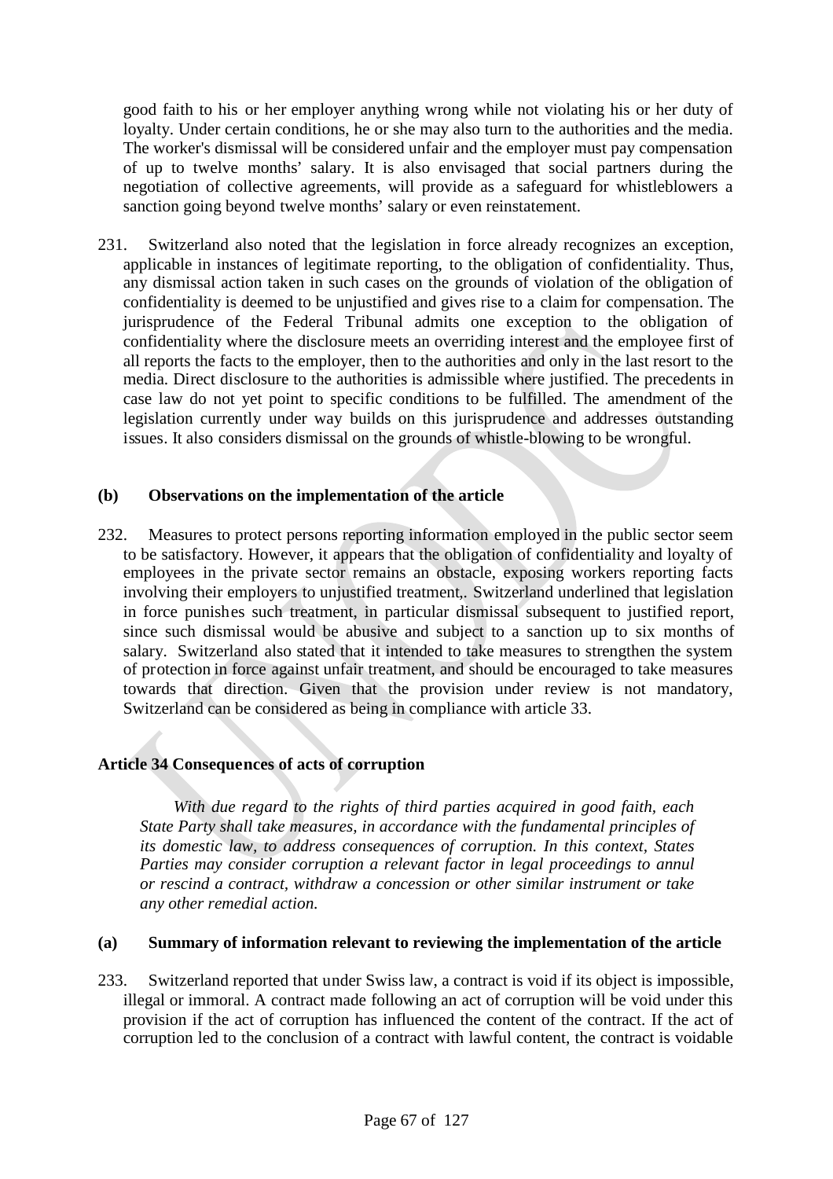good faith to his or her employer anything wrong while not violating his or her duty of loyalty. Under certain conditions, he or she may also turn to the authorities and the media. The worker's dismissal will be considered unfair and the employer must pay compensation of up to twelve months' salary. It is also envisaged that social partners during the negotiation of collective agreements, will provide as a safeguard for whistleblowers a sanction going beyond twelve months' salary or even reinstatement.

231. Switzerland also noted that the legislation in force already recognizes an exception, applicable in instances of legitimate reporting, to the obligation of confidentiality. Thus, any dismissal action taken in such cases on the grounds of violation of the obligation of confidentiality is deemed to be unjustified and gives rise to a claim for compensation. The jurisprudence of the Federal Tribunal admits one exception to the obligation of confidentiality where the disclosure meets an overriding interest and the employee first of all reports the facts to the employer, then to the authorities and only in the last resort to the media. Direct disclosure to the authorities is admissible where justified. The precedents in case law do not yet point to specific conditions to be fulfilled. The amendment of the legislation currently under way builds on this jurisprudence and addresses outstanding issues. It also considers dismissal on the grounds of whistle-blowing to be wrongful.

### (b) Observations on the implementation of the article

232. Measures to protect persons reporting information employed in the public sector seem to be satisfactory. However, it appears that the obligation of confidentiality and loyalty of employees in the private sector remains an obstacle, exposing workers reporting facts involving their employers to unjustified treatment,. Switzerland underlined that legislation in force punishes such treatment, in particular dismissal subsequent to justified report, since such dismissal would be abusive and subject to a sanction up to six months of salary. Switzerland also stated that it intended to take measures to strengthen the system of protection in force against unfair treatment, and should be encouraged to take measures towards that direction. Given that the provision under review is not mandatory, Switzerland can be considered as being in compliance with article 33.

## Article 34 Consequences of acts of corruption

*With due regard to the rights of third parties acquired in good faith, each State Party shall take measures, in accordance with the fundamental principles of its domestic law, to address consequences of corruption. In this context, States Parties may consider corruption a relevant factor in legal proceedings to annul or rescind a contract, withdraw a concession or other similar instrument or take any other remedial action.*

### (a) Summary of information relevant to reviewing the implementation of the article

233. Switzerland reported that under Swiss law, a contract is void if its object is impossible, illegal or immoral. A contract made following an act of corruption will be void under this provision if the act of corruption has influenced the content of the contract. If the act of corruption led to the conclusion of a contract with lawful content, the contract is voidable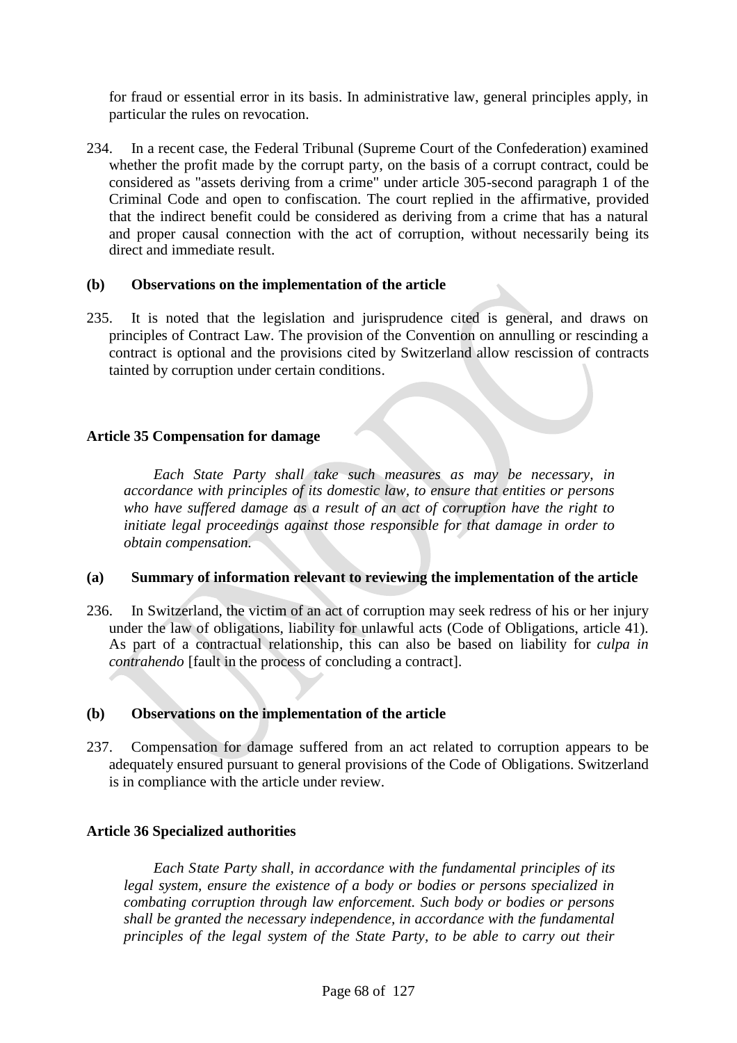for fraud or essential error in its basis. In administrative law, general principles apply, in particular the rules on revocation.

234. In a recent case, the Federal Tribunal (Supreme Court of the Confederation) examined whether the profit made by the corrupt party, on the basis of a corrupt contract, could be considered as "assets deriving from a crime" under article 305-second paragraph 1 of the Criminal Code and open to confiscation. The court replied in the affirmative, provided that the indirect benefit could be considered as deriving from a crime that has a natural and proper causal connection with the act of corruption, without necessarily being its direct and immediate result.

**(b) Observations on the implementation of the article**

235. It is noted that the legislation and jurisprudence cited is general, and draws on principles of Contract Law. The provision of the Convention on annulling or rescinding a contract is optional and the provisions cited by Switzerland allow rescission of contracts tainted by corruption under certain conditions.

**Article 35 Compensation for damage**

*Each State Party shall take such measures as may be necessary, in accordance with principles of its domestic law, to ensure that entities or persons who have suffered damage as a result of an act of corruption have the right to initiate legal proceedings against those responsible for that damage in order to obtain compensation.*

**(a) Summary of information relevant to reviewing the implementation of the article**

236. In Switzerland, the victim of an act of corruption may seek redress of his or her injury under the law of obligations, liability for unlawful acts (Code of Obligations, article 41). As part of a contractual relationship, this can also be based on liability for *culpa in contrahendo* [fault in the process of concluding a contract].

**(b) Observations on the implementation of the article**

237. Compensation for damage suffered from an act related to corruption appears to be adequately ensured pursuant to general provisions of the Code of Obligations. Switzerland is in compliance with the article under review.

**Article 36 Specialized authorities**

*Each State Party shall, in accordance with the fundamental principles of its legal system, ensure the existence of a body or bodies or persons specialized in combating corruption through law enforcement. Such body or bodies or persons shall be granted the necessary independence, in accordance with the fundamental principles of the legal system of the State Party, to be able to carry out their*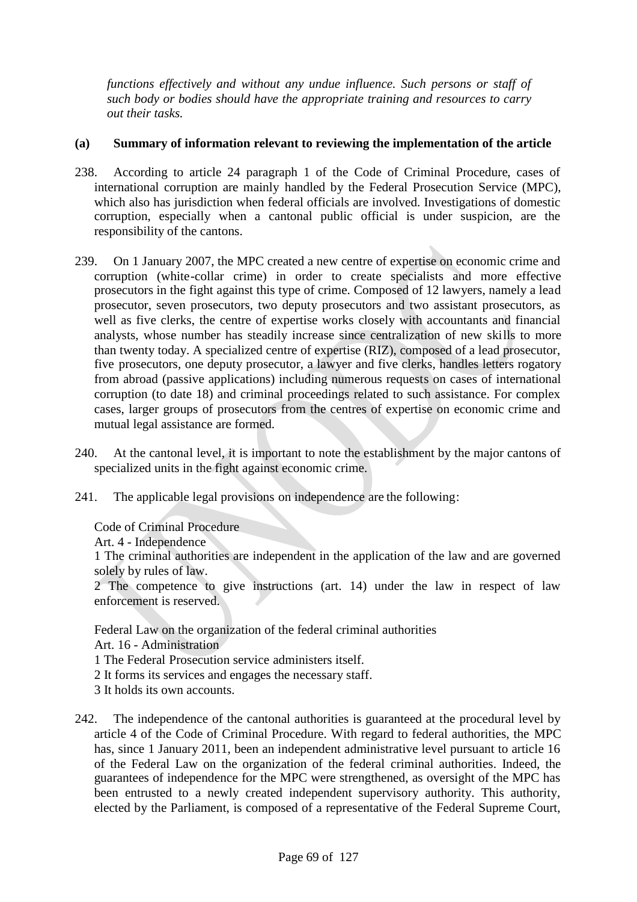*functions effectively and without any undue influence. Such persons or staff of such body or bodies should have the appropriate training and resources to carry out their tasks.*

**(a) Summary of information relevant to reviewing the implementation of the article**

238. According to article 24 paragraph 1 of the Code of Criminal Procedure, cases of international corruption are mainly handled by the Federal Prosecution Service (MPC), which also has jurisdiction when federal officials are involved. Investigations of domestic corruption, especially when a cantonal public official is under suspicion, are the responsibility of the cantons.

239. On 1 January 2007, the MPC created a new centre of expertise on economic crime and corruption (white-collar crime) in order to create specialists and more effective prosecutors in the fight against this type of crime. Composed of 12 lawyers, namely a lead prosecutor, seven prosecutors, two deputy prosecutors and two assistant prosecutors, as well as five clerks, the centre of expertise works closely with accountants and financial analysts, whose number has steadily increase since centralization of new skills to more than twenty today. A specialized centre of expertise (RIZ), composed of a lead prosecutor, five prosecutors, one deputy prosecutor, a lawyer and five clerks, handles letters rogatory from abroad (passive applications) including numerous requests on cases of international corruption (to date 18) and criminal proceedings related to such assistance. For complex cases, larger groups of prosecutors from the centres of expertise on economic crime and mutual legal assistance are formed.

240. At the cantonal level, it is important to note the establishment by the major cantons of specialized units in the fight against economic crime.

241. The applicable legal provisions on independence are the following:

Code of Criminal Procedure
Art. 4 - Independence
1 The criminal authorities are independent in the application of the law and are governed solely by rules of law.
2 The competence to give instructions (art. 14) under the law in respect of law enforcement is reserved.

Federal Law on the organization of the federal criminal authorities
Art. 16 - Administration
1 The Federal Prosecution service administers itself.
2 It forms its services and engages the necessary staff.
3 It holds its own accounts.

242. The independence of the cantonal authorities is guaranteed at the procedural level by article 4 of the Code of Criminal Procedure. With regard to federal authorities, the MPC has, since 1 January 2011, been an independent administrative level pursuant to article 16 of the Federal Law on the organization of the federal criminal authorities. Indeed, the guarantees of independence for the MPC were strengthened, as oversight of the MPC has been entrusted to a newly created independent supervisory authority. This authority, elected by the Parliament, is composed of a representative of the Federal Supreme Court,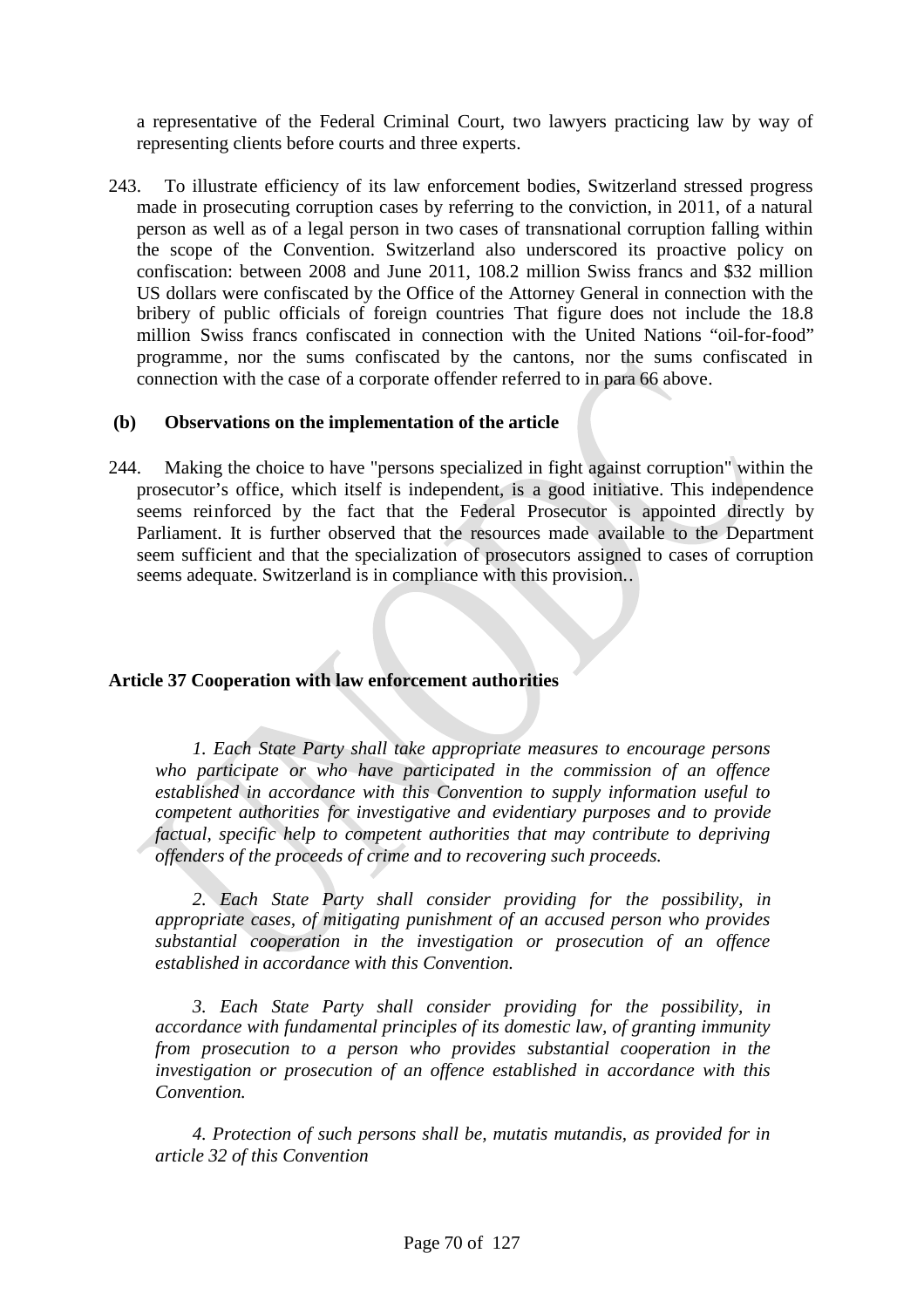a representative of the Federal Criminal Court, two lawyers practicing law by way of representing clients before courts and three experts.

243. To illustrate efficiency of its law enforcement bodies, Switzerland stressed progress made in prosecuting corruption cases by referring to the conviction, in 2011, of a natural person as well as of a legal person in two cases of transnational corruption falling within the scope of the Convention. Switzerland also underscored its proactive policy on confiscation: between 2008 and June 2011, 108.2 million Swiss francs and $32 million US dollars were confiscated by the Office of the Attorney General in connection with the bribery of public officials of foreign countries That figure does not include the 18.8 million Swiss francs confiscated in connection with the United Nations "oil-for-food" programme, nor the sums confiscated by the cantons, nor the sums confiscated in connection with the case of a corporate offender referred to in para 66 above.

**(b) Observations on the implementation of the article**

244. Making the choice to have "persons specialized in fight against corruption" within the prosecutor's office, which itself is independent, is a good initiative. This independence seems reinforced by the fact that the Federal Prosecutor is appointed directly by Parliament. It is further observed that the resources made available to the Department seem sufficient and that the specialization of prosecutors assigned to cases of corruption seems adequate. Switzerland is in compliance with this provision..

**Article 37 Cooperation with law enforcement authorities**

*1. Each State Party shall take appropriate measures to encourage persons who participate or who have participated in the commission of an offence established in accordance with this Convention to supply information useful to competent authorities for investigative and evidentiary purposes and to provide factual, specific help to competent authorities that may contribute to depriving offenders of the proceeds of crime and to recovering such proceeds.*

*2. Each State Party shall consider providing for the possibility, in appropriate cases, of mitigating punishment of an accused person who provides substantial cooperation in the investigation or prosecution of an offence established in accordance with this Convention.*

*3. Each State Party shall consider providing for the possibility, in accordance with fundamental principles of its domestic law, of granting immunity from prosecution to a person who provides substantial cooperation in the investigation or prosecution of an offence established in accordance with this Convention.*

*4. Protection of such persons shall be, mutatis mutandis, as provided for in article 32 of this Convention*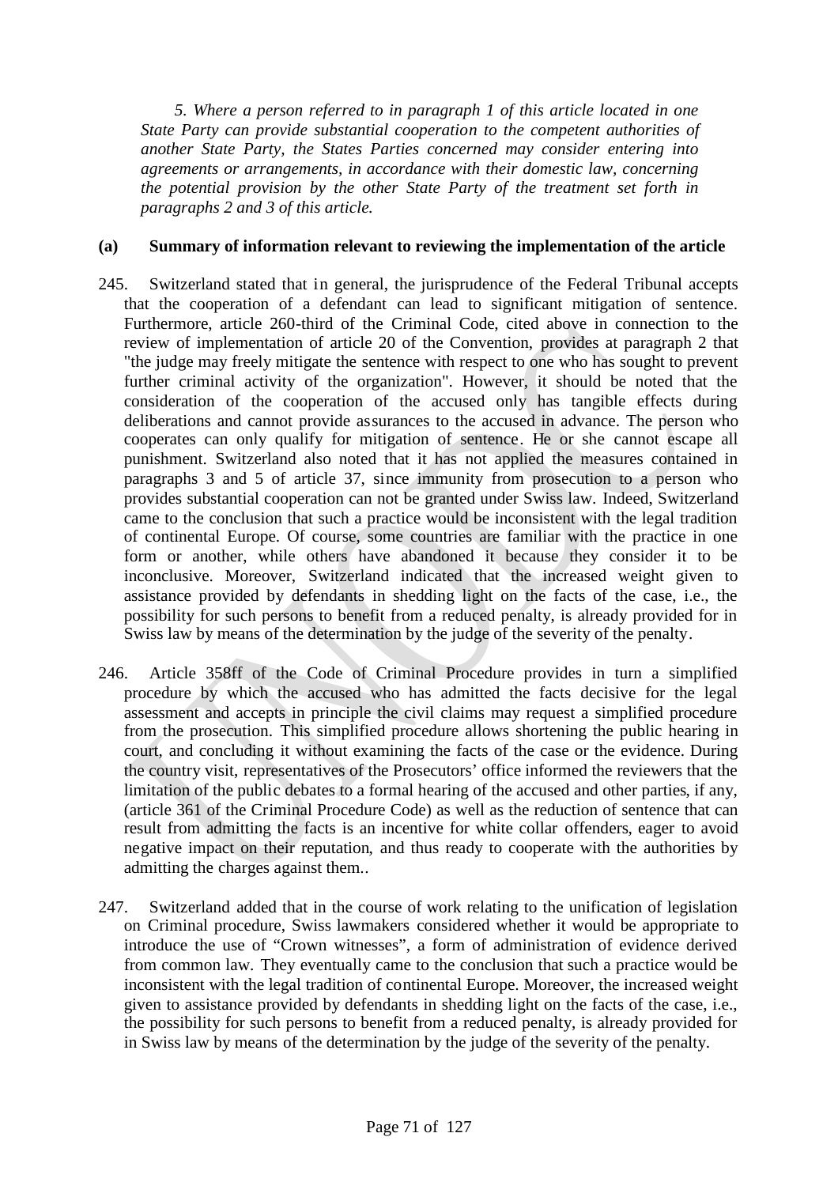*5. Where a person referred to in paragraph 1 of this article located in one State Party can provide substantial cooperation to the competent authorities of another State Party, the States Parties concerned may consider entering into agreements or arrangements, in accordance with their domestic law, concerning the potential provision by the other State Party of the treatment set forth in paragraphs 2 and 3 of this article.*

**(a) Summary of information relevant to reviewing the implementation of the article**

245. Switzerland stated that in general, the jurisprudence of the Federal Tribunal accepts that the cooperation of a defendant can lead to significant mitigation of sentence. Furthermore, article 260-third of the Criminal Code, cited above in connection to the review of implementation of article 20 of the Convention, provides at paragraph 2 that "the judge may freely mitigate the sentence with respect to one who has sought to prevent further criminal activity of the organization". However, it should be noted that the consideration of the cooperation of the accused only has tangible effects during deliberations and cannot provide assurances to the accused in advance. The person who cooperates can only qualify for mitigation of sentence. He or she cannot escape all punishment. Switzerland also noted that it has not applied the measures contained in paragraphs 3 and 5 of article 37, since immunity from prosecution to a person who provides substantial cooperation can not be granted under Swiss law. Indeed, Switzerland came to the conclusion that such a practice would be inconsistent with the legal tradition of continental Europe. Of course, some countries are familiar with the practice in one form or another, while others have abandoned it because they consider it to be inconclusive. Moreover, Switzerland indicated that the increased weight given to assistance provided by defendants in shedding light on the facts of the case, i.e., the possibility for such persons to benefit from a reduced penalty, is already provided for in Swiss law by means of the determination by the judge of the severity of the penalty.

246. Article 358ff of the Code of Criminal Procedure provides in turn a simplified procedure by which the accused who has admitted the facts decisive for the legal assessment and accepts in principle the civil claims may request a simplified procedure from the prosecution. This simplified procedure allows shortening the public hearing in court, and concluding it without examining the facts of the case or the evidence. During the country visit, representatives of the Prosecutors' office informed the reviewers that the limitation of the public debates to a formal hearing of the accused and other parties, if any, (article 361 of the Criminal Procedure Code) as well as the reduction of sentence that can result from admitting the facts is an incentive for white collar offenders, eager to avoid negative impact on their reputation, and thus ready to cooperate with the authorities by admitting the charges against them..

247. Switzerland added that in the course of work relating to the unification of legislation on Criminal procedure, Swiss lawmakers considered whether it would be appropriate to introduce the use of "Crown witnesses", a form of administration of evidence derived from common law. They eventually came to the conclusion that such a practice would be inconsistent with the legal tradition of continental Europe. Moreover, the increased weight given to assistance provided by defendants in shedding light on the facts of the case, i.e., the possibility for such persons to benefit from a reduced penalty, is already provided for in Swiss law by means of the determination by the judge of the severity of the penalty.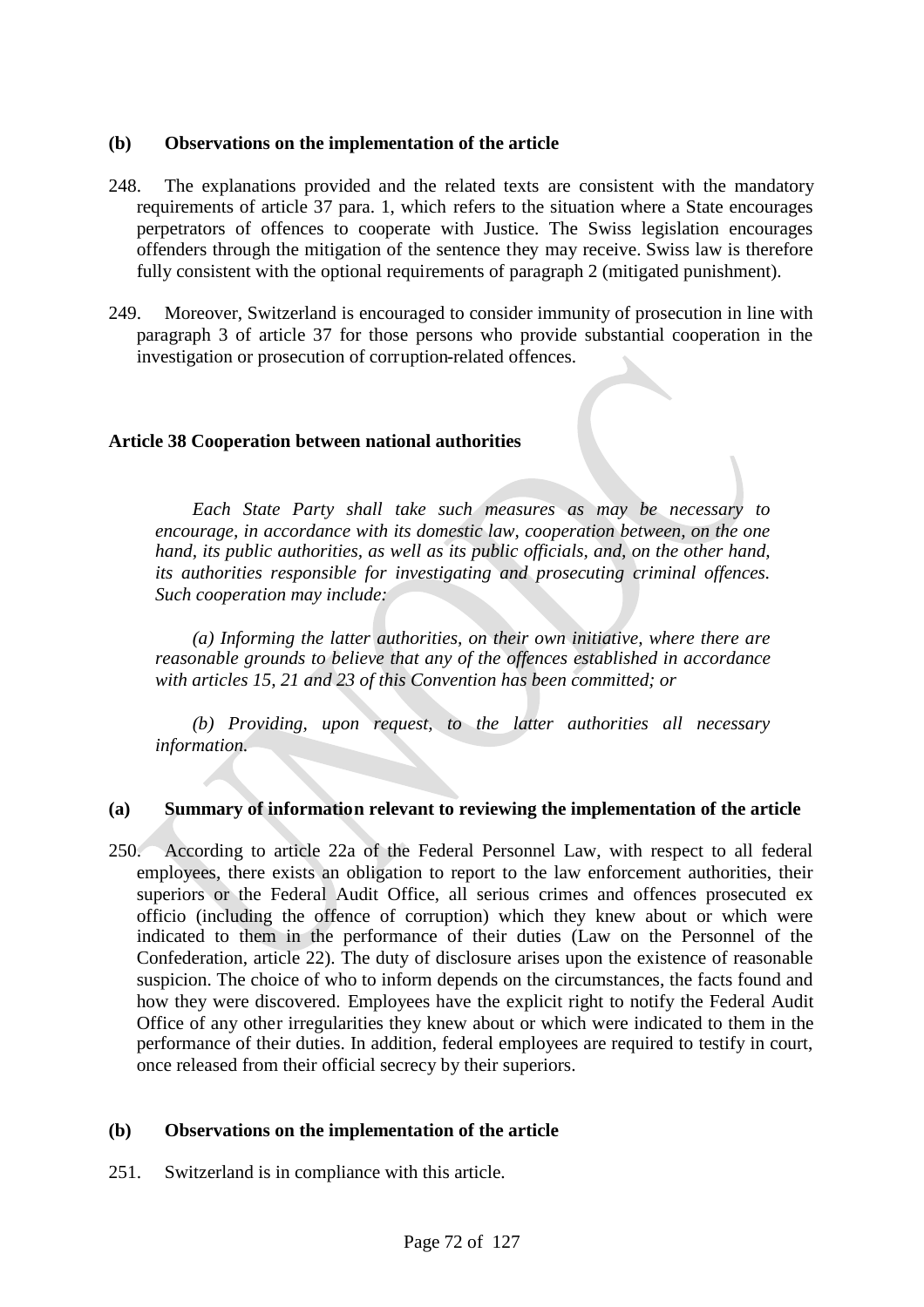### (b) Observations on the implementation of the article

248. The explanations provided and the related texts are consistent with the mandatory requirements of article 37 para. 1, which refers to the situation where a State encourages perpetrators of offences to cooperate with Justice. The Swiss legislation encourages offenders through the mitigation of the sentence they may receive. Swiss law is therefore fully consistent with the optional requirements of paragraph 2 (mitigated punishment).

249. Moreover, Switzerland is encouraged to consider immunity of prosecution in line with paragraph 3 of article 37 for those persons who provide substantial cooperation in the investigation or prosecution of corruption-related offences.

## Article 38 Cooperation between national authorities

*Each State Party shall take such measures as may be necessary to encourage, in accordance with its domestic law, cooperation between, on the one hand, its public authorities, as well as its public officials, and, on the other hand, its authorities responsible for investigating and prosecuting criminal offences. Such cooperation may include:*

*(a) Informing the latter authorities, on their own initiative, where there are reasonable grounds to believe that any of the offences established in accordance with articles 15, 21 and 23 of this Convention has been committed; or*

*(b) Providing, upon request, to the latter authorities all necessary information.*

### (a) Summary of information relevant to reviewing the implementation of the article

250. According to article 22a of the Federal Personnel Law, with respect to all federal employees, there exists an obligation to report to the law enforcement authorities, their superiors or the Federal Audit Office, all serious crimes and offences prosecuted ex officio (including the offence of corruption) which they knew about or which were indicated to them in the performance of their duties (Law on the Personnel of the Confederation, article 22). The duty of disclosure arises upon the existence of reasonable suspicion. The choice of who to inform depends on the circumstances, the facts found and how they were discovered. Employees have the explicit right to notify the Federal Audit Office of any other irregularities they knew about or which were indicated to them in the performance of their duties. In addition, federal employees are required to testify in court, once released from their official secrecy by their superiors.

### (b) Observations on the implementation of the article

251. Switzerland is in compliance with this article.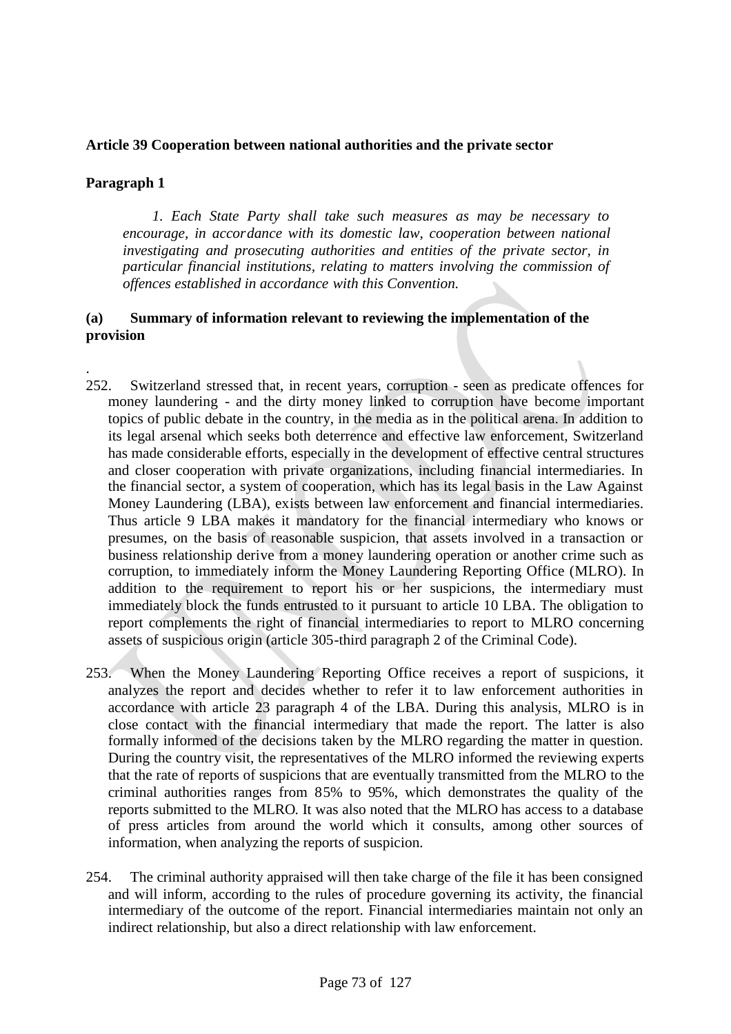**Article 39 Cooperation between national authorities and the private sector**

**Paragraph 1**

> *1. Each State Party shall take such measures as may be necessary to encourage, in accordance with its domestic law, cooperation between national investigating and prosecuting authorities and entities of the private sector, in particular financial institutions, relating to matters involving the commission of offences established in accordance with this Convention.*

**(a) Summary of information relevant to reviewing the implementation of the provision**

.

252. Switzerland stressed that, in recent years, corruption - seen as predicate offences for money laundering - and the dirty money linked to corruption have become important topics of public debate in the country, in the media as in the political arena. In addition to its legal arsenal which seeks both deterrence and effective law enforcement, Switzerland has made considerable efforts, especially in the development of effective central structures and closer cooperation with private organizations, including financial intermediaries. In the financial sector, a system of cooperation, which has its legal basis in the Law Against Money Laundering (LBA), exists between law enforcement and financial intermediaries. Thus article 9 LBA makes it mandatory for the financial intermediary who knows or presumes, on the basis of reasonable suspicion, that assets involved in a transaction or business relationship derive from a money laundering operation or another crime such as corruption, to immediately inform the Money Laundering Reporting Office (MLRO). In addition to the requirement to report his or her suspicions, the intermediary must immediately block the funds entrusted to it pursuant to article 10 LBA. The obligation to report complements the right of financial intermediaries to report to MLRO concerning assets of suspicious origin (article 305-third paragraph 2 of the Criminal Code).

253. When the Money Laundering Reporting Office receives a report of suspicions, it analyzes the report and decides whether to refer it to law enforcement authorities in accordance with article 23 paragraph 4 of the LBA. During this analysis, MLRO is in close contact with the financial intermediary that made the report. The latter is also formally informed of the decisions taken by the MLRO regarding the matter in question. During the country visit, the representatives of the MLRO informed the reviewing experts that the rate of reports of suspicions that are eventually transmitted from the MLRO to the criminal authorities ranges from 85% to 95%, which demonstrates the quality of the reports submitted to the MLRO. It was also noted that the MLRO has access to a database of press articles from around the world which it consults, among other sources of information, when analyzing the reports of suspicion.

254. The criminal authority appraised will then take charge of the file it has been consigned and will inform, according to the rules of procedure governing its activity, the financial intermediary of the outcome of the report. Financial intermediaries maintain not only an indirect relationship, but also a direct relationship with law enforcement.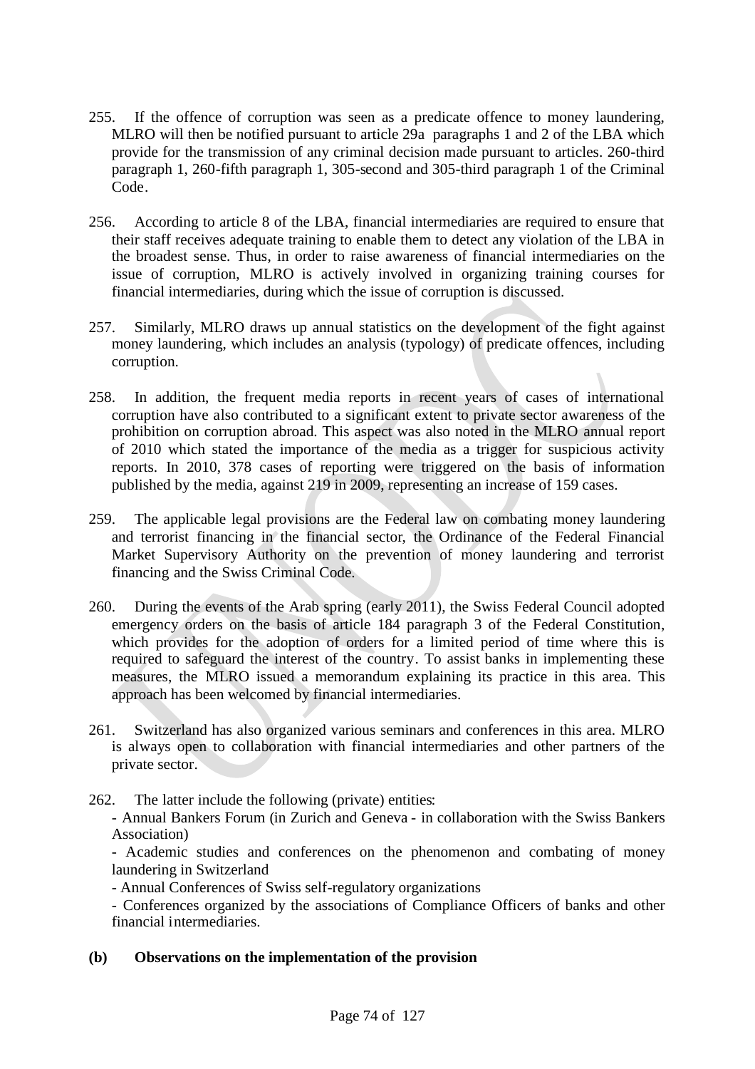255. If the offence of corruption was seen as a predicate offence to money laundering, MLRO will then be notified pursuant to article 29a paragraphs 1 and 2 of the LBA which provide for the transmission of any criminal decision made pursuant to articles. 260-third paragraph 1, 260-fifth paragraph 1, 305-second and 305-third paragraph 1 of the Criminal Code.

256. According to article 8 of the LBA, financial intermediaries are required to ensure that their staff receives adequate training to enable them to detect any violation of the LBA in the broadest sense. Thus, in order to raise awareness of financial intermediaries on the issue of corruption, MLRO is actively involved in organizing training courses for financial intermediaries, during which the issue of corruption is discussed.

257. Similarly, MLRO draws up annual statistics on the development of the fight against money laundering, which includes an analysis (typology) of predicate offences, including corruption.

258. In addition, the frequent media reports in recent years of cases of international corruption have also contributed to a significant extent to private sector awareness of the prohibition on corruption abroad. This aspect was also noted in the MLRO annual report of 2010 which stated the importance of the media as a trigger for suspicious activity reports. In 2010, 378 cases of reporting were triggered on the basis of information published by the media, against 219 in 2009, representing an increase of 159 cases.

259. The applicable legal provisions are the Federal law on combating money laundering and terrorist financing in the financial sector, the Ordinance of the Federal Financial Market Supervisory Authority on the prevention of money laundering and terrorist financing and the Swiss Criminal Code.

260. During the events of the Arab spring (early 2011), the Swiss Federal Council adopted emergency orders on the basis of article 184 paragraph 3 of the Federal Constitution, which provides for the adoption of orders for a limited period of time where this is required to safeguard the interest of the country. To assist banks in implementing these measures, the MLRO issued a memorandum explaining its practice in this area. This approach has been welcomed by financial intermediaries.

261. Switzerland has also organized various seminars and conferences in this area. MLRO is always open to collaboration with financial intermediaries and other partners of the private sector.

262. The latter include the following (private) entities:

- Annual Bankers Forum (in Zurich and Geneva - in collaboration with the Swiss Bankers Association)
- Academic studies and conferences on the phenomenon and combating of money laundering in Switzerland
- Annual Conferences of Swiss self-regulatory organizations
- Conferences organized by the associations of Compliance Officers of banks and other financial intermediaries.

**(b) Observations on the implementation of the provision**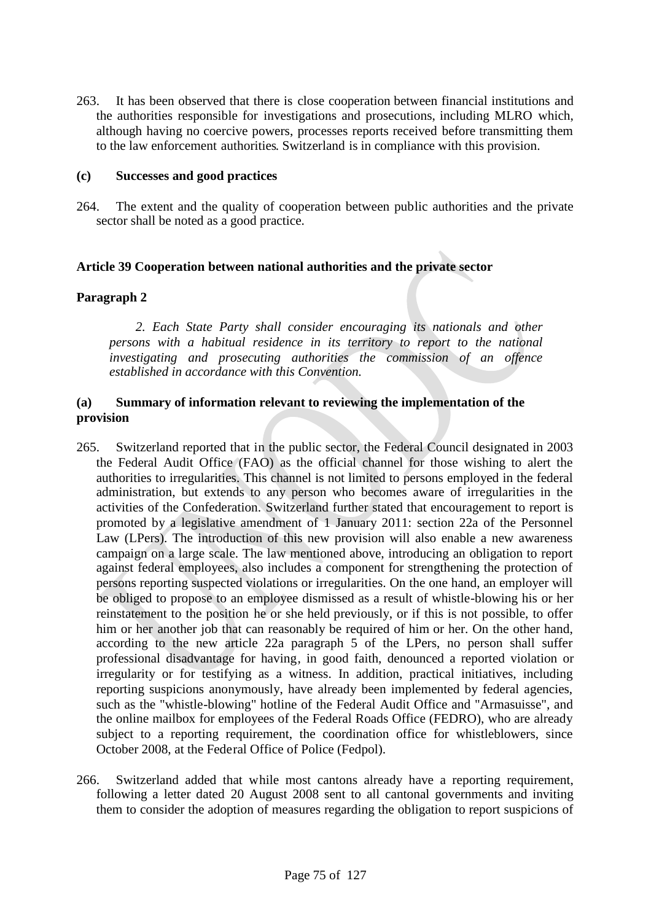263. It has been observed that there is close cooperation between financial institutions and the authorities responsible for investigations and prosecutions, including MLRO which, although having no coercive powers, processes reports received before transmitting them to the law enforcement authorities. Switzerland is in compliance with this provision.

**(c) Successes and good practices**

264. The extent and the quality of cooperation between public authorities and the private sector shall be noted as a good practice.

**Article 39 Cooperation between national authorities and the private sector**

**Paragraph 2**

> *2. Each State Party shall consider encouraging its nationals and other persons with a habitual residence in its territory to report to the national investigating and prosecuting authorities the commission of an offence established in accordance with this Convention.*

**(a) Summary of information relevant to reviewing the implementation of the provision**

265. Switzerland reported that in the public sector, the Federal Council designated in 2003 the Federal Audit Office (FAO) as the official channel for those wishing to alert the authorities to irregularities. This channel is not limited to persons employed in the federal administration, but extends to any person who becomes aware of irregularities in the activities of the Confederation. Switzerland further stated that encouragement to report is promoted by a legislative amendment of 1 January 2011: section 22a of the Personnel Law (LPers). The introduction of this new provision will also enable a new awareness campaign on a large scale. The law mentioned above, introducing an obligation to report against federal employees, also includes a component for strengthening the protection of persons reporting suspected violations or irregularities. On the one hand, an employer will be obliged to propose to an employee dismissed as a result of whistle-blowing his or her reinstatement to the position he or she held previously, or if this is not possible, to offer him or her another job that can reasonably be required of him or her. On the other hand, according to the new article 22a paragraph 5 of the LPers, no person shall suffer professional disadvantage for having, in good faith, denounced a reported violation or irregularity or for testifying as a witness. In addition, practical initiatives, including reporting suspicions anonymously, have already been implemented by federal agencies, such as the "whistle-blowing" hotline of the Federal Audit Office and "Armasuisse", and the online mailbox for employees of the Federal Roads Office (FEDRO), who are already subject to a reporting requirement, the coordination office for whistleblowers, since October 2008, at the Federal Office of Police (Fedpol).

266. Switzerland added that while most cantons already have a reporting requirement, following a letter dated 20 August 2008 sent to all cantonal governments and inviting them to consider the adoption of measures regarding the obligation to report suspicions of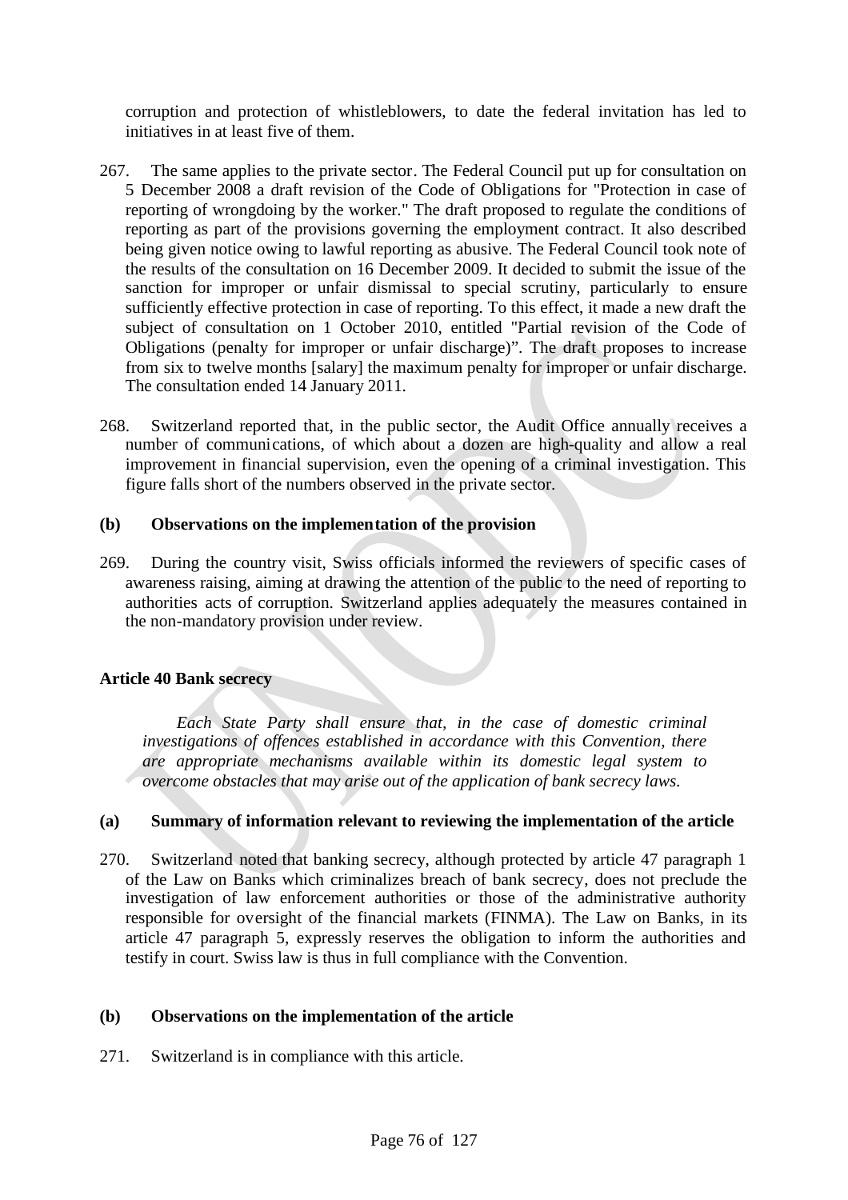corruption and protection of whistleblowers, to date the federal invitation has led to initiatives in at least five of them.

267. The same applies to the private sector. The Federal Council put up for consultation on 5 December 2008 a draft revision of the Code of Obligations for "Protection in case of reporting of wrongdoing by the worker." The draft proposed to regulate the conditions of reporting as part of the provisions governing the employment contract. It also described being given notice owing to lawful reporting as abusive. The Federal Council took note of the results of the consultation on 16 December 2009. It decided to submit the issue of the sanction for improper or unfair dismissal to special scrutiny, particularly to ensure sufficiently effective protection in case of reporting. To this effect, it made a new draft the subject of consultation on 1 October 2010, entitled "Partial revision of the Code of Obligations (penalty for improper or unfair discharge)". The draft proposes to increase from six to twelve months [salary] the maximum penalty for improper or unfair discharge. The consultation ended 14 January 2011.

268. Switzerland reported that, in the public sector, the Audit Office annually receives a number of communications, of which about a dozen are high-quality and allow a real improvement in financial supervision, even the opening of a criminal investigation. This figure falls short of the numbers observed in the private sector.

**(b) Observations on the implementation of the provision**

269. During the country visit, Swiss officials informed the reviewers of specific cases of awareness raising, aiming at drawing the attention of the public to the need of reporting to authorities acts of corruption. Switzerland applies adequately the measures contained in the non-mandatory provision under review.

**Article 40 Bank secrecy**

*Each State Party shall ensure that, in the case of domestic criminal investigations of offences established in accordance with this Convention, there are appropriate mechanisms available within its domestic legal system to overcome obstacles that may arise out of the application of bank secrecy laws.*

**(a) Summary of information relevant to reviewing the implementation of the article**

270. Switzerland noted that banking secrecy, although protected by article 47 paragraph 1 of the Law on Banks which criminalizes breach of bank secrecy, does not preclude the investigation of law enforcement authorities or those of the administrative authority responsible for oversight of the financial markets (FINMA). The Law on Banks, in its article 47 paragraph 5, expressly reserves the obligation to inform the authorities and testify in court. Swiss law is thus in full compliance with the Convention.

**(b) Observations on the implementation of the article**

271. Switzerland is in compliance with this article.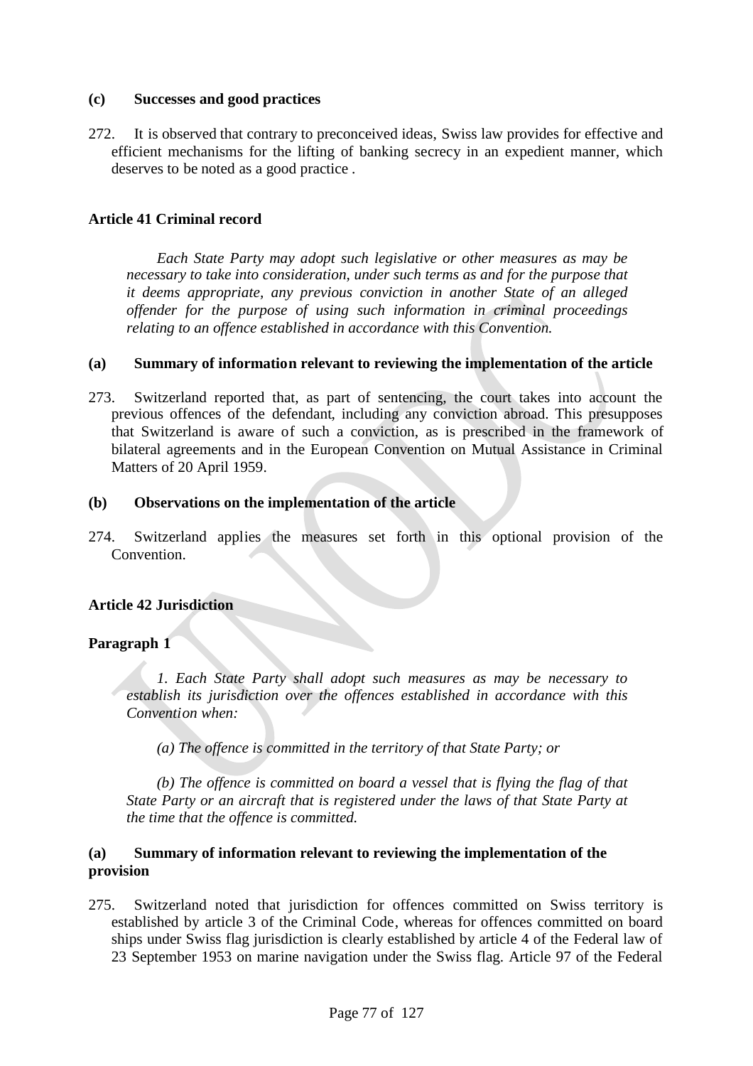### (c) Successes and good practices

272. It is observed that contrary to preconceived ideas, Swiss law provides for effective and efficient mechanisms for the lifting of banking secrecy in an expedient manner, which deserves to be noted as a good practice .

## Article 41 Criminal record

*Each State Party may adopt such legislative or other measures as may be necessary to take into consideration, under such terms as and for the purpose that it deems appropriate, any previous conviction in another State of an alleged offender for the purpose of using such information in criminal proceedings relating to an offence established in accordance with this Convention.*

### (a) Summary of information relevant to reviewing the implementation of the article

273. Switzerland reported that, as part of sentencing, the court takes into account the previous offences of the defendant, including any conviction abroad. This presupposes that Switzerland is aware of such a conviction, as is prescribed in the framework of bilateral agreements and in the European Convention on Mutual Assistance in Criminal Matters of 20 April 1959.

### (b) Observations on the implementation of the article

274. Switzerland applies the measures set forth in this optional provision of the Convention.

## Article 42 Jurisdiction

### Paragraph 1

*1. Each State Party shall adopt such measures as may be necessary to establish its jurisdiction over the offences established in accordance with this Convention when:*

*(a) The offence is committed in the territory of that State Party; or*

*(b) The offence is committed on board a vessel that is flying the flag of that State Party or an aircraft that is registered under the laws of that State Party at the time that the offence is committed.*

### (a) Summary of information relevant to reviewing the implementation of the provision

275. Switzerland noted that jurisdiction for offences committed on Swiss territory is established by article 3 of the Criminal Code, whereas for offences committed on board ships under Swiss flag jurisdiction is clearly established by article 4 of the Federal law of 23 September 1953 on marine navigation under the Swiss flag. Article 97 of the Federal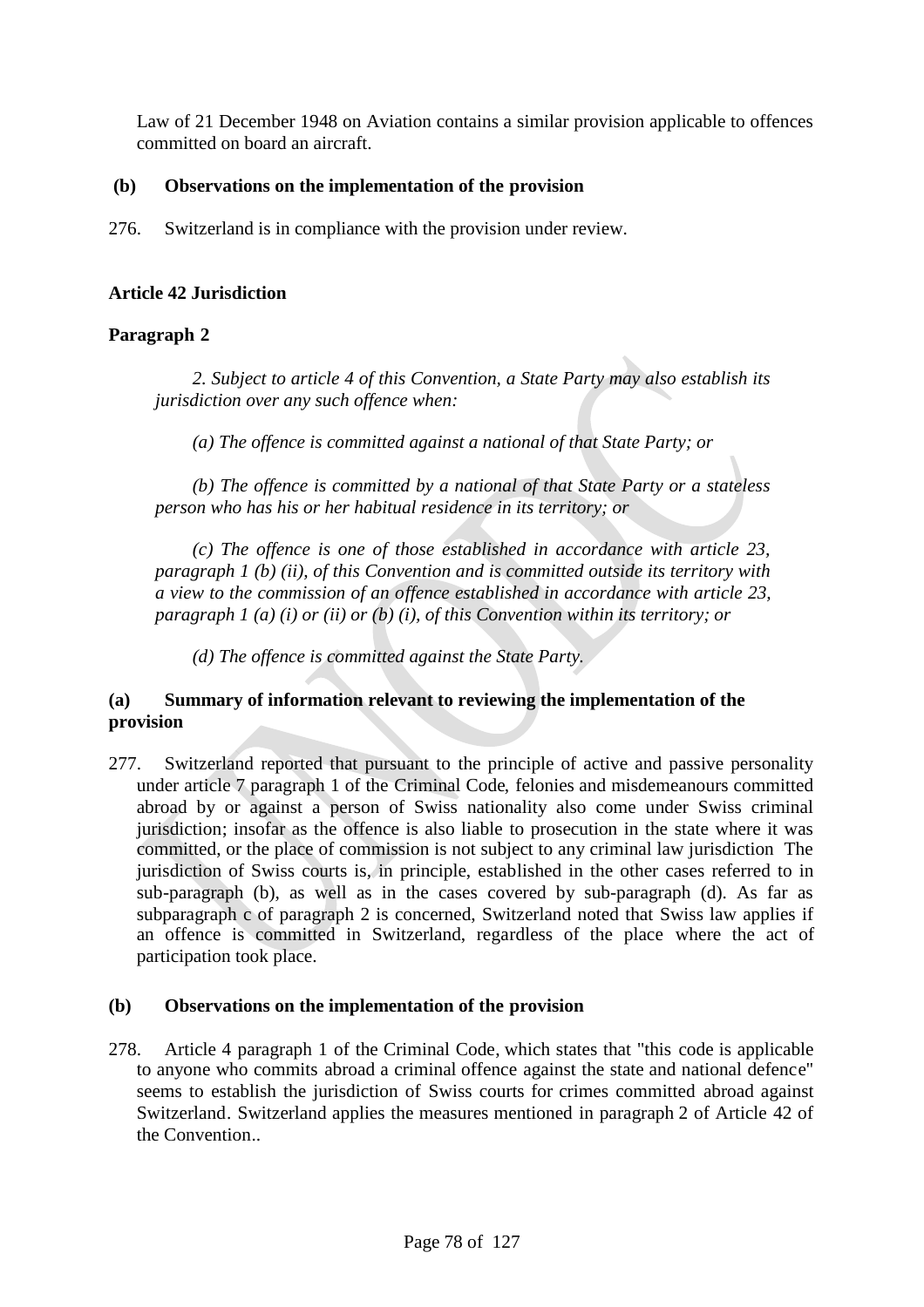Law of 21 December 1948 on Aviation contains a similar provision applicable to offences committed on board an aircraft.

**(b) Observations on the implementation of the provision**

276. Switzerland is in compliance with the provision under review.

**Article 42 Jurisdiction**

**Paragraph 2**

*2. Subject to article 4 of this Convention, a State Party may also establish its jurisdiction over any such offence when:*

*(a) The offence is committed against a national of that State Party; or*

*(b) The offence is committed by a national of that State Party or a stateless person who has his or her habitual residence in its territory; or*

*(c) The offence is one of those established in accordance with article 23, paragraph 1 (b) (ii), of this Convention and is committed outside its territory with a view to the commission of an offence established in accordance with article 23, paragraph 1 (a) (i) or (ii) or (b) (i), of this Convention within its territory; or*

*(d) The offence is committed against the State Party.*

**(a) Summary of information relevant to reviewing the implementation of the provision**

277. Switzerland reported that pursuant to the principle of active and passive personality under article 7 paragraph 1 of the Criminal Code, felonies and misdemeanours committed abroad by or against a person of Swiss nationality also come under Swiss criminal jurisdiction; insofar as the offence is also liable to prosecution in the state where it was committed, or the place of commission is not subject to any criminal law jurisdiction The jurisdiction of Swiss courts is, in principle, established in the other cases referred to in sub-paragraph (b), as well as in the cases covered by sub-paragraph (d). As far as subparagraph c of paragraph 2 is concerned, Switzerland noted that Swiss law applies if an offence is committed in Switzerland, regardless of the place where the act of participation took place.

**(b) Observations on the implementation of the provision**

278. Article 4 paragraph 1 of the Criminal Code, which states that "this code is applicable to anyone who commits abroad a criminal offence against the state and national defence" seems to establish the jurisdiction of Swiss courts for crimes committed abroad against Switzerland. Switzerland applies the measures mentioned in paragraph 2 of Article 42 of the Convention..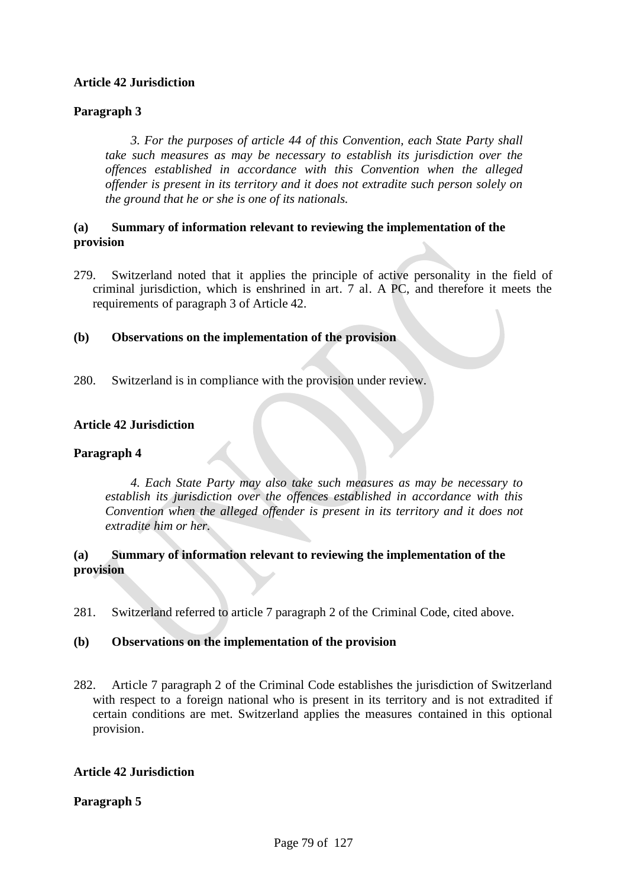**Article 42 Jurisdiction**

**Paragraph 3**

> *3. For the purposes of article 44 of this Convention, each State Party shall take such measures as may be necessary to establish its jurisdiction over the offences established in accordance with this Convention when the alleged offender is present in its territory and it does not extradite such person solely on the ground that he or she is one of its nationals.*

**(a) Summary of information relevant to reviewing the implementation of the provision**

279. Switzerland noted that it applies the principle of active personality in the field of criminal jurisdiction, which is enshrined in art. 7 al. A PC, and therefore it meets the requirements of paragraph 3 of Article 42.

**(b) Observations on the implementation of the provision**

280. Switzerland is in compliance with the provision under review.

**Article 42 Jurisdiction**

**Paragraph 4**

> *4. Each State Party may also take such measures as may be necessary to establish its jurisdiction over the offences established in accordance with this Convention when the alleged offender is present in its territory and it does not extradite him or her.*

**(a) Summary of information relevant to reviewing the implementation of the provision**

281. Switzerland referred to article 7 paragraph 2 of the Criminal Code, cited above.

**(b) Observations on the implementation of the provision**

282. Article 7 paragraph 2 of the Criminal Code establishes the jurisdiction of Switzerland with respect to a foreign national who is present in its territory and is not extradited if certain conditions are met. Switzerland applies the measures contained in this optional provision.

**Article 42 Jurisdiction**

**Paragraph 5**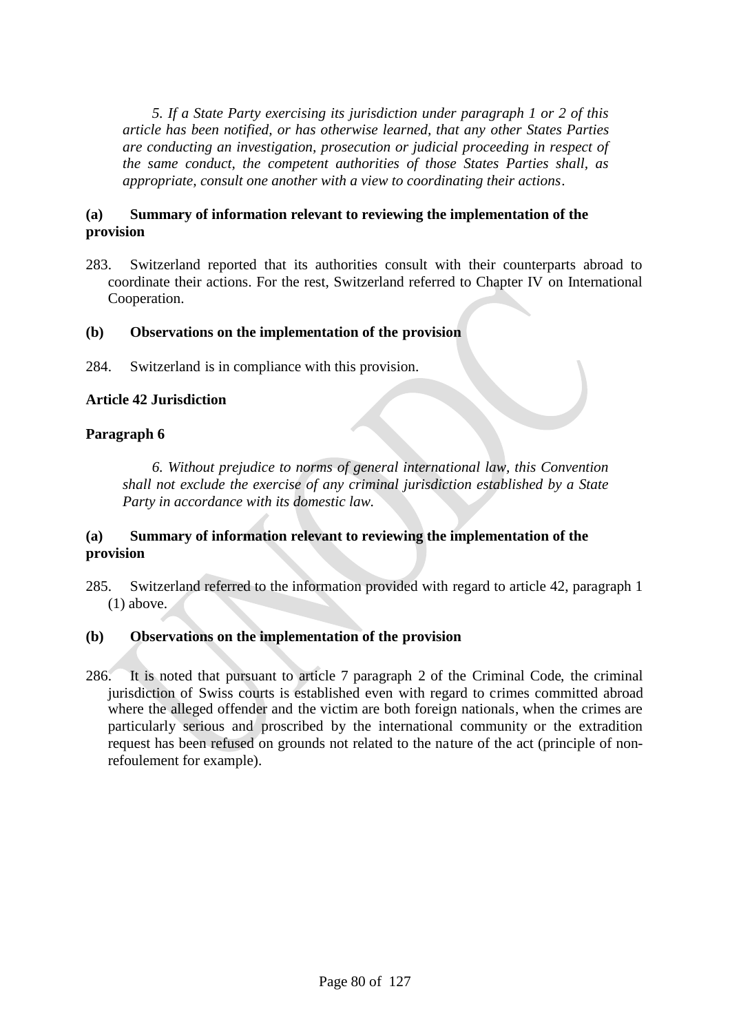*5. If a State Party exercising its jurisdiction under paragraph 1 or 2 of this article has been notified, or has otherwise learned, that any other States Parties are conducting an investigation, prosecution or judicial proceeding in respect of the same conduct, the competent authorities of those States Parties shall, as appropriate, consult one another with a view to coordinating their actions.*

**(a) Summary of information relevant to reviewing the implementation of the provision**

283. Switzerland reported that its authorities consult with their counterparts abroad to coordinate their actions. For the rest, Switzerland referred to Chapter IV on International Cooperation.

**(b) Observations on the implementation of the provision**

284. Switzerland is in compliance with this provision.

**Article 42 Jurisdiction**

**Paragraph 6**

*6. Without prejudice to norms of general international law, this Convention shall not exclude the exercise of any criminal jurisdiction established by a State Party in accordance with its domestic law.*

**(a) Summary of information relevant to reviewing the implementation of the provision**

285. Switzerland referred to the information provided with regard to article 42, paragraph 1 (1) above.

**(b) Observations on the implementation of the provision**

286. It is noted that pursuant to article 7 paragraph 2 of the Criminal Code, the criminal jurisdiction of Swiss courts is established even with regard to crimes committed abroad where the alleged offender and the victim are both foreign nationals, when the crimes are particularly serious and proscribed by the international community or the extradition request has been refused on grounds not related to the nature of the act (principle of non-refoulement for example).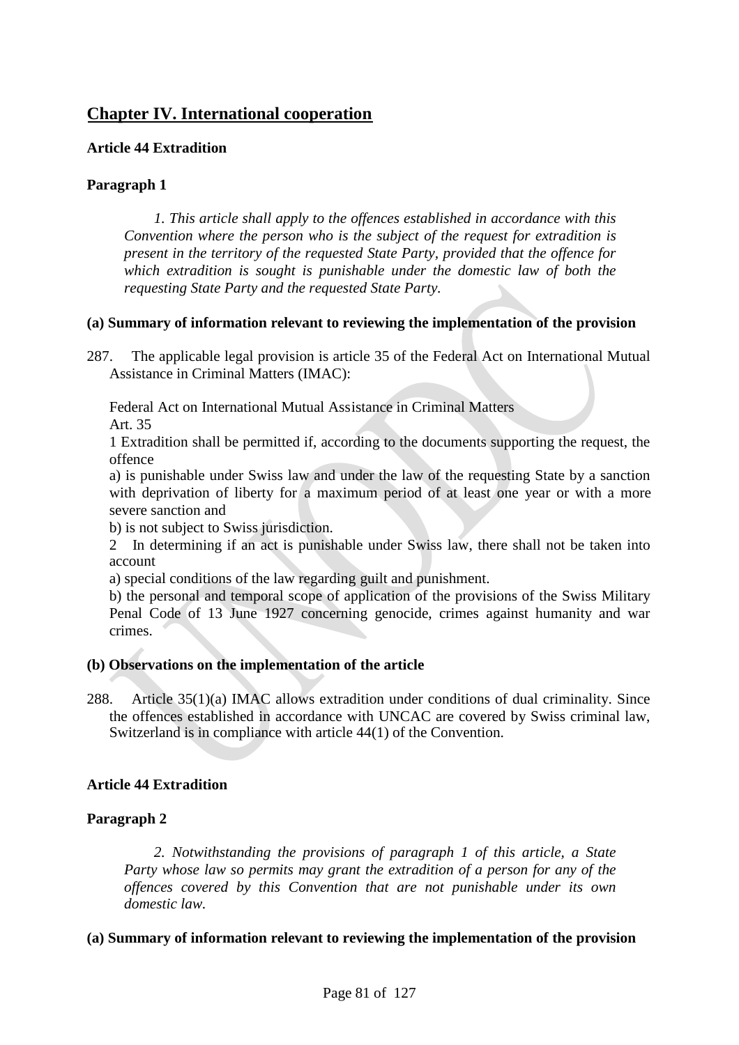## Chapter IV. International cooperation

### Article 44 Extradition

#### Paragraph 1

*1. This article shall apply to the offences established in accordance with this Convention where the person who is the subject of the request for extradition is present in the territory of the requested State Party, provided that the offence for which extradition is sought is punishable under the domestic law of both the requesting State Party and the requested State Party.*

**(a) Summary of information relevant to reviewing the implementation of the provision**

287. The applicable legal provision is article 35 of the Federal Act on International Mutual Assistance in Criminal Matters (IMAC):

Federal Act on International Mutual Assistance in Criminal Matters
Art. 35

1 Extradition shall be permitted if, according to the documents supporting the request, the offence

a) is punishable under Swiss law and under the law of the requesting State by a sanction with deprivation of liberty for a maximum period of at least one year or with a more severe sanction and

b) is not subject to Swiss jurisdiction.

2 In determining if an act is punishable under Swiss law, there shall not be taken into account

a) special conditions of the law regarding guilt and punishment.

b) the personal and temporal scope of application of the provisions of the Swiss Military Penal Code of 13 June 1927 concerning genocide, crimes against humanity and war crimes.

**(b) Observations on the implementation of the article**

288. Article 35(1)(a) IMAC allows extradition under conditions of dual criminality. Since the offences established in accordance with UNCAC are covered by Swiss criminal law, Switzerland is in compliance with article 44(1) of the Convention.

### Article 44 Extradition

#### Paragraph 2

*2. Notwithstanding the provisions of paragraph 1 of this article, a State Party whose law so permits may grant the extradition of a person for any of the offences covered by this Convention that are not punishable under its own domestic law.*

**(a) Summary of information relevant to reviewing the implementation of the provision**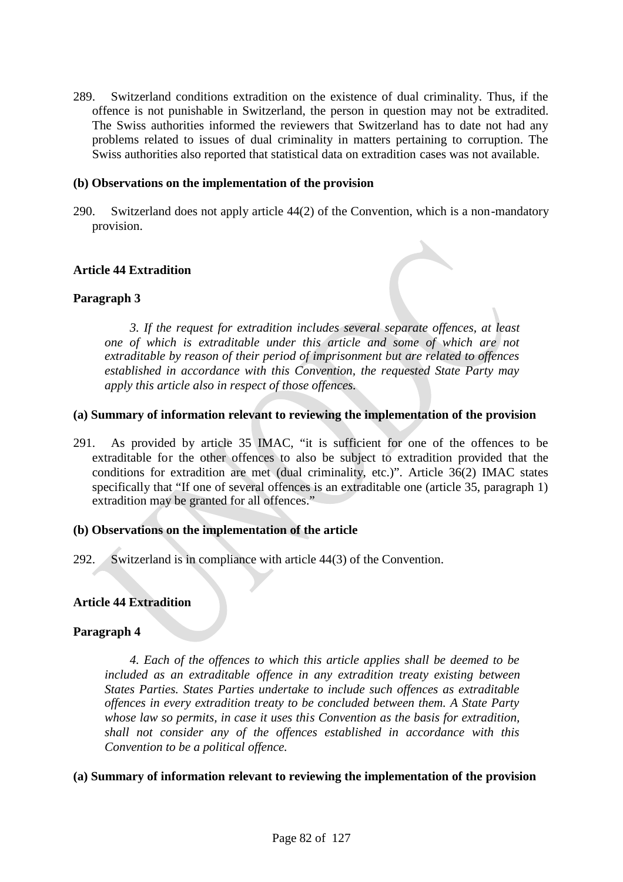289. Switzerland conditions extradition on the existence of dual criminality. Thus, if the offence is not punishable in Switzerland, the person in question may not be extradited. The Swiss authorities informed the reviewers that Switzerland has to date not had any problems related to issues of dual criminality in matters pertaining to corruption. The Swiss authorities also reported that statistical data on extradition cases was not available.

**(b) Observations on the implementation of the provision**

290. Switzerland does not apply article 44(2) of the Convention, which is a non-mandatory provision.

**Article 44 Extradition**

**Paragraph 3**

*3. If the request for extradition includes several separate offences, at least one of which is extraditable under this article and some of which are not extraditable by reason of their period of imprisonment but are related to offences established in accordance with this Convention, the requested State Party may apply this article also in respect of those offences.*

**(a) Summary of information relevant to reviewing the implementation of the provision**

291. As provided by article 35 IMAC, "it is sufficient for one of the offences to be extraditable for the other offences to also be subject to extradition provided that the conditions for extradition are met (dual criminality, etc.)". Article 36(2) IMAC states specifically that "If one of several offences is an extraditable one (article 35, paragraph 1) extradition may be granted for all offences."

**(b) Observations on the implementation of the article**

292. Switzerland is in compliance with article 44(3) of the Convention.

**Article 44 Extradition**

**Paragraph 4**

*4. Each of the offences to which this article applies shall be deemed to be included as an extraditable offence in any extradition treaty existing between States Parties. States Parties undertake to include such offences as extraditable offences in every extradition treaty to be concluded between them. A State Party whose law so permits, in case it uses this Convention as the basis for extradition, shall not consider any of the offences established in accordance with this Convention to be a political offence.*

**(a) Summary of information relevant to reviewing the implementation of the provision**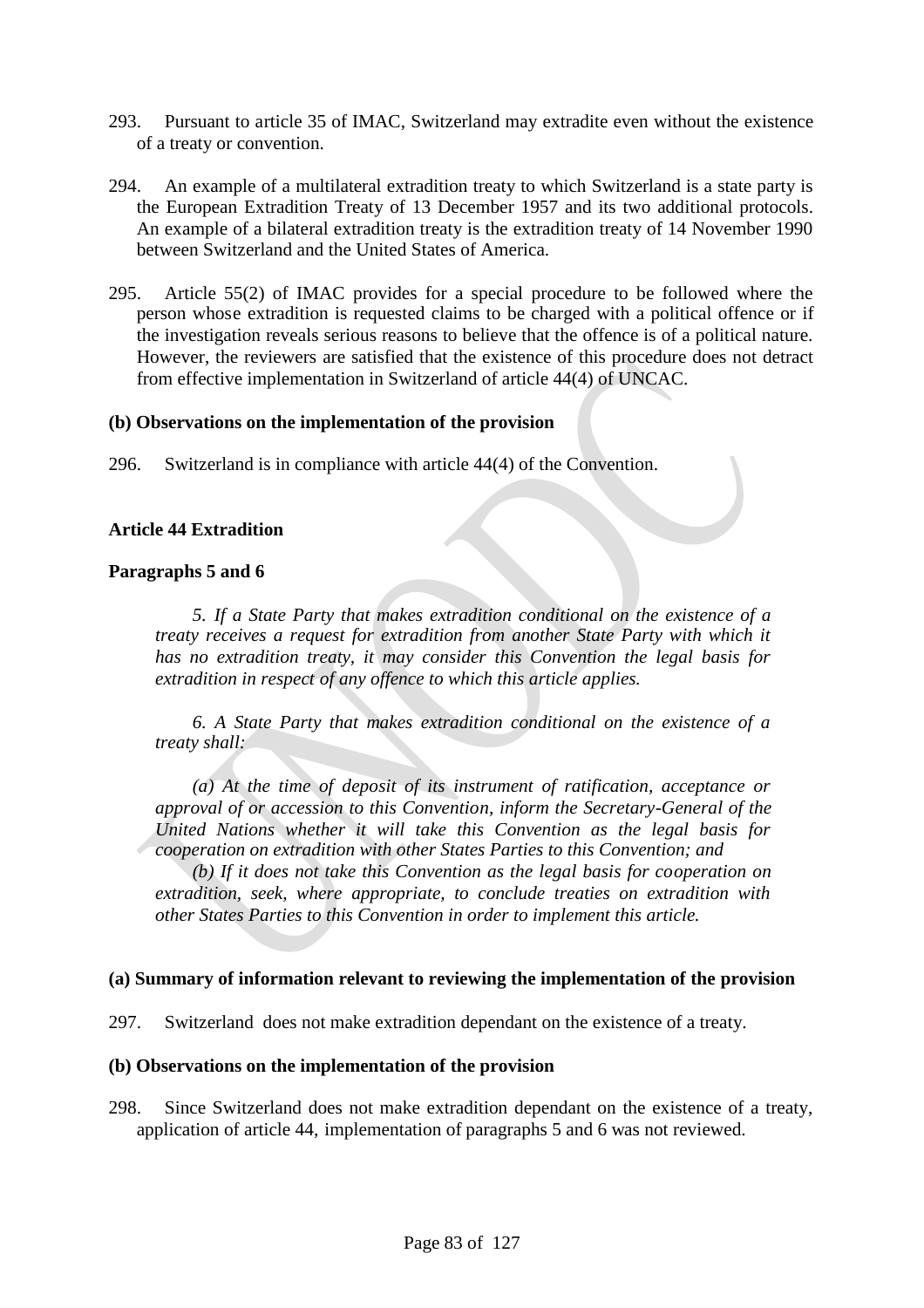293. Pursuant to article 35 of IMAC, Switzerland may extradite even without the existence of a treaty or convention.

294. An example of a multilateral extradition treaty to which Switzerland is a state party is the European Extradition Treaty of 13 December 1957 and its two additional protocols. An example of a bilateral extradition treaty is the extradition treaty of 14 November 1990 between Switzerland and the United States of America.

295. Article 55(2) of IMAC provides for a special procedure to be followed where the person whose extradition is requested claims to be charged with a political offence or if the investigation reveals serious reasons to believe that the offence is of a political nature. However, the reviewers are satisfied that the existence of this procedure does not detract from effective implementation in Switzerland of article 44(4) of UNCAC.

**(b) Observations on the implementation of the provision**

296. Switzerland is in compliance with article 44(4) of the Convention.

**Article 44 Extradition**

**Paragraphs 5 and 6**

*5. If a State Party that makes extradition conditional on the existence of a treaty receives a request for extradition from another State Party with which it has no extradition treaty, it may consider this Convention the legal basis for extradition in respect of any offence to which this article applies.*

*6. A State Party that makes extradition conditional on the existence of a treaty shall:*

*(a) At the time of deposit of its instrument of ratification, acceptance or approval of or accession to this Convention, inform the Secretary-General of the United Nations whether it will take this Convention as the legal basis for cooperation on extradition with other States Parties to this Convention; and*

*(b) If it does not take this Convention as the legal basis for cooperation on extradition, seek, where appropriate, to conclude treaties on extradition with other States Parties to this Convention in order to implement this article.*

**(a) Summary of information relevant to reviewing the implementation of the provision**

297. Switzerland does not make extradition dependant on the existence of a treaty.

**(b) Observations on the implementation of the provision**

298. Since Switzerland does not make extradition dependant on the existence of a treaty, application of article 44, implementation of paragraphs 5 and 6 was not reviewed.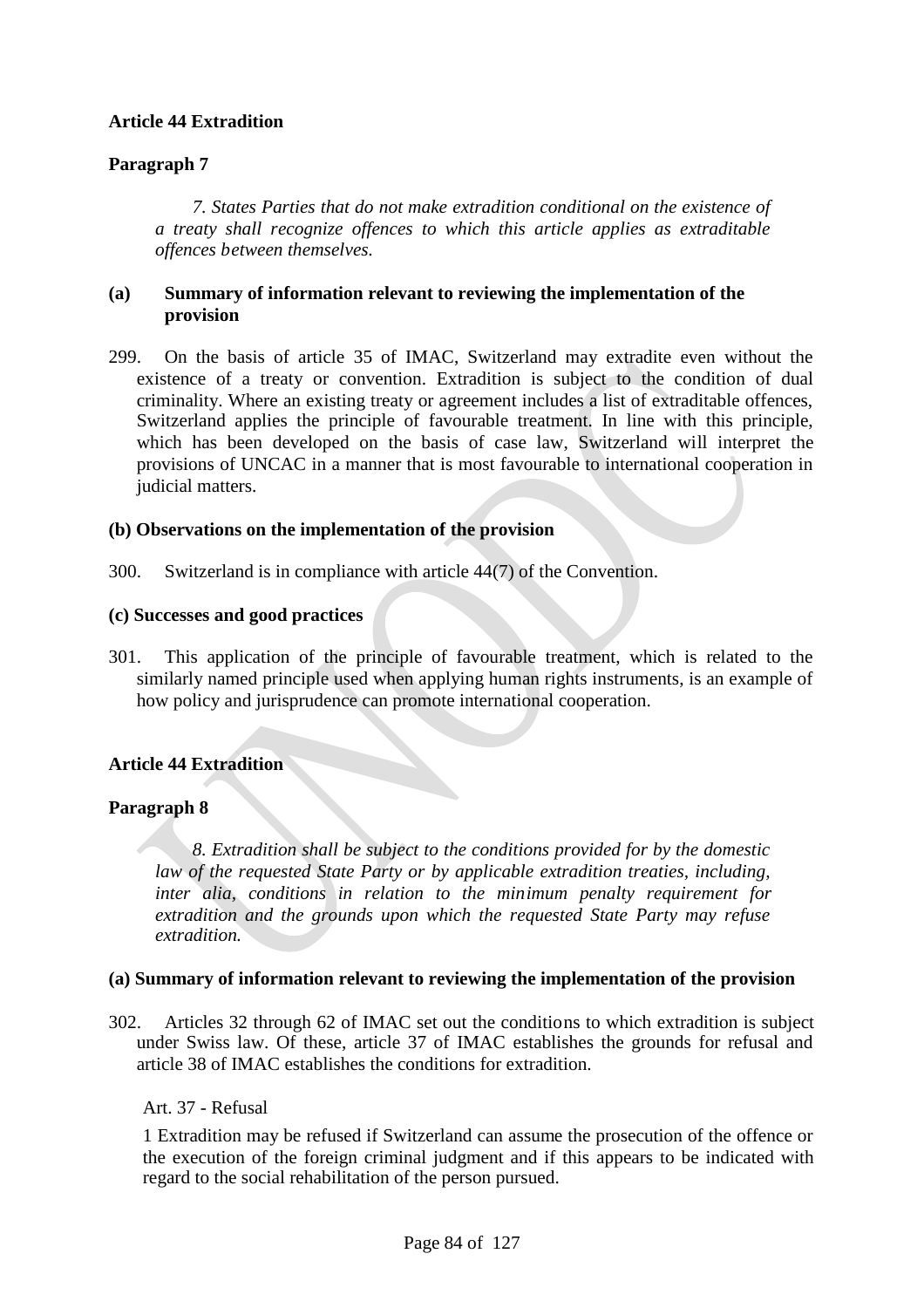**Article 44 Extradition**

**Paragraph 7**

> *7. States Parties that do not make extradition conditional on the existence of a treaty shall recognize offences to which this article applies as extraditable offences between themselves.*

**(a) Summary of information relevant to reviewing the implementation of the provision**

299. On the basis of article 35 of IMAC, Switzerland may extradite even without the existence of a treaty or convention. Extradition is subject to the condition of dual criminality. Where an existing treaty or agreement includes a list of extraditable offences, Switzerland applies the principle of favourable treatment. In line with this principle, which has been developed on the basis of case law, Switzerland will interpret the provisions of UNCAC in a manner that is most favourable to international cooperation in judicial matters.

**(b) Observations on the implementation of the provision**

300. Switzerland is in compliance with article 44(7) of the Convention.

**(c) Successes and good practices**

301. This application of the principle of favourable treatment, which is related to the similarly named principle used when applying human rights instruments, is an example of how policy and jurisprudence can promote international cooperation.

**Article 44 Extradition**

**Paragraph 8**

> *8. Extradition shall be subject to the conditions provided for by the domestic law of the requested State Party or by applicable extradition treaties, including, inter alia, conditions in relation to the minimum penalty requirement for extradition and the grounds upon which the requested State Party may refuse extradition.*

**(a) Summary of information relevant to reviewing the implementation of the provision**

302. Articles 32 through 62 of IMAC set out the conditions to which extradition is subject under Swiss law. Of these, article 37 of IMAC establishes the grounds for refusal and article 38 of IMAC establishes the conditions for extradition.

Art. 37 - Refusal

1 Extradition may be refused if Switzerland can assume the prosecution of the offence or the execution of the foreign criminal judgment and if this appears to be indicated with regard to the social rehabilitation of the person pursued.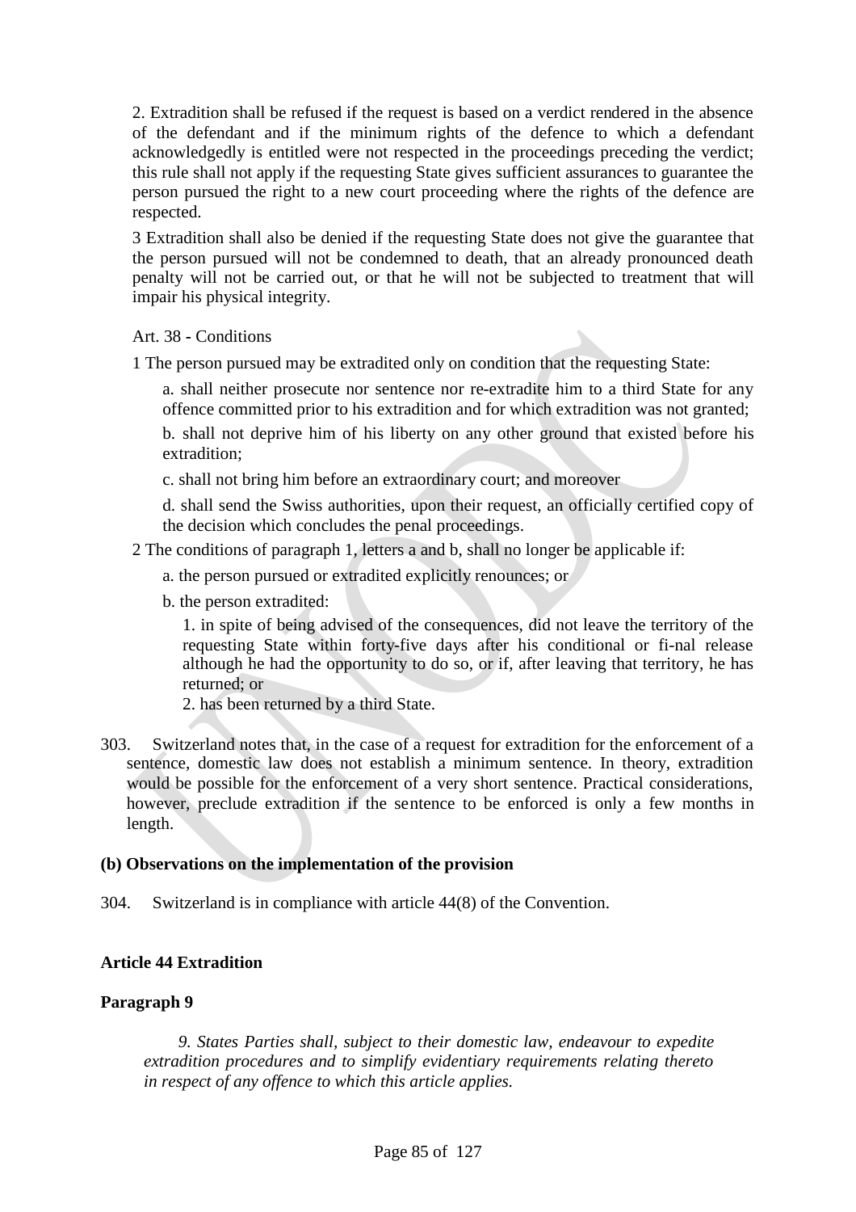2. Extradition shall be refused if the request is based on a verdict rendered in the absence of the defendant and if the minimum rights of the defence to which a defendant acknowledgedly is entitled were not respected in the proceedings preceding the verdict; this rule shall not apply if the requesting State gives sufficient assurances to guarantee the person pursued the right to a new court proceeding where the rights of the defence are respected.

3 Extradition shall also be denied if the requesting State does not give the guarantee that the person pursued will not be condemned to death, that an already pronounced death penalty will not be carried out, or that he will not be subjected to treatment that will impair his physical integrity.

Art. 38 - Conditions

1 The person pursued may be extradited only on condition that the requesting State:

a. shall neither prosecute nor sentence nor re-extradite him to a third State for any offence committed prior to his extradition and for which extradition was not granted;

b. shall not deprive him of his liberty on any other ground that existed before his extradition;

c. shall not bring him before an extraordinary court; and moreover

d. shall send the Swiss authorities, upon their request, an officially certified copy of the decision which concludes the penal proceedings.

2 The conditions of paragraph 1, letters a and b, shall no longer be applicable if:

a. the person pursued or extradited explicitly renounces; or

b. the person extradited:

1. in spite of being advised of the consequences, did not leave the territory of the requesting State within forty-five days after his conditional or fi-nal release although he had the opportunity to do so, or if, after leaving that territory, he has returned; or

2. has been returned by a third State.

303. Switzerland notes that, in the case of a request for extradition for the enforcement of a sentence, domestic law does not establish a minimum sentence. In theory, extradition would be possible for the enforcement of a very short sentence. Practical considerations, however, preclude extradition if the sentence to be enforced is only a few months in length.

**(b) Observations on the implementation of the provision**

304. Switzerland is in compliance with article 44(8) of the Convention.

**Article 44 Extradition**

**Paragraph 9**

*9. States Parties shall, subject to their domestic law, endeavour to expedite extradition procedures and to simplify evidentiary requirements relating thereto in respect of any offence to which this article applies.*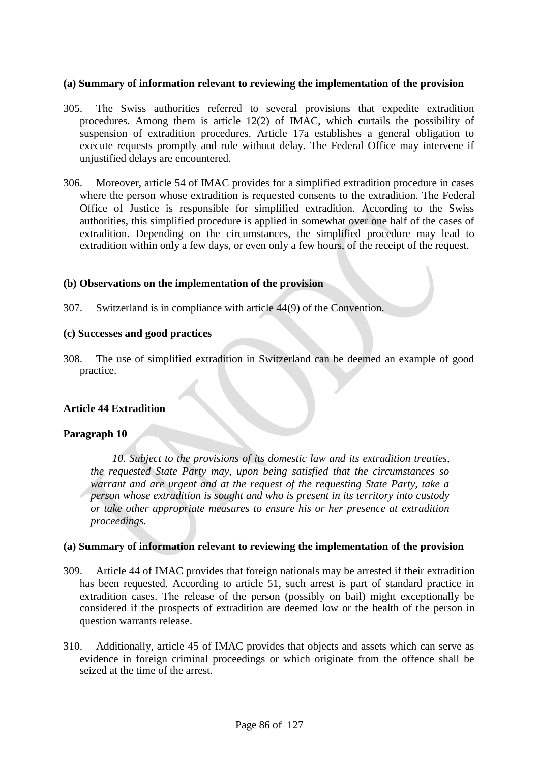**(a) Summary of information relevant to reviewing the implementation of the provision**

305. The Swiss authorities referred to several provisions that expedite extradition procedures. Among them is article 12(2) of IMAC, which curtails the possibility of suspension of extradition procedures. Article 17a establishes a general obligation to execute requests promptly and rule without delay. The Federal Office may intervene if unjustified delays are encountered.

306. Moreover, article 54 of IMAC provides for a simplified extradition procedure in cases where the person whose extradition is requested consents to the extradition. The Federal Office of Justice is responsible for simplified extradition. According to the Swiss authorities, this simplified procedure is applied in somewhat over one half of the cases of extradition. Depending on the circumstances, the simplified procedure may lead to extradition within only a few days, or even only a few hours, of the receipt of the request.

**(b) Observations on the implementation of the provision**

307. Switzerland is in compliance with article 44(9) of the Convention.

**(c) Successes and good practices**

308. The use of simplified extradition in Switzerland can be deemed an example of good practice.

**Article 44 Extradition**

**Paragraph 10**

> *10. Subject to the provisions of its domestic law and its extradition treaties, the requested State Party may, upon being satisfied that the circumstances so warrant and are urgent and at the request of the requesting State Party, take a person whose extradition is sought and who is present in its territory into custody or take other appropriate measures to ensure his or her presence at extradition proceedings.*

**(a) Summary of information relevant to reviewing the implementation of the provision**

309. Article 44 of IMAC provides that foreign nationals may be arrested if their extradition has been requested. According to article 51, such arrest is part of standard practice in extradition cases. The release of the person (possibly on bail) might exceptionally be considered if the prospects of extradition are deemed low or the health of the person in question warrants release.

310. Additionally, article 45 of IMAC provides that objects and assets which can serve as evidence in foreign criminal proceedings or which originate from the offence shall be seized at the time of the arrest.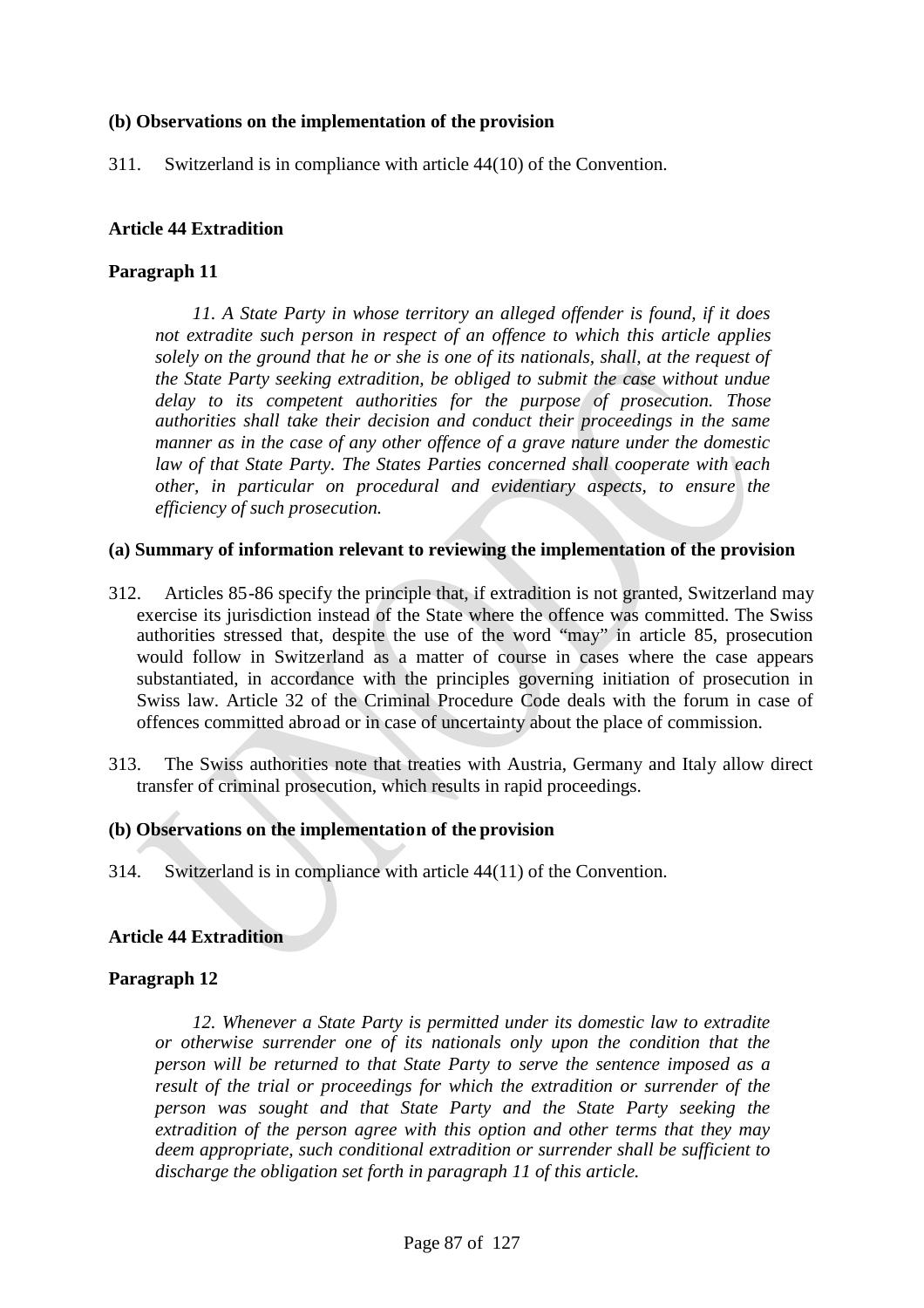**(b) Observations on the implementation of the provision**

311. Switzerland is in compliance with article 44(10) of the Convention.

**Article 44 Extradition**

**Paragraph 11**

*11. A State Party in whose territory an alleged offender is found, if it does not extradite such person in respect of an offence to which this article applies solely on the ground that he or she is one of its nationals, shall, at the request of the State Party seeking extradition, be obliged to submit the case without undue delay to its competent authorities for the purpose of prosecution. Those authorities shall take their decision and conduct their proceedings in the same manner as in the case of any other offence of a grave nature under the domestic law of that State Party. The States Parties concerned shall cooperate with each other, in particular on procedural and evidentiary aspects, to ensure the efficiency of such prosecution.*

**(a) Summary of information relevant to reviewing the implementation of the provision**

312. Articles 85-86 specify the principle that, if extradition is not granted, Switzerland may exercise its jurisdiction instead of the State where the offence was committed. The Swiss authorities stressed that, despite the use of the word "may" in article 85, prosecution would follow in Switzerland as a matter of course in cases where the case appears substantiated, in accordance with the principles governing initiation of prosecution in Swiss law. Article 32 of the Criminal Procedure Code deals with the forum in case of offences committed abroad or in case of uncertainty about the place of commission.

313. The Swiss authorities note that treaties with Austria, Germany and Italy allow direct transfer of criminal prosecution, which results in rapid proceedings.

**(b) Observations on the implementation of the provision**

314. Switzerland is in compliance with article 44(11) of the Convention.

**Article 44 Extradition**

**Paragraph 12**

*12. Whenever a State Party is permitted under its domestic law to extradite or otherwise surrender one of its nationals only upon the condition that the person will be returned to that State Party to serve the sentence imposed as a result of the trial or proceedings for which the extradition or surrender of the person was sought and that State Party and the State Party seeking the extradition of the person agree with this option and other terms that they may deem appropriate, such conditional extradition or surrender shall be sufficient to discharge the obligation set forth in paragraph 11 of this article.*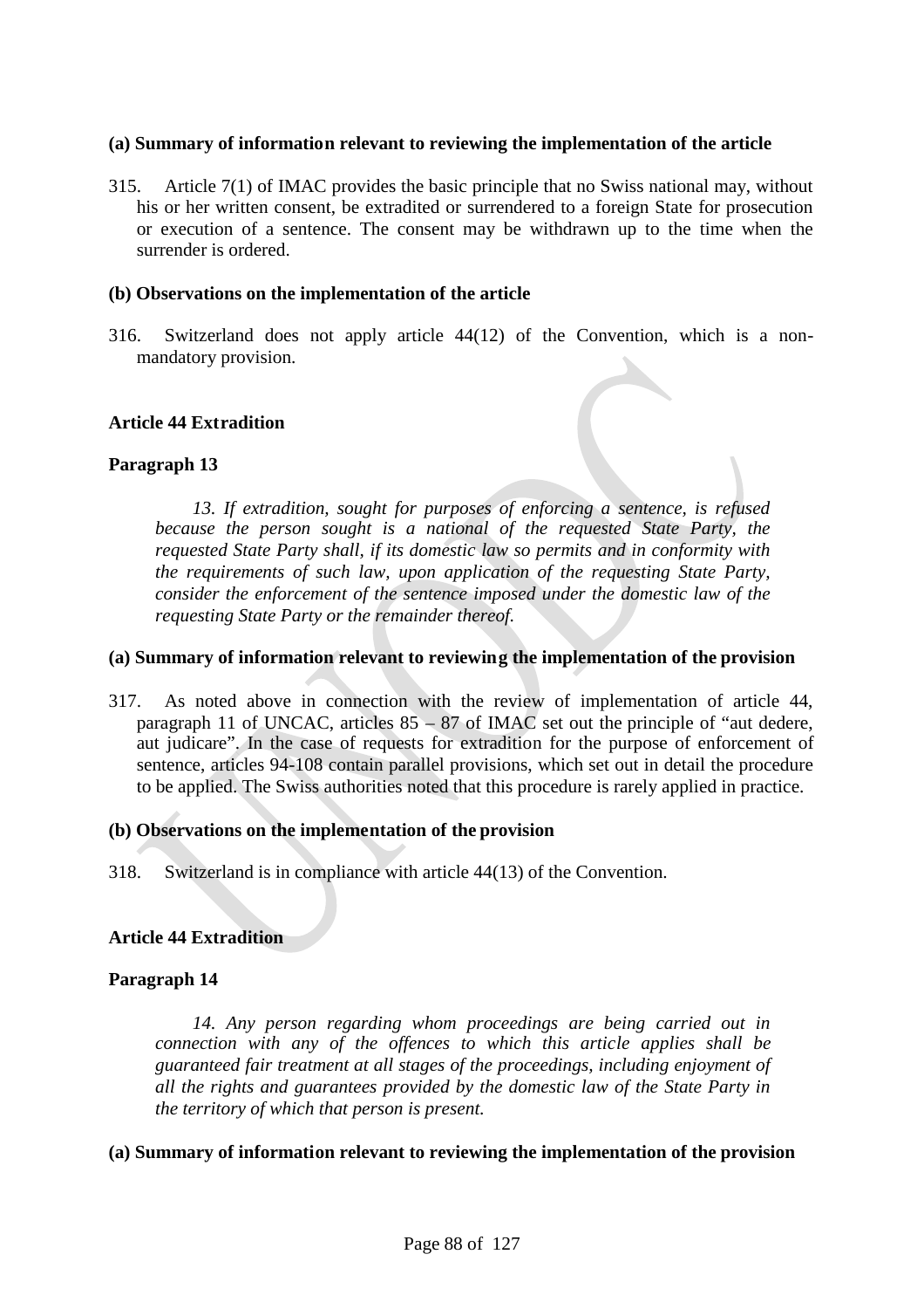**(a) Summary of information relevant to reviewing the implementation of the article**

315. Article 7(1) of IMAC provides the basic principle that no Swiss national may, without his or her written consent, be extradited or surrendered to a foreign State for prosecution or execution of a sentence. The consent may be withdrawn up to the time when the surrender is ordered.

**(b) Observations on the implementation of the article**

316. Switzerland does not apply article 44(12) of the Convention, which is a non-mandatory provision.

**Article 44 Extradition**

**Paragraph 13**

> *13. If extradition, sought for purposes of enforcing a sentence, is refused because the person sought is a national of the requested State Party, the requested State Party shall, if its domestic law so permits and in conformity with the requirements of such law, upon application of the requesting State Party, consider the enforcement of the sentence imposed under the domestic law of the requesting State Party or the remainder thereof.*

**(a) Summary of information relevant to reviewing the implementation of the provision**

317. As noted above in connection with the review of implementation of article 44, paragraph 11 of UNCAC, articles 85 – 87 of IMAC set out the principle of "aut dedere, aut judicare". In the case of requests for extradition for the purpose of enforcement of sentence, articles 94-108 contain parallel provisions, which set out in detail the procedure to be applied. The Swiss authorities noted that this procedure is rarely applied in practice.

**(b) Observations on the implementation of the provision**

318. Switzerland is in compliance with article 44(13) of the Convention.

**Article 44 Extradition**

**Paragraph 14**

> *14. Any person regarding whom proceedings are being carried out in connection with any of the offences to which this article applies shall be guaranteed fair treatment at all stages of the proceedings, including enjoyment of all the rights and guarantees provided by the domestic law of the State Party in the territory of which that person is present.*

**(a) Summary of information relevant to reviewing the implementation of the provision**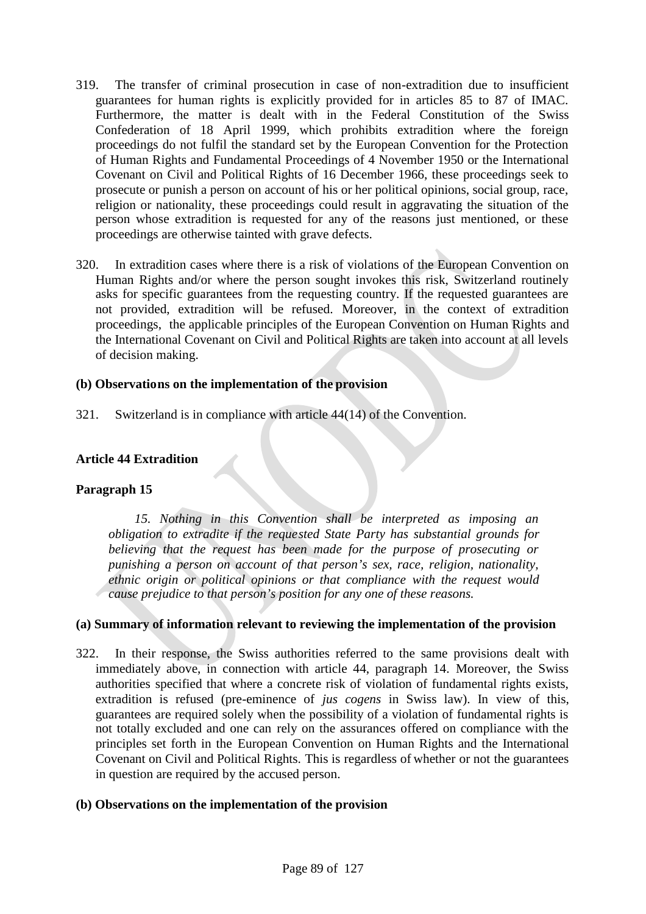319. The transfer of criminal prosecution in case of non-extradition due to insufficient guarantees for human rights is explicitly provided for in articles 85 to 87 of IMAC. Furthermore, the matter is dealt with in the Federal Constitution of the Swiss Confederation of 18 April 1999, which prohibits extradition where the foreign proceedings do not fulfil the standard set by the European Convention for the Protection of Human Rights and Fundamental Proceedings of 4 November 1950 or the International Covenant on Civil and Political Rights of 16 December 1966, these proceedings seek to prosecute or punish a person on account of his or her political opinions, social group, race, religion or nationality, these proceedings could result in aggravating the situation of the person whose extradition is requested for any of the reasons just mentioned, or these proceedings are otherwise tainted with grave defects.

320. In extradition cases where there is a risk of violations of the European Convention on Human Rights and/or where the person sought invokes this risk, Switzerland routinely asks for specific guarantees from the requesting country. If the requested guarantees are not provided, extradition will be refused. Moreover, in the context of extradition proceedings, the applicable principles of the European Convention on Human Rights and the International Covenant on Civil and Political Rights are taken into account at all levels of decision making.

**(b) Observations on the implementation of the provision**

321. Switzerland is in compliance with article 44(14) of the Convention.

**Article 44 Extradition**

**Paragraph 15**

> *15. Nothing in this Convention shall be interpreted as imposing an obligation to extradite if the requested State Party has substantial grounds for believing that the request has been made for the purpose of prosecuting or punishing a person on account of that person's sex, race, religion, nationality, ethnic origin or political opinions or that compliance with the request would cause prejudice to that person's position for any one of these reasons.*

**(a) Summary of information relevant to reviewing the implementation of the provision**

322. In their response, the Swiss authorities referred to the same provisions dealt with immediately above, in connection with article 44, paragraph 14. Moreover, the Swiss authorities specified that where a concrete risk of violation of fundamental rights exists, extradition is refused (pre-eminence of *jus cogens* in Swiss law). In view of this, guarantees are required solely when the possibility of a violation of fundamental rights is not totally excluded and one can rely on the assurances offered on compliance with the principles set forth in the European Convention on Human Rights and the International Covenant on Civil and Political Rights. This is regardless of whether or not the guarantees in question are required by the accused person.

**(b) Observations on the implementation of the provision**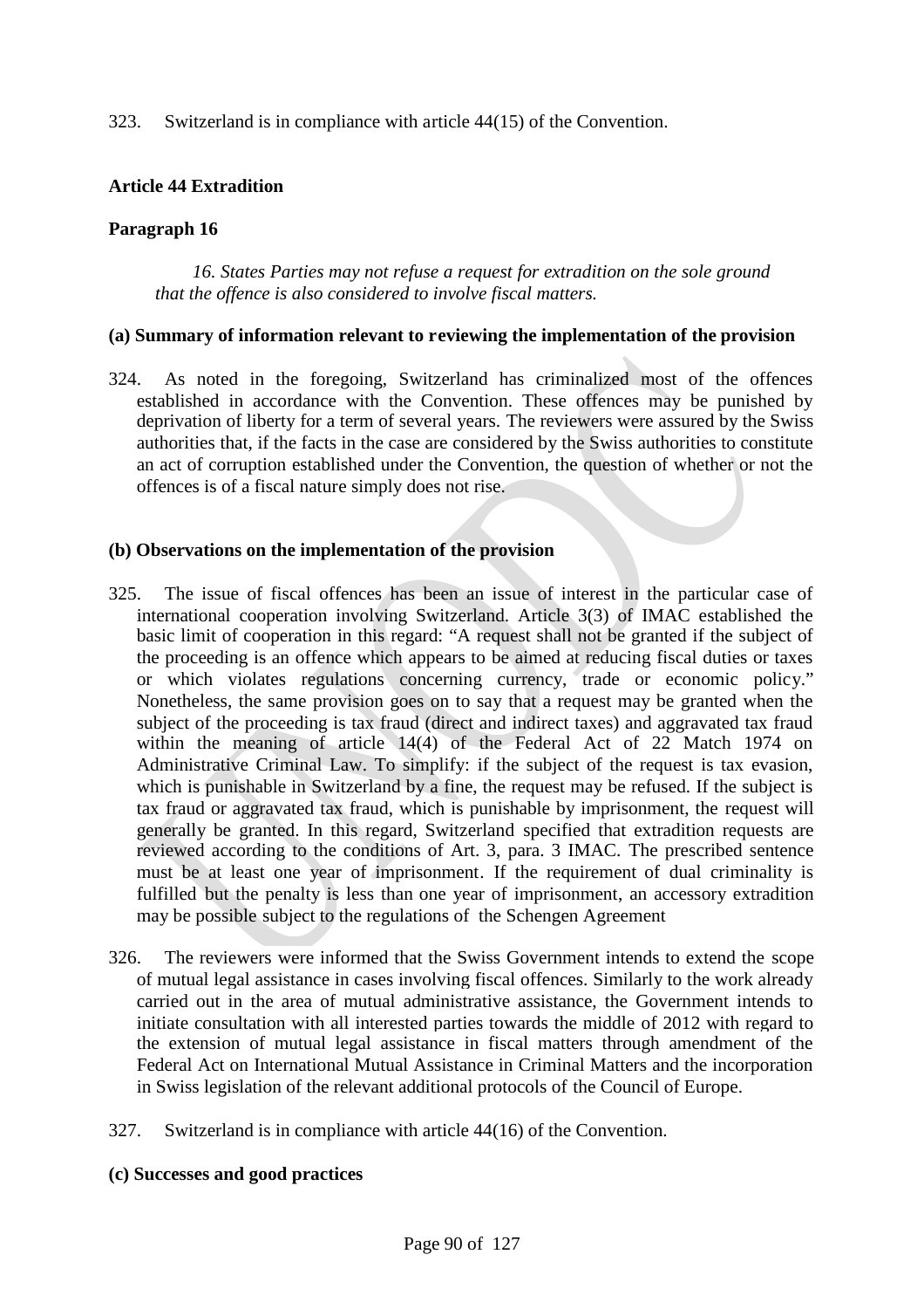323. Switzerland is in compliance with article 44(15) of the Convention.

### Article 44 Extradition

### Paragraph 16

*16. States Parties may not refuse a request for extradition on the sole ground that the offence is also considered to involve fiscal matters.*

#### (a) Summary of information relevant to reviewing the implementation of the provision

324. As noted in the foregoing, Switzerland has criminalized most of the offences established in accordance with the Convention. These offences may be punished by deprivation of liberty for a term of several years. The reviewers were assured by the Swiss authorities that, if the facts in the case are considered by the Swiss authorities to constitute an act of corruption established under the Convention, the question of whether or not the offences is of a fiscal nature simply does not rise.

#### (b) Observations on the implementation of the provision

325. The issue of fiscal offences has been an issue of interest in the particular case of international cooperation involving Switzerland. Article 3(3) of IMAC established the basic limit of cooperation in this regard: "A request shall not be granted if the subject of the proceeding is an offence which appears to be aimed at reducing fiscal duties or taxes or which violates regulations concerning currency, trade or economic policy." Nonetheless, the same provision goes on to say that a request may be granted when the subject of the proceeding is tax fraud (direct and indirect taxes) and aggravated tax fraud within the meaning of article 14(4) of the Federal Act of 22 Match 1974 on Administrative Criminal Law. To simplify: if the subject of the request is tax evasion, which is punishable in Switzerland by a fine, the request may be refused. If the subject is tax fraud or aggravated tax fraud, which is punishable by imprisonment, the request will generally be granted. In this regard, Switzerland specified that extradition requests are reviewed according to the conditions of Art. 3, para. 3 IMAC. The prescribed sentence must be at least one year of imprisonment. If the requirement of dual criminality is fulfilled but the penalty is less than one year of imprisonment, an accessory extradition may be possible subject to the regulations of the Schengen Agreement

326. The reviewers were informed that the Swiss Government intends to extend the scope of mutual legal assistance in cases involving fiscal offences. Similarly to the work already carried out in the area of mutual administrative assistance, the Government intends to initiate consultation with all interested parties towards the middle of 2012 with regard to the extension of mutual legal assistance in fiscal matters through amendment of the Federal Act on International Mutual Assistance in Criminal Matters and the incorporation in Swiss legislation of the relevant additional protocols of the Council of Europe.

327. Switzerland is in compliance with article 44(16) of the Convention.

#### (c) Successes and good practices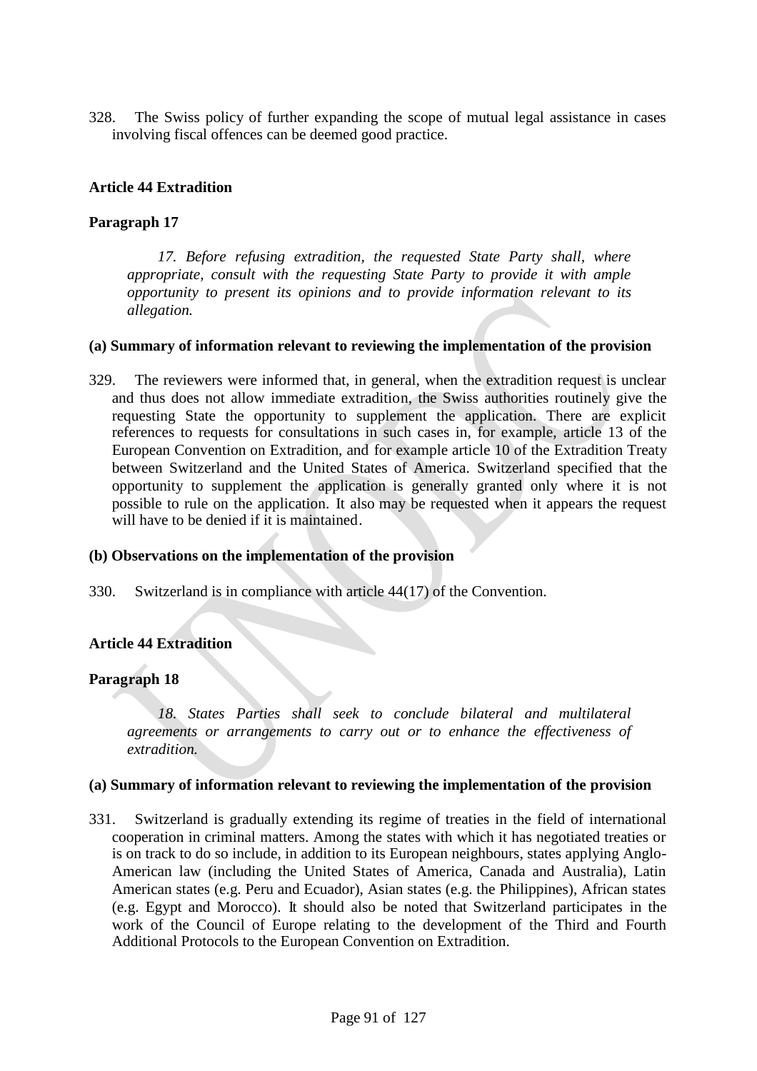328. The Swiss policy of further expanding the scope of mutual legal assistance in cases involving fiscal offences can be deemed good practice.

**Article 44 Extradition**

**Paragraph 17**

*17. Before refusing extradition, the requested State Party shall, where appropriate, consult with the requesting State Party to provide it with ample opportunity to present its opinions and to provide information relevant to its allegation.*

**(a) Summary of information relevant to reviewing the implementation of the provision**

329. The reviewers were informed that, in general, when the extradition request is unclear and thus does not allow immediate extradition, the Swiss authorities routinely give the requesting State the opportunity to supplement the application. There are explicit references to requests for consultations in such cases in, for example, article 13 of the European Convention on Extradition, and for example article 10 of the Extradition Treaty between Switzerland and the United States of America. Switzerland specified that the opportunity to supplement the application is generally granted only where it is not possible to rule on the application. It also may be requested when it appears the request will have to be denied if it is maintained.

**(b) Observations on the implementation of the provision**

330. Switzerland is in compliance with article 44(17) of the Convention.

**Article 44 Extradition**

**Paragraph 18**

*18. States Parties shall seek to conclude bilateral and multilateral agreements or arrangements to carry out or to enhance the effectiveness of extradition.*

**(a) Summary of information relevant to reviewing the implementation of the provision**

331. Switzerland is gradually extending its regime of treaties in the field of international cooperation in criminal matters. Among the states with which it has negotiated treaties or is on track to do so include, in addition to its European neighbours, states applying Anglo-American law (including the United States of America, Canada and Australia), Latin American states (e.g. Peru and Ecuador), Asian states (e.g. the Philippines), African states (e.g. Egypt and Morocco). It should also be noted that Switzerland participates in the work of the Council of Europe relating to the development of the Third and Fourth Additional Protocols to the European Convention on Extradition.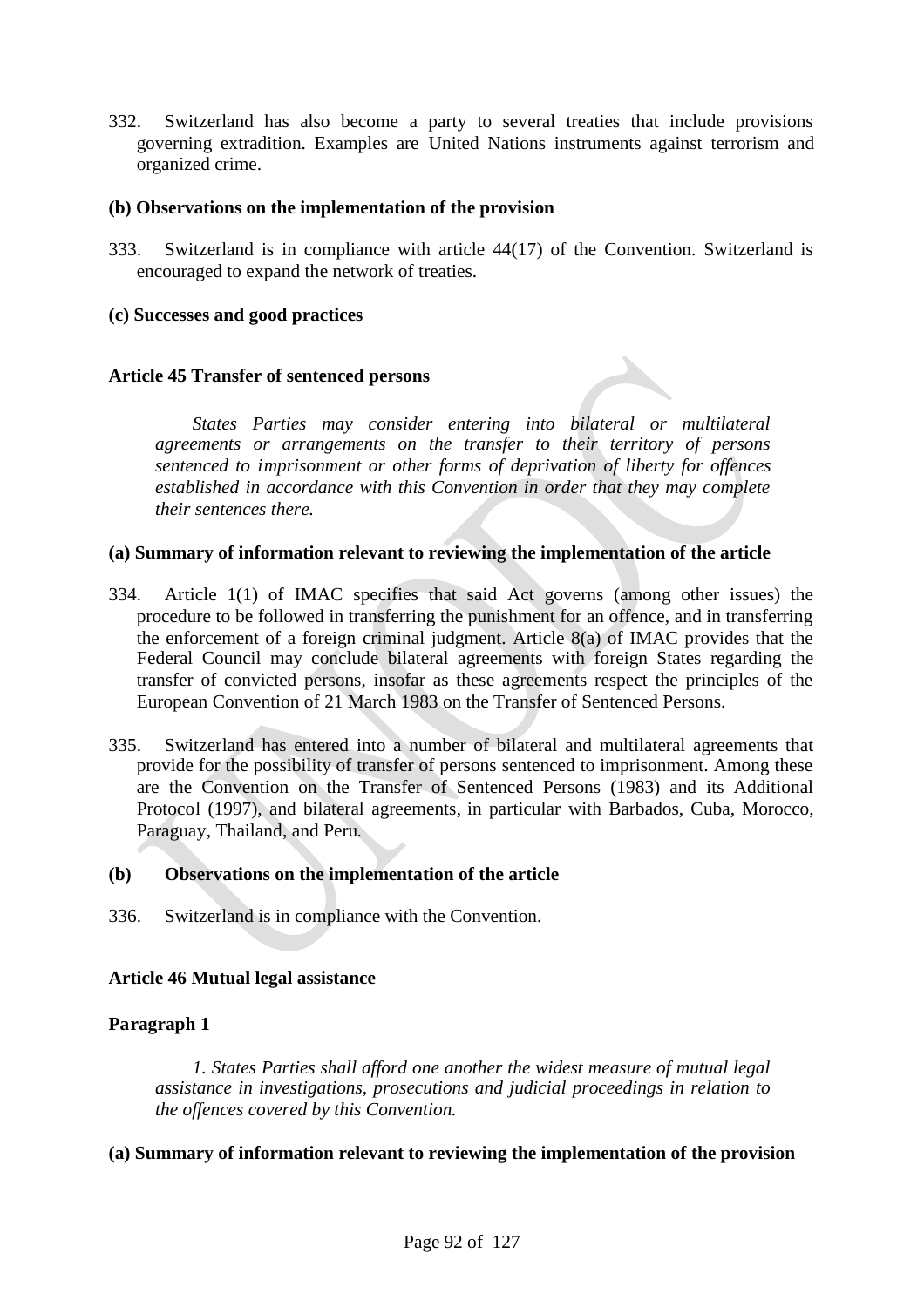332. Switzerland has also become a party to several treaties that include provisions governing extradition. Examples are United Nations instruments against terrorism and organized crime.

**(b) Observations on the implementation of the provision**

333. Switzerland is in compliance with article 44(17) of the Convention. Switzerland is encouraged to expand the network of treaties.

**(c) Successes and good practices**

**Article 45 Transfer of sentenced persons**

*States Parties may consider entering into bilateral or multilateral agreements or arrangements on the transfer to their territory of persons sentenced to imprisonment or other forms of deprivation of liberty for offences established in accordance with this Convention in order that they may complete their sentences there.*

**(a) Summary of information relevant to reviewing the implementation of the article**

334. Article 1(1) of IMAC specifies that said Act governs (among other issues) the procedure to be followed in transferring the punishment for an offence, and in transferring the enforcement of a foreign criminal judgment. Article 8(a) of IMAC provides that the Federal Council may conclude bilateral agreements with foreign States regarding the transfer of convicted persons, insofar as these agreements respect the principles of the European Convention of 21 March 1983 on the Transfer of Sentenced Persons.

335. Switzerland has entered into a number of bilateral and multilateral agreements that provide for the possibility of transfer of persons sentenced to imprisonment. Among these are the Convention on the Transfer of Sentenced Persons (1983) and its Additional Protocol (1997), and bilateral agreements, in particular with Barbados, Cuba, Morocco, Paraguay, Thailand, and Peru.

**(b) Observations on the implementation of the article**

336. Switzerland is in compliance with the Convention.

**Article 46 Mutual legal assistance**

**Paragraph 1**

*1. States Parties shall afford one another the widest measure of mutual legal assistance in investigations, prosecutions and judicial proceedings in relation to the offences covered by this Convention.*

**(a) Summary of information relevant to reviewing the implementation of the provision**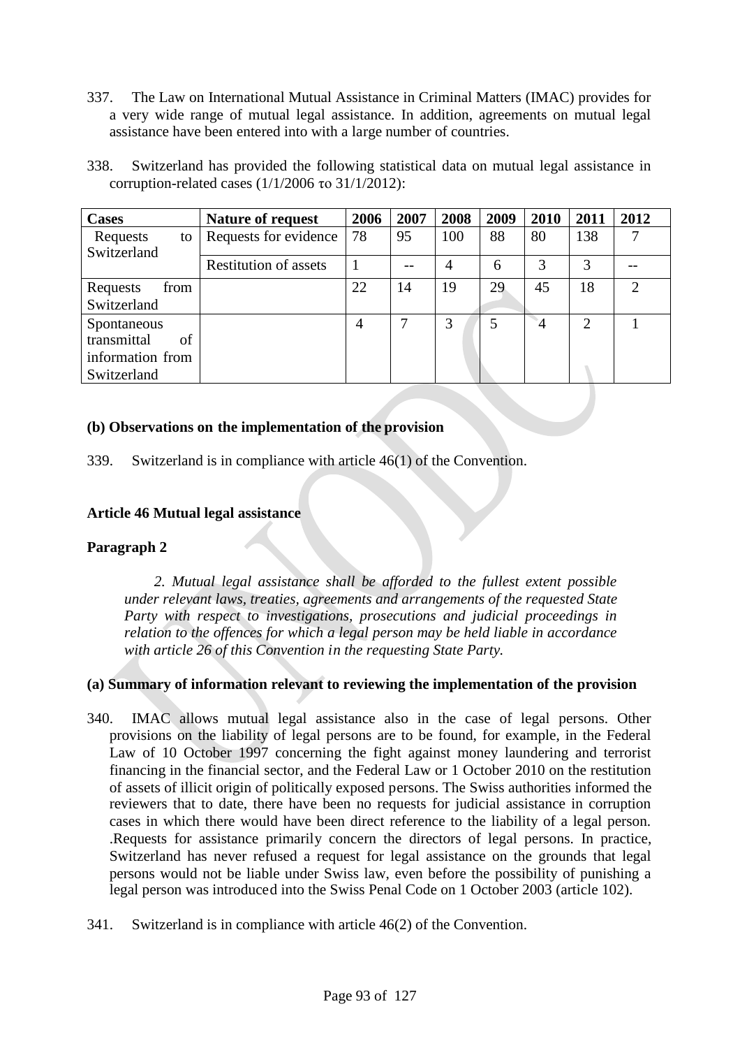337. The Law on International Mutual Assistance in Criminal Matters (IMAC) provides for a very wide range of mutual legal assistance. In addition, agreements on mutual legal assistance have been entered into with a large number of countries.

338. Switzerland has provided the following statistical data on mutual legal assistance in corruption-related cases (1/1/2006 το 31/1/2012):

| Cases | Nature of request | 2006 | 2007 | 2008 | 2009 | 2010 | 2011 | 2012 |
|---|---|---|---|---|---|---|---|---|
| Requests to Switzerland | Requests for evidence | 78 | 95 | 100 | 88 | 80 | 138 | 7 |
| | Restitution of assets | 1 | -- | 4 | 6 | 3 | 3 | -- |
| Requests from Switzerland | | 22 | 14 | 19 | 29 | 45 | 18 | 2 |
| Spontaneous transmittal of information from Switzerland | | 4 | 7 | 3 | 5 | 4 | 2 | 1 |

**(b) Observations on the implementation of the provision**

339. Switzerland is in compliance with article 46(1) of the Convention.

**Article 46 Mutual legal assistance**

**Paragraph 2**

*2. Mutual legal assistance shall be afforded to the fullest extent possible under relevant laws, treaties, agreements and arrangements of the requested State Party with respect to investigations, prosecutions and judicial proceedings in relation to the offences for which a legal person may be held liable in accordance with article 26 of this Convention in the requesting State Party.*

**(a) Summary of information relevant to reviewing the implementation of the provision**

340. IMAC allows mutual legal assistance also in the case of legal persons. Other provisions on the liability of legal persons are to be found, for example, in the Federal Law of 10 October 1997 concerning the fight against money laundering and terrorist financing in the financial sector, and the Federal Law or 1 October 2010 on the restitution of assets of illicit origin of politically exposed persons. The Swiss authorities informed the reviewers that to date, there have been no requests for judicial assistance in corruption cases in which there would have been direct reference to the liability of a legal person. .Requests for assistance primarily concern the directors of legal persons. In practice, Switzerland has never refused a request for legal assistance on the grounds that legal persons would not be liable under Swiss law, even before the possibility of punishing a legal person was introduced into the Swiss Penal Code on 1 October 2003 (article 102).

341. Switzerland is in compliance with article 46(2) of the Convention.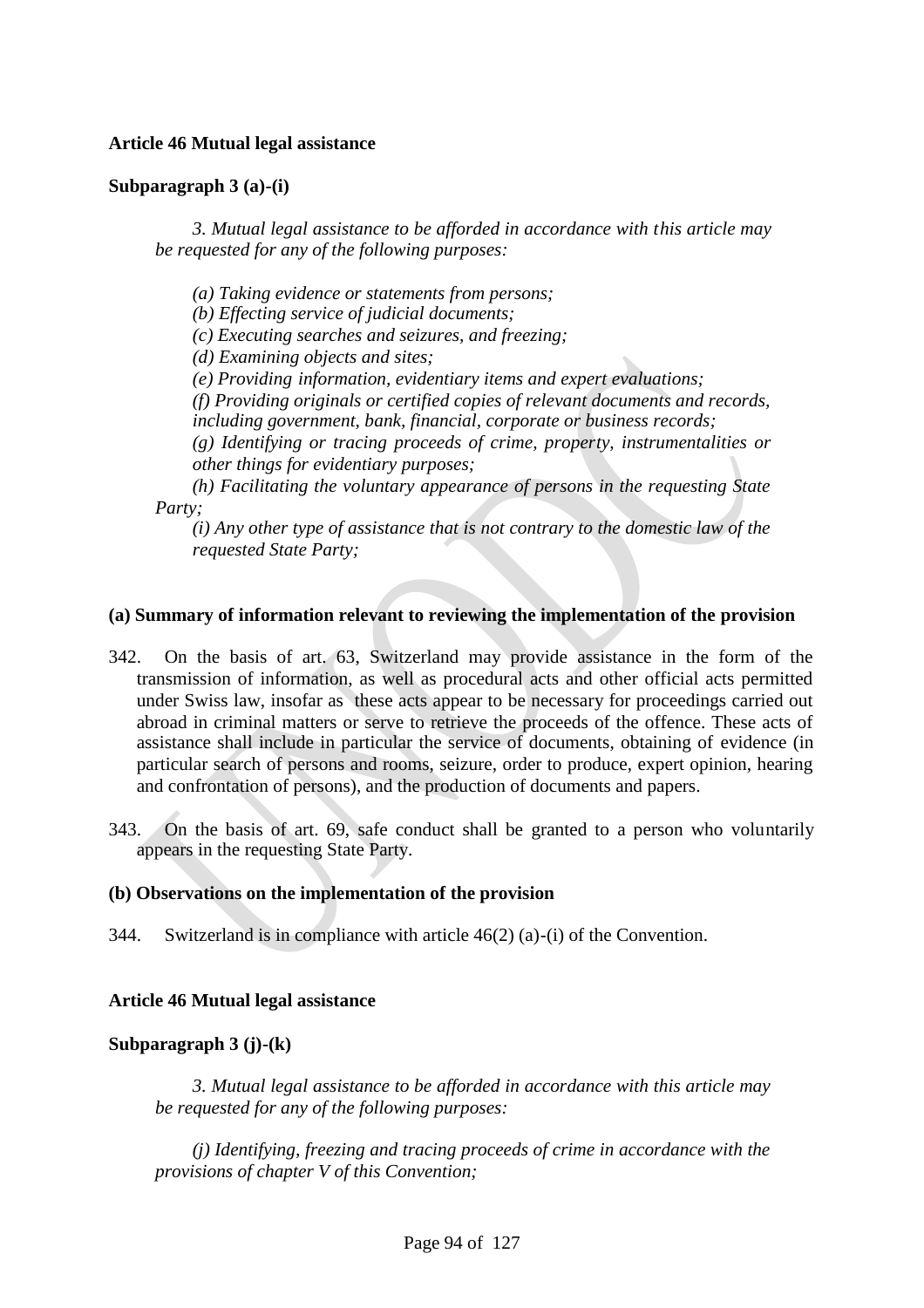**Article 46 Mutual legal assistance**

**Subparagraph 3 (a)-(i)**

*3. Mutual legal assistance to be afforded in accordance with this article may be requested for any of the following purposes:*

*(a) Taking evidence or statements from persons;*
*(b) Effecting service of judicial documents;*
*(c) Executing searches and seizures, and freezing;*
*(d) Examining objects and sites;*
*(e) Providing information, evidentiary items and expert evaluations;*
*(f) Providing originals or certified copies of relevant documents and records, including government, bank, financial, corporate or business records;*
*(g) Identifying or tracing proceeds of crime, property, instrumentalities or other things for evidentiary purposes;*
*(h) Facilitating the voluntary appearance of persons in the requesting State Party;*
*(i) Any other type of assistance that is not contrary to the domestic law of the requested State Party;*

**(a) Summary of information relevant to reviewing the implementation of the provision**

342. On the basis of art. 63, Switzerland may provide assistance in the form of the transmission of information, as well as procedural acts and other official acts permitted under Swiss law, insofar as these acts appear to be necessary for proceedings carried out abroad in criminal matters or serve to retrieve the proceeds of the offence. These acts of assistance shall include in particular the service of documents, obtaining of evidence (in particular search of persons and rooms, seizure, order to produce, expert opinion, hearing and confrontation of persons), and the production of documents and papers.

343. On the basis of art. 69, safe conduct shall be granted to a person who voluntarily appears in the requesting State Party.

**(b) Observations on the implementation of the provision**

344. Switzerland is in compliance with article 46(2) (a)-(i) of the Convention.

**Article 46 Mutual legal assistance**

**Subparagraph 3 (j)-(k)**

*3. Mutual legal assistance to be afforded in accordance with this article may be requested for any of the following purposes:*

*(j) Identifying, freezing and tracing proceeds of crime in accordance with the provisions of chapter V of this Convention;*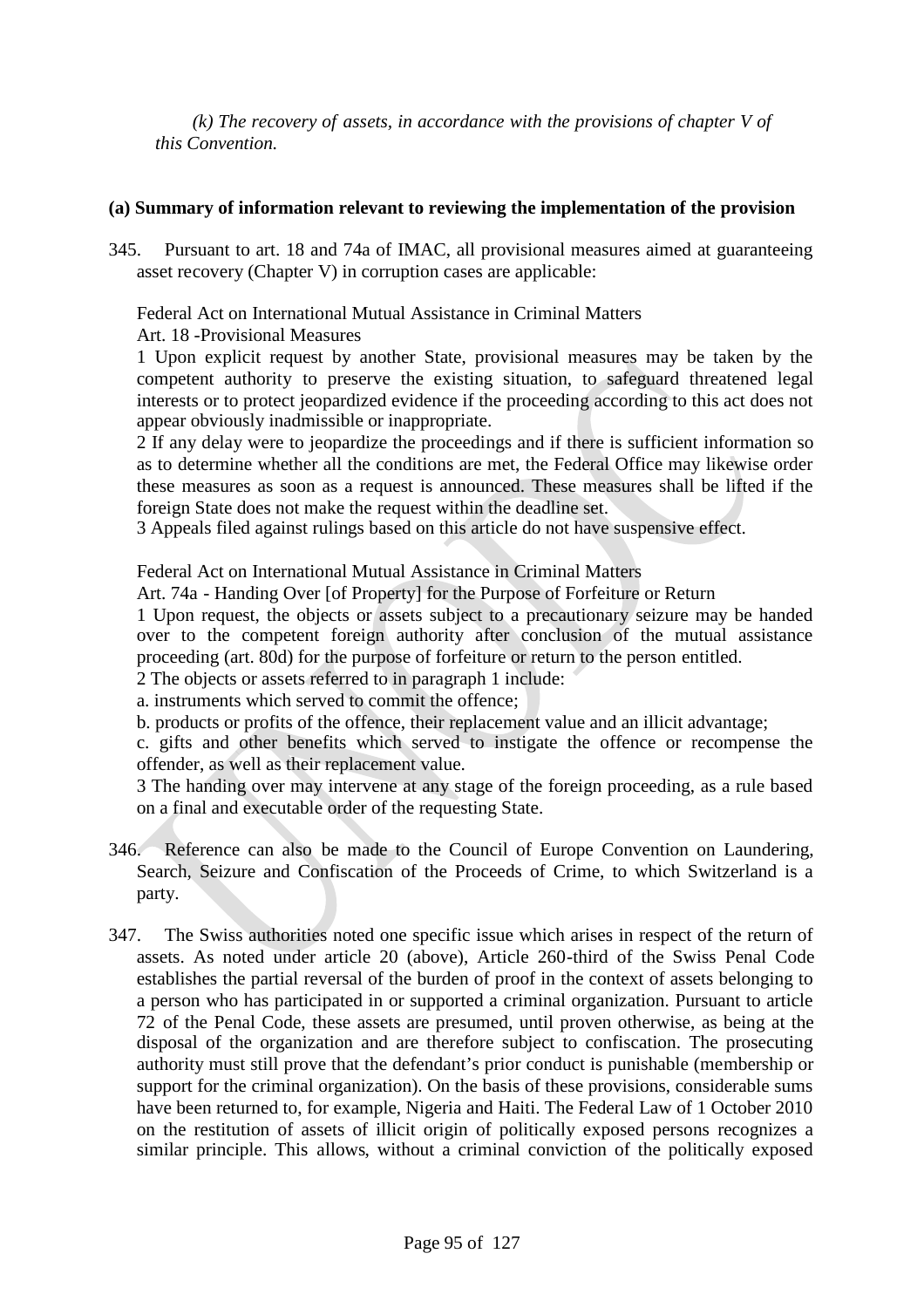*(k) The recovery of assets, in accordance with the provisions of chapter V of this Convention.*

**(a) Summary of information relevant to reviewing the implementation of the provision**

345. Pursuant to art. 18 and 74a of IMAC, all provisional measures aimed at guaranteeing asset recovery (Chapter V) in corruption cases are applicable:

Federal Act on International Mutual Assistance in Criminal Matters
Art. 18 -Provisional Measures
1 Upon explicit request by another State, provisional measures may be taken by the competent authority to preserve the existing situation, to safeguard threatened legal interests or to protect jeopardized evidence if the proceeding according to this act does not appear obviously inadmissible or inappropriate.
2 If any delay were to jeopardize the proceedings and if there is sufficient information so as to determine whether all the conditions are met, the Federal Office may likewise order these measures as soon as a request is announced. These measures shall be lifted if the foreign State does not make the request within the deadline set.
3 Appeals filed against rulings based on this article do not have suspensive effect.

Federal Act on International Mutual Assistance in Criminal Matters
Art. 74a - Handing Over [of Property] for the Purpose of Forfeiture or Return
1 Upon request, the objects or assets subject to a precautionary seizure may be handed over to the competent foreign authority after conclusion of the mutual assistance proceeding (art. 80d) for the purpose of forfeiture or return to the person entitled.
2 The objects or assets referred to in paragraph 1 include:
a. instruments which served to commit the offence;
b. products or profits of the offence, their replacement value and an illicit advantage;
c. gifts and other benefits which served to instigate the offence or recompense the offender, as well as their replacement value.
3 The handing over may intervene at any stage of the foreign proceeding, as a rule based on a final and executable order of the requesting State.

346. Reference can also be made to the Council of Europe Convention on Laundering, Search, Seizure and Confiscation of the Proceeds of Crime, to which Switzerland is a party.

347. The Swiss authorities noted one specific issue which arises in respect of the return of assets. As noted under article 20 (above), Article 260-third of the Swiss Penal Code establishes the partial reversal of the burden of proof in the context of assets belonging to a person who has participated in or supported a criminal organization. Pursuant to article 72 of the Penal Code, these assets are presumed, until proven otherwise, as being at the disposal of the organization and are therefore subject to confiscation. The prosecuting authority must still prove that the defendant's prior conduct is punishable (membership or support for the criminal organization). On the basis of these provisions, considerable sums have been returned to, for example, Nigeria and Haiti. The Federal Law of 1 October 2010 on the restitution of assets of illicit origin of politically exposed persons recognizes a similar principle. This allows, without a criminal conviction of the politically exposed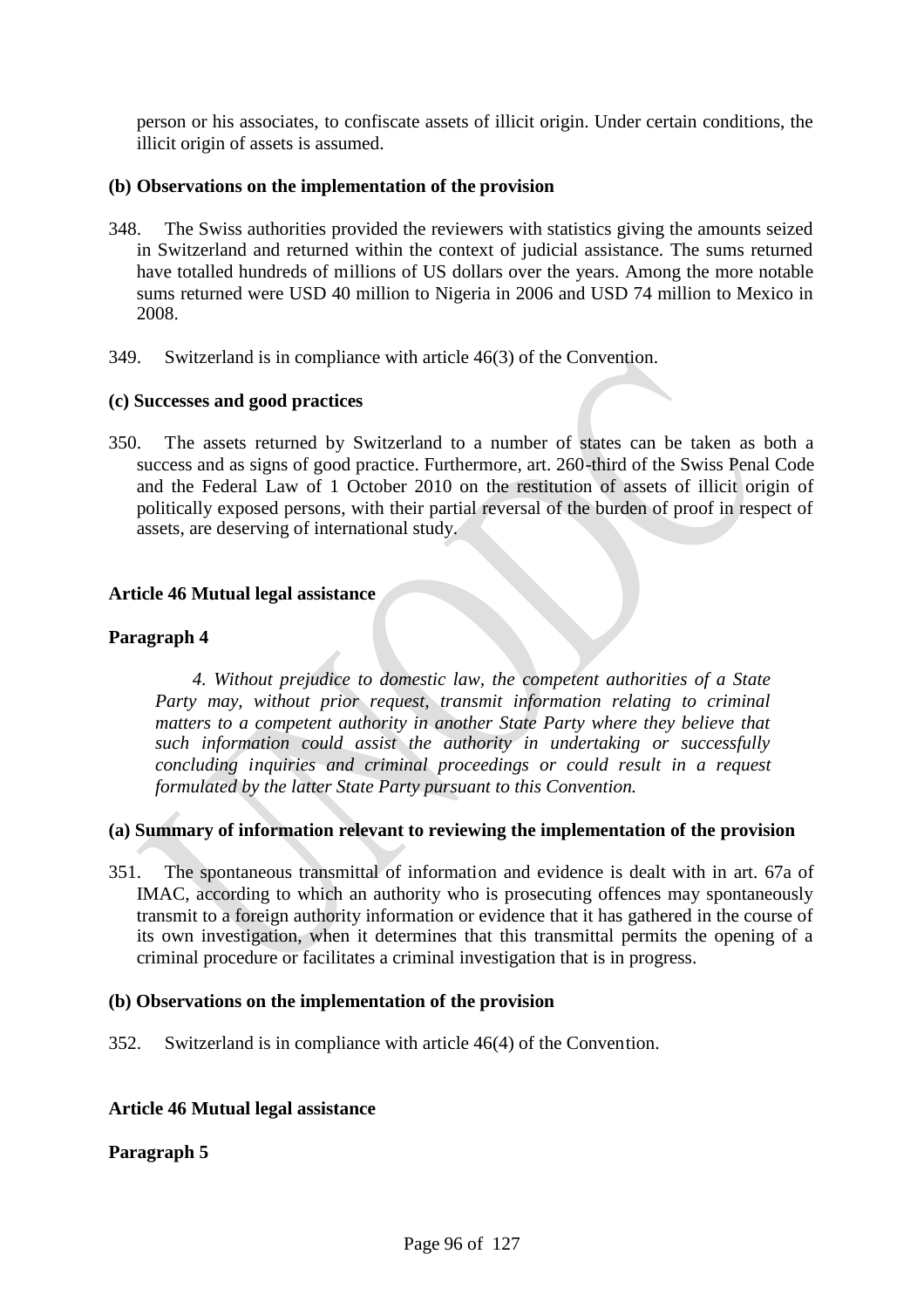person or his associates, to confiscate assets of illicit origin. Under certain conditions, the illicit origin of assets is assumed.

**(b) Observations on the implementation of the provision**

348. The Swiss authorities provided the reviewers with statistics giving the amounts seized in Switzerland and returned within the context of judicial assistance. The sums returned have totalled hundreds of millions of US dollars over the years. Among the more notable sums returned were USD 40 million to Nigeria in 2006 and USD 74 million to Mexico in 2008.

349. Switzerland is in compliance with article 46(3) of the Convention.

**(c) Successes and good practices**

350. The assets returned by Switzerland to a number of states can be taken as both a success and as signs of good practice. Furthermore, art. 260-third of the Swiss Penal Code and the Federal Law of 1 October 2010 on the restitution of assets of illicit origin of politically exposed persons, with their partial reversal of the burden of proof in respect of assets, are deserving of international study.

**Article 46 Mutual legal assistance**

**Paragraph 4**

> *4. Without prejudice to domestic law, the competent authorities of a State Party may, without prior request, transmit information relating to criminal matters to a competent authority in another State Party where they believe that such information could assist the authority in undertaking or successfully concluding inquiries and criminal proceedings or could result in a request formulated by the latter State Party pursuant to this Convention.*

**(a) Summary of information relevant to reviewing the implementation of the provision**

351. The spontaneous transmittal of information and evidence is dealt with in art. 67a of IMAC, according to which an authority who is prosecuting offences may spontaneously transmit to a foreign authority information or evidence that it has gathered in the course of its own investigation, when it determines that this transmittal permits the opening of a criminal procedure or facilitates a criminal investigation that is in progress.

**(b) Observations on the implementation of the provision**

352. Switzerland is in compliance with article 46(4) of the Convention.

**Article 46 Mutual legal assistance**

**Paragraph 5**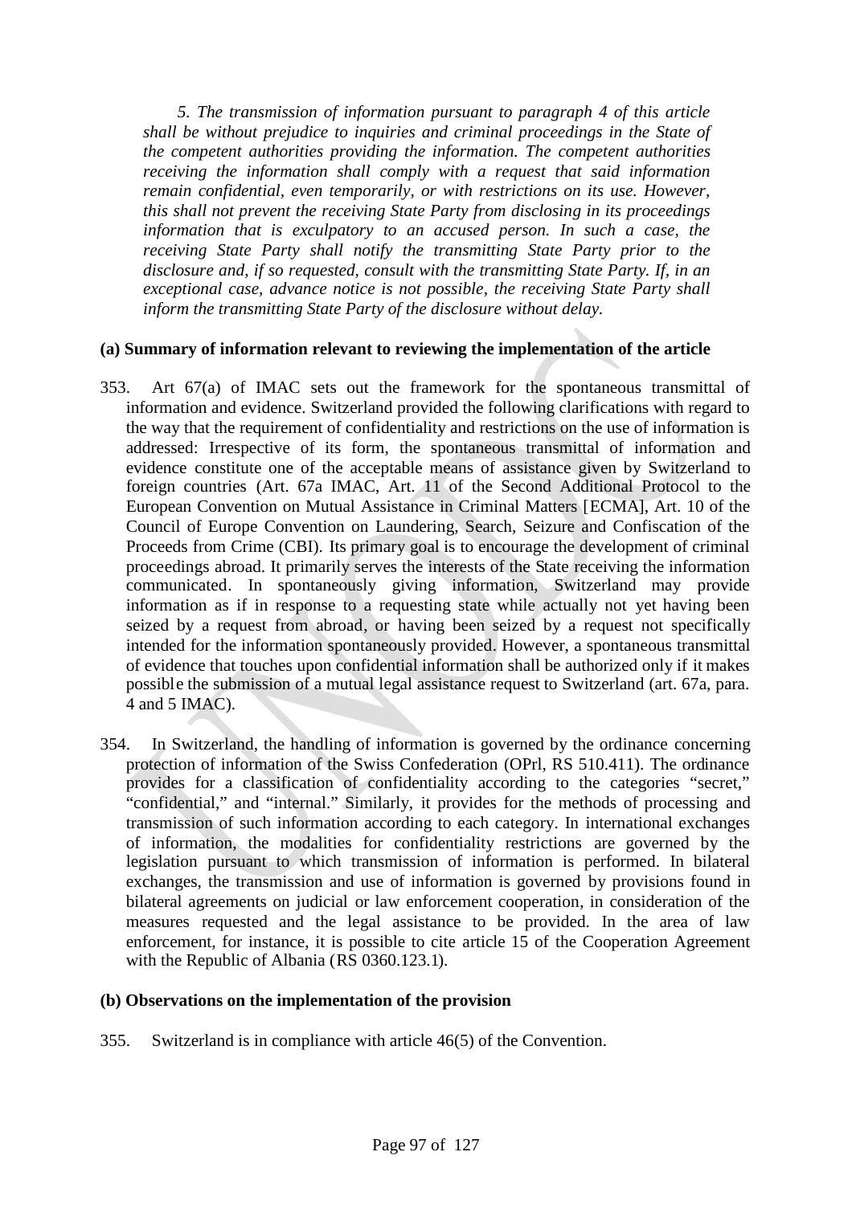*5. The transmission of information pursuant to paragraph 4 of this article shall be without prejudice to inquiries and criminal proceedings in the State of the competent authorities providing the information. The competent authorities receiving the information shall comply with a request that said information remain confidential, even temporarily, or with restrictions on its use. However, this shall not prevent the receiving State Party from disclosing in its proceedings information that is exculpatory to an accused person. In such a case, the receiving State Party shall notify the transmitting State Party prior to the disclosure and, if so requested, consult with the transmitting State Party. If, in an exceptional case, advance notice is not possible, the receiving State Party shall inform the transmitting State Party of the disclosure without delay.*

**(a) Summary of information relevant to reviewing the implementation of the article**

353. Art 67(a) of IMAC sets out the framework for the spontaneous transmittal of information and evidence. Switzerland provided the following clarifications with regard to the way that the requirement of confidentiality and restrictions on the use of information is addressed: Irrespective of its form, the spontaneous transmittal of information and evidence constitute one of the acceptable means of assistance given by Switzerland to foreign countries (Art. 67a IMAC, Art. 11 of the Second Additional Protocol to the European Convention on Mutual Assistance in Criminal Matters [ECMA], Art. 10 of the Council of Europe Convention on Laundering, Search, Seizure and Confiscation of the Proceeds from Crime (CBI). Its primary goal is to encourage the development of criminal proceedings abroad. It primarily serves the interests of the State receiving the information communicated. In spontaneously giving information, Switzerland may provide information as if in response to a requesting state while actually not yet having been seized by a request from abroad, or having been seized by a request not specifically intended for the information spontaneously provided. However, a spontaneous transmittal of evidence that touches upon confidential information shall be authorized only if it makes possible the submission of a mutual legal assistance request to Switzerland (art. 67a, para. 4 and 5 IMAC).

354. In Switzerland, the handling of information is governed by the ordinance concerning protection of information of the Swiss Confederation (OPrl, RS 510.411). The ordinance provides for a classification of confidentiality according to the categories "secret," "confidential," and "internal." Similarly, it provides for the methods of processing and transmission of such information according to each category. In international exchanges of information, the modalities for confidentiality restrictions are governed by the legislation pursuant to which transmission of information is performed. In bilateral exchanges, the transmission and use of information is governed by provisions found in bilateral agreements on judicial or law enforcement cooperation, in consideration of the measures requested and the legal assistance to be provided. In the area of law enforcement, for instance, it is possible to cite article 15 of the Cooperation Agreement with the Republic of Albania (RS 0360.123.1).

**(b) Observations on the implementation of the provision**

355. Switzerland is in compliance with article 46(5) of the Convention.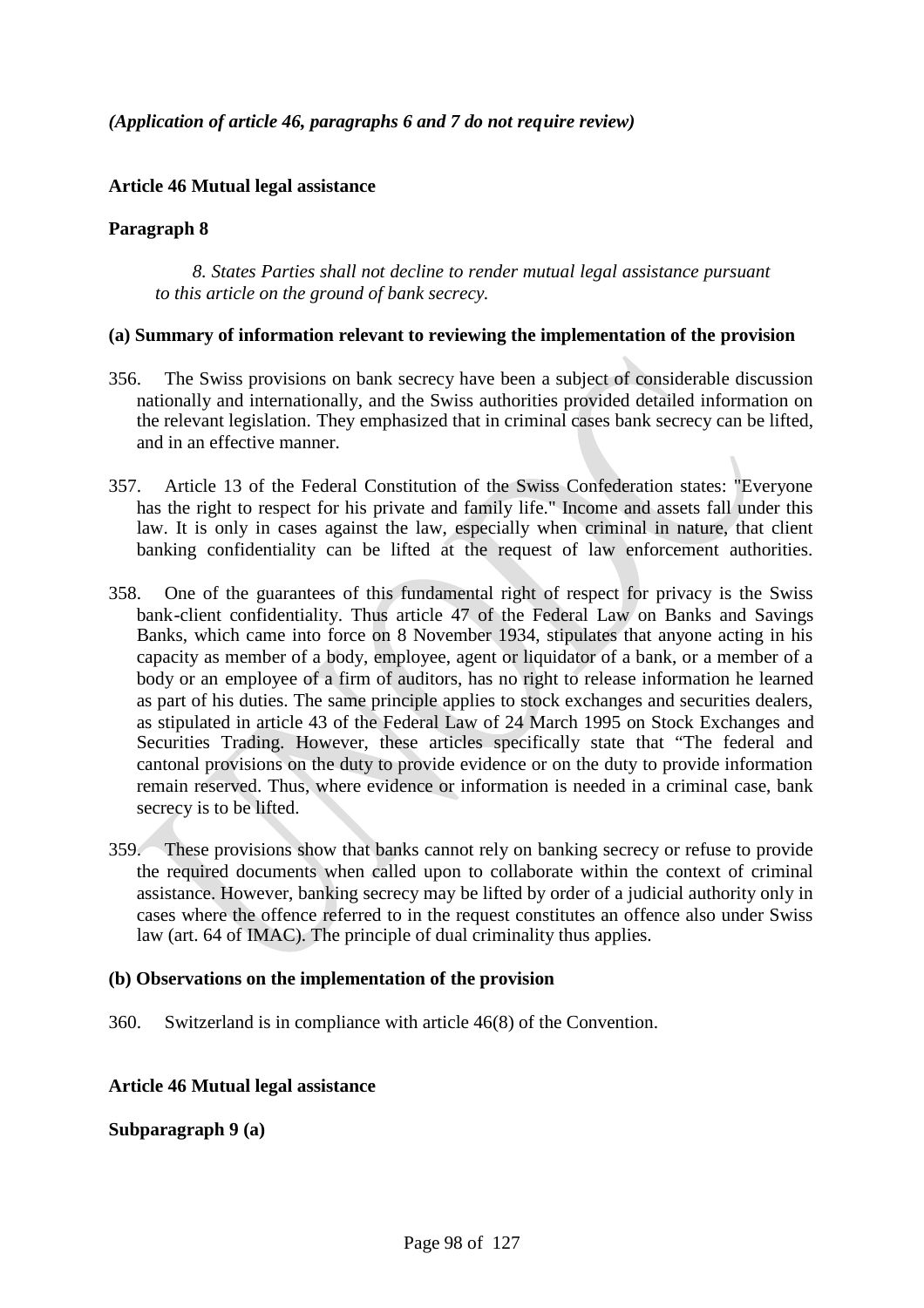*(Application of article 46, paragraphs 6 and 7 do not require review)*

**Article 46 Mutual legal assistance**

**Paragraph 8**

> *8. States Parties shall not decline to render mutual legal assistance pursuant to this article on the ground of bank secrecy.*

**(a) Summary of information relevant to reviewing the implementation of the provision**

356. The Swiss provisions on bank secrecy have been a subject of considerable discussion nationally and internationally, and the Swiss authorities provided detailed information on the relevant legislation. They emphasized that in criminal cases bank secrecy can be lifted, and in an effective manner.

357. Article 13 of the Federal Constitution of the Swiss Confederation states: "Everyone has the right to respect for his private and family life." Income and assets fall under this law. It is only in cases against the law, especially when criminal in nature, that client banking confidentiality can be lifted at the request of law enforcement authorities.

358. One of the guarantees of this fundamental right of respect for privacy is the Swiss bank-client confidentiality. Thus article 47 of the Federal Law on Banks and Savings Banks, which came into force on 8 November 1934, stipulates that anyone acting in his capacity as member of a body, employee, agent or liquidator of a bank, or a member of a body or an employee of a firm of auditors, has no right to release information he learned as part of his duties. The same principle applies to stock exchanges and securities dealers, as stipulated in article 43 of the Federal Law of 24 March 1995 on Stock Exchanges and Securities Trading. However, these articles specifically state that "The federal and cantonal provisions on the duty to provide evidence or on the duty to provide information remain reserved. Thus, where evidence or information is needed in a criminal case, bank secrecy is to be lifted.

359. These provisions show that banks cannot rely on banking secrecy or refuse to provide the required documents when called upon to collaborate within the context of criminal assistance. However, banking secrecy may be lifted by order of a judicial authority only in cases where the offence referred to in the request constitutes an offence also under Swiss law (art. 64 of IMAC). The principle of dual criminality thus applies.

**(b) Observations on the implementation of the provision**

360. Switzerland is in compliance with article 46(8) of the Convention.

**Article 46 Mutual legal assistance**

**Subparagraph 9 (a)**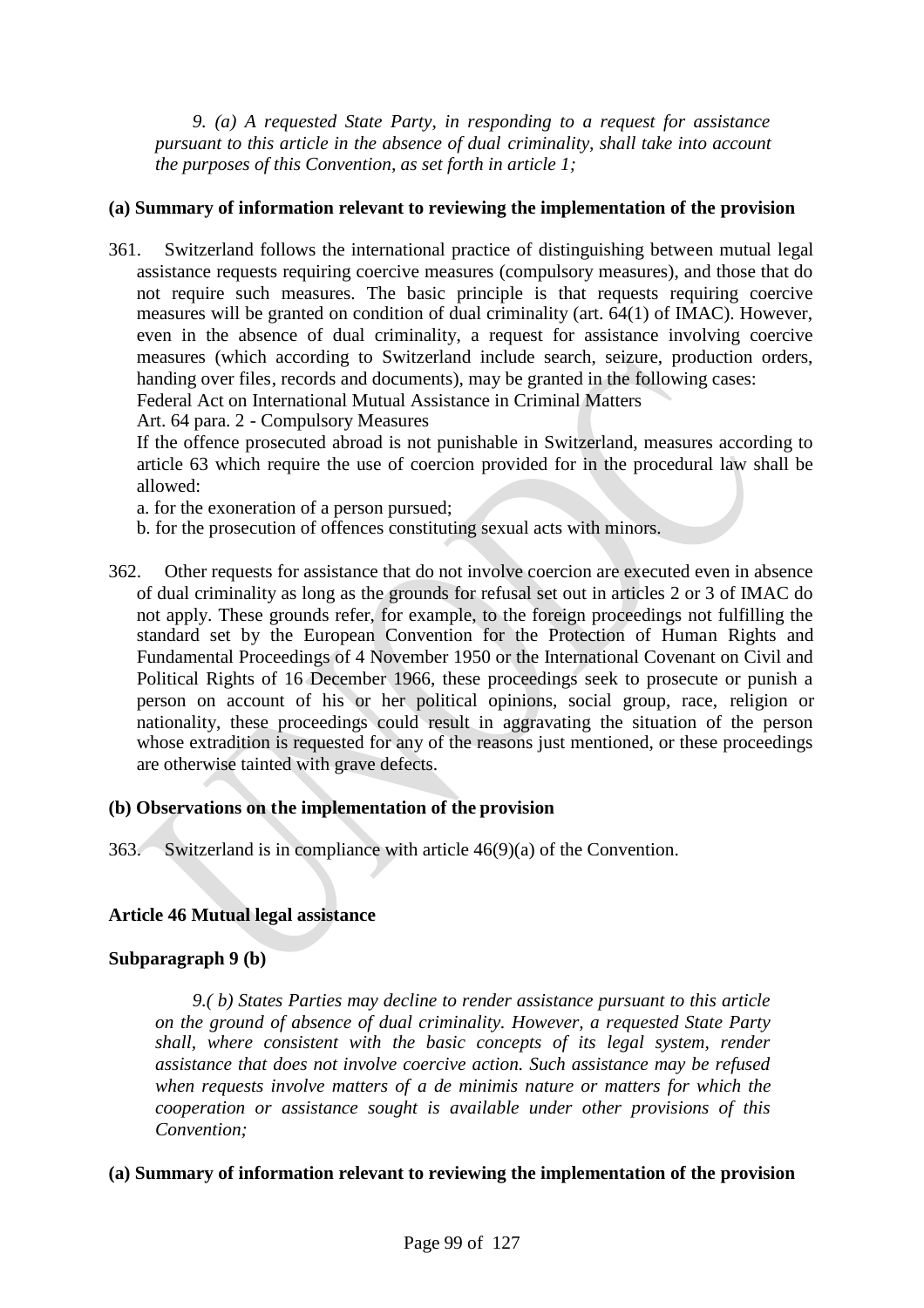*9. (a) A requested State Party, in responding to a request for assistance pursuant to this article in the absence of dual criminality, shall take into account the purposes of this Convention, as set forth in article 1;*

**(a) Summary of information relevant to reviewing the implementation of the provision**

361. Switzerland follows the international practice of distinguishing between mutual legal assistance requests requiring coercive measures (compulsory measures), and those that do not require such measures. The basic principle is that requests requiring coercive measures will be granted on condition of dual criminality (art. 64(1) of IMAC). However, even in the absence of dual criminality, a request for assistance involving coercive measures (which according to Switzerland include search, seizure, production orders, handing over files, records and documents), may be granted in the following cases:
Federal Act on International Mutual Assistance in Criminal Matters
Art. 64 para. 2 - Compulsory Measures
If the offence prosecuted abroad is not punishable in Switzerland, measures according to article 63 which require the use of coercion provided for in the procedural law shall be allowed:
a. for the exoneration of a person pursued;
b. for the prosecution of offences constituting sexual acts with minors.

362. Other requests for assistance that do not involve coercion are executed even in absence of dual criminality as long as the grounds for refusal set out in articles 2 or 3 of IMAC do not apply. These grounds refer, for example, to the foreign proceedings not fulfilling the standard set by the European Convention for the Protection of Human Rights and Fundamental Proceedings of 4 November 1950 or the International Covenant on Civil and Political Rights of 16 December 1966, these proceedings seek to prosecute or punish a person on account of his or her political opinions, social group, race, religion or nationality, these proceedings could result in aggravating the situation of the person whose extradition is requested for any of the reasons just mentioned, or these proceedings are otherwise tainted with grave defects.

**(b) Observations on the implementation of the provision**

363. Switzerland is in compliance with article 46(9)(a) of the Convention.

**Article 46 Mutual legal assistance**

**Subparagraph 9 (b)**

*9.( b) States Parties may decline to render assistance pursuant to this article on the ground of absence of dual criminality. However, a requested State Party shall, where consistent with the basic concepts of its legal system, render assistance that does not involve coercive action. Such assistance may be refused when requests involve matters of a de minimis nature or matters for which the cooperation or assistance sought is available under other provisions of this Convention;*

**(a) Summary of information relevant to reviewing the implementation of the provision**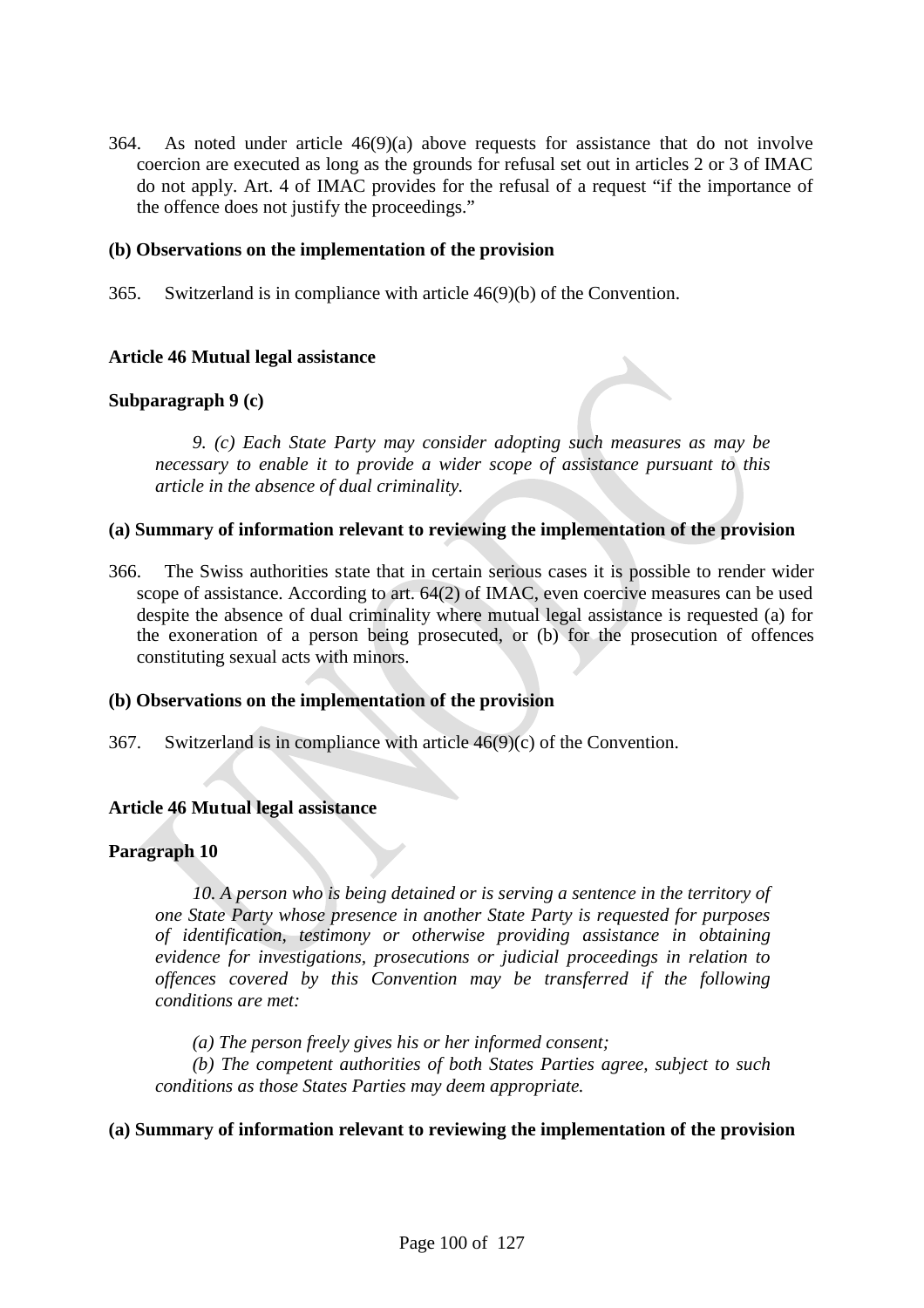364. As noted under article 46(9)(a) above requests for assistance that do not involve coercion are executed as long as the grounds for refusal set out in articles 2 or 3 of IMAC do not apply. Art. 4 of IMAC provides for the refusal of a request "if the importance of the offence does not justify the proceedings."

**(b) Observations on the implementation of the provision**

365. Switzerland is in compliance with article 46(9)(b) of the Convention.

**Article 46 Mutual legal assistance**

**Subparagraph 9 (c)**

> *9. (c) Each State Party may consider adopting such measures as may be necessary to enable it to provide a wider scope of assistance pursuant to this article in the absence of dual criminality.*

**(a) Summary of information relevant to reviewing the implementation of the provision**

366. The Swiss authorities state that in certain serious cases it is possible to render wider scope of assistance. According to art. 64(2) of IMAC, even coercive measures can be used despite the absence of dual criminality where mutual legal assistance is requested (a) for the exoneration of a person being prosecuted, or (b) for the prosecution of offences constituting sexual acts with minors.

**(b) Observations on the implementation of the provision**

367. Switzerland is in compliance with article 46(9)(c) of the Convention.

**Article 46 Mutual legal assistance**

**Paragraph 10**

> *10. A person who is being detained or is serving a sentence in the territory of one State Party whose presence in another State Party is requested for purposes of identification, testimony or otherwise providing assistance in obtaining evidence for investigations, prosecutions or judicial proceedings in relation to offences covered by this Convention may be transferred if the following conditions are met:*
>
> *(a) The person freely gives his or her informed consent;*
>
> *(b) The competent authorities of both States Parties agree, subject to such conditions as those States Parties may deem appropriate.*

**(a) Summary of information relevant to reviewing the implementation of the provision**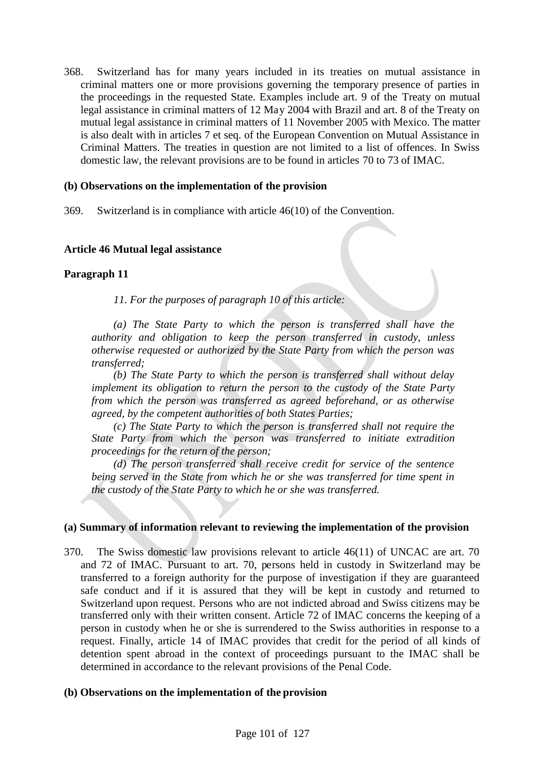368. Switzerland has for many years included in its treaties on mutual assistance in criminal matters one or more provisions governing the temporary presence of parties in the proceedings in the requested State. Examples include art. 9 of the Treaty on mutual legal assistance in criminal matters of 12 May 2004 with Brazil and art. 8 of the Treaty on mutual legal assistance in criminal matters of 11 November 2005 with Mexico. The matter is also dealt with in articles 7 et seq. of the European Convention on Mutual Assistance in Criminal Matters. The treaties in question are not limited to a list of offences. In Swiss domestic law, the relevant provisions are to be found in articles 70 to 73 of IMAC.

**(b) Observations on the implementation of the provision**

369. Switzerland is in compliance with article 46(10) of the Convention.

**Article 46 Mutual legal assistance**

**Paragraph 11**

*11. For the purposes of paragraph 10 of this article:*

*(a) The State Party to which the person is transferred shall have the authority and obligation to keep the person transferred in custody, unless otherwise requested or authorized by the State Party from which the person was transferred;*

*(b) The State Party to which the person is transferred shall without delay implement its obligation to return the person to the custody of the State Party from which the person was transferred as agreed beforehand, or as otherwise agreed, by the competent authorities of both States Parties;*

*(c) The State Party to which the person is transferred shall not require the State Party from which the person was transferred to initiate extradition proceedings for the return of the person;*

*(d) The person transferred shall receive credit for service of the sentence being served in the State from which he or she was transferred for time spent in the custody of the State Party to which he or she was transferred.*

**(a) Summary of information relevant to reviewing the implementation of the provision**

370. The Swiss domestic law provisions relevant to article 46(11) of UNCAC are art. 70 and 72 of IMAC. Pursuant to art. 70, persons held in custody in Switzerland may be transferred to a foreign authority for the purpose of investigation if they are guaranteed safe conduct and if it is assured that they will be kept in custody and returned to Switzerland upon request. Persons who are not indicted abroad and Swiss citizens may be transferred only with their written consent. Article 72 of IMAC concerns the keeping of a person in custody when he or she is surrendered to the Swiss authorities in response to a request. Finally, article 14 of IMAC provides that credit for the period of all kinds of detention spent abroad in the context of proceedings pursuant to the IMAC shall be determined in accordance to the relevant provisions of the Penal Code.

**(b) Observations on the implementation of the provision**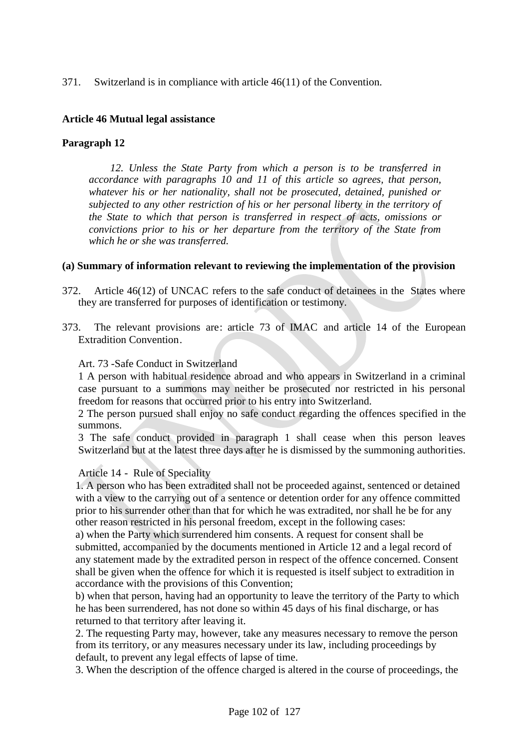371. Switzerland is in compliance with article 46(11) of the Convention.

**Article 46 Mutual legal assistance**

**Paragraph 12**

> *12. Unless the State Party from which a person is to be transferred in accordance with paragraphs 10 and 11 of this article so agrees, that person, whatever his or her nationality, shall not be prosecuted, detained, punished or subjected to any other restriction of his or her personal liberty in the territory of the State to which that person is transferred in respect of acts, omissions or convictions prior to his or her departure from the territory of the State from which he or she was transferred.*

**(a) Summary of information relevant to reviewing the implementation of the provision**

372. Article 46(12) of UNCAC refers to the safe conduct of detainees in the States where they are transferred for purposes of identification or testimony.

373. The relevant provisions are: article 73 of IMAC and article 14 of the European Extradition Convention.

Art. 73 -Safe Conduct in Switzerland

1 A person with habitual residence abroad and who appears in Switzerland in a criminal case pursuant to a summons may neither be prosecuted nor restricted in his personal freedom for reasons that occurred prior to his entry into Switzerland.

2 The person pursued shall enjoy no safe conduct regarding the offences specified in the summons.

3 The safe conduct provided in paragraph 1 shall cease when this person leaves Switzerland but at the latest three days after he is dismissed by the summoning authorities.

Article 14 - Rule of Speciality

1. A person who has been extradited shall not be proceeded against, sentenced or detained with a view to the carrying out of a sentence or detention order for any offence committed prior to his surrender other than that for which he was extradited, nor shall he be for any other reason restricted in his personal freedom, except in the following cases:

a) when the Party which surrendered him consents. A request for consent shall be submitted, accompanied by the documents mentioned in Article 12 and a legal record of any statement made by the extradited person in respect of the offence concerned. Consent shall be given when the offence for which it is requested is itself subject to extradition in accordance with the provisions of this Convention;

b) when that person, having had an opportunity to leave the territory of the Party to which he has been surrendered, has not done so within 45 days of his final discharge, or has returned to that territory after leaving it.

2. The requesting Party may, however, take any measures necessary to remove the person from its territory, or any measures necessary under its law, including proceedings by default, to prevent any legal effects of lapse of time.

3. When the description of the offence charged is altered in the course of proceedings, the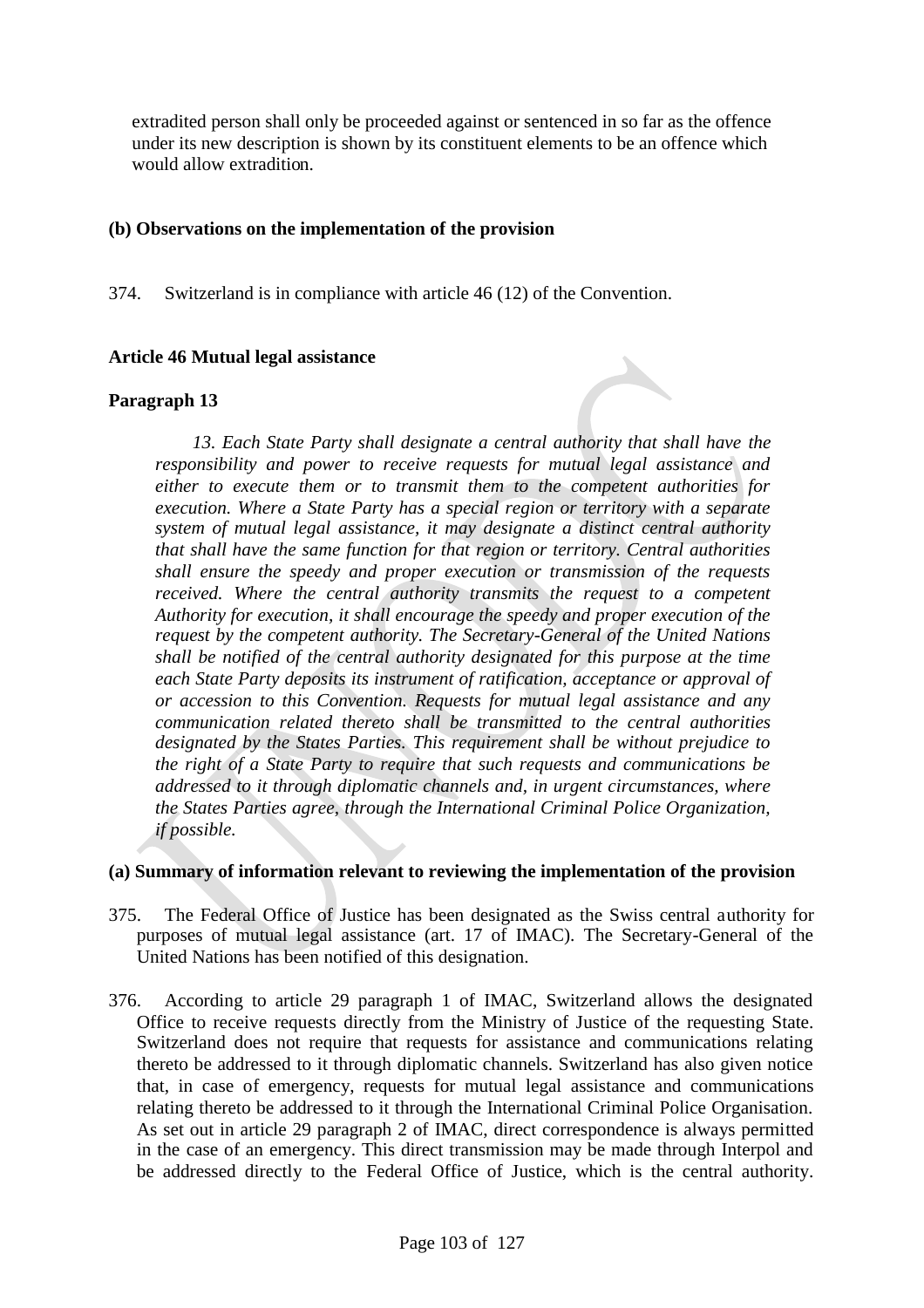extradited person shall only be proceeded against or sentenced in so far as the offence under its new description is shown by its constituent elements to be an offence which would allow extradition.

**(b) Observations on the implementation of the provision**

374. Switzerland is in compliance with article 46 (12) of the Convention.

**Article 46 Mutual legal assistance**

**Paragraph 13**

*13. Each State Party shall designate a central authority that shall have the responsibility and power to receive requests for mutual legal assistance and either to execute them or to transmit them to the competent authorities for execution. Where a State Party has a special region or territory with a separate system of mutual legal assistance, it may designate a distinct central authority that shall have the same function for that region or territory. Central authorities shall ensure the speedy and proper execution or transmission of the requests received. Where the central authority transmits the request to a competent Authority for execution, it shall encourage the speedy and proper execution of the request by the competent authority. The Secretary-General of the United Nations shall be notified of the central authority designated for this purpose at the time each State Party deposits its instrument of ratification, acceptance or approval of or accession to this Convention. Requests for mutual legal assistance and any communication related thereto shall be transmitted to the central authorities designated by the States Parties. This requirement shall be without prejudice to the right of a State Party to require that such requests and communications be addressed to it through diplomatic channels and, in urgent circumstances, where the States Parties agree, through the International Criminal Police Organization, if possible.*

**(a) Summary of information relevant to reviewing the implementation of the provision**

375. The Federal Office of Justice has been designated as the Swiss central authority for purposes of mutual legal assistance (art. 17 of IMAC). The Secretary-General of the United Nations has been notified of this designation.

376. According to article 29 paragraph 1 of IMAC, Switzerland allows the designated Office to receive requests directly from the Ministry of Justice of the requesting State. Switzerland does not require that requests for assistance and communications relating thereto be addressed to it through diplomatic channels. Switzerland has also given notice that, in case of emergency, requests for mutual legal assistance and communications relating thereto be addressed to it through the International Criminal Police Organisation. As set out in article 29 paragraph 2 of IMAC, direct correspondence is always permitted in the case of an emergency. This direct transmission may be made through Interpol and be addressed directly to the Federal Office of Justice, which is the central authority.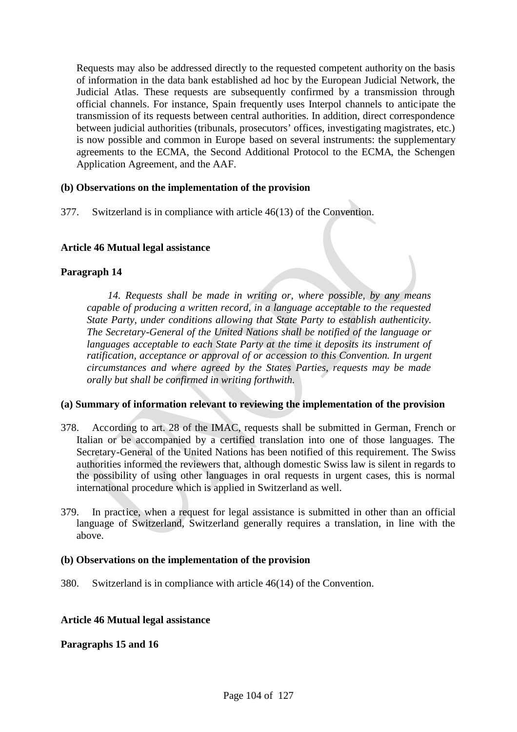Requests may also be addressed directly to the requested competent authority on the basis of information in the data bank established ad hoc by the European Judicial Network, the Judicial Atlas. These requests are subsequently confirmed by a transmission through official channels. For instance, Spain frequently uses Interpol channels to anticipate the transmission of its requests between central authorities. In addition, direct correspondence between judicial authorities (tribunals, prosecutors' offices, investigating magistrates, etc.) is now possible and common in Europe based on several instruments: the supplementary agreements to the ECMA, the Second Additional Protocol to the ECMA, the Schengen Application Agreement, and the AAF.

**(b) Observations on the implementation of the provision**

377. Switzerland is in compliance with article 46(13) of the Convention.

**Article 46 Mutual legal assistance**

**Paragraph 14**

> *14. Requests shall be made in writing or, where possible, by any means capable of producing a written record, in a language acceptable to the requested State Party, under conditions allowing that State Party to establish authenticity. The Secretary-General of the United Nations shall be notified of the language or languages acceptable to each State Party at the time it deposits its instrument of ratification, acceptance or approval of or accession to this Convention. In urgent circumstances and where agreed by the States Parties, requests may be made orally but shall be confirmed in writing forthwith.*

**(a) Summary of information relevant to reviewing the implementation of the provision**

378. According to art. 28 of the IMAC, requests shall be submitted in German, French or Italian or be accompanied by a certified translation into one of those languages. The Secretary-General of the United Nations has been notified of this requirement. The Swiss authorities informed the reviewers that, although domestic Swiss law is silent in regards to the possibility of using other languages in oral requests in urgent cases, this is normal international procedure which is applied in Switzerland as well.

379. In practice, when a request for legal assistance is submitted in other than an official language of Switzerland, Switzerland generally requires a translation, in line with the above.

**(b) Observations on the implementation of the provision**

380. Switzerland is in compliance with article 46(14) of the Convention.

**Article 46 Mutual legal assistance**

**Paragraphs 15 and 16**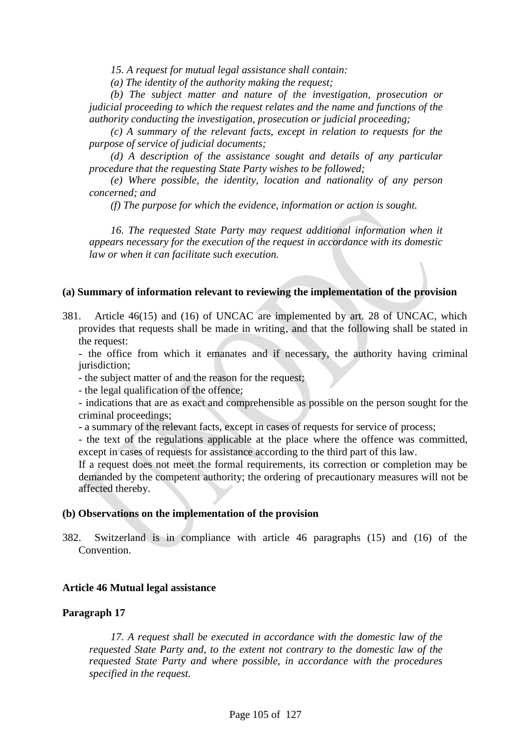*15. A request for mutual legal assistance shall contain:*

*(a) The identity of the authority making the request;*

*(b) The subject matter and nature of the investigation, prosecution or judicial proceeding to which the request relates and the name and functions of the authority conducting the investigation, prosecution or judicial proceeding;*

*(c) A summary of the relevant facts, except in relation to requests for the purpose of service of judicial documents;*

*(d) A description of the assistance sought and details of any particular procedure that the requesting State Party wishes to be followed;*

*(e) Where possible, the identity, location and nationality of any person concerned; and*

*(f) The purpose for which the evidence, information or action is sought.*

*16. The requested State Party may request additional information when it appears necessary for the execution of the request in accordance with its domestic law or when it can facilitate such execution.*

**(a) Summary of information relevant to reviewing the implementation of the provision**

381. Article 46(15) and (16) of UNCAC are implemented by art. 28 of UNCAC, which provides that requests shall be made in writing, and that the following shall be stated in the request:

- the office from which it emanates and if necessary, the authority having criminal jurisdiction;
- the subject matter of and the reason for the request;
- the legal qualification of the offence;
- indications that are as exact and comprehensible as possible on the person sought for the criminal proceedings;
- a summary of the relevant facts, except in cases of requests for service of process;
- the text of the regulations applicable at the place where the offence was committed, except in cases of requests for assistance according to the third part of this law.

If a request does not meet the formal requirements, its correction or completion may be demanded by the competent authority; the ordering of precautionary measures will not be affected thereby.

**(b) Observations on the implementation of the provision**

382. Switzerland is in compliance with article 46 paragraphs (15) and (16) of the Convention.

**Article 46 Mutual legal assistance**

**Paragraph 17**

*17. A request shall be executed in accordance with the domestic law of the requested State Party and, to the extent not contrary to the domestic law of the requested State Party and where possible, in accordance with the procedures specified in the request.*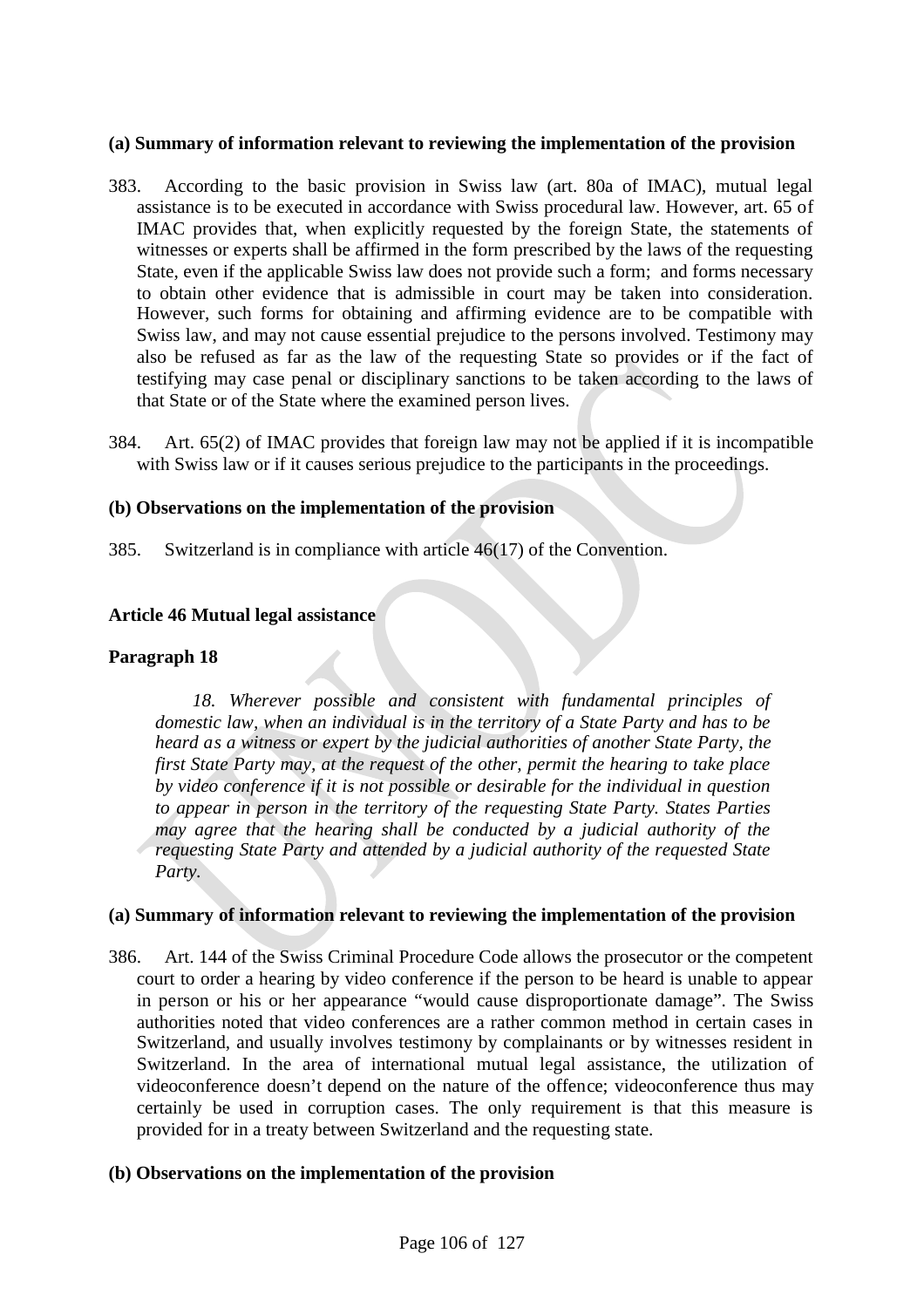**(a) Summary of information relevant to reviewing the implementation of the provision**

383. According to the basic provision in Swiss law (art. 80a of IMAC), mutual legal assistance is to be executed in accordance with Swiss procedural law. However, art. 65 of IMAC provides that, when explicitly requested by the foreign State, the statements of witnesses or experts shall be affirmed in the form prescribed by the laws of the requesting State, even if the applicable Swiss law does not provide such a form; and forms necessary to obtain other evidence that is admissible in court may be taken into consideration. However, such forms for obtaining and affirming evidence are to be compatible with Swiss law, and may not cause essential prejudice to the persons involved. Testimony may also be refused as far as the law of the requesting State so provides or if the fact of testifying may case penal or disciplinary sanctions to be taken according to the laws of that State or of the State where the examined person lives.

384. Art. 65(2) of IMAC provides that foreign law may not be applied if it is incompatible with Swiss law or if it causes serious prejudice to the participants in the proceedings.

**(b) Observations on the implementation of the provision**

385. Switzerland is in compliance with article 46(17) of the Convention.

**Article 46 Mutual legal assistance**

**Paragraph 18**

> *18. Wherever possible and consistent with fundamental principles of domestic law, when an individual is in the territory of a State Party and has to be heard as a witness or expert by the judicial authorities of another State Party, the first State Party may, at the request of the other, permit the hearing to take place by video conference if it is not possible or desirable for the individual in question to appear in person in the territory of the requesting State Party. States Parties may agree that the hearing shall be conducted by a judicial authority of the requesting State Party and attended by a judicial authority of the requested State Party.*

**(a) Summary of information relevant to reviewing the implementation of the provision**

386. Art. 144 of the Swiss Criminal Procedure Code allows the prosecutor or the competent court to order a hearing by video conference if the person to be heard is unable to appear in person or his or her appearance "would cause disproportionate damage". The Swiss authorities noted that video conferences are a rather common method in certain cases in Switzerland, and usually involves testimony by complainants or by witnesses resident in Switzerland. In the area of international mutual legal assistance, the utilization of videoconference doesn't depend on the nature of the offence; videoconference thus may certainly be used in corruption cases. The only requirement is that this measure is provided for in a treaty between Switzerland and the requesting state.

**(b) Observations on the implementation of the provision**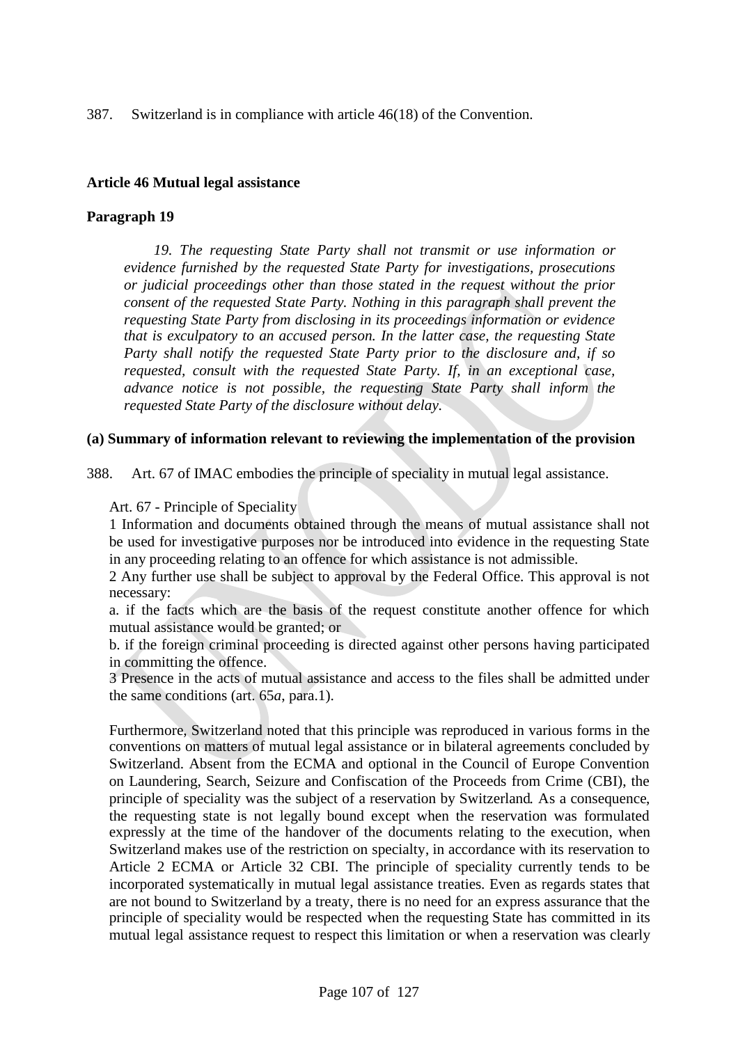387. Switzerland is in compliance with article 46(18) of the Convention.

**Article 46 Mutual legal assistance**

**Paragraph 19**

> *19. The requesting State Party shall not transmit or use information or evidence furnished by the requested State Party for investigations, prosecutions or judicial proceedings other than those stated in the request without the prior consent of the requested State Party. Nothing in this paragraph shall prevent the requesting State Party from disclosing in its proceedings information or evidence that is exculpatory to an accused person. In the latter case, the requesting State Party shall notify the requested State Party prior to the disclosure and, if so requested, consult with the requested State Party. If, in an exceptional case, advance notice is not possible, the requesting State Party shall inform the requested State Party of the disclosure without delay.*

**(a) Summary of information relevant to reviewing the implementation of the provision**

388. Art. 67 of IMAC embodies the principle of speciality in mutual legal assistance.

Art. 67 - Principle of Speciality

1 Information and documents obtained through the means of mutual assistance shall not be used for investigative purposes nor be introduced into evidence in the requesting State in any proceeding relating to an offence for which assistance is not admissible.

2 Any further use shall be subject to approval by the Federal Office. This approval is not necessary:

a. if the facts which are the basis of the request constitute another offence for which mutual assistance would be granted; or

b. if the foreign criminal proceeding is directed against other persons having participated in committing the offence.

3 Presence in the acts of mutual assistance and access to the files shall be admitted under the same conditions (art. 65*a*, para.1).

Furthermore, Switzerland noted that this principle was reproduced in various forms in the conventions on matters of mutual legal assistance or in bilateral agreements concluded by Switzerland. Absent from the ECMA and optional in the Council of Europe Convention on Laundering, Search, Seizure and Confiscation of the Proceeds from Crime (CBI), the principle of speciality was the subject of a reservation by Switzerland. As a consequence, the requesting state is not legally bound except when the reservation was formulated expressly at the time of the handover of the documents relating to the execution, when Switzerland makes use of the restriction on specialty, in accordance with its reservation to Article 2 ECMA or Article 32 CBI. The principle of speciality currently tends to be incorporated systematically in mutual legal assistance treaties. Even as regards states that are not bound to Switzerland by a treaty, there is no need for an express assurance that the principle of speciality would be respected when the requesting State has committed in its mutual legal assistance request to respect this limitation or when a reservation was clearly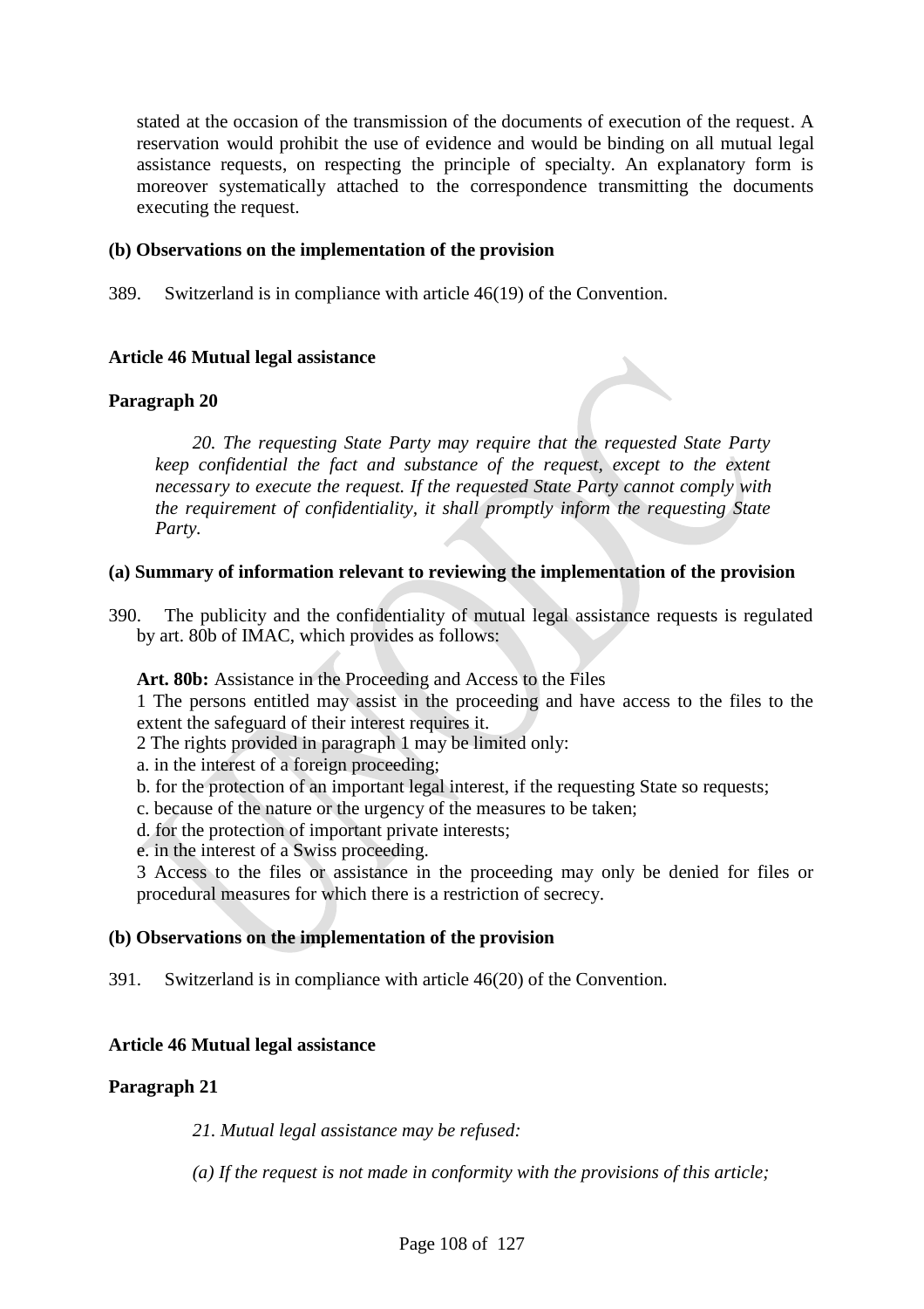stated at the occasion of the transmission of the documents of execution of the request. A reservation would prohibit the use of evidence and would be binding on all mutual legal assistance requests, on respecting the principle of specialty. An explanatory form is moreover systematically attached to the correspondence transmitting the documents executing the request.

**(b) Observations on the implementation of the provision**

389. Switzerland is in compliance with article 46(19) of the Convention.

**Article 46 Mutual legal assistance**

**Paragraph 20**

> *20. The requesting State Party may require that the requested State Party keep confidential the fact and substance of the request, except to the extent necessary to execute the request. If the requested State Party cannot comply with the requirement of confidentiality, it shall promptly inform the requesting State Party.*

**(a) Summary of information relevant to reviewing the implementation of the provision**

390. The publicity and the confidentiality of mutual legal assistance requests is regulated by art. 80b of IMAC, which provides as follows:

**Art. 80b:** Assistance in the Proceeding and Access to the Files

1 The persons entitled may assist in the proceeding and have access to the files to the extent the safeguard of their interest requires it.

2 The rights provided in paragraph 1 may be limited only:

a. in the interest of a foreign proceeding;

b. for the protection of an important legal interest, if the requesting State so requests;

c. because of the nature or the urgency of the measures to be taken;

d. for the protection of important private interests;

e. in the interest of a Swiss proceeding.

3 Access to the files or assistance in the proceeding may only be denied for files or procedural measures for which there is a restriction of secrecy.

**(b) Observations on the implementation of the provision**

391. Switzerland is in compliance with article 46(20) of the Convention.

**Article 46 Mutual legal assistance**

**Paragraph 21**

> *21. Mutual legal assistance may be refused:*
>
> *(a) If the request is not made in conformity with the provisions of this article;*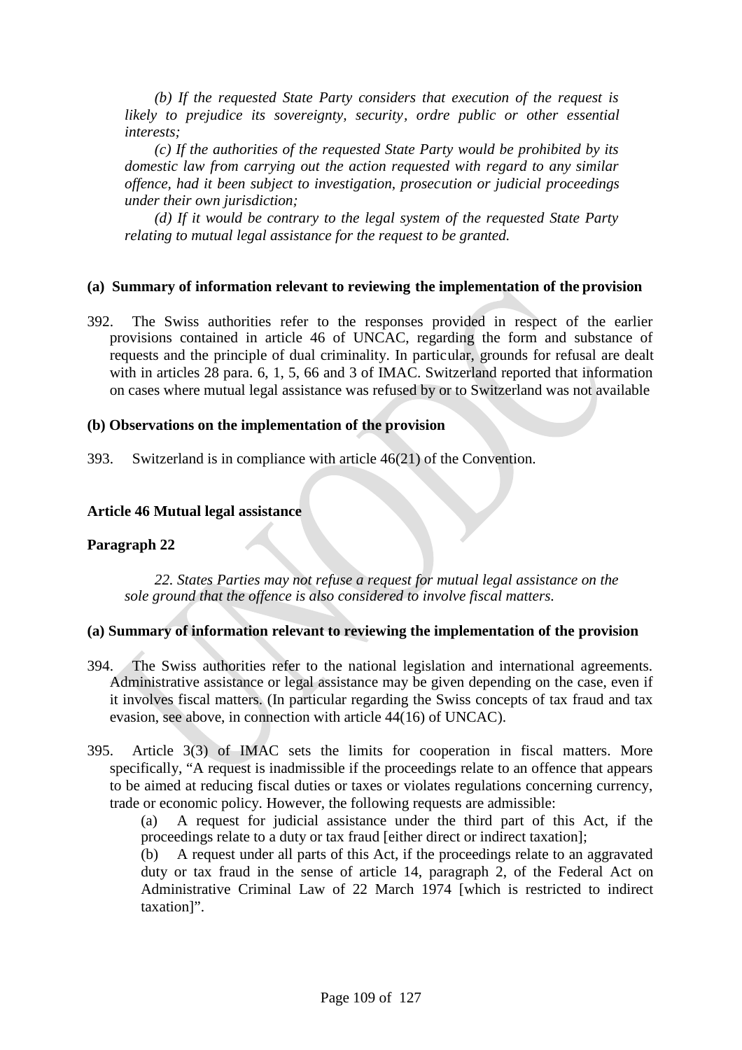*(b) If the requested State Party considers that execution of the request is likely to prejudice its sovereignty, security, ordre public or other essential interests;*

*(c) If the authorities of the requested State Party would be prohibited by its domestic law from carrying out the action requested with regard to any similar offence, had it been subject to investigation, prosecution or judicial proceedings under their own jurisdiction;*

*(d) If it would be contrary to the legal system of the requested State Party relating to mutual legal assistance for the request to be granted.*

**(a) Summary of information relevant to reviewing the implementation of the provision**

392. The Swiss authorities refer to the responses provided in respect of the earlier provisions contained in article 46 of UNCAC, regarding the form and substance of requests and the principle of dual criminality. In particular, grounds for refusal are dealt with in articles 28 para. 6, 1, 5, 66 and 3 of IMAC. Switzerland reported that information on cases where mutual legal assistance was refused by or to Switzerland was not available

**(b) Observations on the implementation of the provision**

393. Switzerland is in compliance with article 46(21) of the Convention.

**Article 46 Mutual legal assistance**

**Paragraph 22**

*22. States Parties may not refuse a request for mutual legal assistance on the sole ground that the offence is also considered to involve fiscal matters.*

**(a) Summary of information relevant to reviewing the implementation of the provision**

394. The Swiss authorities refer to the national legislation and international agreements. Administrative assistance or legal assistance may be given depending on the case, even if it involves fiscal matters. (In particular regarding the Swiss concepts of tax fraud and tax evasion, see above, in connection with article 44(16) of UNCAC).

395. Article 3(3) of IMAC sets the limits for cooperation in fiscal matters. More specifically, "A request is inadmissible if the proceedings relate to an offence that appears to be aimed at reducing fiscal duties or taxes or violates regulations concerning currency, trade or economic policy. However, the following requests are admissible:

(a) A request for judicial assistance under the third part of this Act, if the proceedings relate to a duty or tax fraud [either direct or indirect taxation];

(b) A request under all parts of this Act, if the proceedings relate to an aggravated duty or tax fraud in the sense of article 14, paragraph 2, of the Federal Act on Administrative Criminal Law of 22 March 1974 [which is restricted to indirect taxation]".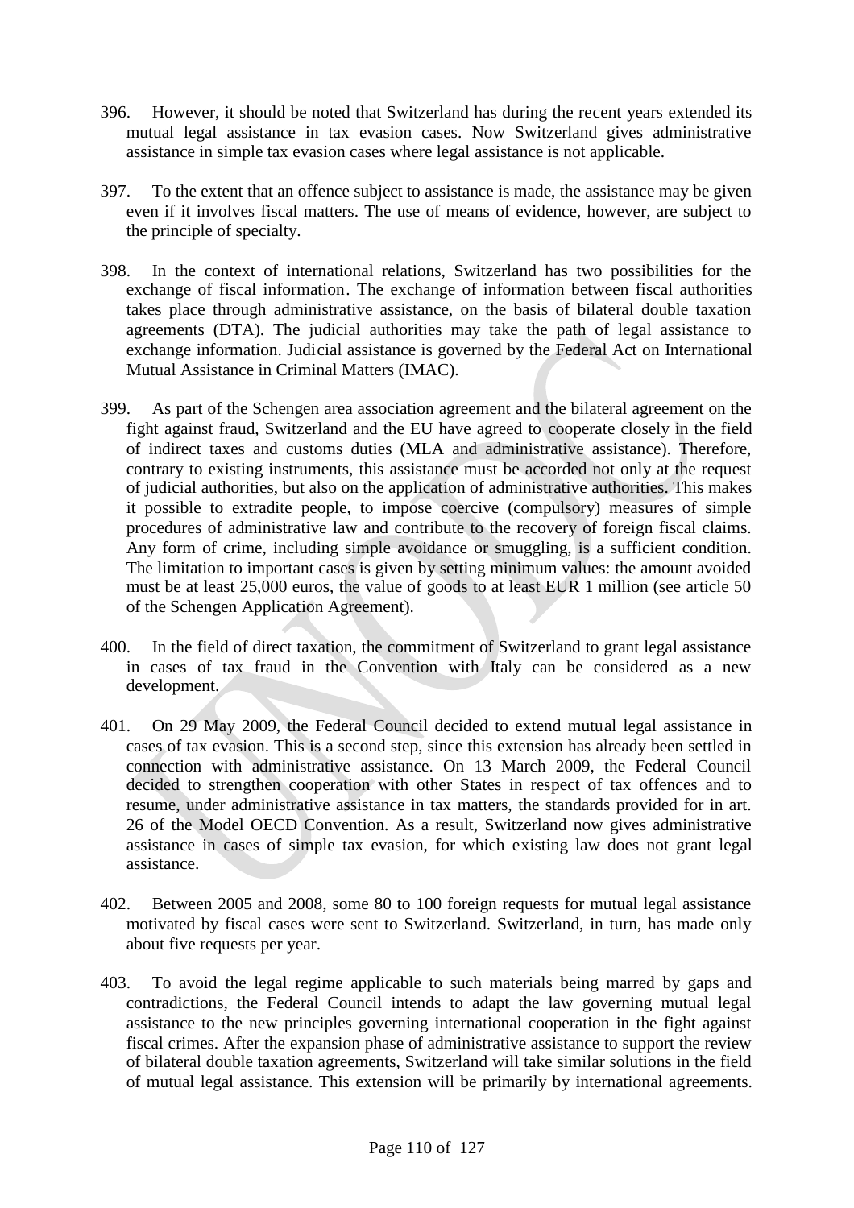396. However, it should be noted that Switzerland has during the recent years extended its mutual legal assistance in tax evasion cases. Now Switzerland gives administrative assistance in simple tax evasion cases where legal assistance is not applicable.

397. To the extent that an offence subject to assistance is made, the assistance may be given even if it involves fiscal matters. The use of means of evidence, however, are subject to the principle of specialty.

398. In the context of international relations, Switzerland has two possibilities for the exchange of fiscal information. The exchange of information between fiscal authorities takes place through administrative assistance, on the basis of bilateral double taxation agreements (DTA). The judicial authorities may take the path of legal assistance to exchange information. Judicial assistance is governed by the Federal Act on International Mutual Assistance in Criminal Matters (IMAC).

399. As part of the Schengen area association agreement and the bilateral agreement on the fight against fraud, Switzerland and the EU have agreed to cooperate closely in the field of indirect taxes and customs duties (MLA and administrative assistance). Therefore, contrary to existing instruments, this assistance must be accorded not only at the request of judicial authorities, but also on the application of administrative authorities. This makes it possible to extradite people, to impose coercive (compulsory) measures of simple procedures of administrative law and contribute to the recovery of foreign fiscal claims. Any form of crime, including simple avoidance or smuggling, is a sufficient condition. The limitation to important cases is given by setting minimum values: the amount avoided must be at least 25,000 euros, the value of goods to at least EUR 1 million (see article 50 of the Schengen Application Agreement).

400. In the field of direct taxation, the commitment of Switzerland to grant legal assistance in cases of tax fraud in the Convention with Italy can be considered as a new development.

401. On 29 May 2009, the Federal Council decided to extend mutual legal assistance in cases of tax evasion. This is a second step, since this extension has already been settled in connection with administrative assistance. On 13 March 2009, the Federal Council decided to strengthen cooperation with other States in respect of tax offences and to resume, under administrative assistance in tax matters, the standards provided for in art. 26 of the Model OECD Convention. As a result, Switzerland now gives administrative assistance in cases of simple tax evasion, for which existing law does not grant legal assistance.

402. Between 2005 and 2008, some 80 to 100 foreign requests for mutual legal assistance motivated by fiscal cases were sent to Switzerland. Switzerland, in turn, has made only about five requests per year.

403. To avoid the legal regime applicable to such materials being marred by gaps and contradictions, the Federal Council intends to adapt the law governing mutual legal assistance to the new principles governing international cooperation in the fight against fiscal crimes. After the expansion phase of administrative assistance to support the review of bilateral double taxation agreements, Switzerland will take similar solutions in the field of mutual legal assistance. This extension will be primarily by international agreements.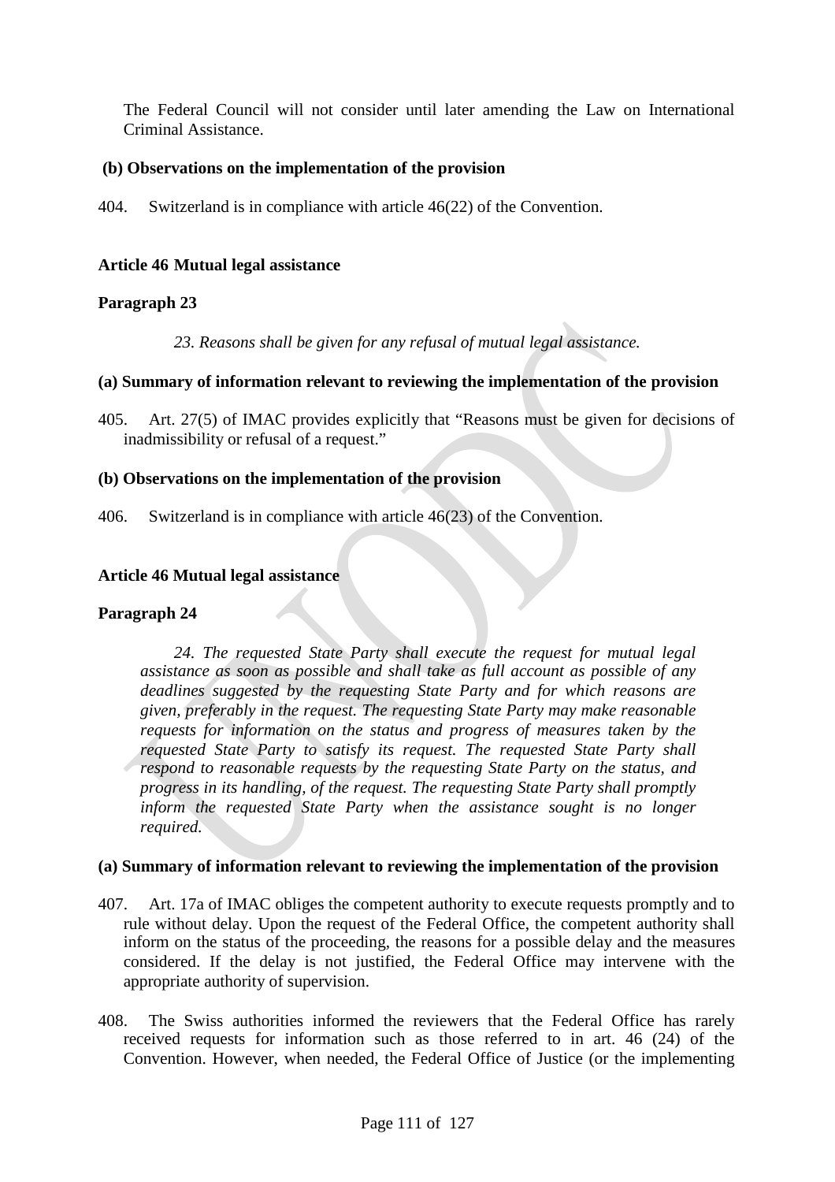The Federal Council will not consider until later amending the Law on International Criminal Assistance.

**(b) Observations on the implementation of the provision**

404. Switzerland is in compliance with article 46(22) of the Convention.

**Article 46 Mutual legal assistance**

**Paragraph 23**

*23. Reasons shall be given for any refusal of mutual legal assistance.*

**(a) Summary of information relevant to reviewing the implementation of the provision**

405. Art. 27(5) of IMAC provides explicitly that "Reasons must be given for decisions of inadmissibility or refusal of a request."

**(b) Observations on the implementation of the provision**

406. Switzerland is in compliance with article 46(23) of the Convention.

**Article 46 Mutual legal assistance**

**Paragraph 24**

*24. The requested State Party shall execute the request for mutual legal assistance as soon as possible and shall take as full account as possible of any deadlines suggested by the requesting State Party and for which reasons are given, preferably in the request. The requesting State Party may make reasonable requests for information on the status and progress of measures taken by the requested State Party to satisfy its request. The requested State Party shall respond to reasonable requests by the requesting State Party on the status, and progress in its handling, of the request. The requesting State Party shall promptly inform the requested State Party when the assistance sought is no longer required.*

**(a) Summary of information relevant to reviewing the implementation of the provision**

407. Art. 17a of IMAC obliges the competent authority to execute requests promptly and to rule without delay. Upon the request of the Federal Office, the competent authority shall inform on the status of the proceeding, the reasons for a possible delay and the measures considered. If the delay is not justified, the Federal Office may intervene with the appropriate authority of supervision.

408. The Swiss authorities informed the reviewers that the Federal Office has rarely received requests for information such as those referred to in art. 46 (24) of the Convention. However, when needed, the Federal Office of Justice (or the implementing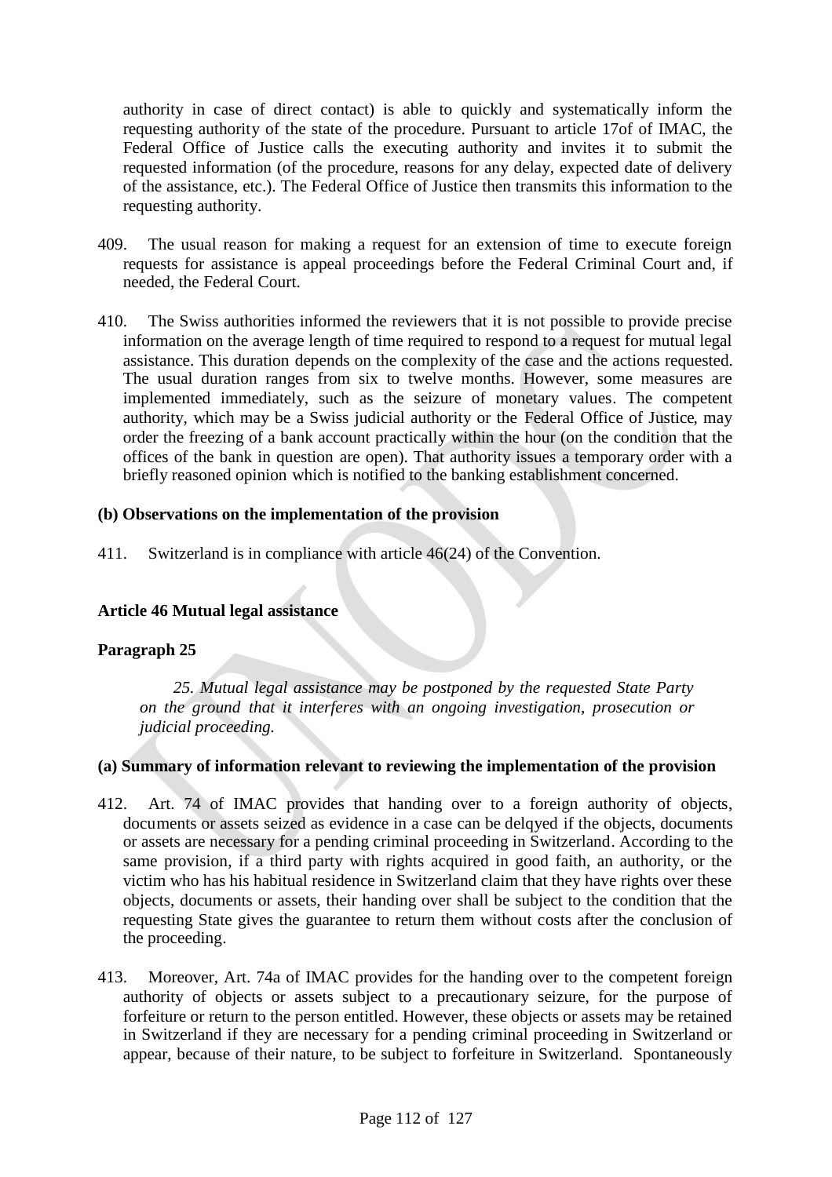authority in case of direct contact) is able to quickly and systematically inform the requesting authority of the state of the procedure. Pursuant to article 17of of IMAC, the Federal Office of Justice calls the executing authority and invites it to submit the requested information (of the procedure, reasons for any delay, expected date of delivery of the assistance, etc.). The Federal Office of Justice then transmits this information to the requesting authority.

409. The usual reason for making a request for an extension of time to execute foreign requests for assistance is appeal proceedings before the Federal Criminal Court and, if needed, the Federal Court.

410. The Swiss authorities informed the reviewers that it is not possible to provide precise information on the average length of time required to respond to a request for mutual legal assistance. This duration depends on the complexity of the case and the actions requested. The usual duration ranges from six to twelve months. However, some measures are implemented immediately, such as the seizure of monetary values. The competent authority, which may be a Swiss judicial authority or the Federal Office of Justice, may order the freezing of a bank account practically within the hour (on the condition that the offices of the bank in question are open). That authority issues a temporary order with a briefly reasoned opinion which is notified to the banking establishment concerned.

**(b) Observations on the implementation of the provision**

411. Switzerland is in compliance with article 46(24) of the Convention.

**Article 46 Mutual legal assistance**

**Paragraph 25**

*25. Mutual legal assistance may be postponed by the requested State Party on the ground that it interferes with an ongoing investigation, prosecution or judicial proceeding.*

**(a) Summary of information relevant to reviewing the implementation of the provision**

412. Art. 74 of IMAC provides that handing over to a foreign authority of objects, documents or assets seized as evidence in a case can be delqyed if the objects, documents or assets are necessary for a pending criminal proceeding in Switzerland. According to the same provision, if a third party with rights acquired in good faith, an authority, or the victim who has his habitual residence in Switzerland claim that they have rights over these objects, documents or assets, their handing over shall be subject to the condition that the requesting State gives the guarantee to return them without costs after the conclusion of the proceeding.

413. Moreover, Art. 74a of IMAC provides for the handing over to the competent foreign authority of objects or assets subject to a precautionary seizure, for the purpose of forfeiture or return to the person entitled. However, these objects or assets may be retained in Switzerland if they are necessary for a pending criminal proceeding in Switzerland or appear, because of their nature, to be subject to forfeiture in Switzerland. Spontaneously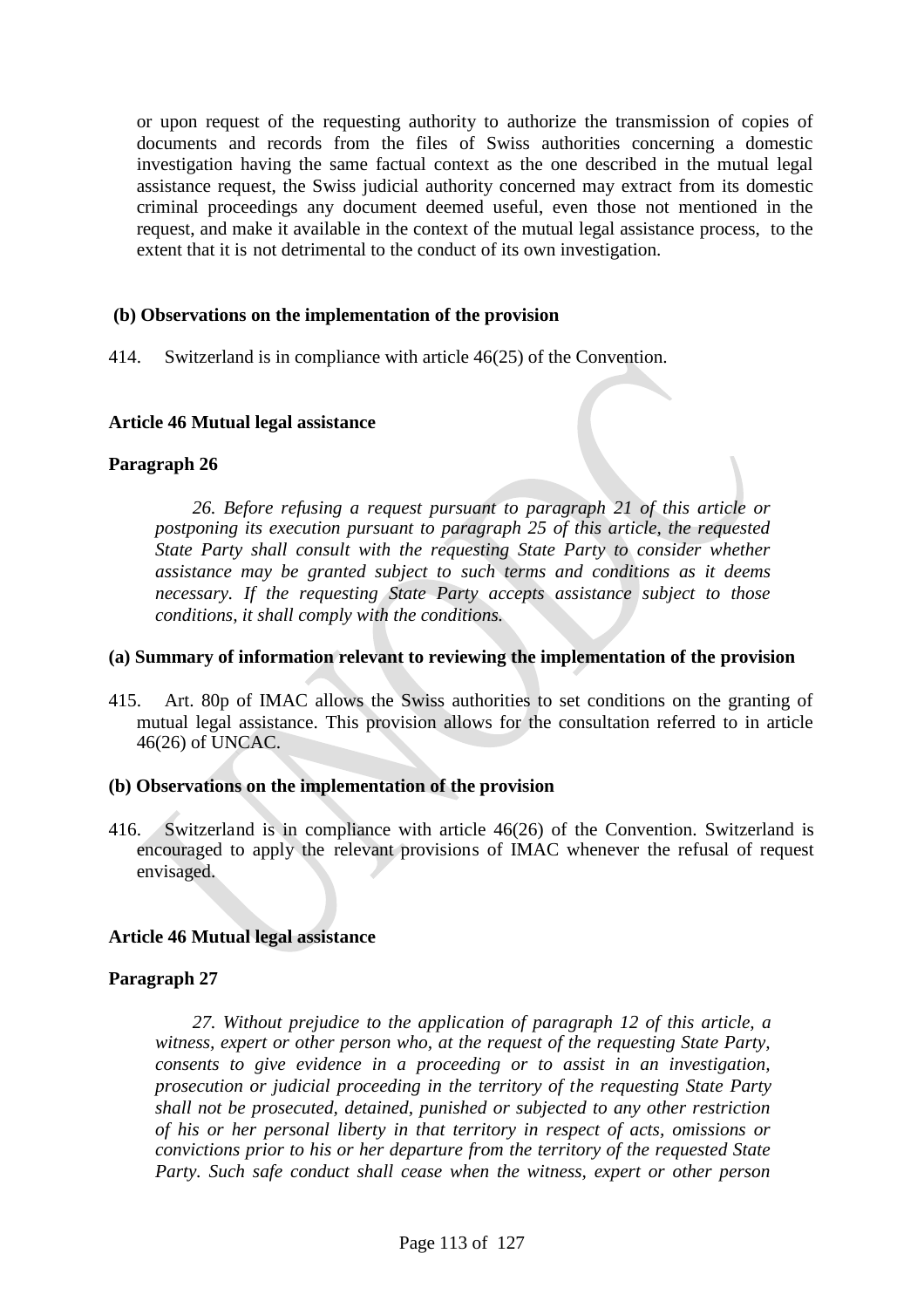or upon request of the requesting authority to authorize the transmission of copies of documents and records from the files of Swiss authorities concerning a domestic investigation having the same factual context as the one described in the mutual legal assistance request, the Swiss judicial authority concerned may extract from its domestic criminal proceedings any document deemed useful, even those not mentioned in the request, and make it available in the context of the mutual legal assistance process, to the extent that it is not detrimental to the conduct of its own investigation.

**(b) Observations on the implementation of the provision**

414. Switzerland is in compliance with article 46(25) of the Convention.

**Article 46 Mutual legal assistance**

**Paragraph 26**

*26. Before refusing a request pursuant to paragraph 21 of this article or postponing its execution pursuant to paragraph 25 of this article, the requested State Party shall consult with the requesting State Party to consider whether assistance may be granted subject to such terms and conditions as it deems necessary. If the requesting State Party accepts assistance subject to those conditions, it shall comply with the conditions.*

**(a) Summary of information relevant to reviewing the implementation of the provision**

415. Art. 80p of IMAC allows the Swiss authorities to set conditions on the granting of mutual legal assistance. This provision allows for the consultation referred to in article 46(26) of UNCAC.

**(b) Observations on the implementation of the provision**

416. Switzerland is in compliance with article 46(26) of the Convention. Switzerland is encouraged to apply the relevant provisions of IMAC whenever the refusal of request envisaged.

**Article 46 Mutual legal assistance**

**Paragraph 27**

*27. Without prejudice to the application of paragraph 12 of this article, a witness, expert or other person who, at the request of the requesting State Party, consents to give evidence in a proceeding or to assist in an investigation, prosecution or judicial proceeding in the territory of the requesting State Party shall not be prosecuted, detained, punished or subjected to any other restriction of his or her personal liberty in that territory in respect of acts, omissions or convictions prior to his or her departure from the territory of the requested State Party. Such safe conduct shall cease when the witness, expert or other person*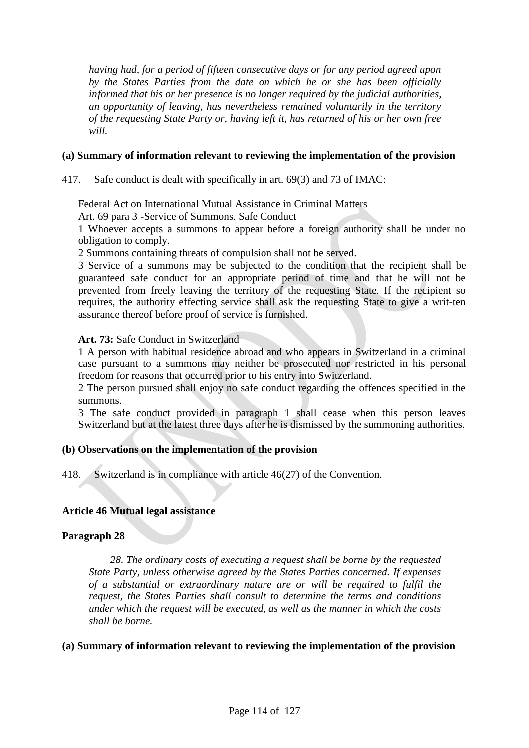*having had, for a period of fifteen consecutive days or for any period agreed upon by the States Parties from the date on which he or she has been officially informed that his or her presence is no longer required by the judicial authorities, an opportunity of leaving, has nevertheless remained voluntarily in the territory of the requesting State Party or, having left it, has returned of his or her own free will.*

**(a) Summary of information relevant to reviewing the implementation of the provision**

417. Safe conduct is dealt with specifically in art. 69(3) and 73 of IMAC:

Federal Act on International Mutual Assistance in Criminal Matters

Art. 69 para 3 -Service of Summons. Safe Conduct

1 Whoever accepts a summons to appear before a foreign authority shall be under no obligation to comply.

2 Summons containing threats of compulsion shall not be served.

3 Service of a summons may be subjected to the condition that the recipient shall be guaranteed safe conduct for an appropriate period of time and that he will not be prevented from freely leaving the territory of the requesting State. If the recipient so requires, the authority effecting service shall ask the requesting State to give a writ-ten assurance thereof before proof of service is furnished.

**Art. 73:** Safe Conduct in Switzerland

1 A person with habitual residence abroad and who appears in Switzerland in a criminal case pursuant to a summons may neither be prosecuted nor restricted in his personal freedom for reasons that occurred prior to his entry into Switzerland.

2 The person pursued shall enjoy no safe conduct regarding the offences specified in the summons.

3 The safe conduct provided in paragraph 1 shall cease when this person leaves Switzerland but at the latest three days after he is dismissed by the summoning authorities.

**(b) Observations on the implementation of the provision**

418. Switzerland is in compliance with article 46(27) of the Convention.

**Article 46 Mutual legal assistance**

**Paragraph 28**

*28. The ordinary costs of executing a request shall be borne by the requested State Party, unless otherwise agreed by the States Parties concerned. If expenses of a substantial or extraordinary nature are or will be required to fulfil the request, the States Parties shall consult to determine the terms and conditions under which the request will be executed, as well as the manner in which the costs shall be borne.*

**(a) Summary of information relevant to reviewing the implementation of the provision**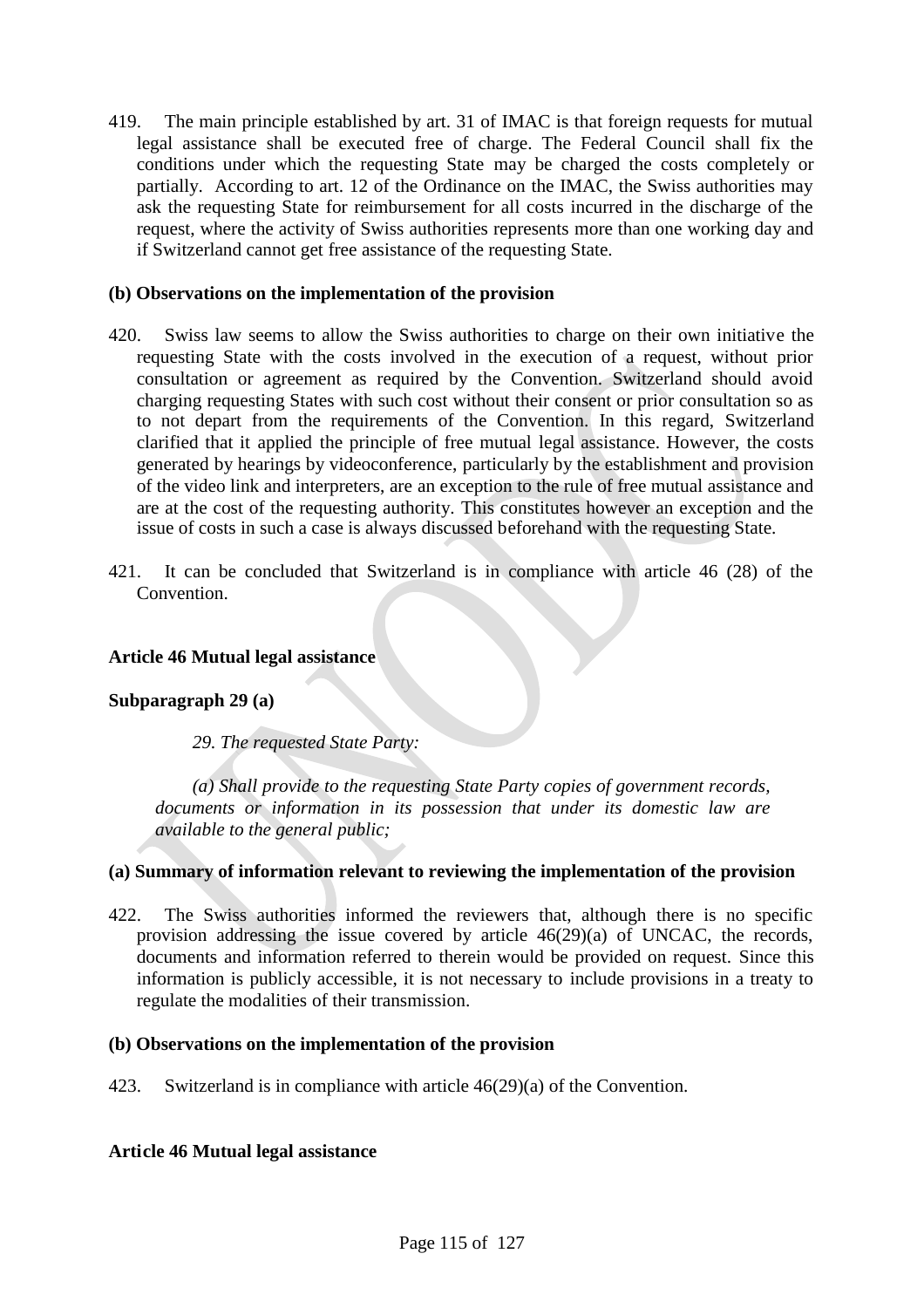419. The main principle established by art. 31 of IMAC is that foreign requests for mutual legal assistance shall be executed free of charge. The Federal Council shall fix the conditions under which the requesting State may be charged the costs completely or partially. According to art. 12 of the Ordinance on the IMAC, the Swiss authorities may ask the requesting State for reimbursement for all costs incurred in the discharge of the request, where the activity of Swiss authorities represents more than one working day and if Switzerland cannot get free assistance of the requesting State.

**(b) Observations on the implementation of the provision**

420. Swiss law seems to allow the Swiss authorities to charge on their own initiative the requesting State with the costs involved in the execution of a request, without prior consultation or agreement as required by the Convention. Switzerland should avoid charging requesting States with such cost without their consent or prior consultation so as to not depart from the requirements of the Convention. In this regard, Switzerland clarified that it applied the principle of free mutual legal assistance. However, the costs generated by hearings by videoconference, particularly by the establishment and provision of the video link and interpreters, are an exception to the rule of free mutual assistance and are at the cost of the requesting authority. This constitutes however an exception and the issue of costs in such a case is always discussed beforehand with the requesting State.

421. It can be concluded that Switzerland is in compliance with article 46 (28) of the Convention.

**Article 46 Mutual legal assistance**

**Subparagraph 29 (a)**

*29. The requested State Party:*

*(a) Shall provide to the requesting State Party copies of government records, documents or information in its possession that under its domestic law are available to the general public;*

**(a) Summary of information relevant to reviewing the implementation of the provision**

422. The Swiss authorities informed the reviewers that, although there is no specific provision addressing the issue covered by article 46(29)(a) of UNCAC, the records, documents and information referred to therein would be provided on request. Since this information is publicly accessible, it is not necessary to include provisions in a treaty to regulate the modalities of their transmission.

**(b) Observations on the implementation of the provision**

423. Switzerland is in compliance with article 46(29)(a) of the Convention.

**Article 46 Mutual legal assistance**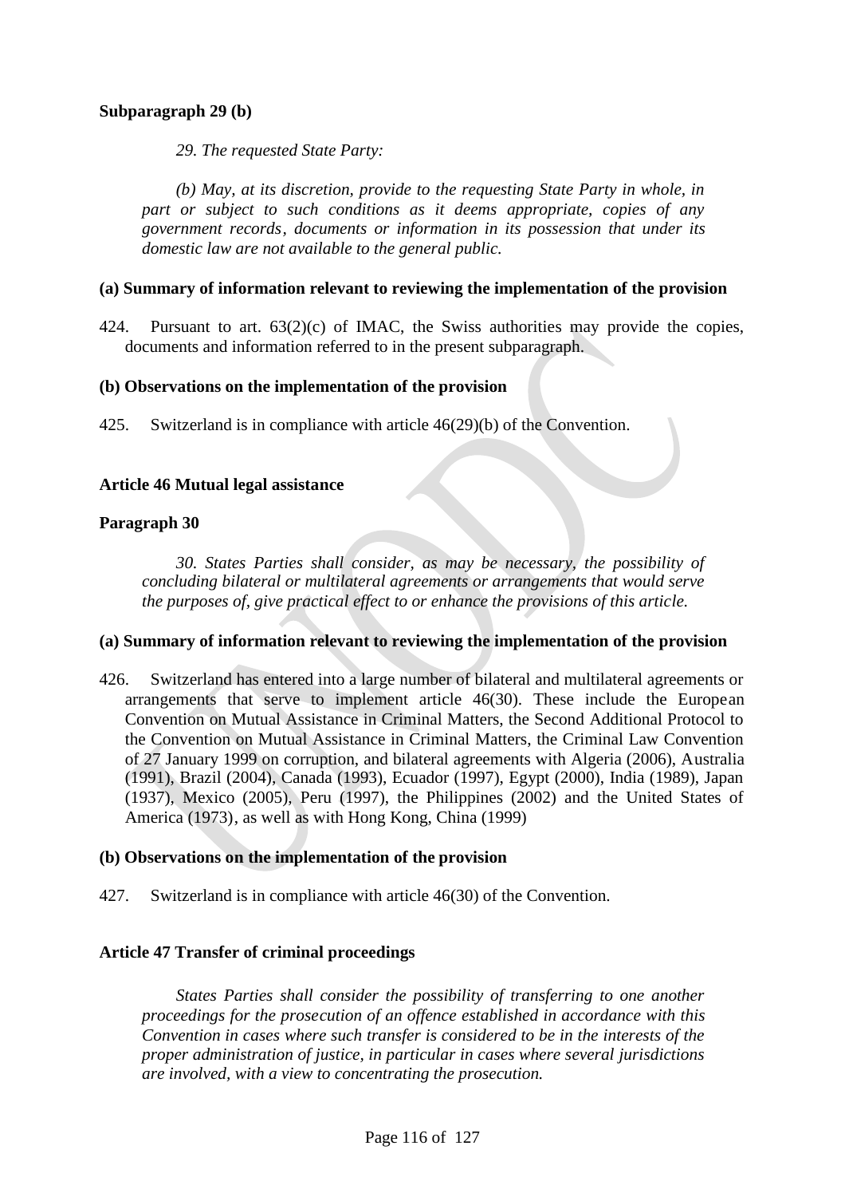**Subparagraph 29 (b)**

> *29. The requested State Party:*
>
> *(b) May, at its discretion, provide to the requesting State Party in whole, in part or subject to such conditions as it deems appropriate, copies of any government records, documents or information in its possession that under its domestic law are not available to the general public.*

**(a) Summary of information relevant to reviewing the implementation of the provision**

424. Pursuant to art. 63(2)(c) of IMAC, the Swiss authorities may provide the copies, documents and information referred to in the present subparagraph.

**(b) Observations on the implementation of the provision**

425. Switzerland is in compliance with article 46(29)(b) of the Convention.

**Article 46 Mutual legal assistance**

**Paragraph 30**

> *30. States Parties shall consider, as may be necessary, the possibility of concluding bilateral or multilateral agreements or arrangements that would serve the purposes of, give practical effect to or enhance the provisions of this article.*

**(a) Summary of information relevant to reviewing the implementation of the provision**

426. Switzerland has entered into a large number of bilateral and multilateral agreements or arrangements that serve to implement article 46(30). These include the European Convention on Mutual Assistance in Criminal Matters, the Second Additional Protocol to the Convention on Mutual Assistance in Criminal Matters, the Criminal Law Convention of 27 January 1999 on corruption, and bilateral agreements with Algeria (2006), Australia (1991), Brazil (2004), Canada (1993), Ecuador (1997), Egypt (2000), India (1989), Japan (1937), Mexico (2005), Peru (1997), the Philippines (2002) and the United States of America (1973), as well as with Hong Kong, China (1999)

**(b) Observations on the implementation of the provision**

427. Switzerland is in compliance with article 46(30) of the Convention.

**Article 47 Transfer of criminal proceedings**

> *States Parties shall consider the possibility of transferring to one another proceedings for the prosecution of an offence established in accordance with this Convention in cases where such transfer is considered to be in the interests of the proper administration of justice, in particular in cases where several jurisdictions are involved, with a view to concentrating the prosecution.*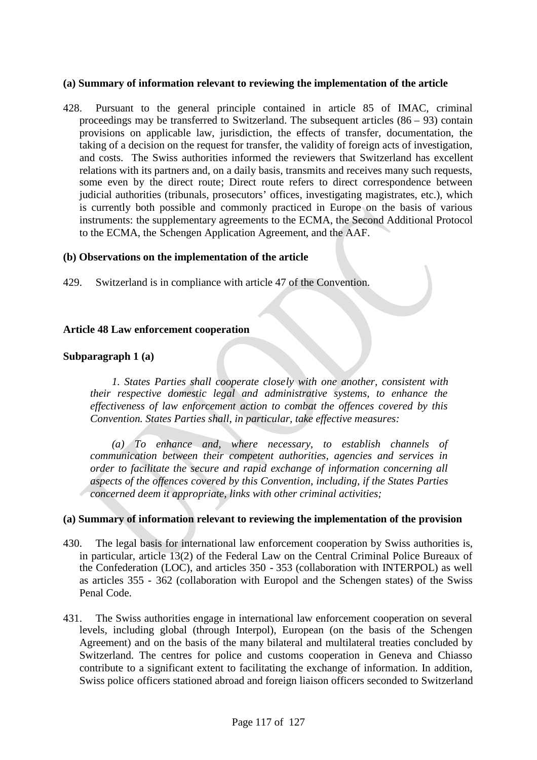**(a) Summary of information relevant to reviewing the implementation of the article**

428. Pursuant to the general principle contained in article 85 of IMAC, criminal proceedings may be transferred to Switzerland. The subsequent articles (86 – 93) contain provisions on applicable law, jurisdiction, the effects of transfer, documentation, the taking of a decision on the request for transfer, the validity of foreign acts of investigation, and costs. The Swiss authorities informed the reviewers that Switzerland has excellent relations with its partners and, on a daily basis, transmits and receives many such requests, some even by the direct route; Direct route refers to direct correspondence between judicial authorities (tribunals, prosecutors' offices, investigating magistrates, etc.), which is currently both possible and commonly practiced in Europe on the basis of various instruments: the supplementary agreements to the ECMA, the Second Additional Protocol to the ECMA, the Schengen Application Agreement, and the AAF.

**(b) Observations on the implementation of the article**

429. Switzerland is in compliance with article 47 of the Convention.

**Article 48 Law enforcement cooperation**

**Subparagraph 1 (a)**

> *1. States Parties shall cooperate closely with one another, consistent with their respective domestic legal and administrative systems, to enhance the effectiveness of law enforcement action to combat the offences covered by this Convention. States Parties shall, in particular, take effective measures:*
>
> *(a) To enhance and, where necessary, to establish channels of communication between their competent authorities, agencies and services in order to facilitate the secure and rapid exchange of information concerning all aspects of the offences covered by this Convention, including, if the States Parties concerned deem it appropriate, links with other criminal activities;*

**(a) Summary of information relevant to reviewing the implementation of the provision**

430. The legal basis for international law enforcement cooperation by Swiss authorities is, in particular, article 13(2) of the Federal Law on the Central Criminal Police Bureaux of the Confederation (LOC), and articles 350 - 353 (collaboration with INTERPOL) as well as articles 355 - 362 (collaboration with Europol and the Schengen states) of the Swiss Penal Code.

431. The Swiss authorities engage in international law enforcement cooperation on several levels, including global (through Interpol), European (on the basis of the Schengen Agreement) and on the basis of the many bilateral and multilateral treaties concluded by Switzerland. The centres for police and customs cooperation in Geneva and Chiasso contribute to a significant extent to facilitating the exchange of information. In addition, Swiss police officers stationed abroad and foreign liaison officers seconded to Switzerland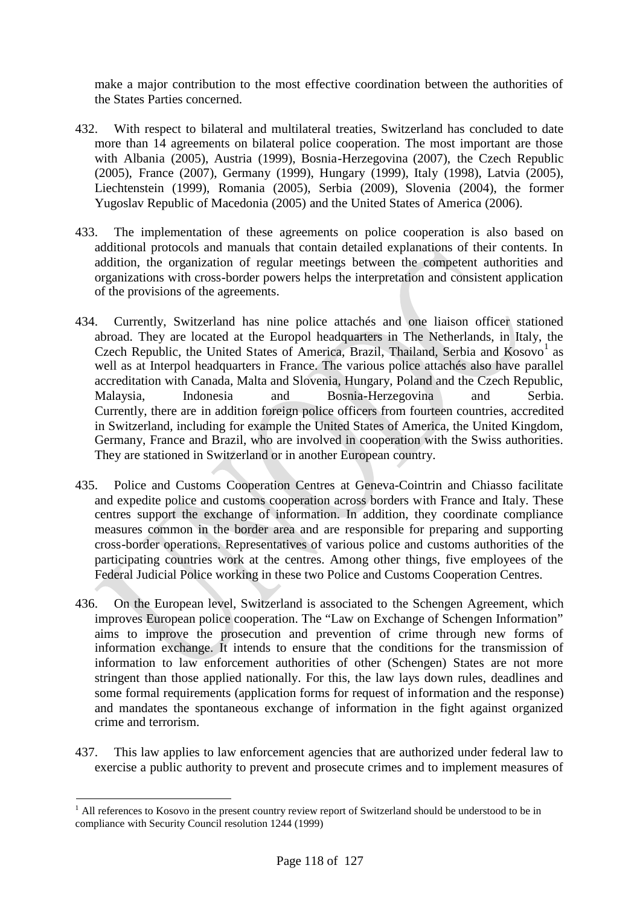make a major contribution to the most effective coordination between the authorities of the States Parties concerned.

432. With respect to bilateral and multilateral treaties, Switzerland has concluded to date more than 14 agreements on bilateral police cooperation. The most important are those with Albania (2005), Austria (1999), Bosnia-Herzegovina (2007), the Czech Republic (2005), France (2007), Germany (1999), Hungary (1999), Italy (1998), Latvia (2005), Liechtenstein (1999), Romania (2005), Serbia (2009), Slovenia (2004), the former Yugoslav Republic of Macedonia (2005) and the United States of America (2006).

433. The implementation of these agreements on police cooperation is also based on additional protocols and manuals that contain detailed explanations of their contents. In addition, the organization of regular meetings between the competent authorities and organizations with cross-border powers helps the interpretation and consistent application of the provisions of the agreements.

434. Currently, Switzerland has nine police attachés and one liaison officer stationed abroad. They are located at the Europol headquarters in The Netherlands, in Italy, the Czech Republic, the United States of America, Brazil, Thailand, Serbia and Kosovo[1] as well as at Interpol headquarters in France. The various police attachés also have parallel accreditation with Canada, Malta and Slovenia, Hungary, Poland and the Czech Republic, Malaysia, Indonesia and Bosnia-Herzegovina and Serbia. Currently, there are in addition foreign police officers from fourteen countries, accredited in Switzerland, including for example the United States of America, the United Kingdom, Germany, France and Brazil, who are involved in cooperation with the Swiss authorities. They are stationed in Switzerland or in another European country.

435. Police and Customs Cooperation Centres at Geneva-Cointrin and Chiasso facilitate and expedite police and customs cooperation across borders with France and Italy. These centres support the exchange of information. In addition, they coordinate compliance measures common in the border area and are responsible for preparing and supporting cross-border operations. Representatives of various police and customs authorities of the participating countries work at the centres. Among other things, five employees of the Federal Judicial Police working in these two Police and Customs Cooperation Centres.

436. On the European level, Switzerland is associated to the Schengen Agreement, which improves European police cooperation. The "Law on Exchange of Schengen Information" aims to improve the prosecution and prevention of crime through new forms of information exchange. It intends to ensure that the conditions for the transmission of information to law enforcement authorities of other (Schengen) States are not more stringent than those applied nationally. For this, the law lays down rules, deadlines and some formal requirements (application forms for request of information and the response) and mandates the spontaneous exchange of information in the fight against organized crime and terrorism.

437. This law applies to law enforcement agencies that are authorized under federal law to exercise a public authority to prevent and prosecute crimes and to implement measures of

---

[1] All references to Kosovo in the present country review report of Switzerland should be understood to be in compliance with Security Council resolution 1244 (1999)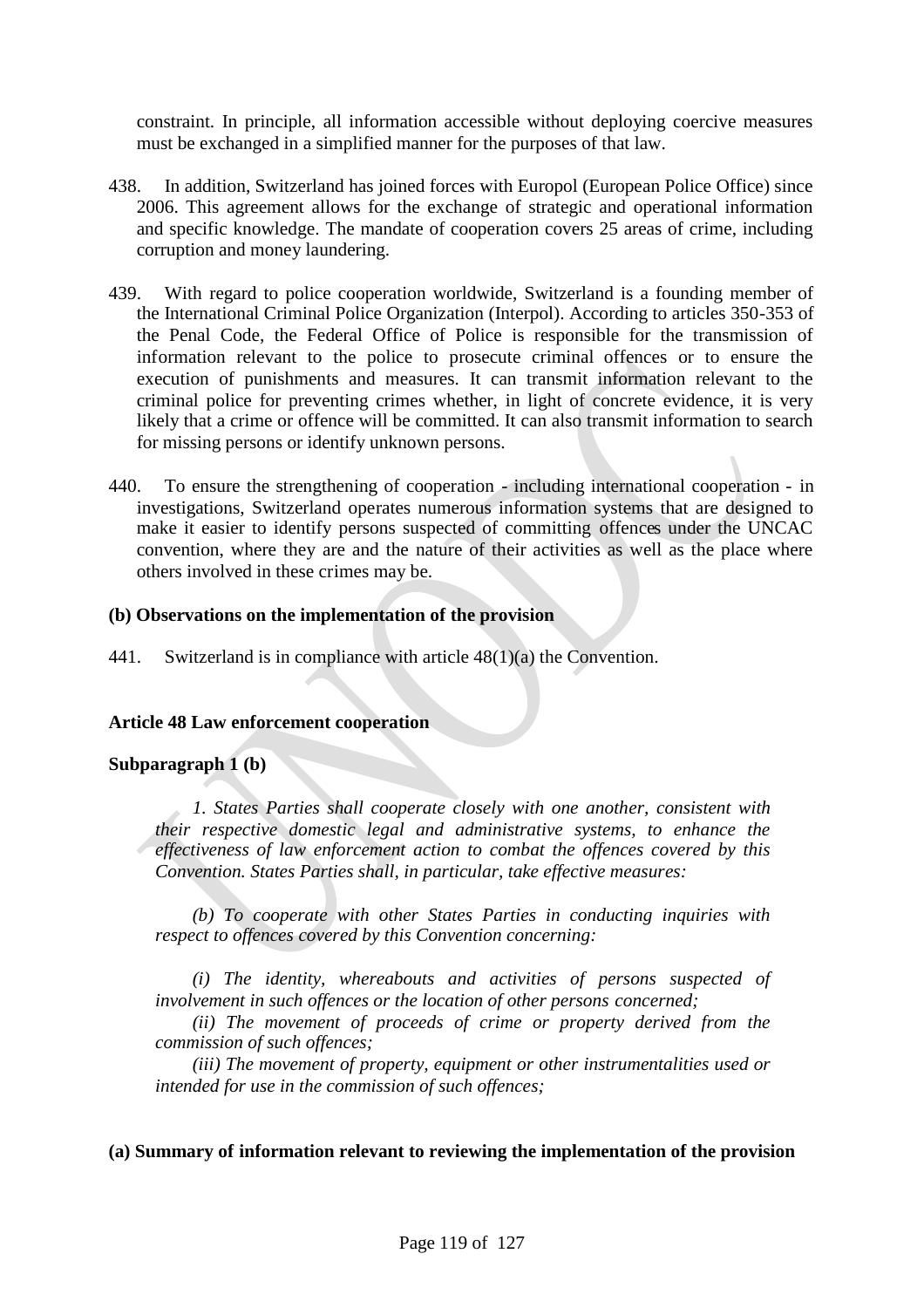constraint. In principle, all information accessible without deploying coercive measures must be exchanged in a simplified manner for the purposes of that law.

438. In addition, Switzerland has joined forces with Europol (European Police Office) since 2006. This agreement allows for the exchange of strategic and operational information and specific knowledge. The mandate of cooperation covers 25 areas of crime, including corruption and money laundering.

439. With regard to police cooperation worldwide, Switzerland is a founding member of the International Criminal Police Organization (Interpol). According to articles 350-353 of the Penal Code, the Federal Office of Police is responsible for the transmission of information relevant to the police to prosecute criminal offences or to ensure the execution of punishments and measures. It can transmit information relevant to the criminal police for preventing crimes whether, in light of concrete evidence, it is very likely that a crime or offence will be committed. It can also transmit information to search for missing persons or identify unknown persons.

440. To ensure the strengthening of cooperation - including international cooperation - in investigations, Switzerland operates numerous information systems that are designed to make it easier to identify persons suspected of committing offences under the UNCAC convention, where they are and the nature of their activities as well as the place where others involved in these crimes may be.

**(b) Observations on the implementation of the provision**

441. Switzerland is in compliance with article 48(1)(a) the Convention.

**Article 48 Law enforcement cooperation**

**Subparagraph 1 (b)**

*1. States Parties shall cooperate closely with one another, consistent with their respective domestic legal and administrative systems, to enhance the effectiveness of law enforcement action to combat the offences covered by this Convention. States Parties shall, in particular, take effective measures:*

*(b) To cooperate with other States Parties in conducting inquiries with respect to offences covered by this Convention concerning:*

*(i) The identity, whereabouts and activities of persons suspected of involvement in such offences or the location of other persons concerned;*

*(ii) The movement of proceeds of crime or property derived from the commission of such offences;*

*(iii) The movement of property, equipment or other instrumentalities used or intended for use in the commission of such offences;*

**(a) Summary of information relevant to reviewing the implementation of the provision**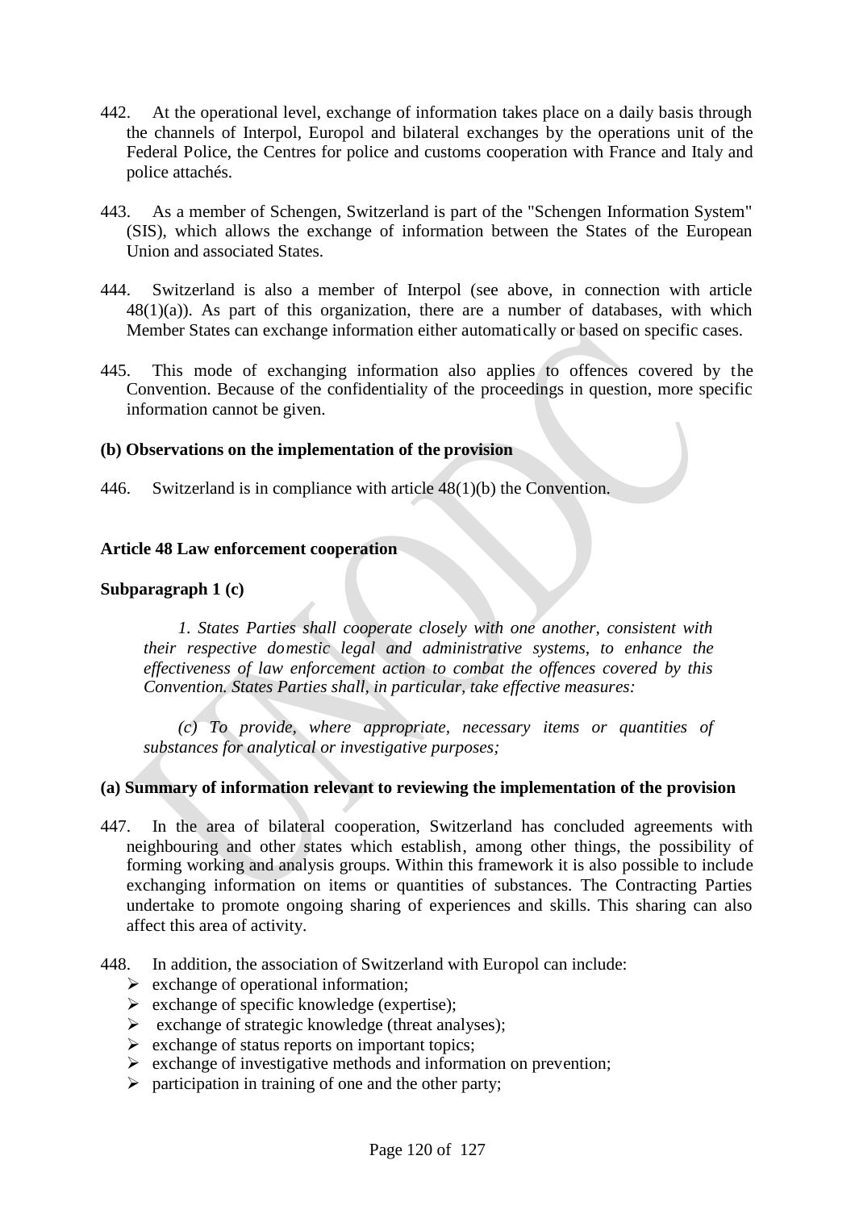442. At the operational level, exchange of information takes place on a daily basis through the channels of Interpol, Europol and bilateral exchanges by the operations unit of the Federal Police, the Centres for police and customs cooperation with France and Italy and police attachés.

443. As a member of Schengen, Switzerland is part of the "Schengen Information System" (SIS), which allows the exchange of information between the States of the European Union and associated States.

444. Switzerland is also a member of Interpol (see above, in connection with article 48(1)(a)). As part of this organization, there are a number of databases, with which Member States can exchange information either automatically or based on specific cases.

445. This mode of exchanging information also applies to offences covered by the Convention. Because of the confidentiality of the proceedings in question, more specific information cannot be given.

**(b) Observations on the implementation of the provision**

446. Switzerland is in compliance with article 48(1)(b) the Convention.

**Article 48 Law enforcement cooperation**

**Subparagraph 1 (c)**

*1. States Parties shall cooperate closely with one another, consistent with their respective domestic legal and administrative systems, to enhance the effectiveness of law enforcement action to combat the offences covered by this Convention. States Parties shall, in particular, take effective measures:*

*(c) To provide, where appropriate, necessary items or quantities of substances for analytical or investigative purposes;*

**(a) Summary of information relevant to reviewing the implementation of the provision**

447. In the area of bilateral cooperation, Switzerland has concluded agreements with neighbouring and other states which establish, among other things, the possibility of forming working and analysis groups. Within this framework it is also possible to include exchanging information on items or quantities of substances. The Contracting Parties undertake to promote ongoing sharing of experiences and skills. This sharing can also affect this area of activity.

448. In addition, the association of Switzerland with Europol can include:

- exchange of operational information;
- exchange of specific knowledge (expertise);
- exchange of strategic knowledge (threat analyses);
- exchange of status reports on important topics;
- exchange of investigative methods and information on prevention;
- participation in training of one and the other party;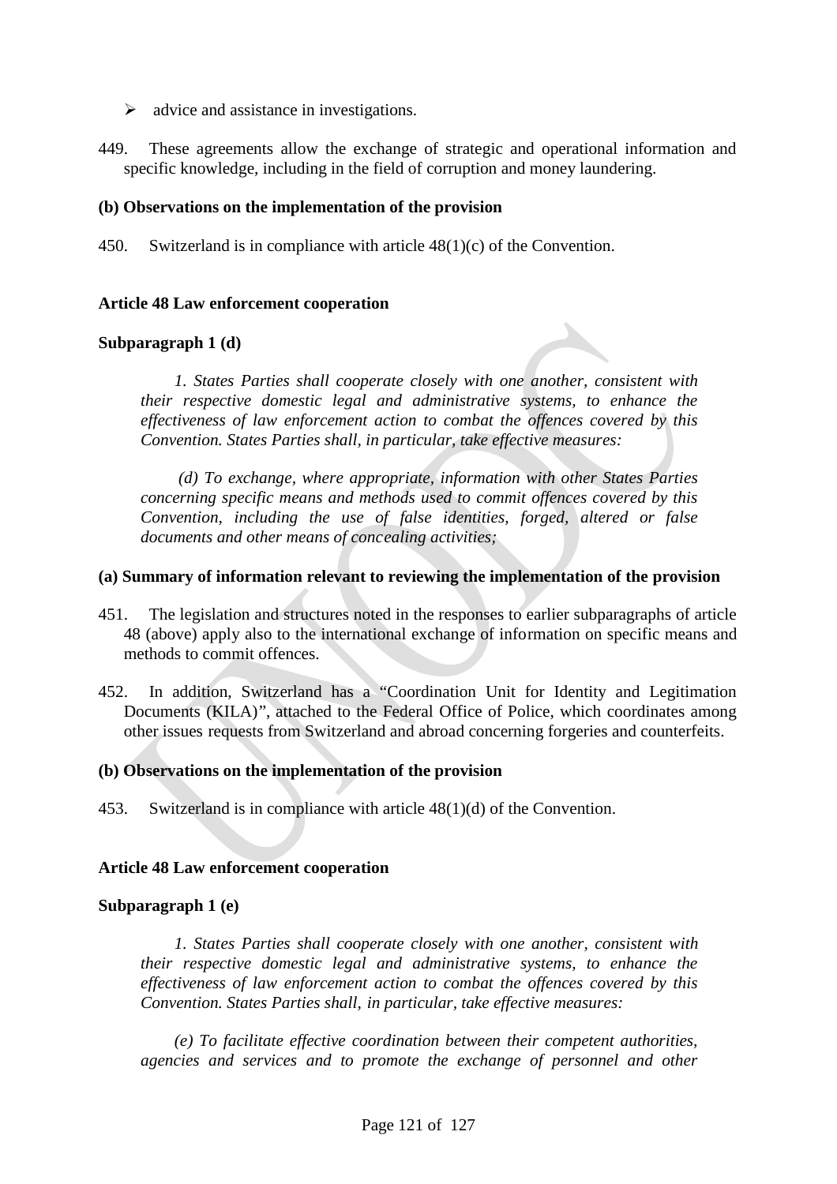- ➢ advice and assistance in investigations.

449. These agreements allow the exchange of strategic and operational information and specific knowledge, including in the field of corruption and money laundering.

**(b) Observations on the implementation of the provision**

450. Switzerland is in compliance with article 48(1)(c) of the Convention.

**Article 48 Law enforcement cooperation**

**Subparagraph 1 (d)**

*1. States Parties shall cooperate closely with one another, consistent with their respective domestic legal and administrative systems, to enhance the effectiveness of law enforcement action to combat the offences covered by this Convention. States Parties shall, in particular, take effective measures:*

*(d) To exchange, where appropriate, information with other States Parties concerning specific means and methods used to commit offences covered by this Convention, including the use of false identities, forged, altered or false documents and other means of concealing activities;*

**(a) Summary of information relevant to reviewing the implementation of the provision**

451. The legislation and structures noted in the responses to earlier subparagraphs of article 48 (above) apply also to the international exchange of information on specific means and methods to commit offences.

452. In addition, Switzerland has a "Coordination Unit for Identity and Legitimation Documents (KILA)", attached to the Federal Office of Police, which coordinates among other issues requests from Switzerland and abroad concerning forgeries and counterfeits.

**(b) Observations on the implementation of the provision**

453. Switzerland is in compliance with article 48(1)(d) of the Convention.

**Article 48 Law enforcement cooperation**

**Subparagraph 1 (e)**

*1. States Parties shall cooperate closely with one another, consistent with their respective domestic legal and administrative systems, to enhance the effectiveness of law enforcement action to combat the offences covered by this Convention. States Parties shall, in particular, take effective measures:*

*(e) To facilitate effective coordination between their competent authorities, agencies and services and to promote the exchange of personnel and other*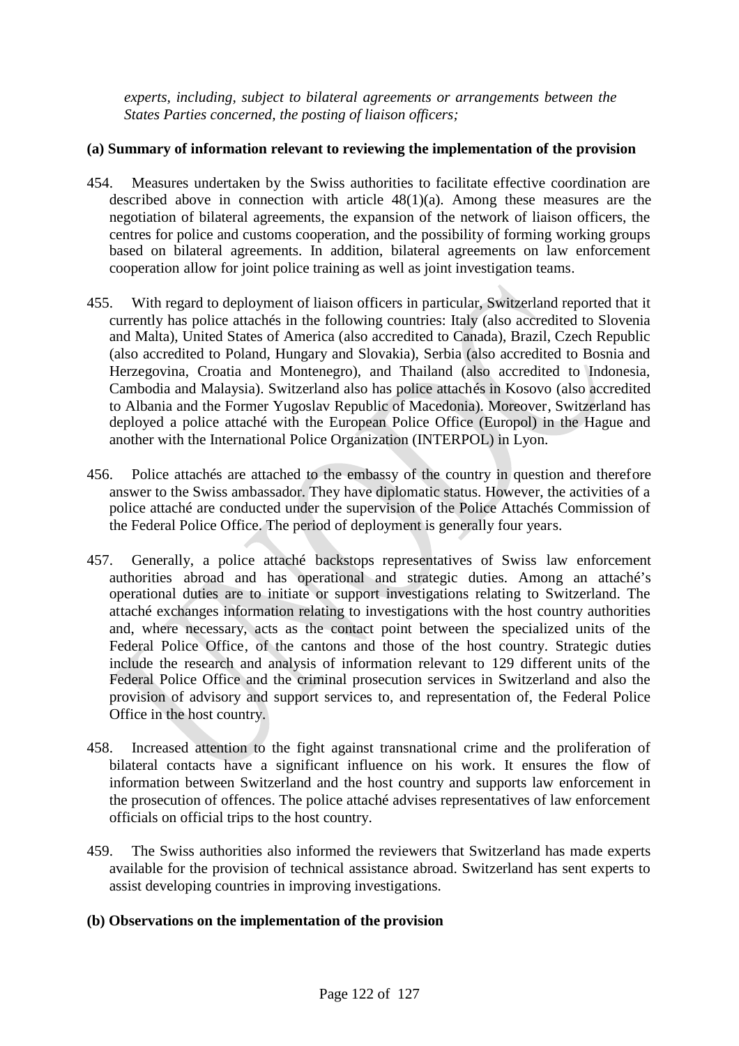*experts, including, subject to bilateral agreements or arrangements between the States Parties concerned, the posting of liaison officers;*

**(a) Summary of information relevant to reviewing the implementation of the provision**

454. Measures undertaken by the Swiss authorities to facilitate effective coordination are described above in connection with article 48(1)(a). Among these measures are the negotiation of bilateral agreements, the expansion of the network of liaison officers, the centres for police and customs cooperation, and the possibility of forming working groups based on bilateral agreements. In addition, bilateral agreements on law enforcement cooperation allow for joint police training as well as joint investigation teams.

455. With regard to deployment of liaison officers in particular, Switzerland reported that it currently has police attachés in the following countries: Italy (also accredited to Slovenia and Malta), United States of America (also accredited to Canada), Brazil, Czech Republic (also accredited to Poland, Hungary and Slovakia), Serbia (also accredited to Bosnia and Herzegovina, Croatia and Montenegro), and Thailand (also accredited to Indonesia, Cambodia and Malaysia). Switzerland also has police attachés in Kosovo (also accredited to Albania and the Former Yugoslav Republic of Macedonia). Moreover, Switzerland has deployed a police attaché with the European Police Office (Europol) in the Hague and another with the International Police Organization (INTERPOL) in Lyon.

456. Police attachés are attached to the embassy of the country in question and therefore answer to the Swiss ambassador. They have diplomatic status. However, the activities of a police attaché are conducted under the supervision of the Police Attachés Commission of the Federal Police Office. The period of deployment is generally four years.

457. Generally, a police attaché backstops representatives of Swiss law enforcement authorities abroad and has operational and strategic duties. Among an attaché's operational duties are to initiate or support investigations relating to Switzerland. The attaché exchanges information relating to investigations with the host country authorities and, where necessary, acts as the contact point between the specialized units of the Federal Police Office, of the cantons and those of the host country. Strategic duties include the research and analysis of information relevant to 129 different units of the Federal Police Office and the criminal prosecution services in Switzerland and also the provision of advisory and support services to, and representation of, the Federal Police Office in the host country.

458. Increased attention to the fight against transnational crime and the proliferation of bilateral contacts have a significant influence on his work. It ensures the flow of information between Switzerland and the host country and supports law enforcement in the prosecution of offences. The police attaché advises representatives of law enforcement officials on official trips to the host country.

459. The Swiss authorities also informed the reviewers that Switzerland has made experts available for the provision of technical assistance abroad. Switzerland has sent experts to assist developing countries in improving investigations.

**(b) Observations on the implementation of the provision**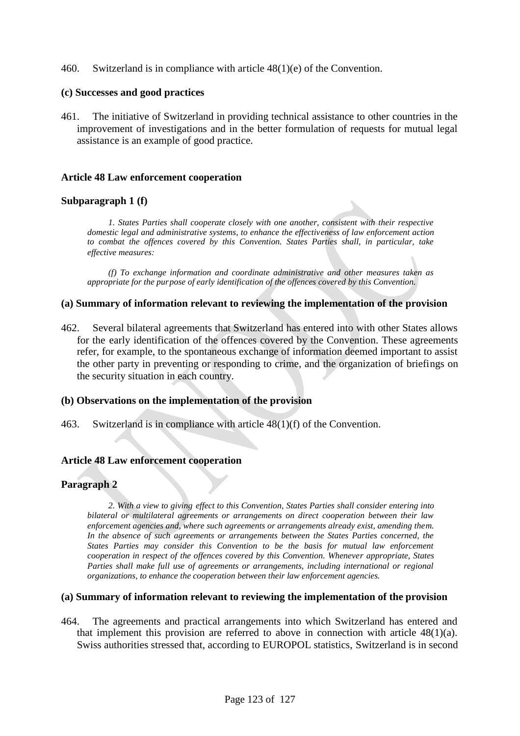460. Switzerland is in compliance with article 48(1)(e) of the Convention.

**(c) Successes and good practices**

461. The initiative of Switzerland in providing technical assistance to other countries in the improvement of investigations and in the better formulation of requests for mutual legal assistance is an example of good practice.

**Article 48 Law enforcement cooperation**

**Subparagraph 1 (f)**

> *1. States Parties shall cooperate closely with one another, consistent with their respective domestic legal and administrative systems, to enhance the effectiveness of law enforcement action to combat the offences covered by this Convention. States Parties shall, in particular, take effective measures:*
>
> *(f) To exchange information and coordinate administrative and other measures taken as appropriate for the purpose of early identification of the offences covered by this Convention.*

**(a) Summary of information relevant to reviewing the implementation of the provision**

462. Several bilateral agreements that Switzerland has entered into with other States allows for the early identification of the offences covered by the Convention. These agreements refer, for example, to the spontaneous exchange of information deemed important to assist the other party in preventing or responding to crime, and the organization of briefings on the security situation in each country.

**(b) Observations on the implementation of the provision**

463. Switzerland is in compliance with article 48(1)(f) of the Convention.

**Article 48 Law enforcement cooperation**

**Paragraph 2**

> *2. With a view to giving effect to this Convention, States Parties shall consider entering into bilateral or multilateral agreements or arrangements on direct cooperation between their law enforcement agencies and, where such agreements or arrangements already exist, amending them. In the absence of such agreements or arrangements between the States Parties concerned, the States Parties may consider this Convention to be the basis for mutual law enforcement cooperation in respect of the offences covered by this Convention. Whenever appropriate, States Parties shall make full use of agreements or arrangements, including international or regional organizations, to enhance the cooperation between their law enforcement agencies.*

**(a) Summary of information relevant to reviewing the implementation of the provision**

464. The agreements and practical arrangements into which Switzerland has entered and that implement this provision are referred to above in connection with article 48(1)(a). Swiss authorities stressed that, according to EUROPOL statistics, Switzerland is in second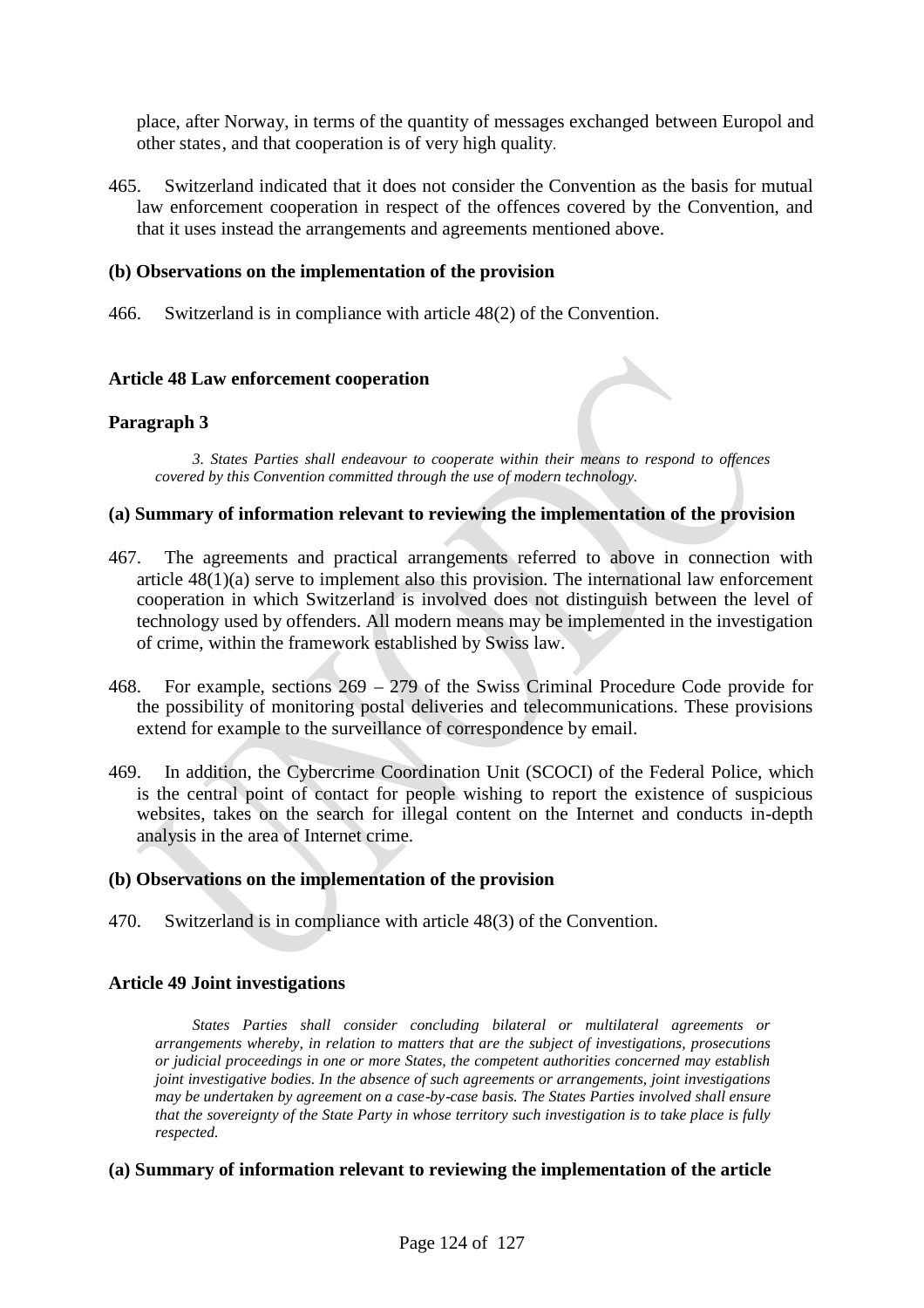place, after Norway, in terms of the quantity of messages exchanged between Europol and other states, and that cooperation is of very high quality.

465. Switzerland indicated that it does not consider the Convention as the basis for mutual law enforcement cooperation in respect of the offences covered by the Convention, and that it uses instead the arrangements and agreements mentioned above.

**(b) Observations on the implementation of the provision**

466. Switzerland is in compliance with article 48(2) of the Convention.

**Article 48 Law enforcement cooperation**

**Paragraph 3**

*3. States Parties shall endeavour to cooperate within their means to respond to offences covered by this Convention committed through the use of modern technology.*

**(a) Summary of information relevant to reviewing the implementation of the provision**

467. The agreements and practical arrangements referred to above in connection with article 48(1)(a) serve to implement also this provision. The international law enforcement cooperation in which Switzerland is involved does not distinguish between the level of technology used by offenders. All modern means may be implemented in the investigation of crime, within the framework established by Swiss law.

468. For example, sections 269 – 279 of the Swiss Criminal Procedure Code provide for the possibility of monitoring postal deliveries and telecommunications. These provisions extend for example to the surveillance of correspondence by email.

469. In addition, the Cybercrime Coordination Unit (SCOCI) of the Federal Police, which is the central point of contact for people wishing to report the existence of suspicious websites, takes on the search for illegal content on the Internet and conducts in-depth analysis in the area of Internet crime.

**(b) Observations on the implementation of the provision**

470. Switzerland is in compliance with article 48(3) of the Convention.

**Article 49 Joint investigations**

*States Parties shall consider concluding bilateral or multilateral agreements or arrangements whereby, in relation to matters that are the subject of investigations, prosecutions or judicial proceedings in one or more States, the competent authorities concerned may establish joint investigative bodies. In the absence of such agreements or arrangements, joint investigations may be undertaken by agreement on a case-by-case basis. The States Parties involved shall ensure that the sovereignty of the State Party in whose territory such investigation is to take place is fully respected.*

**(a) Summary of information relevant to reviewing the implementation of the article**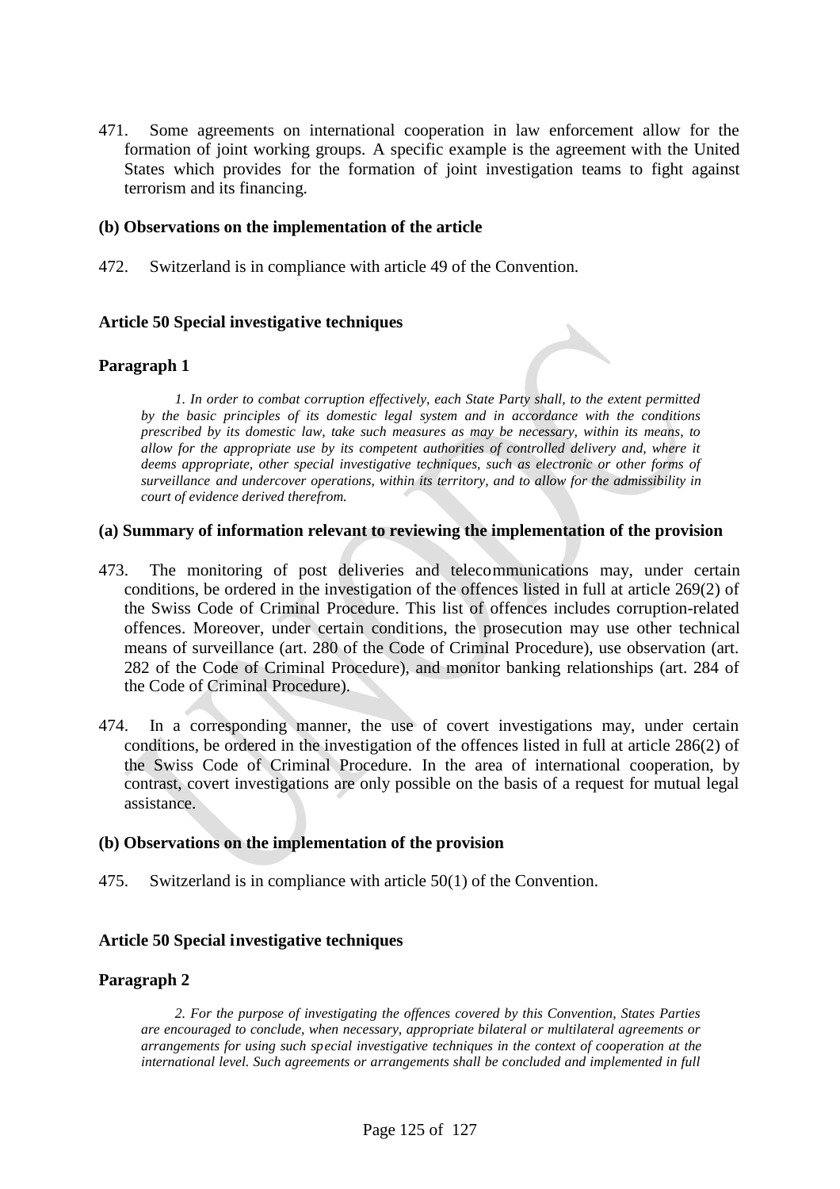471. Some agreements on international cooperation in law enforcement allow for the formation of joint working groups. A specific example is the agreement with the United States which provides for the formation of joint investigation teams to fight against terrorism and its financing.

**(b) Observations on the implementation of the article**

472. Switzerland is in compliance with article 49 of the Convention.

**Article 50 Special investigative techniques**

**Paragraph 1**

> *1. In order to combat corruption effectively, each State Party shall, to the extent permitted by the basic principles of its domestic legal system and in accordance with the conditions prescribed by its domestic law, take such measures as may be necessary, within its means, to allow for the appropriate use by its competent authorities of controlled delivery and, where it deems appropriate, other special investigative techniques, such as electronic or other forms of surveillance and undercover operations, within its territory, and to allow for the admissibility in court of evidence derived therefrom.*

**(a) Summary of information relevant to reviewing the implementation of the provision**

473. The monitoring of post deliveries and telecommunications may, under certain conditions, be ordered in the investigation of the offences listed in full at article 269(2) of the Swiss Code of Criminal Procedure. This list of offences includes corruption-related offences. Moreover, under certain conditions, the prosecution may use other technical means of surveillance (art. 280 of the Code of Criminal Procedure), use observation (art. 282 of the Code of Criminal Procedure), and monitor banking relationships (art. 284 of the Code of Criminal Procedure).

474. In a corresponding manner, the use of covert investigations may, under certain conditions, be ordered in the investigation of the offences listed in full at article 286(2) of the Swiss Code of Criminal Procedure. In the area of international cooperation, by contrast, covert investigations are only possible on the basis of a request for mutual legal assistance.

**(b) Observations on the implementation of the provision**

475. Switzerland is in compliance with article 50(1) of the Convention.

**Article 50 Special investigative techniques**

**Paragraph 2**

> *2. For the purpose of investigating the offences covered by this Convention, States Parties are encouraged to conclude, when necessary, appropriate bilateral or multilateral agreements or arrangements for using such special investigative techniques in the context of cooperation at the international level. Such agreements or arrangements shall be concluded and implemented in full*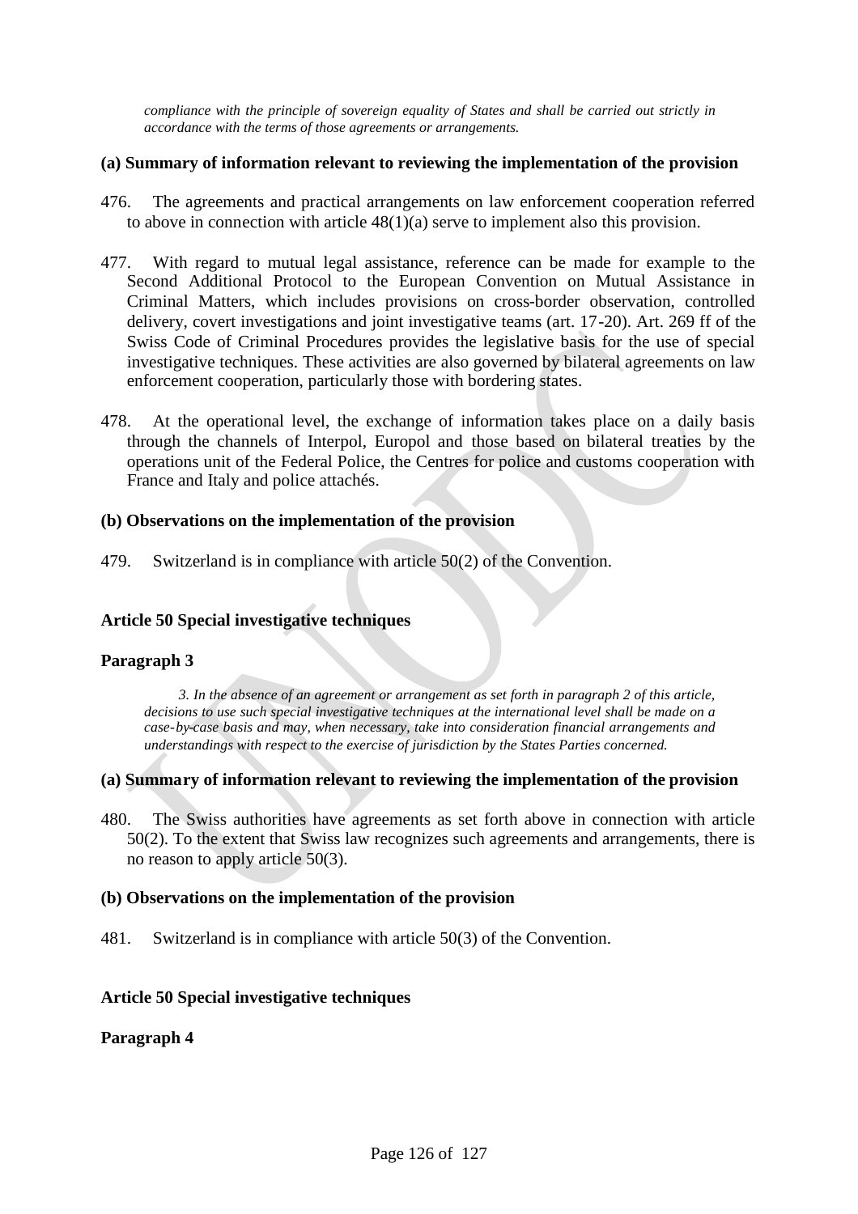*compliance with the principle of sovereign equality of States and shall be carried out strictly in accordance with the terms of those agreements or arrangements.*

**(a) Summary of information relevant to reviewing the implementation of the provision**

476. The agreements and practical arrangements on law enforcement cooperation referred to above in connection with article 48(1)(a) serve to implement also this provision.

477. With regard to mutual legal assistance, reference can be made for example to the Second Additional Protocol to the European Convention on Mutual Assistance in Criminal Matters, which includes provisions on cross-border observation, controlled delivery, covert investigations and joint investigative teams (art. 17-20). Art. 269 ff of the Swiss Code of Criminal Procedures provides the legislative basis for the use of special investigative techniques. These activities are also governed by bilateral agreements on law enforcement cooperation, particularly those with bordering states.

478. At the operational level, the exchange of information takes place on a daily basis through the channels of Interpol, Europol and those based on bilateral treaties by the operations unit of the Federal Police, the Centres for police and customs cooperation with France and Italy and police attachés.

**(b) Observations on the implementation of the provision**

479. Switzerland is in compliance with article 50(2) of the Convention.

**Article 50 Special investigative techniques**

**Paragraph 3**

*3. In the absence of an agreement or arrangement as set forth in paragraph 2 of this article, decisions to use such special investigative techniques at the international level shall be made on a case-by-case basis and may, when necessary, take into consideration financial arrangements and understandings with respect to the exercise of jurisdiction by the States Parties concerned.*

**(a) Summary of information relevant to reviewing the implementation of the provision**

480. The Swiss authorities have agreements as set forth above in connection with article 50(2). To the extent that Swiss law recognizes such agreements and arrangements, there is no reason to apply article 50(3).

**(b) Observations on the implementation of the provision**

481. Switzerland is in compliance with article 50(3) of the Convention.

**Article 50 Special investigative techniques**

**Paragraph 4**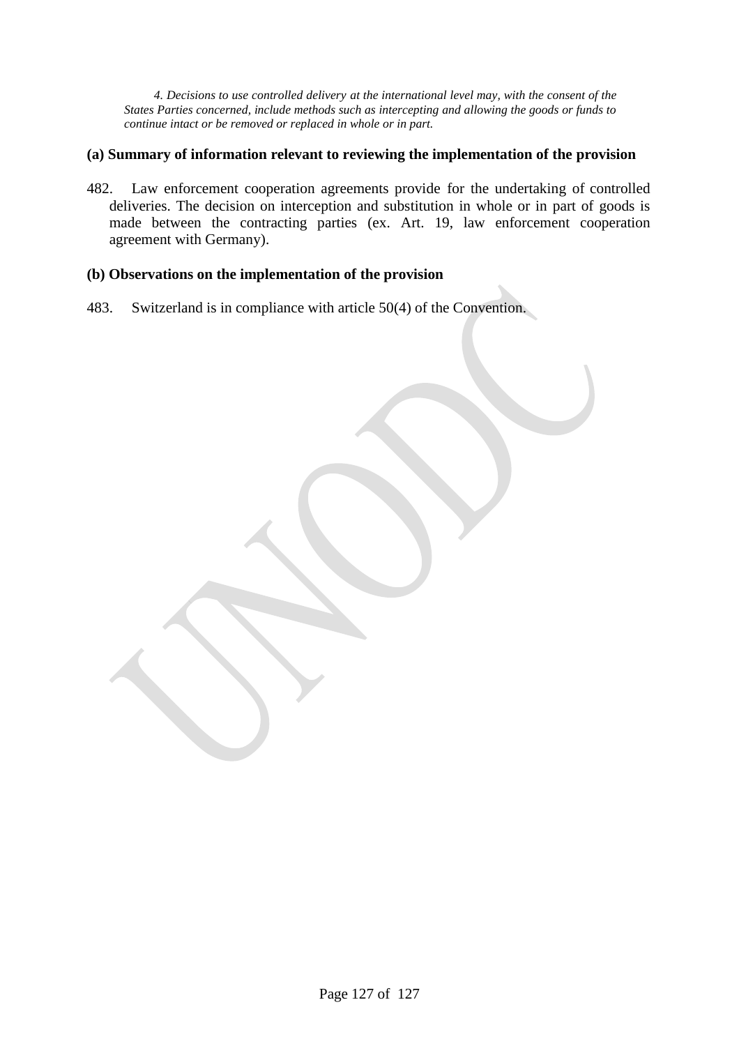*4. Decisions to use controlled delivery at the international level may, with the consent of the States Parties concerned, include methods such as intercepting and allowing the goods or funds to continue intact or be removed or replaced in whole or in part.*

### (a) Summary of information relevant to reviewing the implementation of the provision

482. Law enforcement cooperation agreements provide for the undertaking of controlled deliveries. The decision on interception and substitution in whole or in part of goods is made between the contracting parties (ex. Art. 19, law enforcement cooperation agreement with Germany).

### (b) Observations on the implementation of the provision

483. Switzerland is in compliance with article 50(4) of the Convention.